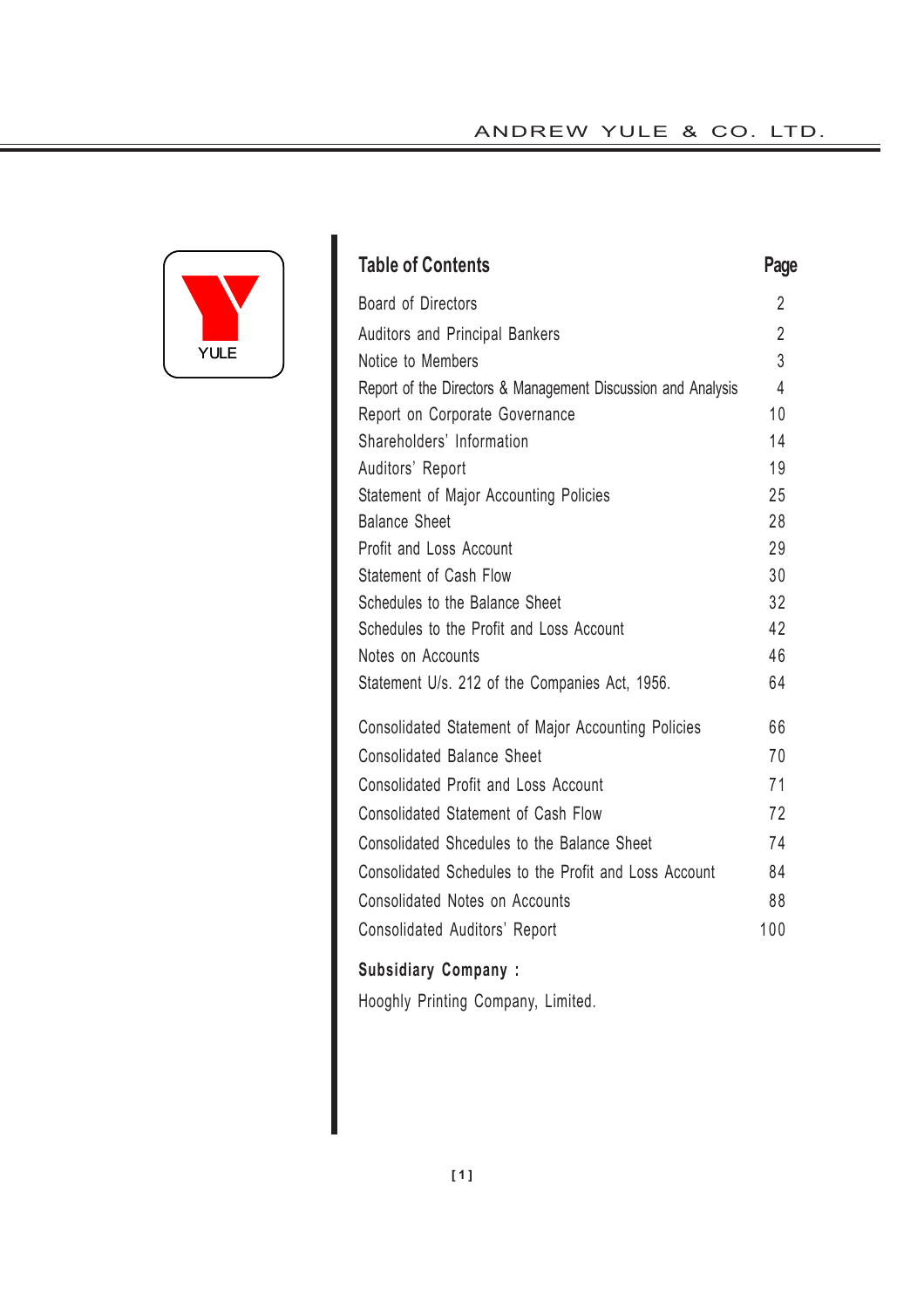# Table of Contents

| Table of Contents | Page |
|---|---|
| Board of Directors | 2 |
| Auditors and Principal Bankers | 2 |
| Notice to Members | 3 |
| Report of the Directors & Management Discussion and Analysis | 4 |
| Report on Corporate Governance | 10 |
| Shareholders' Information | 14 |
| Auditors' Report | 19 |
| Statement of Major Accounting Policies | 25 |
| Balance Sheet | 28 |
| Profit and Loss Account | 29 |
| Statement of Cash Flow | 30 |
| Schedules to the Balance Sheet | 32 |
| Schedules to the Profit and Loss Account | 42 |
| Notes on Accounts | 46 |
| Statement U/s. 212 of the Companies Act, 1956. | 64 |
| Consolidated Statement of Major Accounting Policies | 66 |
| Consolidated Balance Sheet | 70 |
| Consolidated Profit and Loss Account | 71 |
| Consolidated Statement of Cash Flow | 72 |
| Consolidated Shcedules to the Balance Sheet | 74 |
| Consolidated Schedules to the Profit and Loss Account | 84 |
| Consolidated Notes on Accounts | 88 |
| Consolidated Auditors' Report | 100 |

**Subsidiary Company :**

Hooghly Printing Company, Limited.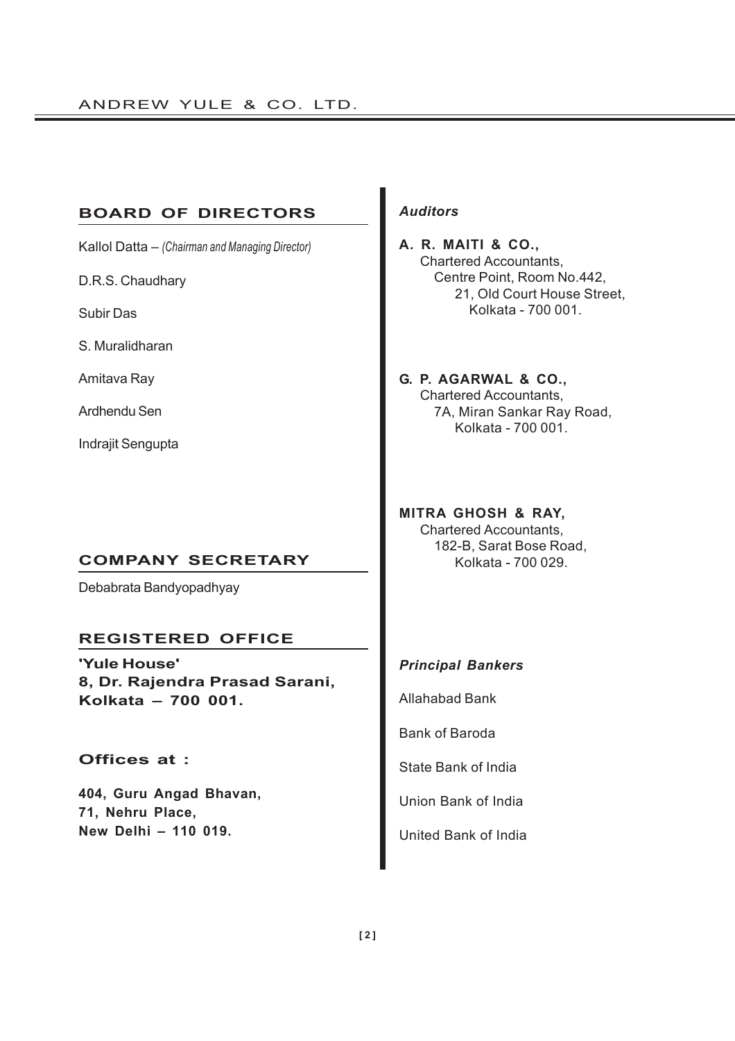## BOARD OF DIRECTORS

Kallol Datta – *(Chairman and Managing Director)*

D.R.S. Chaudhary

Subir Das

S. Muralidharan

Amitava Ray

Ardhendu Sen

Indrajit Sengupta

## COMPANY SECRETARY

Debabrata Bandyopadhyay

## REGISTERED OFFICE

**'Yule House'**
**8, Dr. Rajendra Prasad Sarani,**
**Kolkata – 700 001.**

### Offices at :

**404, Guru Angad Bhavan,**
**71, Nehru Place,**
**New Delhi – 110 019.**

### *Auditors*

**A. R. MAITI & CO.,**
Chartered Accountants,
Centre Point, Room No.442,
21, Old Court House Street,
Kolkata - 700 001.

**G. P. AGARWAL & CO.,**
Chartered Accountants,
7A, Miran Sankar Ray Road,
Kolkata - 700 001.

**MITRA GHOSH & RAY,**
Chartered Accountants,
182-B, Sarat Bose Road,
Kolkata - 700 029.

### *Principal Bankers*

Allahabad Bank

Bank of Baroda

State Bank of India

Union Bank of India

United Bank of India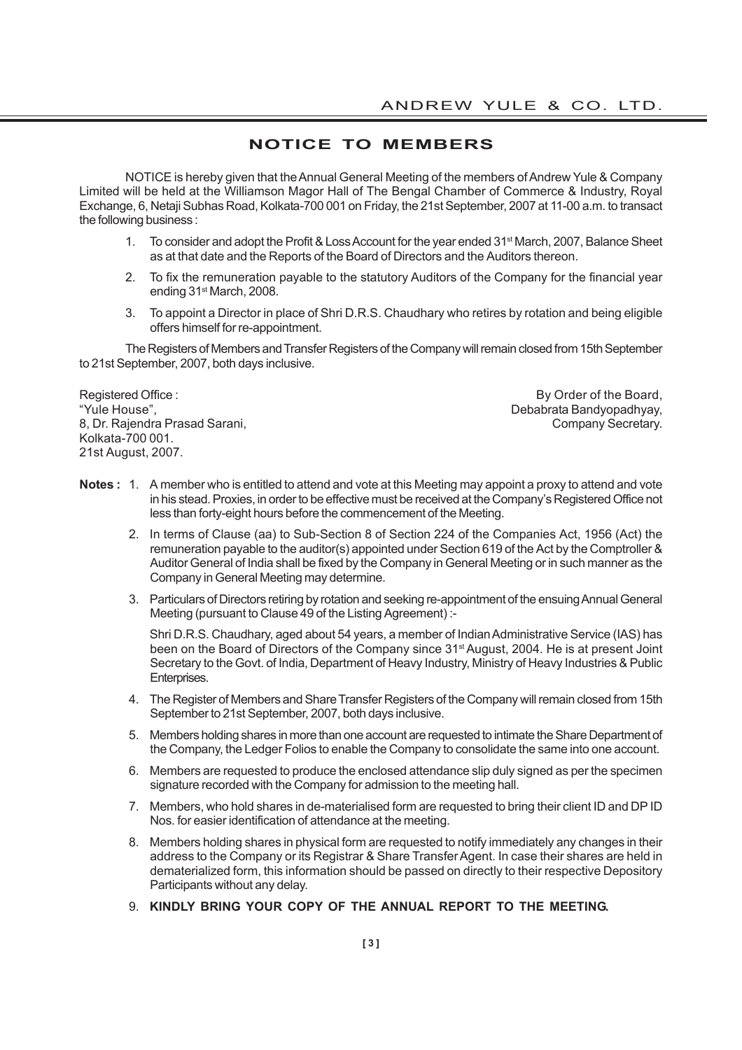# NOTICE TO MEMBERS

NOTICE is hereby given that the Annual General Meeting of the members of Andrew Yule & Company Limited will be held at the Williamson Magor Hall of The Bengal Chamber of Commerce & Industry, Royal Exchange, 6, Netaji Subhas Road, Kolkata-700 001 on Friday, the 21st September, 2007 at 11-00 a.m. to transact the following business :

1. To consider and adopt the Profit & Loss Account for the year ended 31st March, 2007, Balance Sheet as at that date and the Reports of the Board of Directors and the Auditors thereon.
2. To fix the remuneration payable to the statutory Auditors of the Company for the financial year ending 31st March, 2008.
3. To appoint a Director in place of Shri D.R.S. Chaudhary who retires by rotation and being eligible offers himself for re-appointment.

The Registers of Members and Transfer Registers of the Company will remain closed from 15th September to 21st September, 2007, both days inclusive.

Registered Office :
"Yule House",
8, Dr. Rajendra Prasad Sarani,
Kolkata-700 001.
21st August, 2007.

By Order of the Board,
Debabrata Bandyopadhyay,
Company Secretary.

**Notes :**

1. A member who is entitled to attend and vote at this Meeting may appoint a proxy to attend and vote in his stead. Proxies, in order to be effective must be received at the Company's Registered Office not less than forty-eight hours before the commencement of the Meeting.
2. In terms of Clause (aa) to Sub-Section 8 of Section 224 of the Companies Act, 1956 (Act) the remuneration payable to the auditor(s) appointed under Section 619 of the Act by the Comptroller & Auditor General of India shall be fixed by the Company in General Meeting or in such manner as the Company in General Meeting may determine.
3. Particulars of Directors retiring by rotation and seeking re-appointment of the ensuing Annual General Meeting (pursuant to Clause 49 of the Listing Agreement) :-

   Shri D.R.S. Chaudhary, aged about 54 years, a member of Indian Administrative Service (IAS) has been on the Board of Directors of the Company since 31st August, 2004. He is at present Joint Secretary to the Govt. of India, Department of Heavy Industry, Ministry of Heavy Industries & Public Enterprises.
4. The Register of Members and Share Transfer Registers of the Company will remain closed from 15th September to 21st September, 2007, both days inclusive.
5. Members holding shares in more than one account are requested to intimate the Share Department of the Company, the Ledger Folios to enable the Company to consolidate the same into one account.
6. Members are requested to produce the enclosed attendance slip duly signed as per the specimen signature recorded with the Company for admission to the meeting hall.
7. Members, who hold shares in de-materialised form are requested to bring their client ID and DP ID Nos. for easier identification of attendance at the meeting.
8. Members holding shares in physical form are requested to notify immediately any changes in their address to the Company or its Registrar & Share Transfer Agent. In case their shares are held in dematerialized form, this information should be passed on directly to their respective Depository Participants without any delay.
9. **KINDLY BRING YOUR COPY OF THE ANNUAL REPORT TO THE MEETING.**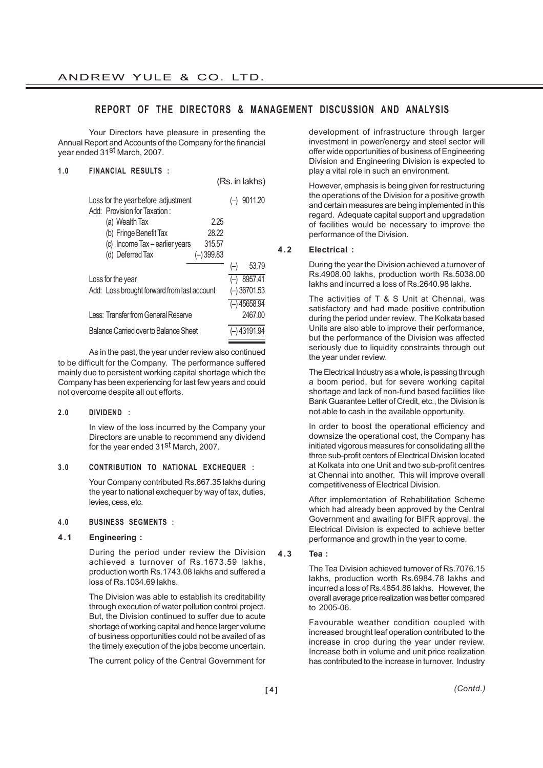## REPORT OF THE DIRECTORS & MANAGEMENT DISCUSSION AND ANALYSIS

Your Directors have pleasure in presenting the Annual Report and Accounts of the Company for the financial year ended 31st March, 2007.

### 1.0 FINANCIAL RESULTS :

| | | (Rs. in lakhs) |
|---|---|---|
| Loss for the year before adjustment | | (–) 9011.20 |
| Add: Provision for Taxation : | | |
| (a) Wealth Tax | 2.25 | |
| (b) Fringe Benefit Tax | 28.22 | |
| (c) Income Tax – earlier years | 315.57 | |
| (d) Deferred Tax | (–) 399.83 | |
| | | (–) 53.79 |
| Loss for the year | | (–) 8957.41 |
| Add: Loss brought forward from last account | | (–) 36701.53 |
| | | (–) 45658.94 |
| Less: Transfer from General Reserve | | 2467.00 |
| Balance Carried over to Balance Sheet | | (–) 43191.94 |

As in the past, the year under review also continued to be difficult for the Company. The performance suffered mainly due to persistent working capital shortage which the Company has been experiencing for last few years and could not overcome despite all out efforts.

### 2.0 DIVIDEND :

In view of the loss incurred by the Company your Directors are unable to recommend any dividend for the year ended 31st March, 2007.

### 3.0 CONTRIBUTION TO NATIONAL EXCHEQUER :

Your Company contributed Rs.867.35 lakhs during the year to national exchequer by way of tax, duties, levies, cess, etc.

### 4.0 BUSINESS SEGMENTS :

#### 4.1 Engineering :

During the period under review the Division achieved a turnover of Rs.1673.59 lakhs, production worth Rs.1743.08 lakhs and suffered a loss of Rs.1034.69 lakhs.

The Division was able to establish its creditability through execution of water pollution control project. But, the Division continued to suffer due to acute shortage of working capital and hence larger volume of business opportunities could not be availed of as the timely execution of the jobs become uncertain.

The current policy of the Central Government for development of infrastructure through larger investment in power/energy and steel sector will offer wide opportunities of business of Engineering Division and Engineering Division is expected to play a vital role in such an environment.

However, emphasis is being given for restructuring the operations of the Division for a positive growth and certain measures are being implemented in this regard. Adequate capital support and upgradation of facilities would be necessary to improve the performance of the Division.

#### 4.2 Electrical :

During the year the Division achieved a turnover of Rs.4908.00 lakhs, production worth Rs.5038.00 lakhs and incurred a loss of Rs.2640.98 lakhs.

The activities of T & S Unit at Chennai, was satisfactory and had made positive contribution during the period under review. The Kolkata based Units are also able to improve their performance, but the performance of the Division was affected seriously due to liquidity constraints through out the year under review.

The Electrical Industry as a whole, is passing through a boom period, but for severe working capital shortage and lack of non-fund based facilities like Bank Guarantee Letter of Credit, etc., the Division is not able to cash in the available opportunity.

In order to boost the operational efficiency and downsize the operational cost, the Company has initiated vigorous measures for consolidating all the three sub-profit centers of Electrical Division located at Kolkata into one Unit and two sub-profit centres at Chennai into another. This will improve overall competitiveness of Electrical Division.

After implementation of Rehabilitation Scheme which had already been approved by the Central Government and awaiting for BIFR approval, the Electrical Division is expected to achieve better performance and growth in the year to come.

#### 4.3 Tea :

The Tea Division achieved turnover of Rs.7076.15 lakhs, production worth Rs.6984.78 lakhs and incurred a loss of Rs.4854.86 lakhs. However, the overall average price realization was better compared to 2005-06.

Favourable weather condition coupled with increased brought leaf operation contributed to the increase in crop during the year under review. Increase both in volume and unit price realization has contributed to the increase in turnover. Industry

*(Contd.)*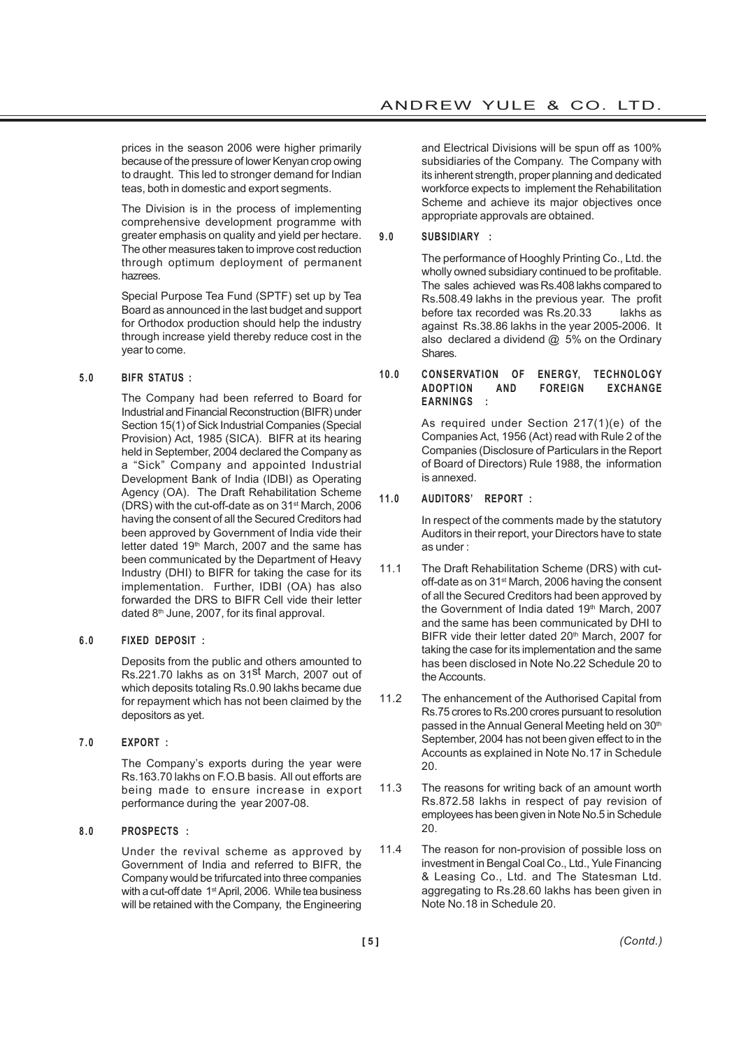prices in the season 2006 were higher primarily because of the pressure of lower Kenyan crop owing to draught. This led to stronger demand for Indian teas, both in domestic and export segments.

The Division is in the process of implementing comprehensive development programme with greater emphasis on quality and yield per hectare. The other measures taken to improve cost reduction through optimum deployment of permanent hazrees.

Special Purpose Tea Fund (SPTF) set up by Tea Board as announced in the last budget and support for Orthodox production should help the industry through increase yield thereby reduce cost in the year to come.

**5.0 BIFR STATUS :**

The Company had been referred to Board for Industrial and Financial Reconstruction (BIFR) under Section 15(1) of Sick Industrial Companies (Special Provision) Act, 1985 (SICA). BIFR at its hearing held in September, 2004 declared the Company as a "Sick" Company and appointed Industrial Development Bank of India (IDBI) as Operating Agency (OA). The Draft Rehabilitation Scheme (DRS) with the cut-off-date as on 31st March, 2006 having the consent of all the Secured Creditors had been approved by Government of India vide their letter dated 19th March, 2007 and the same has been communicated by the Department of Heavy Industry (DHI) to BIFR for taking the case for its implementation. Further, IDBI (OA) has also forwarded the DRS to BIFR Cell vide their letter dated 8th June, 2007, for its final approval.

**6.0 FIXED DEPOSIT :**

Deposits from the public and others amounted to Rs.221.70 lakhs as on 31st March, 2007 out of which deposits totaling Rs.0.90 lakhs became due for repayment which has not been claimed by the depositors as yet.

**7.0 EXPORT :**

The Company's exports during the year were Rs.163.70 lakhs on F.O.B basis. All out efforts are being made to ensure increase in export performance during the year 2007-08.

**8.0 PROSPECTS :**

Under the revival scheme as approved by Government of India and referred to BIFR, the Company would be trifurcated into three companies with a cut-off date 1st April, 2006. While tea business will be retained with the Company, the Engineering and Electrical Divisions will be spun off as 100% subsidiaries of the Company. The Company with its inherent strength, proper planning and dedicated workforce expects to implement the Rehabilitation Scheme and achieve its major objectives once appropriate approvals are obtained.

**9.0 SUBSIDIARY :**

The performance of Hooghly Printing Co., Ltd. the wholly owned subsidiary continued to be profitable. The sales achieved was Rs.408 lakhs compared to Rs.508.49 lakhs in the previous year. The profit before tax recorded was Rs.20.33 lakhs as against Rs.38.86 lakhs in the year 2005-2006. It also declared a dividend @ 5% on the Ordinary Shares.

**10.0 CONSERVATION OF ENERGY, TECHNOLOGY ADOPTION AND FOREIGN EXCHANGE EARNINGS :**

As required under Section 217(1)(e) of the Companies Act, 1956 (Act) read with Rule 2 of the Companies (Disclosure of Particulars in the Report of Board of Directors) Rule 1988, the information is annexed.

**11.0 AUDITORS' REPORT :**

In respect of the comments made by the statutory Auditors in their report, your Directors have to state as under :

11.1 The Draft Rehabilitation Scheme (DRS) with cut-off-date as on 31st March, 2006 having the consent of all the Secured Creditors had been approved by the Government of India dated 19th March, 2007 and the same has been communicated by DHI to BIFR vide their letter dated 20th March, 2007 for taking the case for its implementation and the same has been disclosed in Note No.22 Schedule 20 to the Accounts.

11.2 The enhancement of the Authorised Capital from Rs.75 crores to Rs.200 crores pursuant to resolution passed in the Annual General Meeting held on 30th September, 2004 has not been given effect to in the Accounts as explained in Note No.17 in Schedule 20.

11.3 The reasons for writing back of an amount worth Rs.872.58 lakhs in respect of pay revision of employees has been given in Note No.5 in Schedule 20.

11.4 The reason for non-provision of possible loss on investment in Bengal Coal Co., Ltd., Yule Financing & Leasing Co., Ltd. and The Statesman Ltd. aggregating to Rs.28.60 lakhs has been given in Note No.18 in Schedule 20.

*(Contd.)*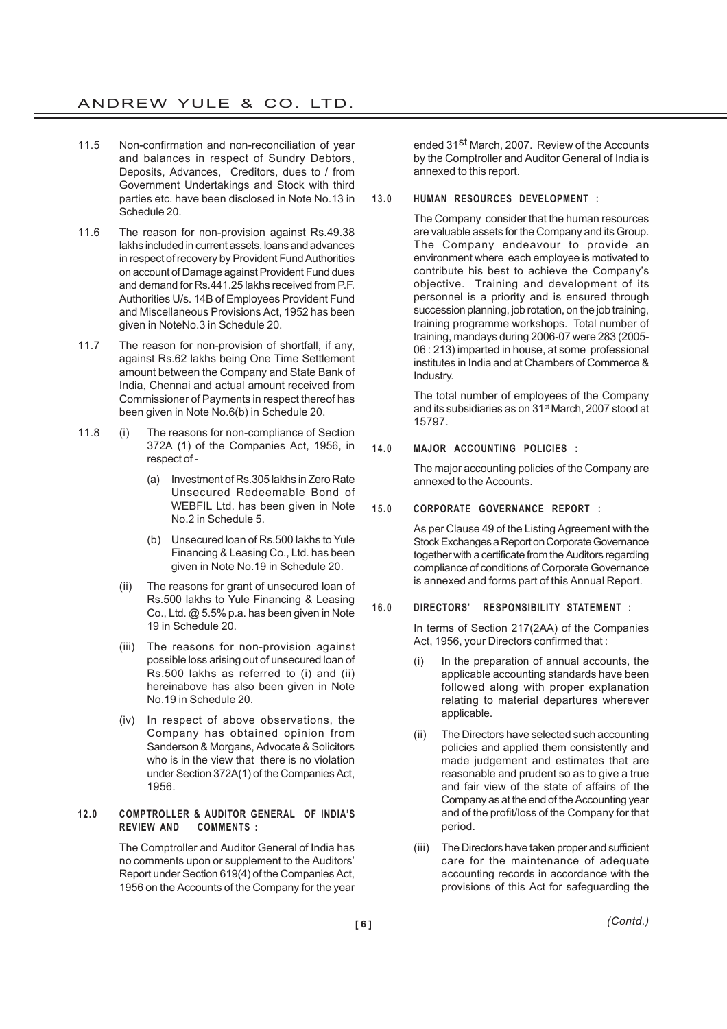11.5 Non-confirmation and non-reconciliation of year and balances in respect of Sundry Debtors, Deposits, Advances, Creditors, dues to / from Government Undertakings and Stock with third parties etc. have been disclosed in Note No.13 in Schedule 20.

11.6 The reason for non-provision against Rs.49.38 lakhs included in current assets, loans and advances in respect of recovery by Provident Fund Authorities on account of Damage against Provident Fund dues and demand for Rs.441.25 lakhs received from P.F. Authorities U/s. 14B of Employees Provident Fund and Miscellaneous Provisions Act, 1952 has been given in NoteNo.3 in Schedule 20.

11.7 The reason for non-provision of shortfall, if any, against Rs.62 lakhs being One Time Settlement amount between the Company and State Bank of India, Chennai and actual amount received from Commissioner of Payments in respect thereof has been given in Note No.6(b) in Schedule 20.

11.8 (i) The reasons for non-compliance of Section 372A (1) of the Companies Act, 1956, in respect of -

(a) Investment of Rs.305 lakhs in Zero Rate Unsecured Redeemable Bond of WEBFIL Ltd. has been given in Note No.2 in Schedule 5.

(b) Unsecured loan of Rs.500 lakhs to Yule Financing & Leasing Co., Ltd. has been given in Note No.19 in Schedule 20.

(ii) The reasons for grant of unsecured loan of Rs.500 lakhs to Yule Financing & Leasing Co., Ltd. @ 5.5% p.a. has been given in Note 19 in Schedule 20.

(iii) The reasons for non-provision against possible loss arising out of unsecured loan of Rs.500 lakhs as referred to (i) and (ii) hereinabove has also been given in Note No.19 in Schedule 20.

(iv) In respect of above observations, the Company has obtained opinion from Sanderson & Morgans, Advocate & Solicitors who is in the view that there is no violation under Section 372A(1) of the Companies Act, 1956.

## 12.0 COMPTROLLER & AUDITOR GENERAL OF INDIA'S REVIEW AND COMMENTS :

The Comptroller and Auditor General of India has no comments upon or supplement to the Auditors' Report under Section 619(4) of the Companies Act, 1956 on the Accounts of the Company for the year ended 31st March, 2007. Review of the Accounts by the Comptroller and Auditor General of India is annexed to this report.

## 13.0 HUMAN RESOURCES DEVELOPMENT :

The Company consider that the human resources are valuable assets for the Company and its Group. The Company endeavour to provide an environment where each employee is motivated to contribute his best to achieve the Company's objective. Training and development of its personnel is a priority and is ensured through succession planning, job rotation, on the job training, training programme workshops. Total number of training, mandays during 2006-07 were 283 (2005-06 : 213) imparted in house, at some professional institutes in India and at Chambers of Commerce & Industry.

The total number of employees of the Company and its subsidiaries as on 31st March, 2007 stood at 15797.

## 14.0 MAJOR ACCOUNTING POLICIES :

The major accounting policies of the Company are annexed to the Accounts.

## 15.0 CORPORATE GOVERNANCE REPORT :

As per Clause 49 of the Listing Agreement with the Stock Exchanges a Report on Corporate Governance together with a certificate from the Auditors regarding compliance of conditions of Corporate Governance is annexed and forms part of this Annual Report.

## 16.0 DIRECTORS' RESPONSIBILITY STATEMENT :

In terms of Section 217(2AA) of the Companies Act, 1956, your Directors confirmed that :

(i) In the preparation of annual accounts, the applicable accounting standards have been followed along with proper explanation relating to material departures wherever applicable.

(ii) The Directors have selected such accounting policies and applied them consistently and made judgement and estimates that are reasonable and prudent so as to give a true and fair view of the state of affairs of the Company as at the end of the Accounting year and of the profit/loss of the Company for that period.

(iii) The Directors have taken proper and sufficient care for the maintenance of adequate accounting records in accordance with the provisions of this Act for safeguarding the

*(Contd.)*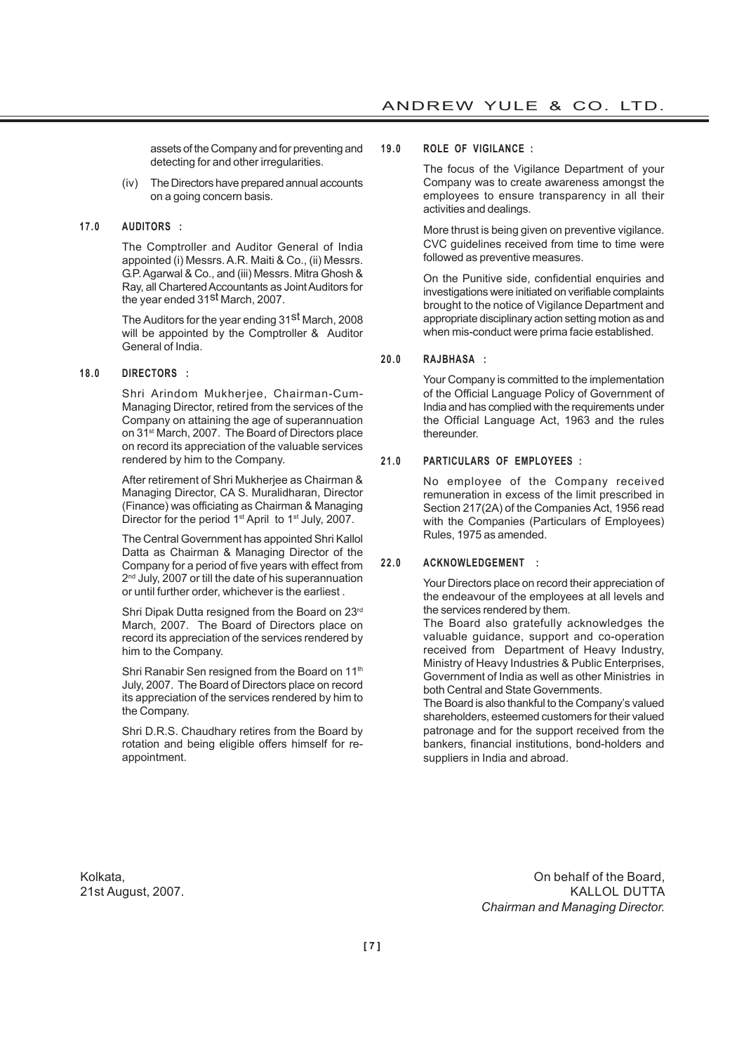assets of the Company and for preventing and detecting for and other irregularities.

(iv) The Directors have prepared annual accounts on a going concern basis.

## 17.0 AUDITORS :

The Comptroller and Auditor General of India appointed (i) Messrs. A.R. Maiti & Co., (ii) Messrs. G.P. Agarwal & Co., and (iii) Messrs. Mitra Ghosh & Ray, all Chartered Accountants as Joint Auditors for the year ended 31st March, 2007.

The Auditors for the year ending 31st March, 2008 will be appointed by the Comptroller & Auditor General of India.

## 18.0 DIRECTORS :

Shri Arindom Mukherjee, Chairman-Cum-Managing Director, retired from the services of the Company on attaining the age of superannuation on 31st March, 2007. The Board of Directors place on record its appreciation of the valuable services rendered by him to the Company.

After retirement of Shri Mukherjee as Chairman & Managing Director, CA S. Muralidharan, Director (Finance) was officiating as Chairman & Managing Director for the period 1st April to 1st July, 2007.

The Central Government has appointed Shri Kallol Datta as Chairman & Managing Director of the Company for a period of five years with effect from 2nd July, 2007 or till the date of his superannuation or until further order, whichever is the earliest .

Shri Dipak Dutta resigned from the Board on 23rd March, 2007. The Board of Directors place on record its appreciation of the services rendered by him to the Company.

Shri Ranabir Sen resigned from the Board on 11th July, 2007. The Board of Directors place on record its appreciation of the services rendered by him to the Company.

Shri D.R.S. Chaudhary retires from the Board by rotation and being eligible offers himself for re-appointment.

## 19.0 ROLE OF VIGILANCE :

The focus of the Vigilance Department of your Company was to create awareness amongst the employees to ensure transparency in all their activities and dealings.

More thrust is being given on preventive vigilance. CVC guidelines received from time to time were followed as preventive measures.

On the Punitive side, confidential enquiries and investigations were initiated on verifiable complaints brought to the notice of Vigilance Department and appropriate disciplinary action setting motion as and when mis-conduct were prima facie established.

## 20.0 RAJBHASA :

Your Company is committed to the implementation of the Official Language Policy of Government of India and has complied with the requirements under the Official Language Act, 1963 and the rules thereunder.

## 21.0 PARTICULARS OF EMPLOYEES :

No employee of the Company received remuneration in excess of the limit prescribed in Section 217(2A) of the Companies Act, 1956 read with the Companies (Particulars of Employees) Rules, 1975 as amended.

## 22.0 ACKNOWLEDGEMENT :

Your Directors place on record their appreciation of the endeavour of the employees at all levels and the services rendered by them.

The Board also gratefully acknowledges the valuable guidance, support and co-operation received from Department of Heavy Industry, Ministry of Heavy Industries & Public Enterprises, Government of India as well as other Ministries in both Central and State Governments.

The Board is also thankful to the Company's valued shareholders, esteemed customers for their valued patronage and for the support received from the bankers, financial institutions, bond-holders and suppliers in India and abroad.

Kolkata,
21st August, 2007.

On behalf of the Board,
KALLOL DUTTA
*Chairman and Managing Director.*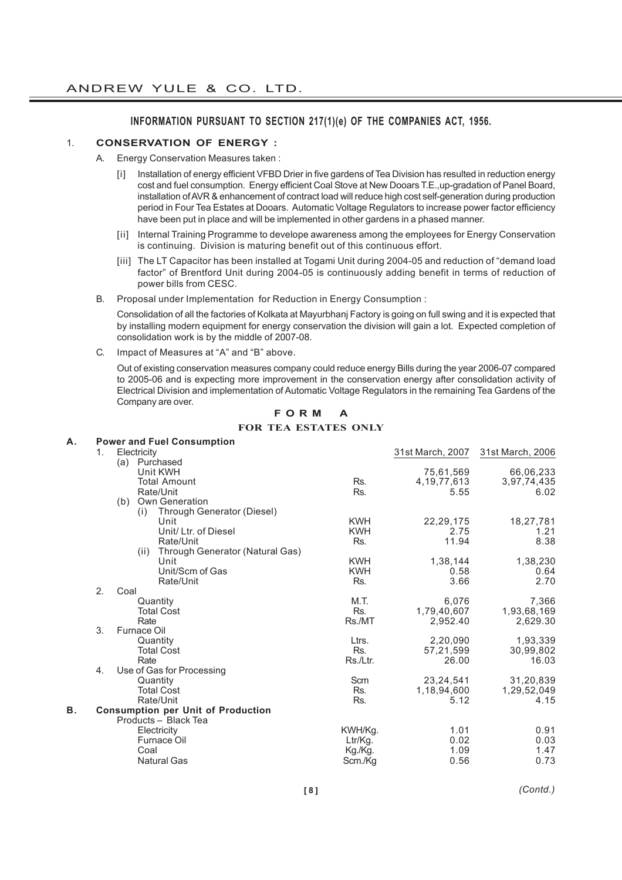## INFORMATION PURSUANT TO SECTION 217(1)(e) OF THE COMPANIES ACT, 1956.

1. **CONSERVATION OF ENERGY :**

   A. Energy Conservation Measures taken :

   [i] Installation of energy efficient VFBD Drier in five gardens of Tea Division has resulted in reduction energy cost and fuel consumption. Energy efficient Coal Stove at New Dooars T.E.,up-gradation of Panel Board, installation of AVR & enhancement of contract load will reduce high cost self-generation during production period in Four Tea Estates at Dooars. Automatic Voltage Regulators to increase power factor efficiency have been put in place and will be implemented in other gardens in a phased manner.

   [ii] Internal Training Programme to develope awareness among the employees for Energy Conservation is continuing. Division is maturing benefit out of this continuous effort.

   [iii] The LT Capacitor has been installed at Togami Unit during 2004-05 and reduction of "demand load factor" of Brentford Unit during 2004-05 is continuously adding benefit in terms of reduction of power bills from CESC.

   B. Proposal under Implementation for Reduction in Energy Consumption :

   Consolidation of all the factories of Kolkata at Mayurbhanj Factory is going on full swing and it is expected that by installing modern equipment for energy conservation the division will gain a lot. Expected completion of consolidation work is by the middle of 2007-08.

   C. Impact of Measures at "A" and "B" above.

   Out of existing conservation measures company could reduce energy Bills during the year 2006-07 compared to 2005-06 and is expecting more improvement in the conservation energy after consolidation activity of Electrical Division and implementation of Automatic Voltage Regulators in the remaining Tea Gardens of the Company are over.

### FORM A

### FOR TEA ESTATES ONLY

| | | 31st March, 2007 | 31st March, 2006 |
|---|---|---|---|
| **A. Power and Fuel Consumption** | | | |
| 1. Electricity | | | |
| (a) Purchased | | | |
| Unit KWH | | 75,61,569 | 66,06,233 |
| Total Amount | Rs. | 4,19,77,613 | 3,97,74,435 |
| Rate/Unit | Rs. | 5.55 | 6.02 |
| (b) Own Generation | | | |
| (i) Through Generator (Diesel) | | | |
| Unit | KWH | 22,29,175 | 18,27,781 |
| Unit/ Ltr. of Diesel | KWH | 2.75 | 1.21 |
| Rate/Unit | Rs. | 11.94 | 8.38 |
| (ii) Through Generator (Natural Gas) | | | |
| Unit | KWH | 1,38,144 | 1,38,230 |
| Unit/Scm of Gas | KWH | 0.58 | 0.64 |
| Rate/Unit | Rs. | 3.66 | 2.70 |
| 2. Coal | | | |
| Quantity | M.T. | 6,076 | 7,366 |
| Total Cost | Rs. | 1,79,40,607 | 1,93,68,169 |
| Rate | Rs./MT | 2,952.40 | 2,629.30 |
| 3. Furnace Oil | | | |
| Quantity | Ltrs. | 2,20,090 | 1,93,339 |
| Total Cost | Rs. | 57,21,599 | 30,99,802 |
| Rate | Rs./Ltr. | 26.00 | 16.03 |
| 4. Use of Gas for Processing | | | |
| Quantity | Scm | 23,24,541 | 31,20,839 |
| Total Cost | Rs. | 1,18,94,600 | 1,29,52,049 |
| Rate/Unit | Rs. | 5.12 | 4.15 |
| **B. Consumption per Unit of Production** | | | |
| Products – Black Tea | | | |
| Electricity | KWH/Kg. | 1.01 | 0.91 |
| Furnace Oil | Ltr/Kg. | 0.02 | 0.03 |
| Coal | Kg./Kg. | 1.09 | 1.47 |
| Natural Gas | Scm./Kg | 0.56 | 0.73 |

*(Contd.)*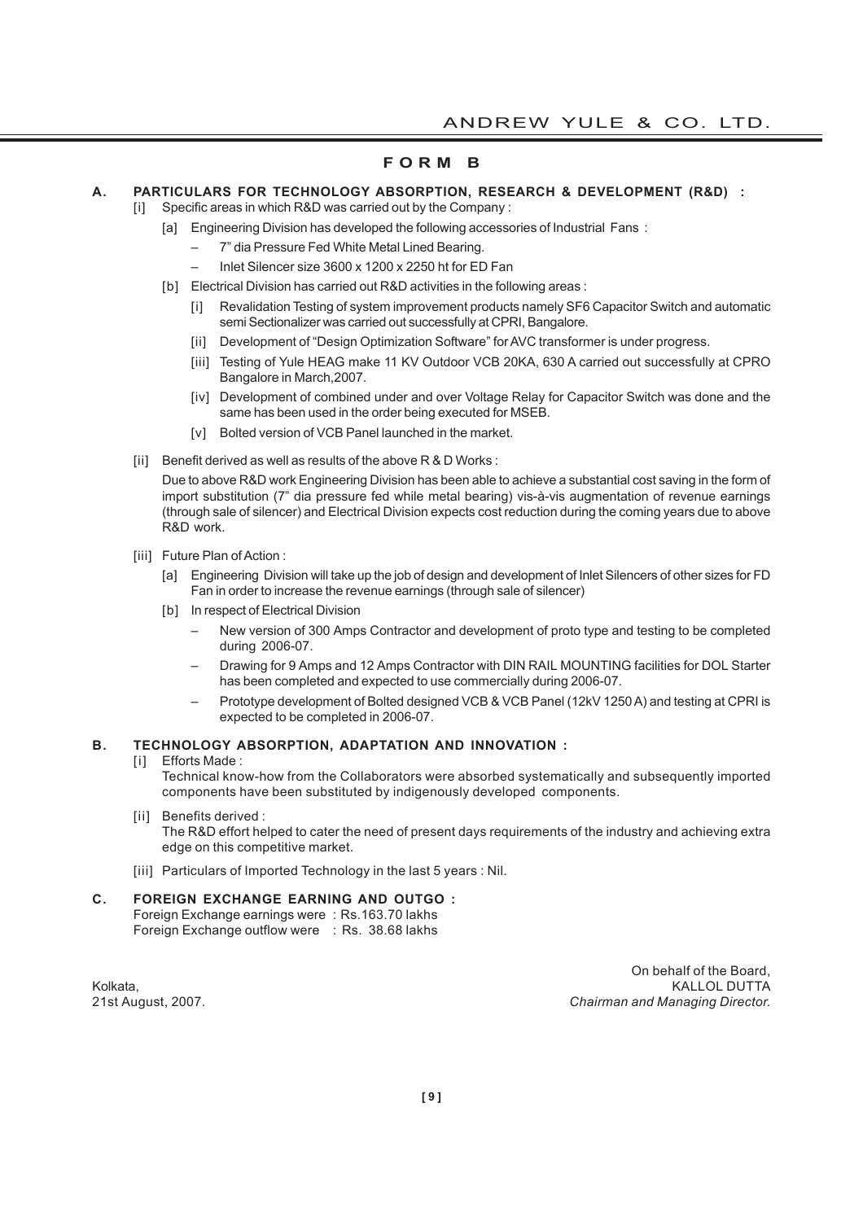# FORM B

## A. PARTICULARS FOR TECHNOLOGY ABSORPTION, RESEARCH & DEVELOPMENT (R&D) :

[i] Specific areas in which R&D was carried out by the Company :

[a] Engineering Division has developed the following accessories of Industrial Fans :

- 7" dia Pressure Fed White Metal Lined Bearing.
- Inlet Silencer size 3600 x 1200 x 2250 ht for ED Fan

[b] Electrical Division has carried out R&D activities in the following areas :

[i] Revalidation Testing of system improvement products namely SF6 Capacitor Switch and automatic semi Sectionalizer was carried out successfully at CPRI, Bangalore.

[ii] Development of "Design Optimization Software" for AVC transformer is under progress.

[iii] Testing of Yule HEAG make 11 KV Outdoor VCB 20KA, 630 A carried out successfully at CPRO Bangalore in March,2007.

[iv] Development of combined under and over Voltage Relay for Capacitor Switch was done and the same has been used in the order being executed for MSEB.

[v] Bolted version of VCB Panel launched in the market.

[ii] Benefit derived as well as results of the above R & D Works :

Due to above R&D work Engineering Division has been able to achieve a substantial cost saving in the form of import substitution (7" dia pressure fed while metal bearing) vis-à-vis augmentation of revenue earnings (through sale of silencer) and Electrical Division expects cost reduction during the coming years due to above R&D work.

[iii] Future Plan of Action :

[a] Engineering Division will take up the job of design and development of Inlet Silencers of other sizes for FD Fan in order to increase the revenue earnings (through sale of silencer)

[b] In respect of Electrical Division

- New version of 300 Amps Contractor and development of proto type and testing to be completed during 2006-07.
- Drawing for 9 Amps and 12 Amps Contractor with DIN RAIL MOUNTING facilities for DOL Starter has been completed and expected to use commercially during 2006-07.
- Prototype development of Bolted designed VCB & VCB Panel (12kV 1250 A) and testing at CPRI is expected to be completed in 2006-07.

## B. TECHNOLOGY ABSORPTION, ADAPTATION AND INNOVATION :

[i] Efforts Made :
Technical know-how from the Collaborators were absorbed systematically and subsequently imported components have been substituted by indigenously developed components.

[ii] Benefits derived :
The R&D effort helped to cater the need of present days requirements of the industry and achieving extra edge on this competitive market.

[iii] Particulars of Imported Technology in the last 5 years : Nil.

## C. FOREIGN EXCHANGE EARNING AND OUTGO :

Foreign Exchange earnings were : Rs.163.70 lakhs
Foreign Exchange outflow were : Rs. 38.68 lakhs

Kolkata,
21st August, 2007.

On behalf of the Board,
KALLOL DUTTA
*Chairman and Managing Director.*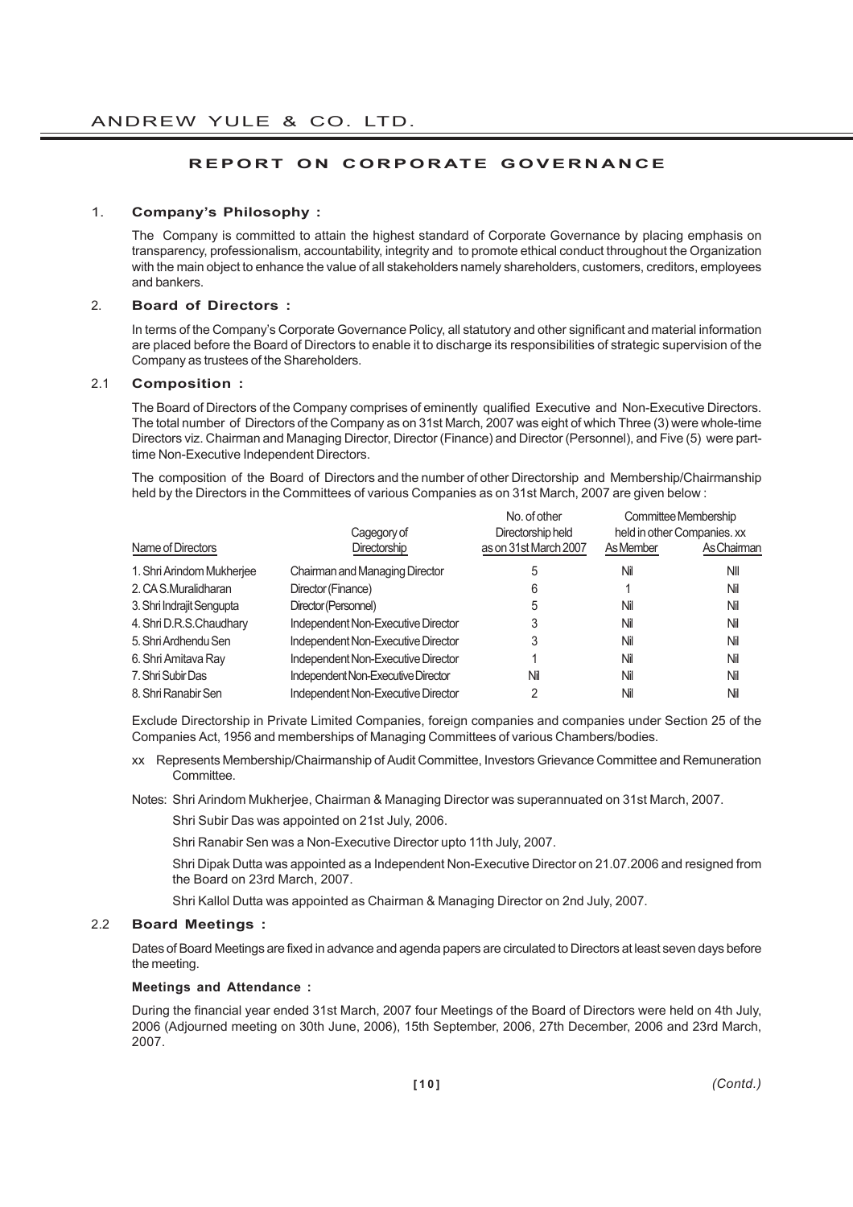# REPORT ON CORPORATE GOVERNANCE

## 1. Company's Philosophy :

The Company is committed to attain the highest standard of Corporate Governance by placing emphasis on transparency, professionalism, accountability, integrity and to promote ethical conduct throughout the Organization with the main object to enhance the value of all stakeholders namely shareholders, customers, creditors, employees and bankers.

## 2. Board of Directors :

In terms of the Company's Corporate Governance Policy, all statutory and other significant and material information are placed before the Board of Directors to enable it to discharge its responsibilities of strategic supervision of the Company as trustees of the Shareholders.

### 2.1 Composition :

The Board of Directors of the Company comprises of eminently qualified Executive and Non-Executive Directors. The total number of Directors of the Company as on 31st March, 2007 was eight of which Three (3) were whole-time Directors viz. Chairman and Managing Director, Director (Finance) and Director (Personnel), and Five (5) were part-time Non-Executive Independent Directors.

The composition of the Board of Directors and the number of other Directorship and Membership/Chairmanship held by the Directors in the Committees of various Companies as on 31st March, 2007 are given below :

| Name of Directors | Cagegory of Directorship | No. of other Directorship held as on 31st March 2007 | Committee Membership held in other Companies. xx | |
|---|---|---|---|---|
| | | | As Member | As Chairman |
| 1. Shri Arindom Mukherjee | Chairman and Managing Director | 5 | Nil | NIl |
| 2. CA S.Muralidharan | Director (Finance) | 6 | 1 | Nil |
| 3. Shri Indrajit Sengupta | Director (Personnel) | 5 | Nil | Nil |
| 4. Shri D.R.S.Chaudhary | Independent Non-Executive Director | 3 | Nil | Nil |
| 5. Shri Ardhendu Sen | Independent Non-Executive Director | 3 | Nil | Nil |
| 6. Shri Amitava Ray | Independent Non-Executive Director | 1 | Nil | Nil |
| 7. Shri Subir Das | Independent Non-Executive Director | Nil | Nil | Nil |
| 8. Shri Ranabir Sen | Independent Non-Executive Director | 2 | Nil | Nil |

Exclude Directorship in Private Limited Companies, foreign companies and companies under Section 25 of the Companies Act, 1956 and memberships of Managing Committees of various Chambers/bodies.

xx Represents Membership/Chairmanship of Audit Committee, Investors Grievance Committee and Remuneration Committee.

Notes: Shri Arindom Mukherjee, Chairman & Managing Director was superannuated on 31st March, 2007.

Shri Subir Das was appointed on 21st July, 2006.

Shri Ranabir Sen was a Non-Executive Director upto 11th July, 2007.

Shri Dipak Dutta was appointed as a Independent Non-Executive Director on 21.07.2006 and resigned from the Board on 23rd March, 2007.

Shri Kallol Dutta was appointed as Chairman & Managing Director on 2nd July, 2007.

### 2.2 Board Meetings :

Dates of Board Meetings are fixed in advance and agenda papers are circulated to Directors at least seven days before the meeting.

**Meetings and Attendance :**

During the financial year ended 31st March, 2007 four Meetings of the Board of Directors were held on 4th July, 2006 (Adjourned meeting on 30th June, 2006), 15th September, 2006, 27th December, 2006 and 23rd March, 2007.

*(Contd.)*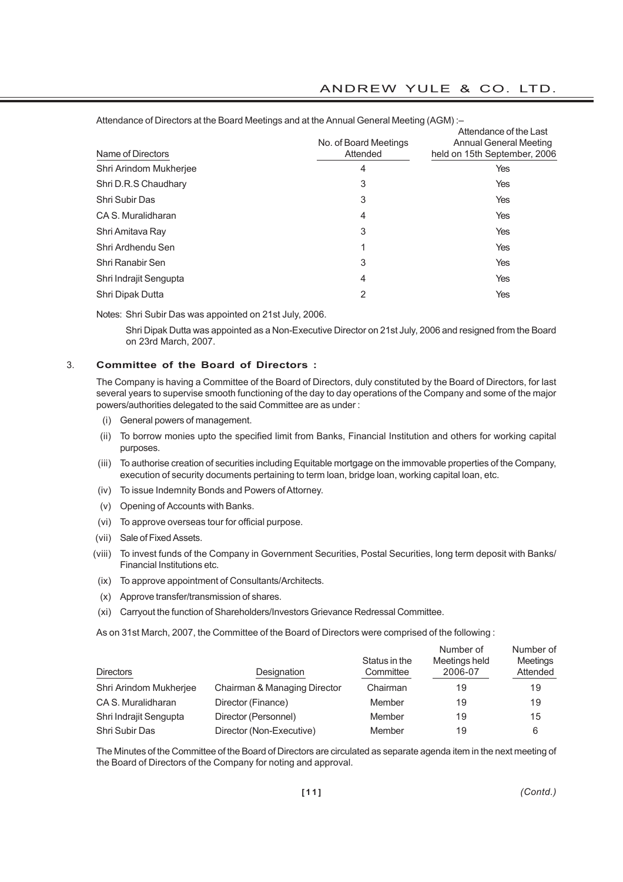Attendance of Directors at the Board Meetings and at the Annual General Meeting (AGM) :–

| Name of Directors | No. of Board Meetings Attended | Attendance of the Last Annual General Meeting held on 15th September, 2006 |
|---|---|---|
| Shri Arindom Mukherjee | 4 | Yes |
| Shri D.R.S Chaudhary | 3 | Yes |
| Shri Subir Das | 3 | Yes |
| CA S. Muralidharan | 4 | Yes |
| Shri Amitava Ray | 3 | Yes |
| Shri Ardhendu Sen | 1 | Yes |
| Shri Ranabir Sen | 3 | Yes |
| Shri Indrajit Sengupta | 4 | Yes |
| Shri Dipak Dutta | 2 | Yes |

Notes: Shri Subir Das was appointed on 21st July, 2006.

Shri Dipak Dutta was appointed as a Non-Executive Director on 21st July, 2006 and resigned from the Board on 23rd March, 2007.

3. **Committee of the Board of Directors :**

The Company is having a Committee of the Board of Directors, duly constituted by the Board of Directors, for last several years to supervise smooth functioning of the day to day operations of the Company and some of the major powers/authorities delegated to the said Committee are as under :

(i) General powers of management.

(ii) To borrow monies upto the specified limit from Banks, Financial Institution and others for working capital purposes.

(iii) To authorise creation of securities including Equitable mortgage on the immovable properties of the Company, execution of security documents pertaining to term loan, bridge loan, working capital loan, etc.

(iv) To issue Indemnity Bonds and Powers of Attorney.

(v) Opening of Accounts with Banks.

(vi) To approve overseas tour for official purpose.

(vii) Sale of Fixed Assets.

(viii) To invest funds of the Company in Government Securities, Postal Securities, long term deposit with Banks/ Financial Institutions etc.

(ix) To approve appointment of Consultants/Architects.

(x) Approve transfer/transmission of shares.

(xi) Carryout the function of Shareholders/Investors Grievance Redressal Committee.

As on 31st March, 2007, the Committee of the Board of Directors were comprised of the following :

| Directors | Designation | Status in the Committee | Number of Meetings held 2006-07 | Number of Meetings Attended |
|---|---|---|---|---|
| Shri Arindom Mukherjee | Chairman & Managing Director | Chairman | 19 | 19 |
| CA S. Muralidharan | Director (Finance) | Member | 19 | 19 |
| Shri Indrajit Sengupta | Director (Personnel) | Member | 19 | 15 |
| Shri Subir Das | Director (Non-Executive) | Member | 19 | 6 |

The Minutes of the Committee of the Board of Directors are circulated as separate agenda item in the next meeting of the Board of Directors of the Company for noting and approval.

*(Contd.)*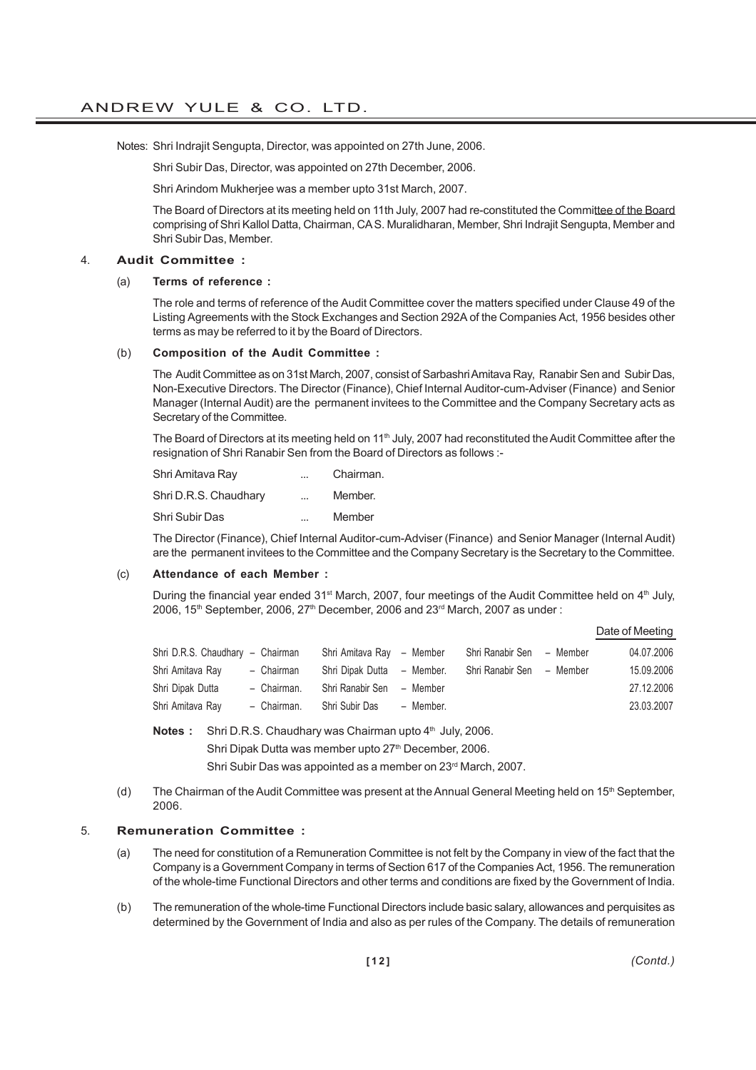Notes: Shri Indrajit Sengupta, Director, was appointed on 27th June, 2006.

Shri Subir Das, Director, was appointed on 27th December, 2006.

Shri Arindom Mukherjee was a member upto 31st March, 2007.

The Board of Directors at its meeting held on 11th July, 2007 had re-constituted the Committee of the Board comprising of Shri Kallol Datta, Chairman, CA S. Muralidharan, Member, Shri Indrajit Sengupta, Member and Shri Subir Das, Member.

## 4. Audit Committee :

### (a) Terms of reference :

The role and terms of reference of the Audit Committee cover the matters specified under Clause 49 of the Listing Agreements with the Stock Exchanges and Section 292A of the Companies Act, 1956 besides other terms as may be referred to it by the Board of Directors.

### (b) Composition of the Audit Committee :

The Audit Committee as on 31st March, 2007, consist of Sarbashri Amitava Ray, Ranabir Sen and Subir Das, Non-Executive Directors. The Director (Finance), Chief Internal Auditor-cum-Adviser (Finance) and Senior Manager (Internal Audit) are the permanent invitees to the Committee and the Company Secretary acts as Secretary of the Committee.

The Board of Directors at its meeting held on 11th July, 2007 had reconstituted the Audit Committee after the resignation of Shri Ranabir Sen from the Board of Directors as follows :-

| | | |
|---|---|---|
| Shri Amitava Ray | ... | Chairman. |
| Shri D.R.S. Chaudhary | ... | Member. |
| Shri Subir Das | ... | Member |

The Director (Finance), Chief Internal Auditor-cum-Adviser (Finance) and Senior Manager (Internal Audit) are the permanent invitees to the Committee and the Company Secretary is the Secretary to the Committee.

### (c) Attendance of each Member :

During the financial year ended 31st March, 2007, four meetings of the Audit Committee held on 4th July, 2006, 15th September, 2006, 27th December, 2006 and 23rd March, 2007 as under :

| | | | Date of Meeting |
|---|---|---|---|
| Shri D.R.S. Chaudhary – Chairman | Shri Amitava Ray – Member | Shri Ranabir Sen – Member | 04.07.2006 |
| Shri Amitava Ray – Chairman | Shri Dipak Dutta – Member. | Shri Ranabir Sen – Member | 15.09.2006 |
| Shri Dipak Dutta – Chairman. | Shri Ranabir Sen – Member | | 27.12.2006 |
| Shri Amitava Ray – Chairman. | Shri Subir Das – Member. | | 23.03.2007 |

**Notes :** Shri D.R.S. Chaudhary was Chairman upto 4th July, 2006.

Shri Dipak Dutta was member upto 27th December, 2006.

Shri Subir Das was appointed as a member on 23rd March, 2007.

(d) The Chairman of the Audit Committee was present at the Annual General Meeting held on 15th September, 2006.

## 5. Remuneration Committee :

(a) The need for constitution of a Remuneration Committee is not felt by the Company in view of the fact that the Company is a Government Company in terms of Section 617 of the Companies Act, 1956. The remuneration of the whole-time Functional Directors and other terms and conditions are fixed by the Government of India.

(b) The remuneration of the whole-time Functional Directors include basic salary, allowances and perquisites as determined by the Government of India and also as per rules of the Company. The details of remuneration

*(Contd.)*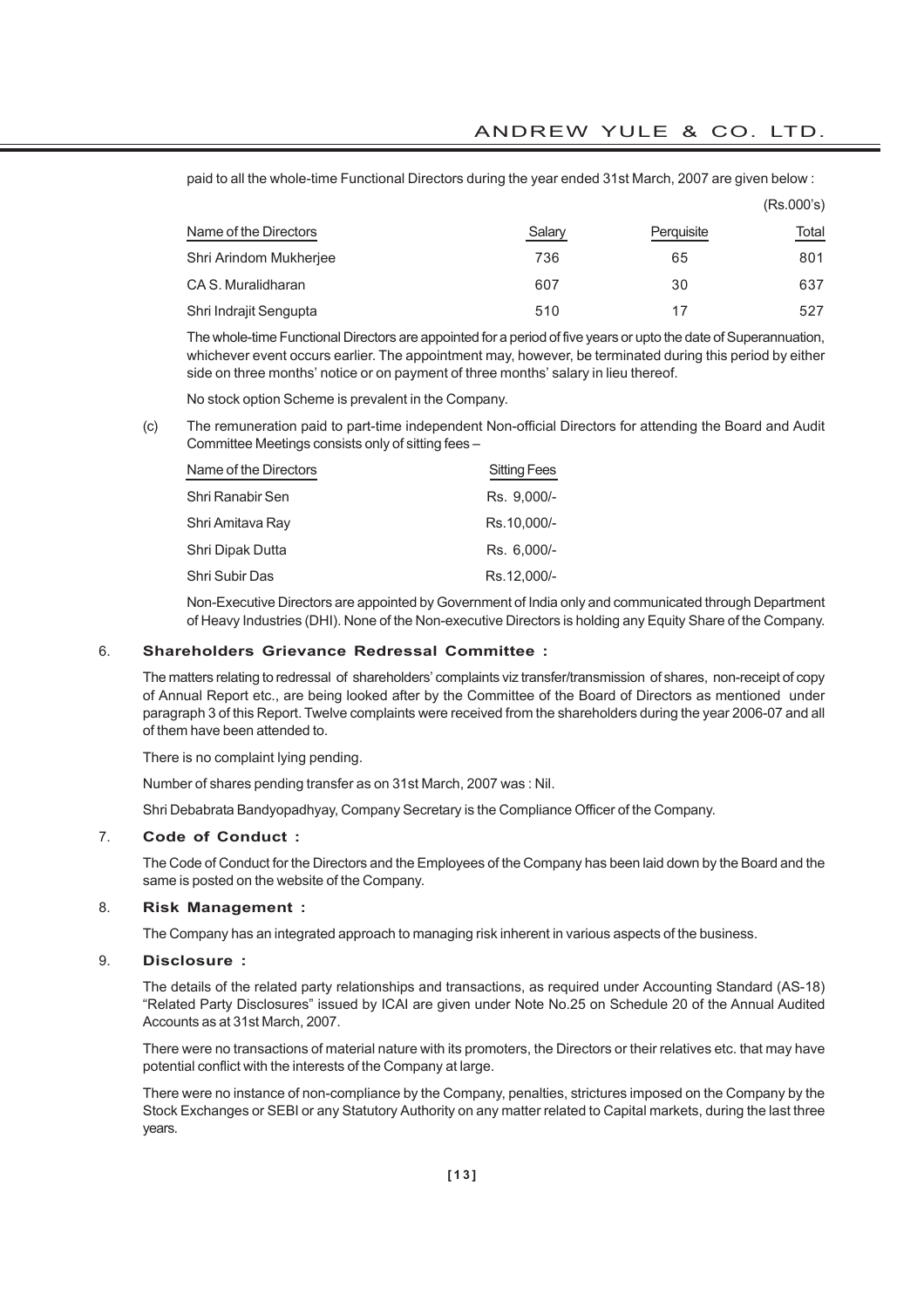paid to all the whole-time Functional Directors during the year ended 31st March, 2007 are given below :

(Rs.000's)

| Name of the Directors | Salary | Perquisite | Total |
|---|---|---|---|
| Shri Arindom Mukherjee | 736 | 65 | 801 |
| CA S. Muralidharan | 607 | 30 | 637 |
| Shri Indrajit Sengupta | 510 | 17 | 527 |

The whole-time Functional Directors are appointed for a period of five years or upto the date of Superannuation, whichever event occurs earlier. The appointment may, however, be terminated during this period by either side on three months' notice or on payment of three months' salary in lieu thereof.

No stock option Scheme is prevalent in the Company.

(c) The remuneration paid to part-time independent Non-official Directors for attending the Board and Audit Committee Meetings consists only of sitting fees –

| Name of the Directors | Sitting Fees |
|---|---|
| Shri Ranabir Sen | Rs. 9,000/- |
| Shri Amitava Ray | Rs.10,000/- |
| Shri Dipak Dutta | Rs. 6,000/- |
| Shri Subir Das | Rs.12,000/- |

Non-Executive Directors are appointed by Government of India only and communicated through Department of Heavy Industries (DHI). None of the Non-executive Directors is holding any Equity Share of the Company.

## 6. Shareholders Grievance Redressal Committee :

The matters relating to redressal of shareholders' complaints viz transfer/transmission of shares, non-receipt of copy of Annual Report etc., are being looked after by the Committee of the Board of Directors as mentioned under paragraph 3 of this Report. Twelve complaints were received from the shareholders during the year 2006-07 and all of them have been attended to.

There is no complaint lying pending.

Number of shares pending transfer as on 31st March, 2007 was : Nil.

Shri Debabrata Bandyopadhyay, Company Secretary is the Compliance Officer of the Company.

## 7. Code of Conduct :

The Code of Conduct for the Directors and the Employees of the Company has been laid down by the Board and the same is posted on the website of the Company.

## 8. Risk Management :

The Company has an integrated approach to managing risk inherent in various aspects of the business.

## 9. Disclosure :

The details of the related party relationships and transactions, as required under Accounting Standard (AS-18) "Related Party Disclosures" issued by ICAI are given under Note No.25 on Schedule 20 of the Annual Audited Accounts as at 31st March, 2007.

There were no transactions of material nature with its promoters, the Directors or their relatives etc. that may have potential conflict with the interests of the Company at large.

There were no instance of non-compliance by the Company, penalties, strictures imposed on the Company by the Stock Exchanges or SEBI or any Statutory Authority on any matter related to Capital markets, during the last three years.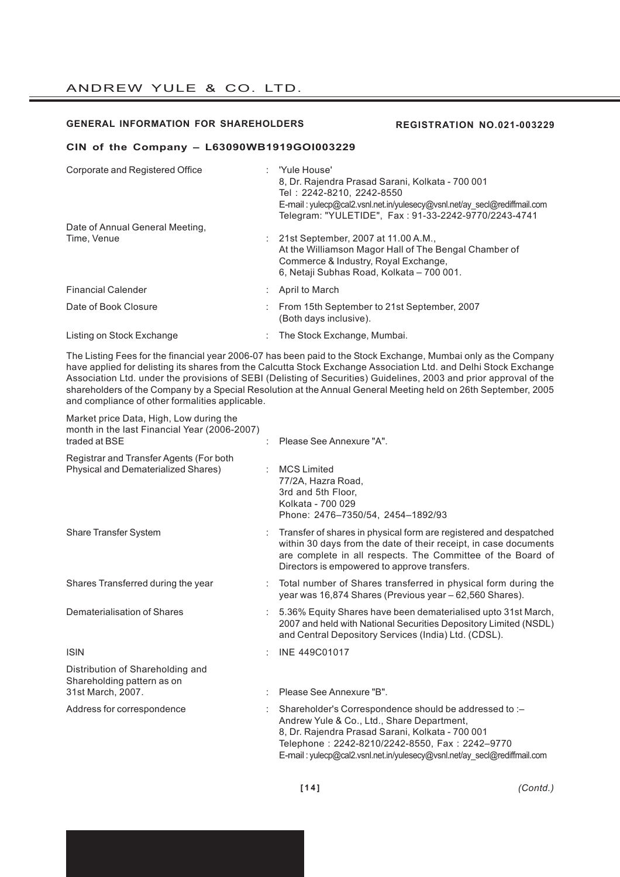## GENERAL INFORMATION FOR SHAREHOLDERS

**REGISTRATION NO.021-003229**

**CIN of the Company – L63090WB1919GOI003229**

| | | |
|---|---|---|
| Corporate and Registered Office | : | 'Yule House'<br>8, Dr. Rajendra Prasad Sarani, Kolkata - 700 001<br>Tel : 2242-8210, 2242-8550<br>E-mail : yulecp@cal2.vsnl.net.in/yulesecy@vsnl.net/ay_secl@rediffmail.com<br>Telegram: "YULETIDE", Fax : 91-33-2242-9770/2243-4741 |
| Date of Annual General Meeting, Time, Venue | : | 21st September, 2007 at 11.00 A.M.,<br>At the Williamson Magor Hall of The Bengal Chamber of Commerce & Industry, Royal Exchange,<br>6, Netaji Subhas Road, Kolkata – 700 001. |
| Financial Calender | : | April to March |
| Date of Book Closure | : | From 15th September to 21st September, 2007 (Both days inclusive). |
| Listing on Stock Exchange | : | The Stock Exchange, Mumbai. |

The Listing Fees for the financial year 2006-07 has been paid to the Stock Exchange, Mumbai only as the Company have applied for delisting its shares from the Calcutta Stock Exchange Association Ltd. and Delhi Stock Exchange Association Ltd. under the provisions of SEBI (Delisting of Securities) Guidelines, 2003 and prior approval of the shareholders of the Company by a Special Resolution at the Annual General Meeting held on 26th September, 2005 and compliance of other formalities applicable.

| | | |
|---|---|---|
| Market price Data, High, Low during the month in the last Financial Year (2006-2007) traded at BSE | : | Please See Annexure "A". |
| Registrar and Transfer Agents (For both Physical and Dematerialized Shares) | : | MCS Limited<br>77/2A, Hazra Road,<br>3rd and 5th Floor,<br>Kolkata - 700 029<br>Phone: 2476–7350/54, 2454–1892/93 |
| Share Transfer System | : | Transfer of shares in physical form are registered and despatched within 30 days from the date of their receipt, in case documents are complete in all respects. The Committee of the Board of Directors is empowered to approve transfers. |
| Shares Transferred during the year | : | Total number of Shares transferred in physical form during the year was 16,874 Shares (Previous year – 62,560 Shares). |
| Dematerialisation of Shares | : | 5.36% Equity Shares have been dematerialised upto 31st March, 2007 and held with National Securities Depository Limited (NSDL) and Central Depository Services (India) Ltd. (CDSL). |
| ISIN | : | INE 449C01017 |
| Distribution of Shareholding and Shareholding pattern as on 31st March, 2007. | : | Please See Annexure "B". |
| Address for correspondence | : | Shareholder's Correspondence should be addressed to :–<br>Andrew Yule & Co., Ltd., Share Department,<br>8, Dr. Rajendra Prasad Sarani, Kolkata - 700 001<br>Telephone : 2242-8210/2242-8550, Fax : 2242–9770<br>E-mail : yulecp@cal2.vsnl.net.in/yulesecy@vsnl.net/ay_secl@rediffmail.com |

*(Contd.)*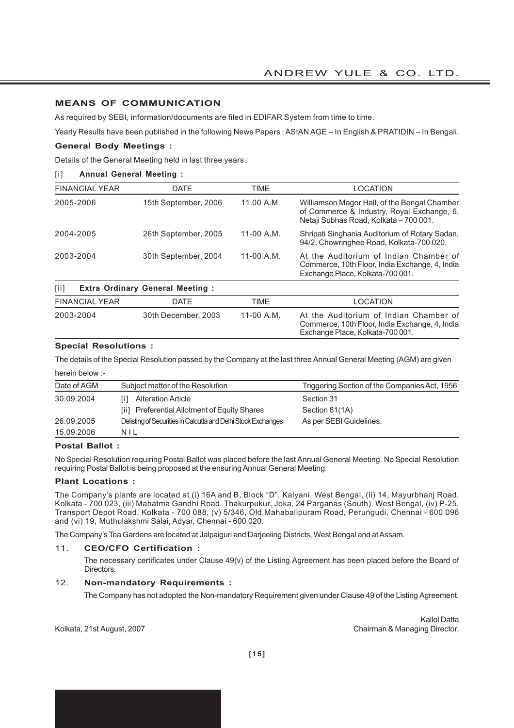## MEANS OF COMMUNICATION

As required by SEBI, information/documents are filed in EDIFAR System from time to time.

Yearly Results have been published in the following News Papers : ASIAN AGE – In English & PRATIDIN – In Bengali.

### General Body Meetings :

Details of the General Meeting held in last three years :

[i] **Annual General Meeting :**

| FINANCIAL YEAR | DATE | TIME | LOCATION |
|---|---|---|---|
| 2005-2006 | 15th September, 2006 | 11.00 A.M. | Williamson Magor Hall, of the Bengal Chamber of Commerce & Industry, Royal Exchange, 6, Netaji Subhas Road, Kolkata – 700 001. |
| 2004-2005 | 26th September, 2005 | 11-00 A.M. | Shripati Singhania Auditorium of Rotary Sadan, 94/2, Chowringhee Road, Kolkata-700 020. |
| 2003-2004 | 30th September, 2004 | 11-00 A.M. | At the Auditorium of Indian Chamber of Commerce, 10th Floor, India Exchange, 4, India Exchange Place, Kolkata-700 001. |

[ii] **Extra Ordinary General Meeting :**

| FINANCIAL YEAR | DATE | TIME | LOCATION |
|---|---|---|---|
| 2003-2004 | 30th December, 2003 | 11-00 A.M. | At the Auditorium of Indian Chamber of Commerce, 10th Floor, India Exchange, 4, India Exchange Place, Kolkata-700 001. |

### Special Resolutions :

The details of the Special Resolution passed by the Company at the last three Annual General Meeting (AGM) are given herein below :-

| Date of AGM | Subject matter of the Resolution | Triggering Section of the Companies Act, 1956 |
|---|---|---|
| 30.09.2004 | [i] Alteration Article | Section 31 |
| | [ii] Preferential Allotment of Equity Shares | Section 81(1A) |
| 26.09.2005 | Delisting of Securities in Calcutta and Delhi Stock Exchanges | As per SEBI Guidelines. |
| 15.09.2006 | NIL | |

### Postal Ballot :

No Special Resolution requiring Postal Ballot was placed before the last Annual General Meeting. No Special Resolution requiring Postal Ballot is being proposed at the ensuring Annual General Meeting.

### Plant Locations :

The Company's plants are located at (i) 16A and B, Block "D", Kalyani, West Bengal, (ii) 14, Mayurbhanj Road, Kolkata - 700 023, (iii) Mahatma Gandhi Road, Thakurpukur, Joka, 24 Parganas (South), West Bengal, (iv) P-25, Transport Depot Road, Kolkata - 700 088, (v) 5/346, Old Mahabalipuram Road, Perungudi, Chennai - 600 096 and (vi) 19, Muthulakshmi Salai, Adyar, Chennai - 600 020.

The Company's Tea Gardens are located at Jalpaiguri and Darjeeling Districts, West Bengal and at Assam.

### 11. CEO/CFO Certification :

The necessary certificates under Clause 49(v) of the Listing Agreement has been placed before the Board of Directors.

### 12. Non-mandatory Requirements :

The Company has not adopted the Non-mandatory Requirement given under Clause 49 of the Listing Agreement.

Kallol Datta
Chairman & Managing Director.

Kolkata, 21st August, 2007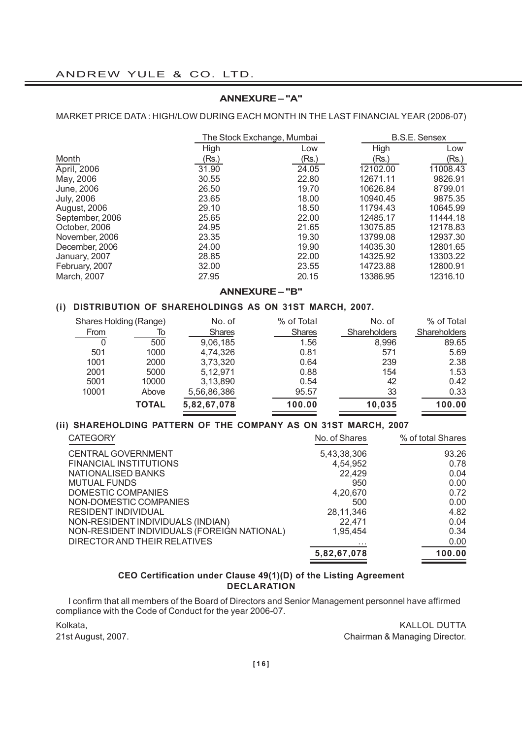## ANNEXURE – "A"

MARKET PRICE DATA : HIGH/LOW DURING EACH MONTH IN THE LAST FINANCIAL YEAR (2006-07)

| | The Stock Exchange, Mumbai | | B.S.E. Sensex | |
|---|---|---|---|---|
| Month | High (Rs.) | Low (Rs.) | High (Rs.) | Low (Rs.) |
| April, 2006 | 31.90 | 24.05 | 12102.00 | 11008.43 |
| May, 2006 | 30.55 | 22.80 | 12671.11 | 9826.91 |
| June, 2006 | 26.50 | 19.70 | 10626.84 | 8799.01 |
| July, 2006 | 23.65 | 18.00 | 10940.45 | 9875.35 |
| August, 2006 | 29.10 | 18.50 | 11794.43 | 10645.99 |
| September, 2006 | 25.65 | 22.00 | 12485.17 | 11444.18 |
| October, 2006 | 24.95 | 21.65 | 13075.85 | 12178.83 |
| November, 2006 | 23.35 | 19.30 | 13799.08 | 12937.30 |
| December, 2006 | 24.00 | 19.90 | 14035.30 | 12801.65 |
| January, 2007 | 28.85 | 22.00 | 14325.92 | 13303.22 |
| February, 2007 | 32.00 | 23.55 | 14723.88 | 12800.91 |
| March, 2007 | 27.95 | 20.15 | 13386.95 | 12316.10 |

## ANNEXURE – "B"

### (i) DISTRIBUTION OF SHAREHOLDINGS AS ON 31ST MARCH, 2007.

| Shares Holding (Range) From | To | No. of Shares | % of Total Shares | No. of Shareholders | % of Total Shareholders |
|---|---|---|---|---|---|
| 0 | 500 | 9,06,185 | 1.56 | 8,996 | 89.65 |
| 501 | 1000 | 4,74,326 | 0.81 | 571 | 5.69 |
| 1001 | 2000 | 3,73,320 | 0.64 | 239 | 2.38 |
| 2001 | 5000 | 5,12,971 | 0.88 | 154 | 1.53 |
| 5001 | 10000 | 3,13,890 | 0.54 | 42 | 0.42 |
| 10001 | Above | 5,56,86,386 | 95.57 | 33 | 0.33 |
| | **TOTAL** | **5,82,67,078** | **100.00** | **10,035** | **100.00** |

### (ii) SHAREHOLDING PATTERN OF THE COMPANY AS ON 31ST MARCH, 2007

| CATEGORY | No. of Shares | % of total Shares |
|---|---|---|
| CENTRAL GOVERNMENT | 5,43,38,306 | 93.26 |
| FINANCIAL INSTITUTIONS | 4,54,952 | 0.78 |
| NATIONALISED BANKS | 22,429 | 0.04 |
| MUTUAL FUNDS | 950 | 0.00 |
| DOMESTIC COMPANIES | 4,20,670 | 0.72 |
| NON-DOMESTIC COMPANIES | 500 | 0.00 |
| RESIDENT INDIVIDUAL | 28,11,346 | 4.82 |
| NON-RESIDENT INDIVIDUALS (INDIAN) | 22,471 | 0.04 |
| NON-RESIDENT INDIVIDUALS (FOREIGN NATIONAL) | 1,95,454 | 0.34 |
| DIRECTOR AND THEIR RELATIVES | ... | 0.00 |
| | **5,82,67,078** | **100.00** |

**CEO Certification under Clause 49(1)(D) of the Listing Agreement**
**DECLARATION**

I confirm that all members of the Board of Directors and Senior Management personnel have affirmed compliance with the Code of Conduct for the year 2006-07.

Kolkata,
21st August, 2007.

KALLOL DUTTA
Chairman & Managing Director.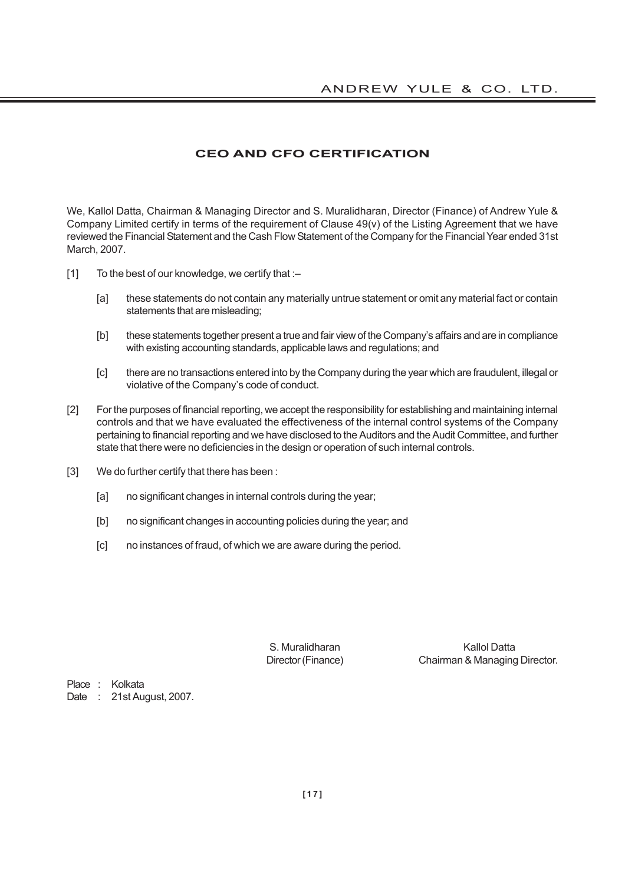## CEO AND CFO CERTIFICATION

We, Kallol Datta, Chairman & Managing Director and S. Muralidharan, Director (Finance) of Andrew Yule & Company Limited certify in terms of the requirement of Clause 49(v) of the Listing Agreement that we have reviewed the Financial Statement and the Cash Flow Statement of the Company for the Financial Year ended 31st March, 2007.

[1] To the best of our knowledge, we certify that :–

[a] these statements do not contain any materially untrue statement or omit any material fact or contain statements that are misleading;

[b] these statements together present a true and fair view of the Company's affairs and are in compliance with existing accounting standards, applicable laws and regulations; and

[c] there are no transactions entered into by the Company during the year which are fraudulent, illegal or violative of the Company's code of conduct.

[2] For the purposes of financial reporting, we accept the responsibility for establishing and maintaining internal controls and that we have evaluated the effectiveness of the internal control systems of the Company pertaining to financial reporting and we have disclosed to the Auditors and the Audit Committee, and further state that there were no deficiencies in the design or operation of such internal controls.

[3] We do further certify that there has been :

[a] no significant changes in internal controls during the year;

[b] no significant changes in accounting policies during the year; and

[c] no instances of fraud, of which we are aware during the period.

S. Muralidharan
Director (Finance)

Kallol Datta
Chairman & Managing Director.

Place : Kolkata
Date : 21st August, 2007.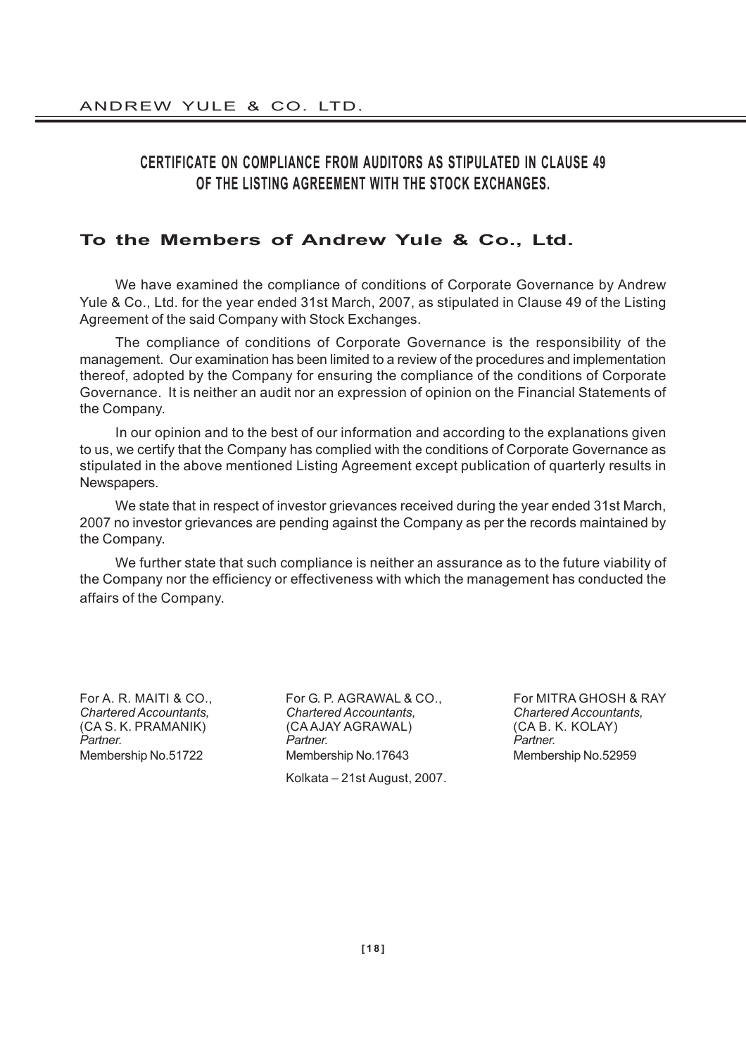## CERTIFICATE ON COMPLIANCE FROM AUDITORS AS STIPULATED IN CLAUSE 49 OF THE LISTING AGREEMENT WITH THE STOCK EXCHANGES.

### To the Members of Andrew Yule & Co., Ltd.

We have examined the compliance of conditions of Corporate Governance by Andrew Yule & Co., Ltd. for the year ended 31st March, 2007, as stipulated in Clause 49 of the Listing Agreement of the said Company with Stock Exchanges.

The compliance of conditions of Corporate Governance is the responsibility of the management. Our examination has been limited to a review of the procedures and implementation thereof, adopted by the Company for ensuring the compliance of the conditions of Corporate Governance. It is neither an audit nor an expression of opinion on the Financial Statements of the Company.

In our opinion and to the best of our information and according to the explanations given to us, we certify that the Company has complied with the conditions of Corporate Governance as stipulated in the above mentioned Listing Agreement except publication of quarterly results in Newspapers.

We state that in respect of investor grievances received during the year ended 31st March, 2007 no investor grievances are pending against the Company as per the records maintained by the Company.

We further state that such compliance is neither an assurance as to the future viability of the Company nor the efficiency or effectiveness with which the management has conducted the affairs of the Company.

For A. R. MAITI & CO.,
*Chartered Accountants,*
(CA S. K. PRAMANIK)
*Partner.*
Membership No.51722

For G. P. AGRAWAL & CO.,
*Chartered Accountants,*
(CA AJAY AGRAWAL)
*Partner.*
Membership No.17643

For MITRA GHOSH & RAY
*Chartered Accountants,*
(CA B. K. KOLAY)
*Partner.*
Membership No.52959

Kolkata – 21st August, 2007.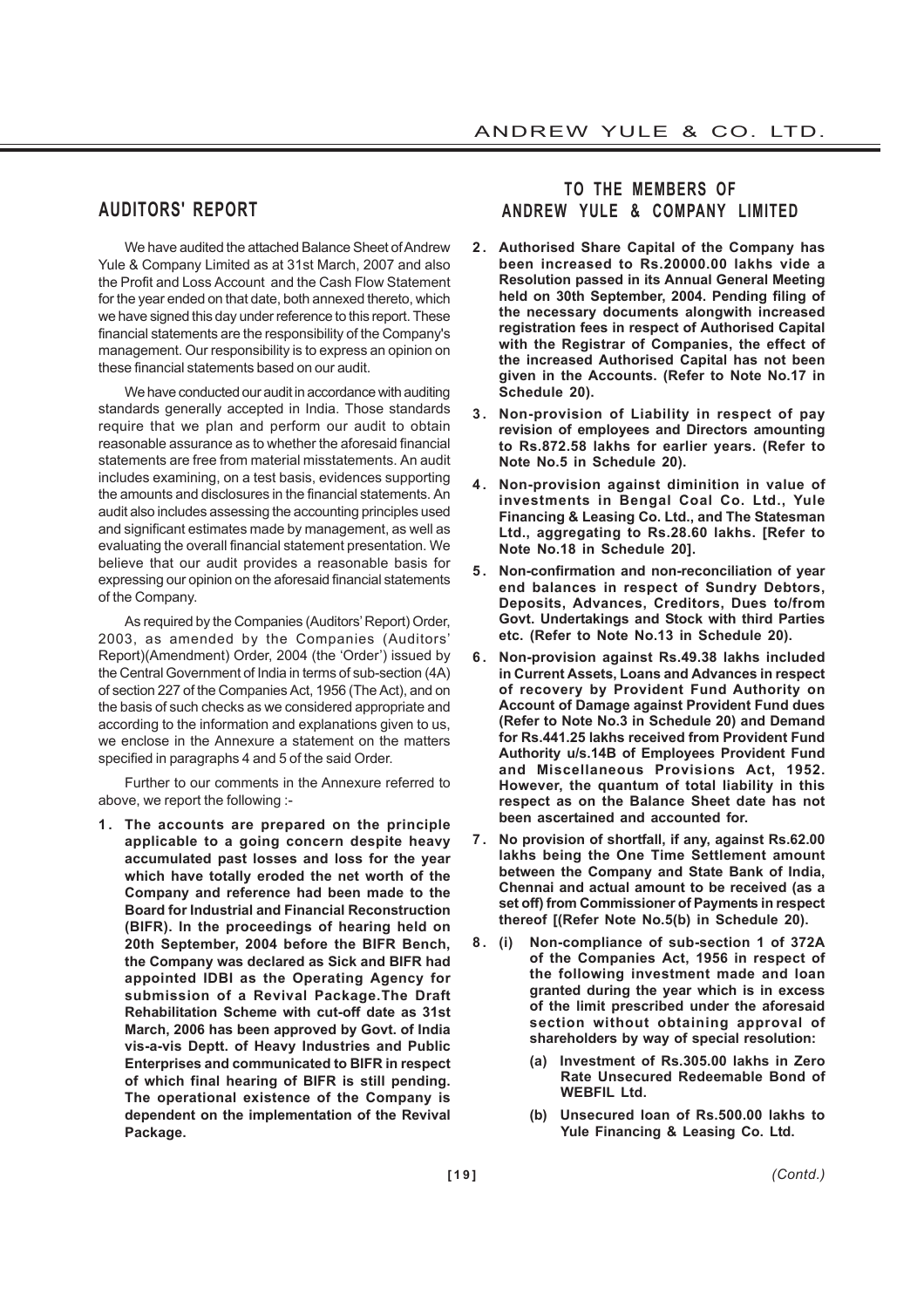## AUDITORS' REPORT

## TO THE MEMBERS OF ANDREW YULE & COMPANY LIMITED

We have audited the attached Balance Sheet of Andrew Yule & Company Limited as at 31st March, 2007 and also the Profit and Loss Account and the Cash Flow Statement for the year ended on that date, both annexed thereto, which we have signed this day under reference to this report. These financial statements are the responsibility of the Company's management. Our responsibility is to express an opinion on these financial statements based on our audit.

We have conducted our audit in accordance with auditing standards generally accepted in India. Those standards require that we plan and perform our audit to obtain reasonable assurance as to whether the aforesaid financial statements are free from material misstatements. An audit includes examining, on a test basis, evidences supporting the amounts and disclosures in the financial statements. An audit also includes assessing the accounting principles used and significant estimates made by management, as well as evaluating the overall financial statement presentation. We believe that our audit provides a reasonable basis for expressing our opinion on the aforesaid financial statements of the Company.

As required by the Companies (Auditors' Report) Order, 2003, as amended by the Companies (Auditors' Report)(Amendment) Order, 2004 (the 'Order') issued by the Central Government of India in terms of sub-section (4A) of section 227 of the Companies Act, 1956 (The Act), and on the basis of such checks as we considered appropriate and according to the information and explanations given to us, we enclose in the Annexure a statement on the matters specified in paragraphs 4 and 5 of the said Order.

Further to our comments in the Annexure referred to above, we report the following :-

1. **The accounts are prepared on the principle applicable to a going concern despite heavy accumulated past losses and loss for the year which have totally eroded the net worth of the Company and reference had been made to the Board for Industrial and Financial Reconstruction (BIFR). In the proceedings of hearing held on 20th September, 2004 before the BIFR Bench, the Company was declared as Sick and BIFR had appointed IDBI as the Operating Agency for submission of a Revival Package.The Draft Rehabilitation Scheme with cut-off date as 31st March, 2006 has been approved by Govt. of India vis-a-vis Deptt. of Heavy Industries and Public Enterprises and communicated to BIFR in respect of which final hearing of BIFR is still pending. The operational existence of the Company is dependent on the implementation of the Revival Package.**

2. **Authorised Share Capital of the Company has been increased to Rs.20000.00 lakhs vide a Resolution passed in its Annual General Meeting held on 30th September, 2004. Pending filing of the necessary documents alongwith increased registration fees in respect of Authorised Capital with the Registrar of Companies, the effect of the increased Authorised Capital has not been given in the Accounts. (Refer to Note No.17 in Schedule 20).**

3. **Non-provision of Liability in respect of pay revision of employees and Directors amounting to Rs.872.58 lakhs for earlier years. (Refer to Note No.5 in Schedule 20).**

4. **Non-provision against diminition in value of investments in Bengal Coal Co. Ltd., Yule Financing & Leasing Co. Ltd., and The Statesman Ltd., aggregating to Rs.28.60 lakhs. [Refer to Note No.18 in Schedule 20].**

5. **Non-confirmation and non-reconciliation of year end balances in respect of Sundry Debtors, Deposits, Advances, Creditors, Dues to/from Govt. Undertakings and Stock with third Parties etc. (Refer to Note No.13 in Schedule 20).**

6. **Non-provision against Rs.49.38 lakhs included in Current Assets, Loans and Advances in respect of recovery by Provident Fund Authority on Account of Damage against Provident Fund dues (Refer to Note No.3 in Schedule 20) and Demand for Rs.441.25 lakhs received from Provident Fund Authority u/s.14B of Employees Provident Fund and Miscellaneous Provisions Act, 1952. However, the quantum of total liability in this respect as on the Balance Sheet date has not been ascertained and accounted for.**

7. **No provision of shortfall, if any, against Rs.62.00 lakhs being the One Time Settlement amount between the Company and State Bank of India, Chennai and actual amount to be received (as a set off) from Commissioner of Payments in respect thereof [(Refer Note No.5(b) in Schedule 20).**

8. **(i) Non-compliance of sub-section 1 of 372A of the Companies Act, 1956 in respect of the following investment made and loan granted during the year which is in excess of the limit prescribed under the aforesaid section without obtaining approval of shareholders by way of special resolution:**

   **(a) Investment of Rs.305.00 lakhs in Zero Rate Unsecured Redeemable Bond of WEBFIL Ltd.**

   **(b) Unsecured loan of Rs.500.00 lakhs to Yule Financing & Leasing Co. Ltd.**

*(Contd.)*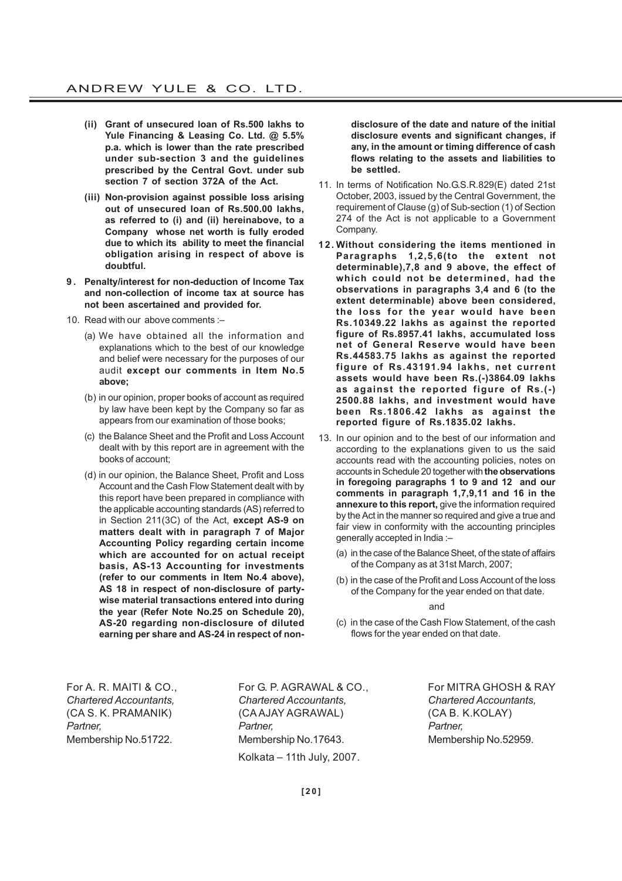**(ii) Grant of unsecured loan of Rs.500 lakhs to Yule Financing & Leasing Co. Ltd. @ 5.5% p.a. which is lower than the rate prescribed under sub-section 3 and the guidelines prescribed by the Central Govt. under sub section 7 of section 372A of the Act.**

**(iii) Non-provision against possible loss arising out of unsecured loan of Rs.500.00 lakhs, as referred to (i) and (ii) hereinabove, to a Company whose net worth is fully eroded due to which its ability to meet the financial obligation arising in respect of above is doubtful.**

**9. Penalty/interest for non-deduction of Income Tax and non-collection of income tax at source has not been ascertained and provided for.**

10. Read with our above comments :–

(a) We have obtained all the information and explanations which to the best of our knowledge and belief were necessary for the purposes of our audit **except our comments in Item No.5 above;**

(b) in our opinion, proper books of account as required by law have been kept by the Company so far as appears from our examination of those books;

(c) the Balance Sheet and the Profit and Loss Account dealt with by this report are in agreement with the books of account;

(d) in our opinion, the Balance Sheet, Profit and Loss Account and the Cash Flow Statement dealt with by this report have been prepared in compliance with the applicable accounting standards (AS) referred to in Section 211(3C) of the Act, **except AS-9 on matters dealt with in paragraph 7 of Major Accounting Policy regarding certain income which are accounted for on actual receipt basis, AS-13 Accounting for investments (refer to our comments in Item No.4 above), AS 18 in respect of non-disclosure of party-wise material transactions entered into during the year (Refer Note No.25 on Schedule 20), AS-20 regarding non-disclosure of diluted earning per share and AS-24 in respect of non-disclosure of the date and nature of the initial disclosure events and significant changes, if any, in the amount or timing difference of cash flows relating to the assets and liabilities to be settled.**

11. In terms of Notification No.G.S.R.829(E) dated 21st October, 2003, issued by the Central Government, the requirement of Clause (g) of Sub-section (1) of Section 274 of the Act is not applicable to a Government Company.

**12. Without considering the items mentioned in Paragraphs 1,2,5,6(to the extent not determinable),7,8 and 9 above, the effect of which could not be determined, had the observations in paragraphs 3,4 and 6 (to the extent determinable) above been considered, the loss for the year would have been Rs.10349.22 lakhs as against the reported figure of Rs.8957.41 lakhs, accumulated loss net of General Reserve would have been Rs.44583.75 lakhs as against the reported figure of Rs.43191.94 lakhs, net current assets would have been Rs.(-)3864.09 lakhs as against the reported figure of Rs.(-) 2500.88 lakhs, and investment would have been Rs.1806.42 lakhs as against the reported figure of Rs.1835.02 lakhs.**

13. In our opinion and to the best of our information and according to the explanations given to us the said accounts read with the accounting policies, notes on accounts in Schedule 20 together with **the observations in foregoing paragraphs 1 to 9 and 12 and our comments in paragraph 1,7,9,11 and 16 in the annexure to this report,** give the information required by the Act in the manner so required and give a true and fair view in conformity with the accounting principles generally accepted in India :–

(a) in the case of the Balance Sheet, of the state of affairs of the Company as at 31st March, 2007;

(b) in the case of the Profit and Loss Account of the loss of the Company for the year ended on that date.

and

(c) in the case of the Cash Flow Statement, of the cash flows for the year ended on that date.

For A. R. MAITI & CO.,
*Chartered Accountants,*
(CA S. K. PRAMANIK)
*Partner,*
Membership No.51722.

For G. P. AGRAWAL & CO.,
*Chartered Accountants,*
(CA AJAY AGRAWAL)
*Partner,*
Membership No.17643.

For MITRA GHOSH & RAY
*Chartered Accountants,*
(CA B. K.KOLAY)
*Partner,*
Membership No.52959.

Kolkata – 11th July, 2007.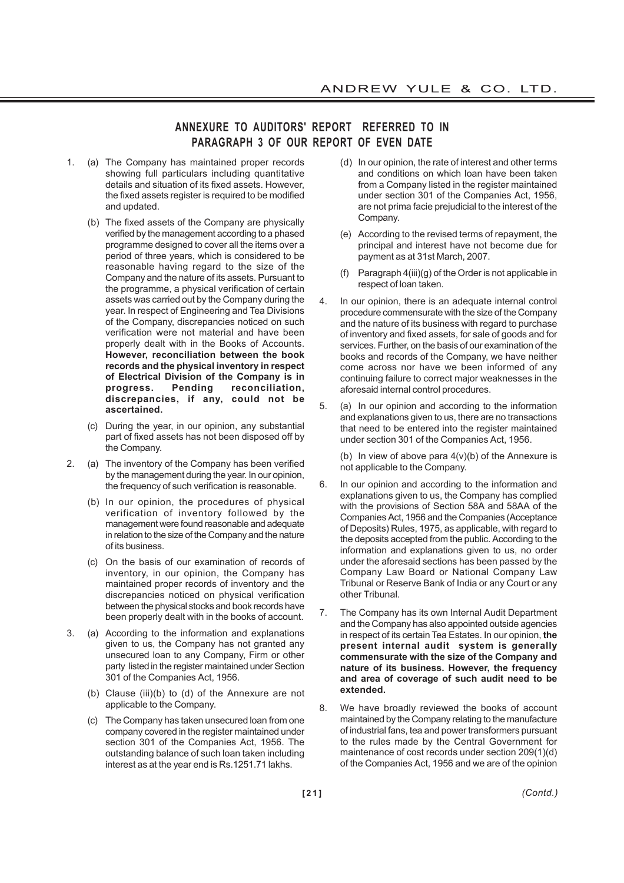## ANNEXURE TO AUDITORS' REPORT REFERRED TO IN PARAGRAPH 3 OF OUR REPORT OF EVEN DATE

1. (a) The Company has maintained proper records showing full particulars including quantitative details and situation of its fixed assets. However, the fixed assets register is required to be modified and updated.

   (b) The fixed assets of the Company are physically verified by the management according to a phased programme designed to cover all the items over a period of three years, which is considered to be reasonable having regard to the size of the Company and the nature of its assets. Pursuant to the programme, a physical verification of certain assets was carried out by the Company during the year. In respect of Engineering and Tea Divisions of the Company, discrepancies noticed on such verification were not material and have been properly dealt with in the Books of Accounts. **However, reconciliation between the book records and the physical inventory in respect of Electrical Division of the Company is in progress. Pending reconciliation, discrepancies, if any, could not be ascertained.**

   (c) During the year, in our opinion, any substantial part of fixed assets has not been disposed off by the Company.

2. (a) The inventory of the Company has been verified by the management during the year. In our opinion, the frequency of such verification is reasonable.

   (b) In our opinion, the procedures of physical verification of inventory followed by the management were found reasonable and adequate in relation to the size of the Company and the nature of its business.

   (c) On the basis of our examination of records of inventory, in our opinion, the Company has maintained proper records of inventory and the discrepancies noticed on physical verification between the physical stocks and book records have been properly dealt with in the books of account.

3. (a) According to the information and explanations given to us, the Company has not granted any unsecured loan to any Company, Firm or other party listed in the register maintained under Section 301 of the Companies Act, 1956.

   (b) Clause (iii)(b) to (d) of the Annexure are not applicable to the Company.

   (c) The Company has taken unsecured loan from one company covered in the register maintained under section 301 of the Companies Act, 1956. The outstanding balance of such loan taken including interest as at the year end is Rs.1251.71 lakhs.

   (d) In our opinion, the rate of interest and other terms and conditions on which loan have been taken from a Company listed in the register maintained under section 301 of the Companies Act, 1956, are not prima facie prejudicial to the interest of the Company.

   (e) According to the revised terms of repayment, the principal and interest have not become due for payment as at 31st March, 2007.

   (f) Paragraph 4(iii)(g) of the Order is not applicable in respect of loan taken.

4. In our opinion, there is an adequate internal control procedure commensurate with the size of the Company and the nature of its business with regard to purchase of inventory and fixed assets, for sale of goods and for services. Further, on the basis of our examination of the books and records of the Company, we have neither come across nor have we been informed of any continuing failure to correct major weaknesses in the aforesaid internal control procedures.

5. (a) In our opinion and according to the information and explanations given to us, there are no transactions that need to be entered into the register maintained under section 301 of the Companies Act, 1956.

   (b) In view of above para 4(v)(b) of the Annexure is not applicable to the Company.

6. In our opinion and according to the information and explanations given to us, the Company has complied with the provisions of Section 58A and 58AA of the Companies Act, 1956 and the Companies (Acceptance of Deposits) Rules, 1975, as applicable, with regard to the deposits accepted from the public. According to the information and explanations given to us, no order under the aforesaid sections has been passed by the Company Law Board or National Company Law Tribunal or Reserve Bank of India or any Court or any other Tribunal.

7. The Company has its own Internal Audit Department and the Company has also appointed outside agencies in respect of its certain Tea Estates. In our opinion, **the present internal audit system is generally commensurate with the size of the Company and nature of its business. However, the frequency and area of coverage of such audit need to be extended.**

8. We have broadly reviewed the books of account maintained by the Company relating to the manufacture of industrial fans, tea and power transformers pursuant to the rules made by the Central Government for maintenance of cost records under section 209(1)(d) of the Companies Act, 1956 and we are of the opinion

*(Contd.)*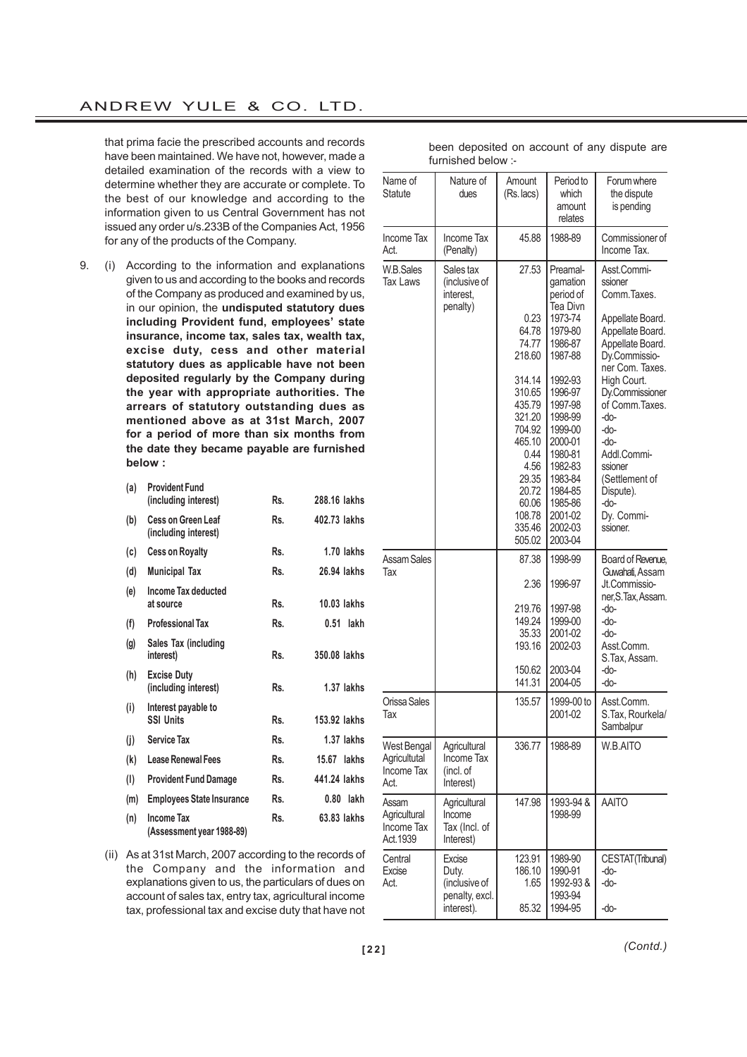that prima facie the prescribed accounts and records have been maintained. We have not, however, made a detailed examination of the records with a view to determine whether they are accurate or complete. To the best of our knowledge and according to the information given to us Central Government has not issued any order u/s.233B of the Companies Act, 1956 for any of the products of the Company.

9. (i) According to the information and explanations given to us and according to the books and records of the Company as produced and examined by us, in our opinion, the **undisputed statutory dues including Provident fund, employees' state insurance, income tax, sales tax, wealth tax, excise duty, cess and other material statutory dues as applicable have not been deposited regularly by the Company during the year with appropriate authorities. The arrears of statutory outstanding dues as mentioned above as at 31st March, 2007 for a period of more than six months from the date they became payable are furnished below :**

| | | | |
|---|---|---|---|
| (a) | **Provident Fund (including interest)** | Rs. | 288.16 lakhs |
| (b) | **Cess on Green Leaf (including interest)** | Rs. | 402.73 lakhs |
| (c) | **Cess on Royalty** | Rs. | 1.70 lakhs |
| (d) | **Municipal Tax** | Rs. | 26.94 lakhs |
| (e) | **Income Tax deducted at source** | Rs. | 10.03 lakhs |
| (f) | **Professional Tax** | Rs. | 0.51 lakh |
| (g) | **Sales Tax (including interest)** | Rs. | 350.08 lakhs |
| (h) | **Excise Duty (including interest)** | Rs. | 1.37 lakhs |
| (i) | **Interest payable to SSI Units** | Rs. | 153.92 lakhs |
| (j) | **Service Tax** | Rs. | 1.37 lakhs |
| (k) | **Lease Renewal Fees** | Rs. | 15.67 lakhs |
| (l) | **Provident Fund Damage** | Rs. | 441.24 lakhs |
| (m) | **Employees State Insurance** | Rs. | 0.80 lakh |
| (n) | **Income Tax (Assessment year 1988-89)** | Rs. | 63.83 lakhs |

(ii) As at 31st March, 2007 according to the records of the Company and the information and explanations given to us, the particulars of dues on account of sales tax, entry tax, agricultural income tax, professional tax and excise duty that have not been deposited on account of any dispute are furnished below :-

| Name of Statute | Nature of dues | Amount (Rs. lacs) | Period to which amount relates | Forum where the dispute is pending |
|---|---|---|---|---|
| Income Tax Act. | Income Tax (Penalty) | 45.88 | 1988-89 | Commissioner of Income Tax. |
| W.B.Sales Tax Laws | Sales tax (inclusive of interest, penalty) | 27.53 | Preamalgamation period of Tea Divn | Asst.Commissioner Comm.Taxes. |
| | | 0.23 | 1973-74 | Appellate Board. |
| | | 64.78 | 1979-80 | Appellate Board. |
| | | 74.77 | 1986-87 | Appellate Board. |
| | | 218.60 | 1987-88 | Dy.Commissioner Com. Taxes. |
| | | 314.14 | 1992-93 | High Court. |
| | | 310.65 | 1996-97 | Dy.Commissioner of Comm.Taxes. |
| | | 435.79 | 1997-98 | -do- |
| | | 321.20 | 1998-99 | -do- |
| | | 704.92 | 1999-00 | -do- |
| | | 465.10 | 2000-01 | Addl.Commissioner (Settlement of Dispute). |
| | | 0.44 | 1980-81 | |
| | | 4.56 | 1982-83 | |
| | | 29.35 | 1983-84 | |
| | | 20.72 | 1984-85 | -do- |
| | | 60.06 | 1985-86 | Dy. Commissioner. |
| | | 108.78 | 2001-02 | |
| | | 335.46 | 2002-03 | |
| | | 505.02 | 2003-04 | |
| Assam Sales Tax | | 87.38 | 1998-99 | Board of Revenue, Guwahati, Assam |
| | | 2.36 | 1996-97 | Jt.Commissioner,S.Tax, Assam. |
| | | 219.76 | 1997-98 | -do- |
| | | 149.24 | 1999-00 | -do- |
| | | 35.33 | 2001-02 | -do- |
| | | 193.16 | 2002-03 | Asst.Comm. S.Tax, Assam. |
| | | 150.62 | 2003-04 | -do- |
| | | 141.31 | 2004-05 | -do- |
| Orissa Sales Tax | | 135.57 | 1999-00 to 2001-02 | Asst.Comm. S.Tax, Rourkela/ Sambalpur |
| West Bengal Agricultural Income Tax Act. | Agricultural Income Tax (incl. of Interest) | 336.77 | 1988-89 | W.B.AITO |
| Assam Agricultural Income Tax Act.1939 | Agricultural Income Tax (Incl. of Interest) | 147.98 | 1993-94 & 1998-99 | AAITO |
| Central Excise Act. | Excise Duty. (inclusive of penalty, excl. interest). | 123.91 | 1989-90 | CESTAT(Tribunal) |
| | | 186.10 | 1990-91 | -do- |
| | | 1.65 | 1992-93 & 1993-94 | -do- |
| | | 85.32 | 1994-95 | -do- |

*(Contd.)*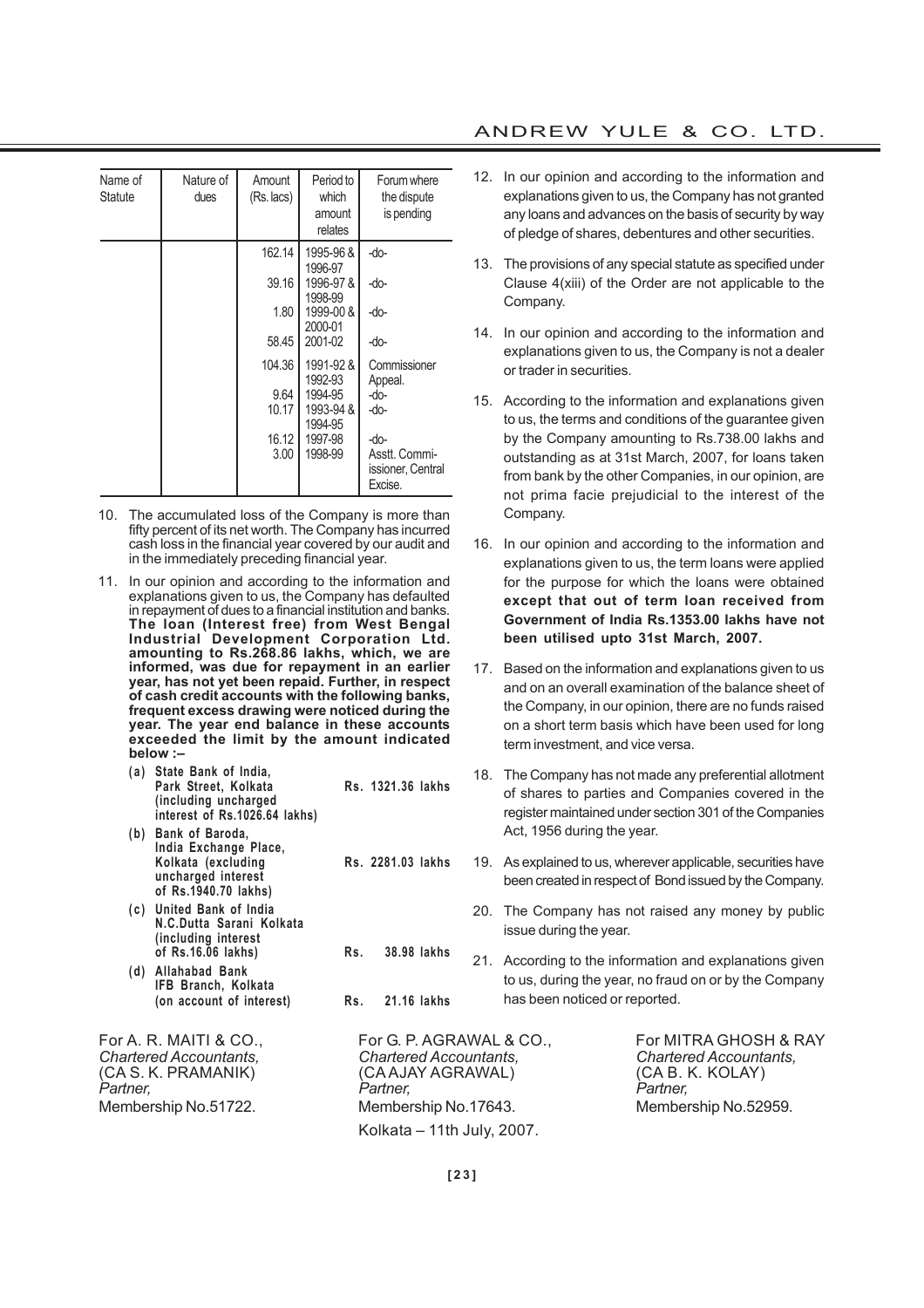| Name of Statute | Nature of dues | Amount (Rs. lacs) | Period to which amount relates | Forum where the dispute is pending |
|---|---|---|---|---|
| | | 162.14 | 1995-96 & 1996-97 | -do- |
| | | 39.16 | 1996-97 & 1998-99 | -do- |
| | | 1.80 | 1999-00 & 2000-01 | -do- |
| | | 58.45 | 2001-02 | -do- |
| | | 104.36 | 1991-92 & 1992-93 | Commissioner Appeal. |
| | | 9.64 | 1994-95 | -do- |
| | | 10.17 | 1993-94 & 1994-95 | -do- |
| | | 16.12 | 1997-98 | -do- |
| | | 3.00 | 1998-99 | Asstt. Commissioner, Central Excise. |

10. The accumulated loss of the Company is more than fifty percent of its net worth. The Company has incurred cash loss in the financial year covered by our audit and in the immediately preceding financial year.

11. In our opinion and according to the information and explanations given to us, the Company has defaulted in repayment of dues to a financial institution and banks. **The loan (Interest free) from West Bengal Industrial Development Corporation Ltd. amounting to Rs.268.86 lakhs, which, we are informed, was due for repayment in an earlier year, has not yet been repaid. Further, in respect of cash credit accounts with the following banks, frequent excess drawing were noticed during the year. The year end balance in these accounts exceeded the limit by the amount indicated below :–**

    **(a) State Bank of India, Park Street, Kolkata (including uncharged interest of Rs.1026.64 lakhs)** **Rs. 1321.36 lakhs**

    **(b) Bank of Baroda, India Exchange Place, Kolkata (excluding uncharged interest of Rs.1940.70 lakhs)** **Rs. 2281.03 lakhs**

    **(c) United Bank of India N.C.Dutta Sarani Kolkata (including interest of Rs.16.06 lakhs)** **Rs. 38.98 lakhs**

    **(d) Allahabad Bank IFB Branch, Kolkata (on account of interest)** **Rs. 21.16 lakhs**

12. In our opinion and according to the information and explanations given to us, the Company has not granted any loans and advances on the basis of security by way of pledge of shares, debentures and other securities.

13. The provisions of any special statute as specified under Clause 4(xiii) of the Order are not applicable to the Company.

14. In our opinion and according to the information and explanations given to us, the Company is not a dealer or trader in securities.

15. According to the information and explanations given to us, the terms and conditions of the guarantee given by the Company amounting to Rs.738.00 lakhs and outstanding as at 31st March, 2007, for loans taken from bank by the other Companies, in our opinion, are not prima facie prejudicial to the interest of the Company.

16. In our opinion and according to the information and explanations given to us, the term loans were applied for the purpose for which the loans were obtained **except that out of term loan received from Government of India Rs.1353.00 lakhs have not been utilised upto 31st March, 2007.**

17. Based on the information and explanations given to us and on an overall examination of the balance sheet of the Company, in our opinion, there are no funds raised on a short term basis which have been used for long term investment, and vice versa.

18. The Company has not made any preferential allotment of shares to parties and Companies covered in the register maintained under section 301 of the Companies Act, 1956 during the year.

19. As explained to us, wherever applicable, securities have been created in respect of Bond issued by the Company.

20. The Company has not raised any money by public issue during the year.

21. According to the information and explanations given to us, during the year, no fraud on or by the Company has been noticed or reported.

For A. R. MAITI & CO.,
*Chartered Accountants,*
(CA S. K. PRAMANIK)
*Partner,*
Membership No.51722.

For G. P. AGRAWAL & CO.,
*Chartered Accountants,*
(CA AJAY AGRAWAL)
*Partner,*
Membership No.17643.
Kolkata – 11th July, 2007.

For MITRA GHOSH & RAY
*Chartered Accountants,*
(CA B. K. KOLAY)
*Partner,*
Membership No.52959.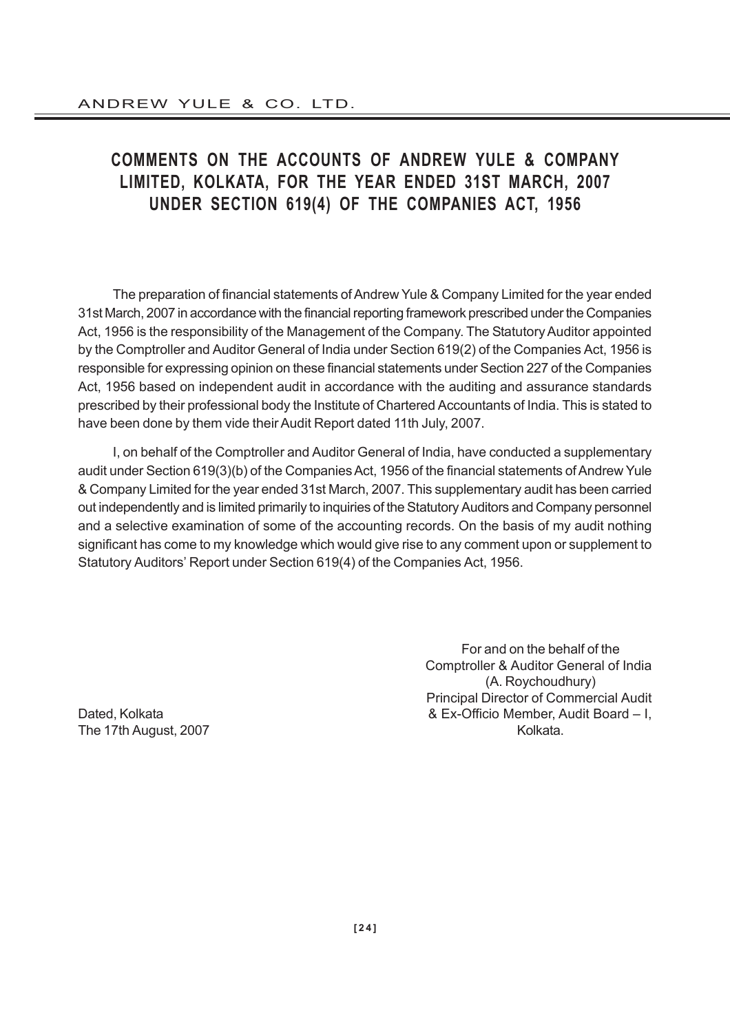# COMMENTS ON THE ACCOUNTS OF ANDREW YULE & COMPANY LIMITED, KOLKATA, FOR THE YEAR ENDED 31ST MARCH, 2007 UNDER SECTION 619(4) OF THE COMPANIES ACT, 1956

The preparation of financial statements of Andrew Yule & Company Limited for the year ended 31st March, 2007 in accordance with the financial reporting framework prescribed under the Companies Act, 1956 is the responsibility of the Management of the Company. The Statutory Auditor appointed by the Comptroller and Auditor General of India under Section 619(2) of the Companies Act, 1956 is responsible for expressing opinion on these financial statements under Section 227 of the Companies Act, 1956 based on independent audit in accordance with the auditing and assurance standards prescribed by their professional body the Institute of Chartered Accountants of India. This is stated to have been done by them vide their Audit Report dated 11th July, 2007.

I, on behalf of the Comptroller and Auditor General of India, have conducted a supplementary audit under Section 619(3)(b) of the Companies Act, 1956 of the financial statements of Andrew Yule & Company Limited for the year ended 31st March, 2007. This supplementary audit has been carried out independently and is limited primarily to inquiries of the Statutory Auditors and Company personnel and a selective examination of some of the accounting records. On the basis of my audit nothing significant has come to my knowledge which would give rise to any comment upon or supplement to Statutory Auditors' Report under Section 619(4) of the Companies Act, 1956.

For and on the behalf of the
Comptroller & Auditor General of India
(A. Roychoudhury)
Principal Director of Commercial Audit
& Ex-Officio Member, Audit Board – I,
Kolkata.

Dated, Kolkata
The 17th August, 2007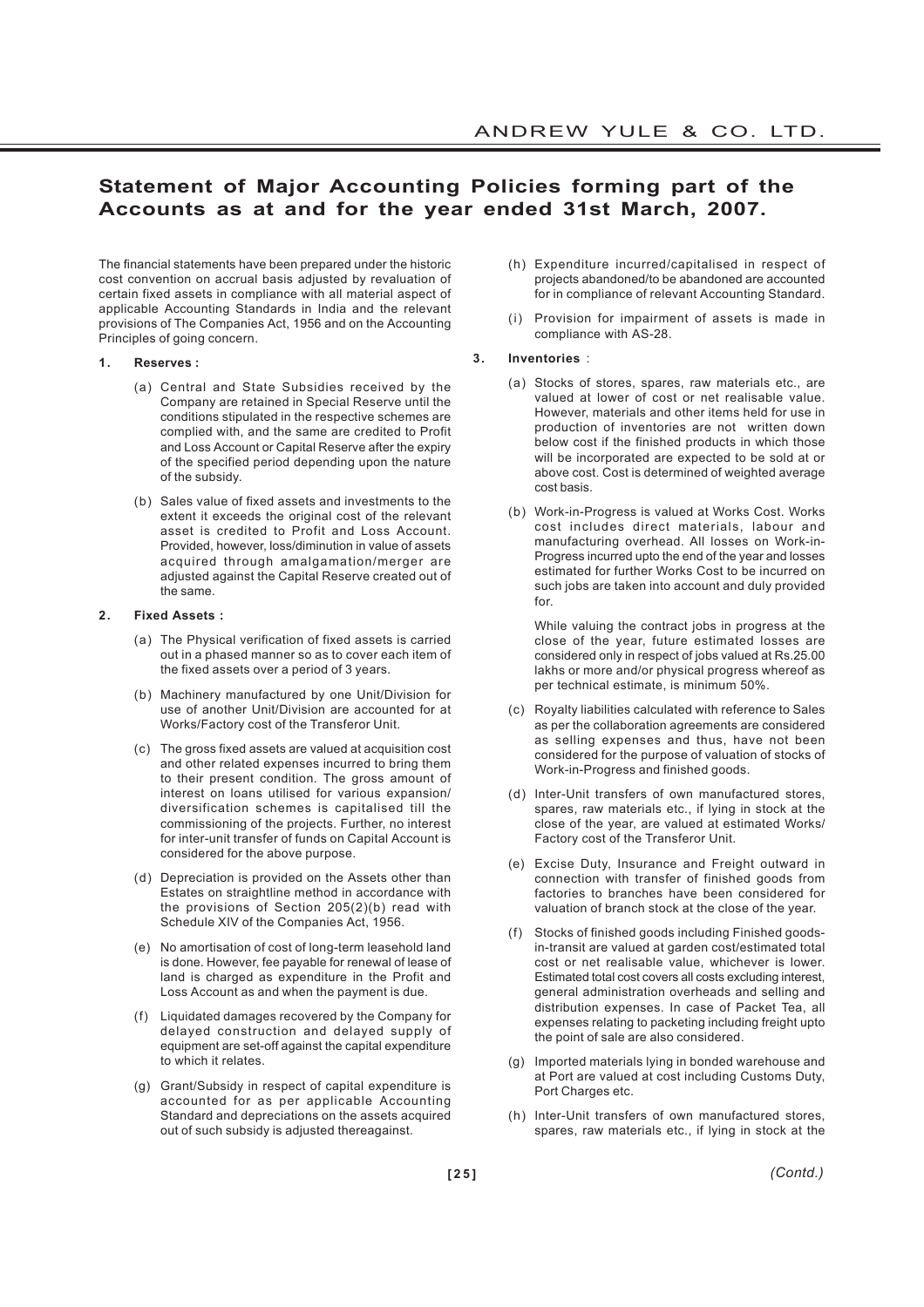# Statement of Major Accounting Policies forming part of the Accounts as at and for the year ended 31st March, 2007.

The financial statements have been prepared under the historic cost convention on accrual basis adjusted by revaluation of certain fixed assets in compliance with all material aspect of applicable Accounting Standards in India and the relevant provisions of The Companies Act, 1956 and on the Accounting Principles of going concern.

**1. Reserves :**

(a) Central and State Subsidies received by the Company are retained in Special Reserve until the conditions stipulated in the respective schemes are complied with, and the same are credited to Profit and Loss Account or Capital Reserve after the expiry of the specified period depending upon the nature of the subsidy.

(b) Sales value of fixed assets and investments to the extent it exceeds the original cost of the relevant asset is credited to Profit and Loss Account. Provided, however, loss/diminution in value of assets acquired through amalgamation/merger are adjusted against the Capital Reserve created out of the same.

**2. Fixed Assets :**

(a) The Physical verification of fixed assets is carried out in a phased manner so as to cover each item of the fixed assets over a period of 3 years.

(b) Machinery manufactured by one Unit/Division for use of another Unit/Division are accounted for at Works/Factory cost of the Transferor Unit.

(c) The gross fixed assets are valued at acquisition cost and other related expenses incurred to bring them to their present condition. The gross amount of interest on loans utilised for various expansion/ diversification schemes is capitalised till the commissioning of the projects. Further, no interest for inter-unit transfer of funds on Capital Account is considered for the above purpose.

(d) Depreciation is provided on the Assets other than Estates on straightline method in accordance with the provisions of Section 205(2)(b) read with Schedule XIV of the Companies Act, 1956.

(e) No amortisation of cost of long-term leasehold land is done. However, fee payable for renewal of lease of land is charged as expenditure in the Profit and Loss Account as and when the payment is due.

(f) Liquidated damages recovered by the Company for delayed construction and delayed supply of equipment are set-off against the capital expenditure to which it relates.

(g) Grant/Subsidy in respect of capital expenditure is accounted for as per applicable Accounting Standard and depreciations on the assets acquired out of such subsidy is adjusted thereagainst.

(h) Expenditure incurred/capitalised in respect of projects abandoned/to be abandoned are accounted for in compliance of relevant Accounting Standard.

(i) Provision for impairment of assets is made in compliance with AS-28.

**3. Inventories** :

(a) Stocks of stores, spares, raw materials etc., are valued at lower of cost or net realisable value. However, materials and other items held for use in production of inventories are not written down below cost if the finished products in which those will be incorporated are expected to be sold at or above cost. Cost is determined of weighted average cost basis.

(b) Work-in-Progress is valued at Works Cost. Works cost includes direct materials, labour and manufacturing overhead. All losses on Work-in-Progress incurred upto the end of the year and losses estimated for further Works Cost to be incurred on such jobs are taken into account and duly provided for.

While valuing the contract jobs in progress at the close of the year, future estimated losses are considered only in respect of jobs valued at Rs.25.00 lakhs or more and/or physical progress whereof as per technical estimate, is minimum 50%.

(c) Royalty liabilities calculated with reference to Sales as per the collaboration agreements are considered as selling expenses and thus, have not been considered for the purpose of valuation of stocks of Work-in-Progress and finished goods.

(d) Inter-Unit transfers of own manufactured stores, spares, raw materials etc., if lying in stock at the close of the year, are valued at estimated Works/ Factory cost of the Transferor Unit.

(e) Excise Duty, Insurance and Freight outward in connection with transfer of finished goods from factories to branches have been considered for valuation of branch stock at the close of the year.

(f) Stocks of finished goods including Finished goods-in-transit are valued at garden cost/estimated total cost or net realisable value, whichever is lower. Estimated total cost covers all costs excluding interest, general administration overheads and selling and distribution expenses. In case of Packet Tea, all expenses relating to packeting including freight upto the point of sale are also considered.

(g) Imported materials lying in bonded warehouse and at Port are valued at cost including Customs Duty, Port Charges etc.

(h) Inter-Unit transfers of own manufactured stores, spares, raw materials etc., if lying in stock at the

*(Contd.)*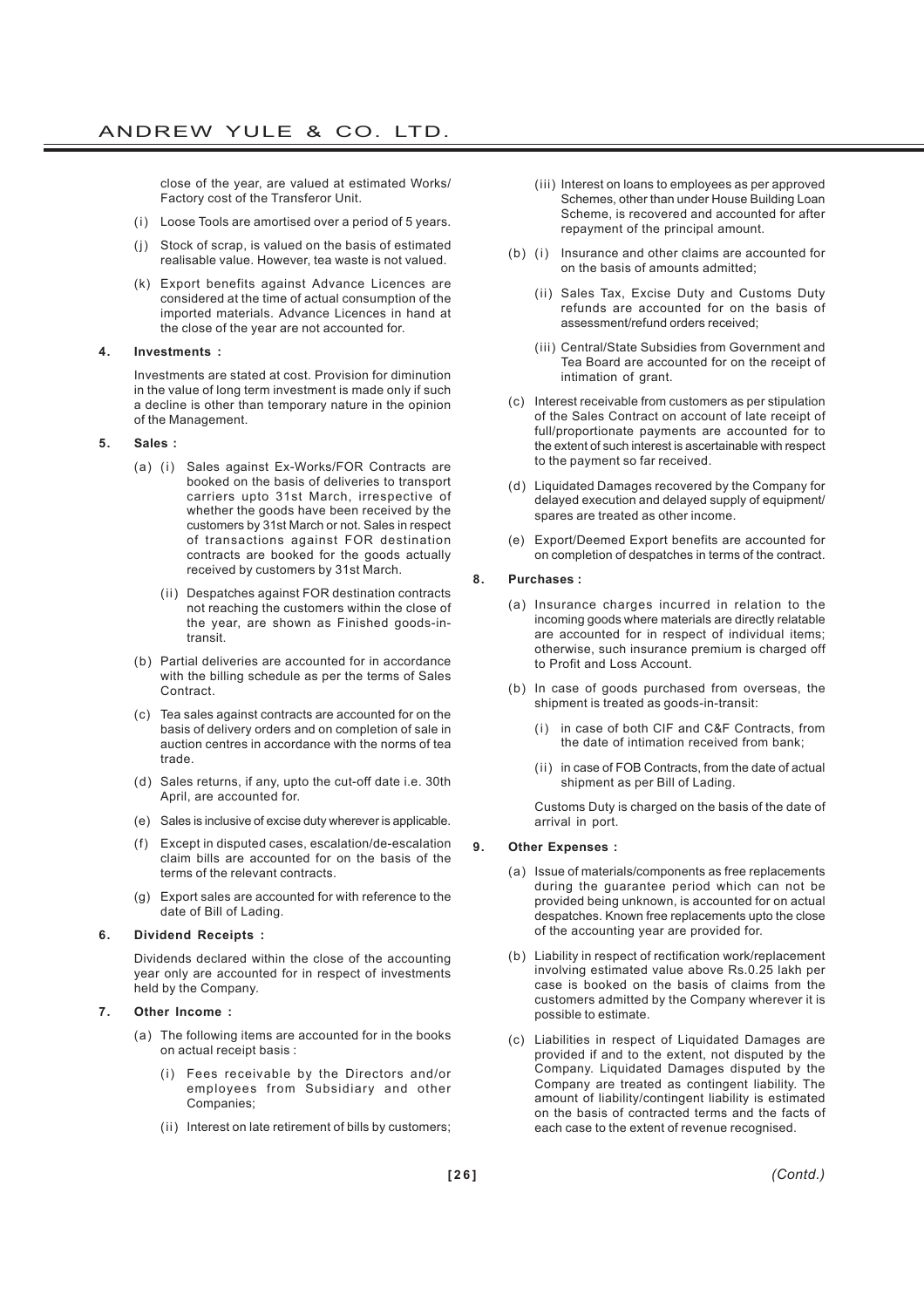close of the year, are valued at estimated Works/ Factory cost of the Transferor Unit.

(i) Loose Tools are amortised over a period of 5 years.

(j) Stock of scrap, is valued on the basis of estimated realisable value. However, tea waste is not valued.

(k) Export benefits against Advance Licences are considered at the time of actual consumption of the imported materials. Advance Licences in hand at the close of the year are not accounted for.

**4. Investments :**

Investments are stated at cost. Provision for diminution in the value of long term investment is made only if such a decline is other than temporary nature in the opinion of the Management.

**5. Sales :**

(a) (i) Sales against Ex-Works/FOR Contracts are booked on the basis of deliveries to transport carriers upto 31st March, irrespective of whether the goods have been received by the customers by 31st March or not. Sales in respect of transactions against FOR destination contracts are booked for the goods actually received by customers by 31st March.

(ii) Despatches against FOR destination contracts not reaching the customers within the close of the year, are shown as Finished goods-in-transit.

(b) Partial deliveries are accounted for in accordance with the billing schedule as per the terms of Sales Contract.

(c) Tea sales against contracts are accounted for on the basis of delivery orders and on completion of sale in auction centres in accordance with the norms of tea trade.

(d) Sales returns, if any, upto the cut-off date i.e. 30th April, are accounted for.

(e) Sales is inclusive of excise duty wherever is applicable.

(f) Except in disputed cases, escalation/de-escalation claim bills are accounted for on the basis of the terms of the relevant contracts.

(g) Export sales are accounted for with reference to the date of Bill of Lading.

**6. Dividend Receipts :**

Dividends declared within the close of the accounting year only are accounted for in respect of investments held by the Company.

**7. Other Income :**

(a) The following items are accounted for in the books on actual receipt basis :

(i) Fees receivable by the Directors and/or employees from Subsidiary and other Companies;

(ii) Interest on late retirement of bills by customers;

(iii) Interest on loans to employees as per approved Schemes, other than under House Building Loan Scheme, is recovered and accounted for after repayment of the principal amount.

(b) (i) Insurance and other claims are accounted for on the basis of amounts admitted;

(ii) Sales Tax, Excise Duty and Customs Duty refunds are accounted for on the basis of assessment/refund orders received;

(iii) Central/State Subsidies from Government and Tea Board are accounted for on the receipt of intimation of grant.

(c) Interest receivable from customers as per stipulation of the Sales Contract on account of late receipt of full/proportionate payments are accounted for to the extent of such interest is ascertainable with respect to the payment so far received.

(d) Liquidated Damages recovered by the Company for delayed execution and delayed supply of equipment/ spares are treated as other income.

(e) Export/Deemed Export benefits are accounted for on completion of despatches in terms of the contract.

**8. Purchases :**

(a) Insurance charges incurred in relation to the incoming goods where materials are directly relatable are accounted for in respect of individual items; otherwise, such insurance premium is charged off to Profit and Loss Account.

(b) In case of goods purchased from overseas, the shipment is treated as goods-in-transit:

(i) in case of both CIF and C&F Contracts, from the date of intimation received from bank;

(ii) in case of FOB Contracts, from the date of actual shipment as per Bill of Lading.

Customs Duty is charged on the basis of the date of arrival in port.

**9. Other Expenses :**

(a) Issue of materials/components as free replacements during the guarantee period which can not be provided being unknown, is accounted for on actual despatches. Known free replacements upto the close of the accounting year are provided for.

(b) Liability in respect of rectification work/replacement involving estimated value above Rs.0.25 lakh per case is booked on the basis of claims from the customers admitted by the Company wherever it is possible to estimate.

(c) Liabilities in respect of Liquidated Damages are provided if and to the extent, not disputed by the Company. Liquidated Damages disputed by the Company are treated as contingent liability. The amount of liability/contingent liability is estimated on the basis of contracted terms and the facts of each case to the extent of revenue recognised.

*(Contd.)*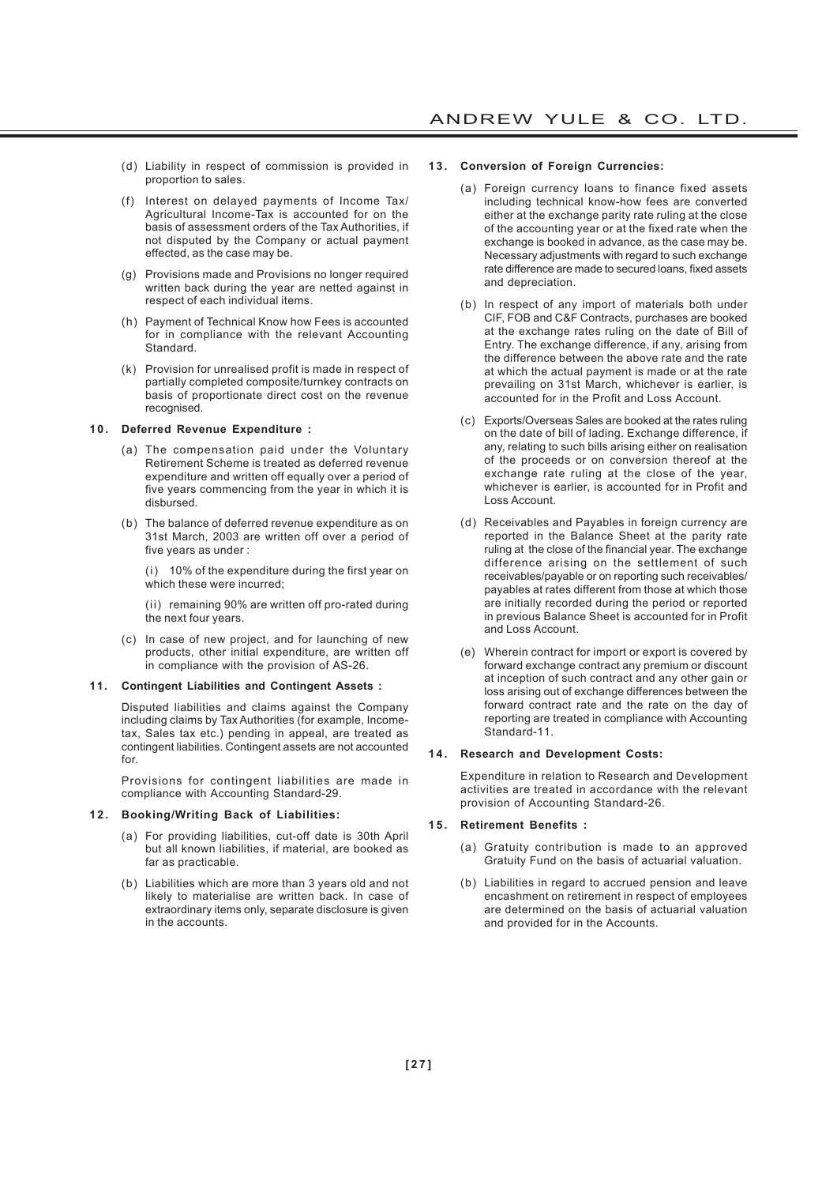(d) Liability in respect of commission is provided in proportion to sales.

(f) Interest on delayed payments of Income Tax/ Agricultural Income-Tax is accounted for on the basis of assessment orders of the Tax Authorities, if not disputed by the Company or actual payment effected, as the case may be.

(g) Provisions made and Provisions no longer required written back during the year are netted against in respect of each individual items.

(h) Payment of Technical Know how Fees is accounted for in compliance with the relevant Accounting Standard.

(k) Provision for unrealised profit is made in respect of partially completed composite/turnkey contracts on basis of proportionate direct cost on the revenue recognised.

**10. Deferred Revenue Expenditure :**

(a) The compensation paid under the Voluntary Retirement Scheme is treated as deferred revenue expenditure and written off equally over a period of five years commencing from the year in which it is disbursed.

(b) The balance of deferred revenue expenditure as on 31st March, 2003 are written off over a period of five years as under :

(i) 10% of the expenditure during the first year on which these were incurred;

(ii) remaining 90% are written off pro-rated during the next four years.

(c) In case of new project, and for launching of new products, other initial expenditure, are written off in compliance with the provision of AS-26.

**11. Contingent Liabilities and Contingent Assets :**

Disputed liabilities and claims against the Company including claims by Tax Authorities (for example, Income-tax, Sales tax etc.) pending in appeal, are treated as contingent liabilities. Contingent assets are not accounted for.

Provisions for contingent liabilities are made in compliance with Accounting Standard-29.

**12. Booking/Writing Back of Liabilities:**

(a) For providing liabilities, cut-off date is 30th April but all known liabilities, if material, are booked as far as practicable.

(b) Liabilities which are more than 3 years old and not likely to materialise are written back. In case of extraordinary items only, separate disclosure is given in the accounts.

**13. Conversion of Foreign Currencies:**

(a) Foreign currency loans to finance fixed assets including technical know-how fees are converted either at the exchange parity rate ruling at the close of the accounting year or at the fixed rate when the exchange is booked in advance, as the case may be. Necessary adjustments with regard to such exchange rate difference are made to secured loans, fixed assets and depreciation.

(b) In respect of any import of materials both under CIF, FOB and C&F Contracts, purchases are booked at the exchange rates ruling on the date of Bill of Entry. The exchange difference, if any, arising from the difference between the above rate and the rate at which the actual payment is made or at the rate prevailing on 31st March, whichever is earlier, is accounted for in the Profit and Loss Account.

(c) Exports/Overseas Sales are booked at the rates ruling on the date of bill of lading. Exchange difference, if any, relating to such bills arising either on realisation of the proceeds or on conversion thereof at the exchange rate ruling at the close of the year, whichever is earlier, is accounted for in Profit and Loss Account.

(d) Receivables and Payables in foreign currency are reported in the Balance Sheet at the parity rate ruling at the close of the financial year. The exchange difference arising on the settlement of such receivables/payable or on reporting such receivables/ payables at rates different from those at which those are initially recorded during the period or reported in previous Balance Sheet is accounted for in Profit and Loss Account.

(e) Wherein contract for import or export is covered by forward exchange contract any premium or discount at inception of such contract and any other gain or loss arising out of exchange differences between the forward contract rate and the rate on the day of reporting are treated in compliance with Accounting Standard-11.

**14. Research and Development Costs:**

Expenditure in relation to Research and Development activities are treated in accordance with the relevant provision of Accounting Standard-26.

**15. Retirement Benefits :**

(a) Gratuity contribution is made to an approved Gratuity Fund on the basis of actuarial valuation.

(b) Liabilities in regard to accrued pension and leave encashment on retirement in respect of employees are determined on the basis of actuarial valuation and provided for in the Accounts.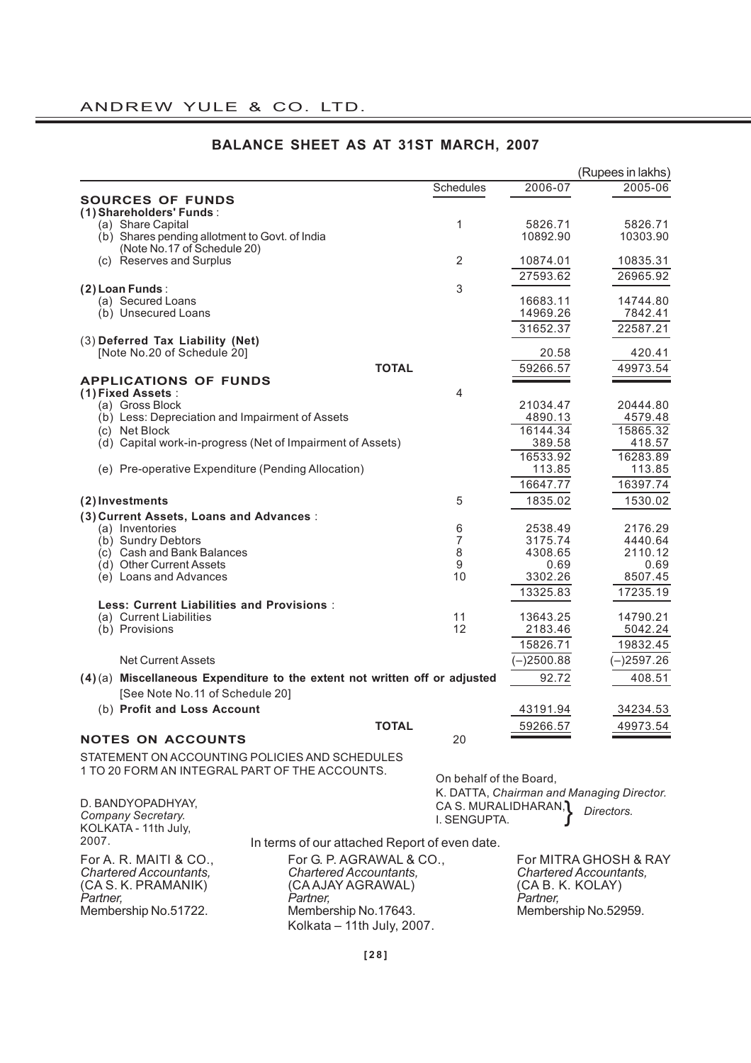ANDREW YULE & CO. LTD.

## BALANCE SHEET AS AT 31ST MARCH, 2007

(Rupees in lakhs)

| | Schedules | 2006-07 | 2005-06 |
|---|---|---|---|
| **SOURCES OF FUNDS** | | | |
| **(1) Shareholders' Funds** : | | | |
| (a) Share Capital | 1 | 5826.71 | 5826.71 |
| (b) Shares pending allotment to Govt. of India (Note No.17 of Schedule 20) | | 10892.90 | 10303.90 |
| (c) Reserves and Surplus | 2 | 10874.01 | 10835.31 |
| | | 27593.62 | 26965.92 |
| **(2) Loan Funds** : | 3 | | |
| (a) Secured Loans | | 16683.11 | 14744.80 |
| (b) Unsecured Loans | | 14969.26 | 7842.41 |
| | | 31652.37 | 22587.21 |
| (3) **Deferred Tax Liability (Net)** [Note No.20 of Schedule 20] | | 20.58 | 420.41 |
| **TOTAL** | | 59266.57 | 49973.54 |
| **APPLICATIONS OF FUNDS** | | | |
| **(1) Fixed Assets** : | 4 | | |
| (a) Gross Block | | 21034.47 | 20444.80 |
| (b) Less: Depreciation and Impairment of Assets | | 4890.13 | 4579.48 |
| (c) Net Block | | 16144.34 | 15865.32 |
| (d) Capital work-in-progress (Net of Impairment of Assets) | | 389.58 | 418.57 |
| | | 16533.92 | 16283.89 |
| (e) Pre-operative Expenditure (Pending Allocation) | | 113.85 | 113.85 |
| | | 16647.77 | 16397.74 |
| **(2) Investments** | 5 | 1835.02 | 1530.02 |
| **(3) Current Assets, Loans and Advances** : | | | |
| (a) Inventories | 6 | 2538.49 | 2176.29 |
| (b) Sundry Debtors | 7 | 3175.74 | 4440.64 |
| (c) Cash and Bank Balances | 8 | 4308.65 | 2110.12 |
| (d) Other Current Assets | 9 | 0.69 | 0.69 |
| (e) Loans and Advances | 10 | 3302.26 | 8507.45 |
| | | 13325.83 | 17235.19 |
| **Less: Current Liabilities and Provisions** : | | | |
| (a) Current Liabilities | 11 | 13643.25 | 14790.21 |
| (b) Provisions | 12 | 2183.46 | 5042.24 |
| | | 15826.71 | 19832.45 |
| Net Current Assets | | (–)2500.88 | (–)2597.26 |
| **(4)** (a) **Miscellaneous Expenditure to the extent not written off or adjusted** [See Note No.11 of Schedule 20] | | 92.72 | 408.51 |
| (b) **Profit and Loss Account** | | 43191.94 | 34234.53 |
| **TOTAL** | | 59266.57 | 49973.54 |
| **NOTES ON ACCOUNTS** | 20 | | |

STATEMENT ON ACCOUNTING POLICIES AND SCHEDULES 1 TO 20 FORM AN INTEGRAL PART OF THE ACCOUNTS.

On behalf of the Board,
K. DATTA, *Chairman and Managing Director.*
CA S. MURALIDHARAN, I. SENGUPTA. } *Directors.*

D. BANDYOPADHYAY,
*Company Secretary.*
KOLKATA - 11th July, 2007.

In terms of our attached Report of even date.

For A. R. MAITI & CO.,
*Chartered Accountants,*
(CA S. K. PRAMANIK)
*Partner,*
Membership No.51722.

For G. P. AGRAWAL & CO.,
*Chartered Accountants,*
(CA AJAY AGRAWAL)
*Partner,*
Membership No.17643.
Kolkata – 11th July, 2007.

For MITRA GHOSH & RAY
*Chartered Accountants,*
(CA B. K. KOLAY)
*Partner,*
Membership No.52959.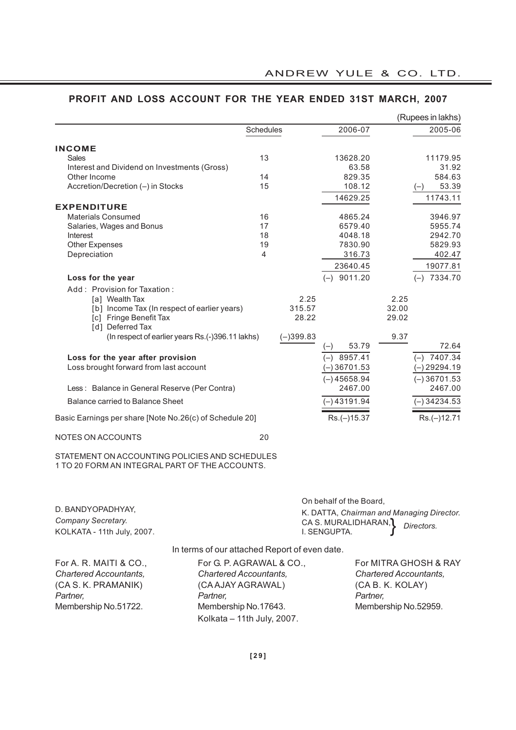## PROFIT AND LOSS ACCOUNT FOR THE YEAR ENDED 31ST MARCH, 2007

(Rupees in lakhs)

| | Schedules | | 2006-07 | | 2005-06 |
|---|---|---|---|---|---|
| **INCOME** | | | | | |
| Sales | 13 | | 13628.20 | | 11179.95 |
| Interest and Dividend on Investments (Gross) | | | 63.58 | | 31.92 |
| Other Income | 14 | | 829.35 | | 584.63 |
| Accretion/Decretion (–) in Stocks | 15 | | 108.12 | | (–) 53.39 |
| | | | 14629.25 | | 11743.11 |
| **EXPENDITURE** | | | | | |
| Materials Consumed | 16 | | 4865.24 | | 3946.97 |
| Salaries, Wages and Bonus | 17 | | 6579.40 | | 5955.74 |
| Interest | 18 | | 4048.18 | | 2942.70 |
| Other Expenses | 19 | | 7830.90 | | 5829.93 |
| Depreciation | 4 | | 316.73 | | 402.47 |
| | | | 23640.45 | | 19077.81 |
| **Loss for the year** | | | (–) 9011.20 | | (–) 7334.70 |
| Add : Provision for Taxation : | | | | | |
| [a] Wealth Tax | | 2.25 | | 2.25 | |
| [b] Income Tax (In respect of earlier years) | | 315.57 | | 32.00 | |
| [c] Fringe Benefit Tax | | 28.22 | | 29.02 | |
| [d] Deferred Tax | | | | | |
| (In respect of earlier years Rs.(-)396.11 lakhs) | | (–)399.83 | (–) 53.79 | 9.37 | 72.64 |
| **Loss for the year after provision** | | | (–) 8957.41 | | (–) 7407.34 |
| Loss brought forward from last account | | | (–) 36701.53 | | (–) 29294.19 |
| | | | (–) 45658.94 | | (–) 36701.53 |
| Less : Balance in General Reserve (Per Contra) | | | 2467.00 | | 2467.00 |
| Balance carried to Balance Sheet | | | (–) 43191.94 | | (–) 34234.53 |
| Basic Earnings per share [Note No.26(c) of Schedule 20] | | | Rs.(–)15.37 | | Rs.(–)12.71 |
| NOTES ON ACCOUNTS | 20 | | | | |

STATEMENT ON ACCOUNTING POLICIES AND SCHEDULES 1 TO 20 FORM AN INTEGRAL PART OF THE ACCOUNTS.

D. BANDYOPADHYAY,
*Company Secretary.*
KOLKATA - 11th July, 2007.

On behalf of the Board,
K. DATTA, *Chairman and Managing Director.*
CA S. MURALIDHARAN, I. SENGUPTA. } *Directors.*

In terms of our attached Report of even date.

For A. R. MAITI & CO.,
*Chartered Accountants,*
(CA S. K. PRAMANIK)
*Partner,*
Membership No.51722.

For G. P. AGRAWAL & CO.,
*Chartered Accountants,*
(CA AJAY AGRAWAL)
*Partner,*
Membership No.17643.
Kolkata – 11th July, 2007.

For MITRA GHOSH & RAY
*Chartered Accountants,*
(CA B. K. KOLAY)
*Partner,*
Membership No.52959.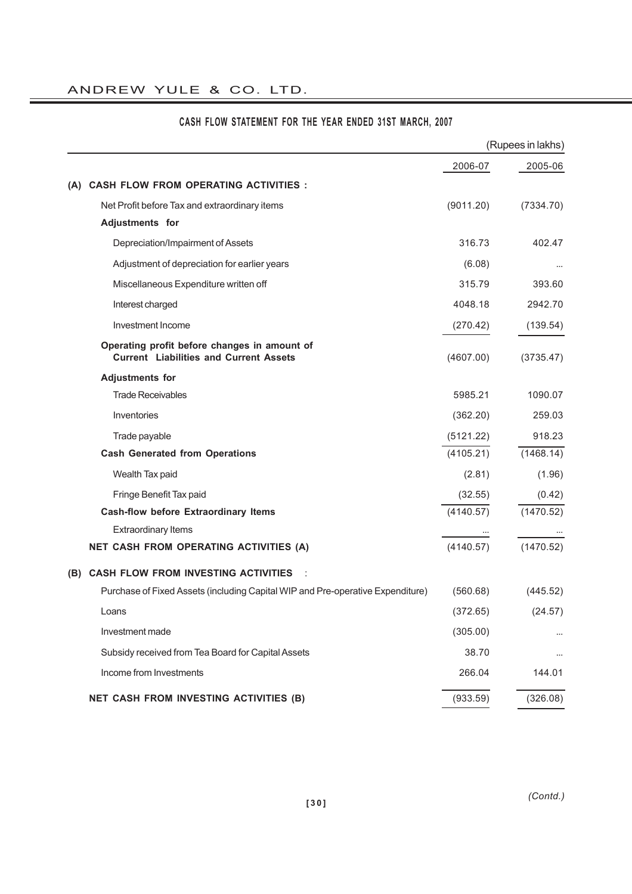## CASH FLOW STATEMENT FOR THE YEAR ENDED 31ST MARCH, 2007

(Rupees in lakhs)

| | 2006-07 | 2005-06 |
|---|---|---|
| **(A) CASH FLOW FROM OPERATING ACTIVITIES :** | | |
| Net Profit before Tax and extraordinary items | (9011.20) | (7334.70) |
| **Adjustments for** | | |
| Depreciation/Impairment of Assets | 316.73 | 402.47 |
| Adjustment of depreciation for earlier years | (6.08) | ... |
| Miscellaneous Expenditure written off | 315.79 | 393.60 |
| Interest charged | 4048.18 | 2942.70 |
| Investment Income | (270.42) | (139.54) |
| **Operating profit before changes in amount of Current Liabilities and Current Assets** | (4607.00) | (3735.47) |
| **Adjustments for** | | |
| Trade Receivables | 5985.21 | 1090.07 |
| Inventories | (362.20) | 259.03 |
| Trade payable | (5121.22) | 918.23 |
| **Cash Generated from Operations** | (4105.21) | (1468.14) |
| Wealth Tax paid | (2.81) | (1.96) |
| Fringe Benefit Tax paid | (32.55) | (0.42) |
| **Cash-flow before Extraordinary Items** | (4140.57) | (1470.52) |
| Extraordinary Items | ... | ... |
| **NET CASH FROM OPERATING ACTIVITIES (A)** | (4140.57) | (1470.52) |
| **(B) CASH FLOW FROM INVESTING ACTIVITIES :** | | |
| Purchase of Fixed Assets (including Capital WIP and Pre-operative Expenditure) | (560.68) | (445.52) |
| Loans | (372.65) | (24.57) |
| Investment made | (305.00) | ... |
| Subsidy received from Tea Board for Capital Assets | 38.70 | ... |
| Income from Investments | 266.04 | 144.01 |
| **NET CASH FROM INVESTING ACTIVITIES (B)** | (933.59) | (326.08) |

*(Contd.)*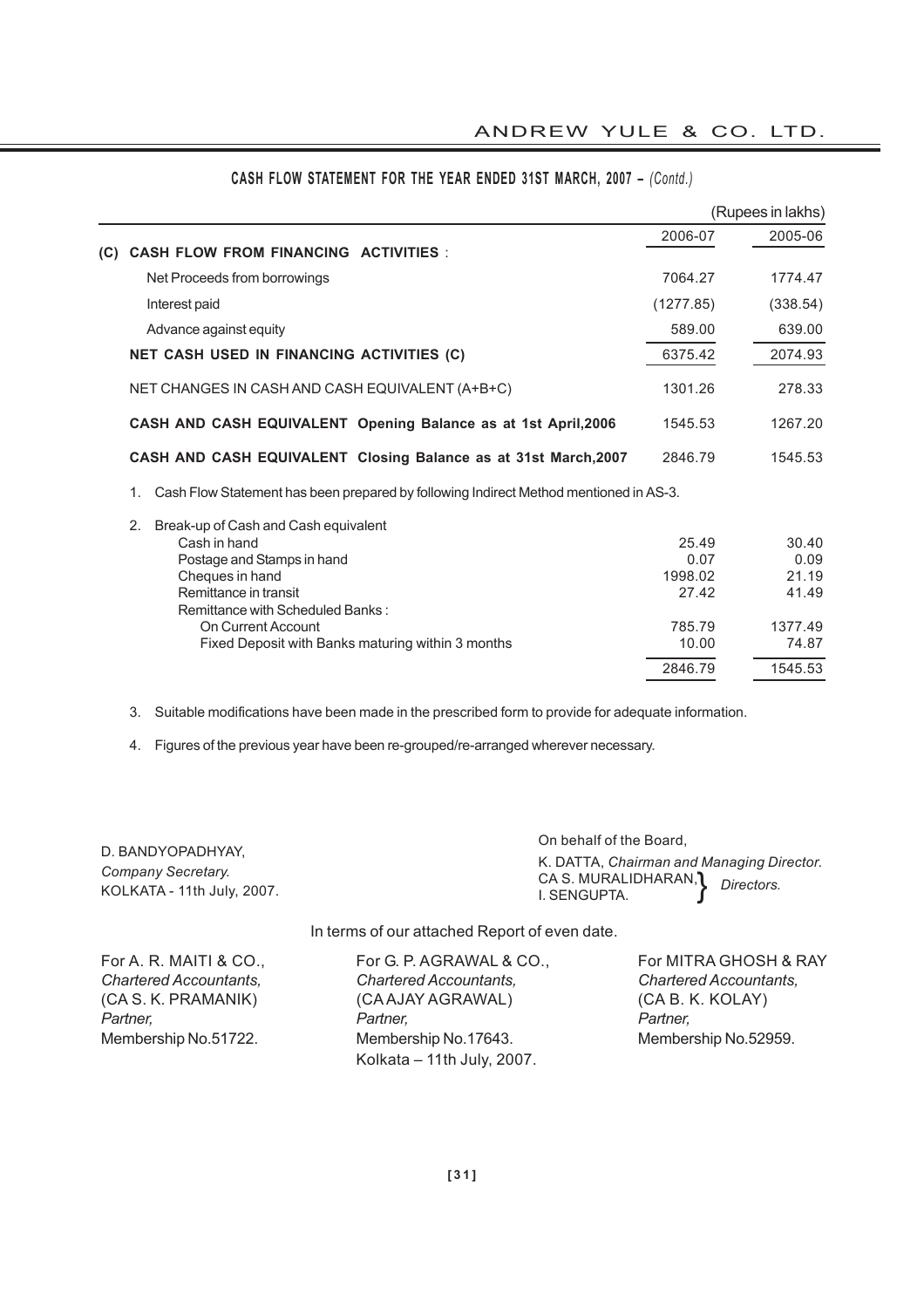## CASH FLOW STATEMENT FOR THE YEAR ENDED 31ST MARCH, 2007 – *(Contd.)*

(Rupees in lakhs)

| | 2006-07 | 2005-06 |
|---|---|---|
| **(C) CASH FLOW FROM FINANCING ACTIVITIES** : | | |
| Net Proceeds from borrowings | 7064.27 | 1774.47 |
| Interest paid | (1277.85) | (338.54) |
| Advance against equity | 589.00 | 639.00 |
| **NET CASH USED IN FINANCING ACTIVITIES (C)** | 6375.42 | 2074.93 |
| NET CHANGES IN CASH AND CASH EQUIVALENT (A+B+C) | 1301.26 | 278.33 |
| **CASH AND CASH EQUIVALENT Opening Balance as at 1st April,2006** | 1545.53 | 1267.20 |
| **CASH AND CASH EQUIVALENT Closing Balance as at 31st March,2007** | 2846.79 | 1545.53 |

1. Cash Flow Statement has been prepared by following Indirect Method mentioned in AS-3.

2. Break-up of Cash and Cash equivalent

| | 2006-07 | 2005-06 |
|---|---|---|
| Cash in hand | 25.49 | 30.40 |
| Postage and Stamps in hand | 0.07 | 0.09 |
| Cheques in hand | 1998.02 | 21.19 |
| Remittance in transit | 27.42 | 41.49 |
| Remittance with Scheduled Banks : | | |
| On Current Account | 785.79 | 1377.49 |
| Fixed Deposit with Banks maturing within 3 months | 10.00 | 74.87 |
| | 2846.79 | 1545.53 |

3. Suitable modifications have been made in the prescribed form to provide for adequate information.

4. Figures of the previous year have been re-grouped/re-arranged wherever necessary.

D. BANDYOPADHYAY,
*Company Secretary.*
KOLKATA - 11th July, 2007.

On behalf of the Board,
K. DATTA, *Chairman and Managing Director.*
CA S. MURALIDHARAN, I. SENGUPTA. } *Directors.*

In terms of our attached Report of even date.

For A. R. MAITI & CO.,
*Chartered Accountants,*
(CA S. K. PRAMANIK)
*Partner,*
Membership No.51722.

For G. P. AGRAWAL & CO.,
*Chartered Accountants,*
(CA AJAY AGRAWAL)
*Partner,*
Membership No.17643.
Kolkata – 11th July, 2007.

For MITRA GHOSH & RAY
*Chartered Accountants,*
(CA B. K. KOLAY)
*Partner,*
Membership No.52959.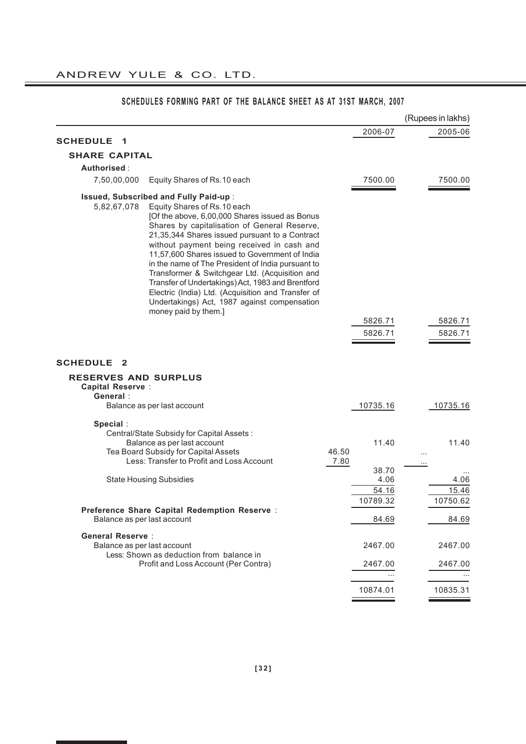## SCHEDULES FORMING PART OF THE BALANCE SHEET AS AT 31ST MARCH, 2007

(Rupees in lakhs)

| | | | 2006-07 | 2005-06 |
|---|---|---|---|---|
| **SCHEDULE 1** | | | | |
| **SHARE CAPITAL** | | | | |
| **Authorised** : | | | | |
| 7,50,00,000 | Equity Shares of Rs.10 each | | 7500.00 | 7500.00 |
| **Issued, Subscribed and Fully Paid-up** : | | | | |
| 5,82,67,078 | Equity Shares of Rs.10 each [Of the above, 6,00,000 Shares issued as Bonus Shares by capitalisation of General Reserve, 21,35,344 Shares issued pursuant to a Contract without payment being received in cash and 11,57,600 Shares issued to Government of India in the name of The President of India pursuant to Transformer & Switchgear Ltd. (Acquisition and Transfer of Undertakings) Act, 1983 and Brentford Electric (India) Ltd. (Acquisition and Transfer of Undertakings) Act, 1987 against compensation money paid by them.] | | 5826.71 | 5826.71 |
| | | | 5826.71 | 5826.71 |

| | | 2006-07 | 2005-06 |
|---|---|---|---|
| **SCHEDULE 2** | | | |
| **RESERVES AND SURPLUS** | | | |
| **Capital Reserve** : | | | |
| **General** : | | | |
| Balance as per last account | | 10735.16 | 10735.16 |
| **Special** : | | | |
| Central/State Subsidy for Capital Assets : | | | |
| Balance as per last account | | 11.40 | 11.40 |
| Tea Board Subsidy for Capital Assets | 46.50 | | ... |
| Less: Transfer to Profit and Loss Account | 7.80 | | ... |
| | | 38.70 | ... |
| State Housing Subsidies | | 4.06 | 4.06 |
| | | 54.16 | 15.46 |
| | | 10789.32 | 10750.62 |
| **Preference Share Capital Redemption Reserve** : | | | |
| Balance as per last account | | 84.69 | 84.69 |
| **General Reserve** : | | | |
| Balance as per last account | | 2467.00 | 2467.00 |
| Less: Shown as deduction from balance in Profit and Loss Account (Per Contra) | | 2467.00 | 2467.00 |
| | | ... | ... |
| | | 10874.01 | 10835.31 |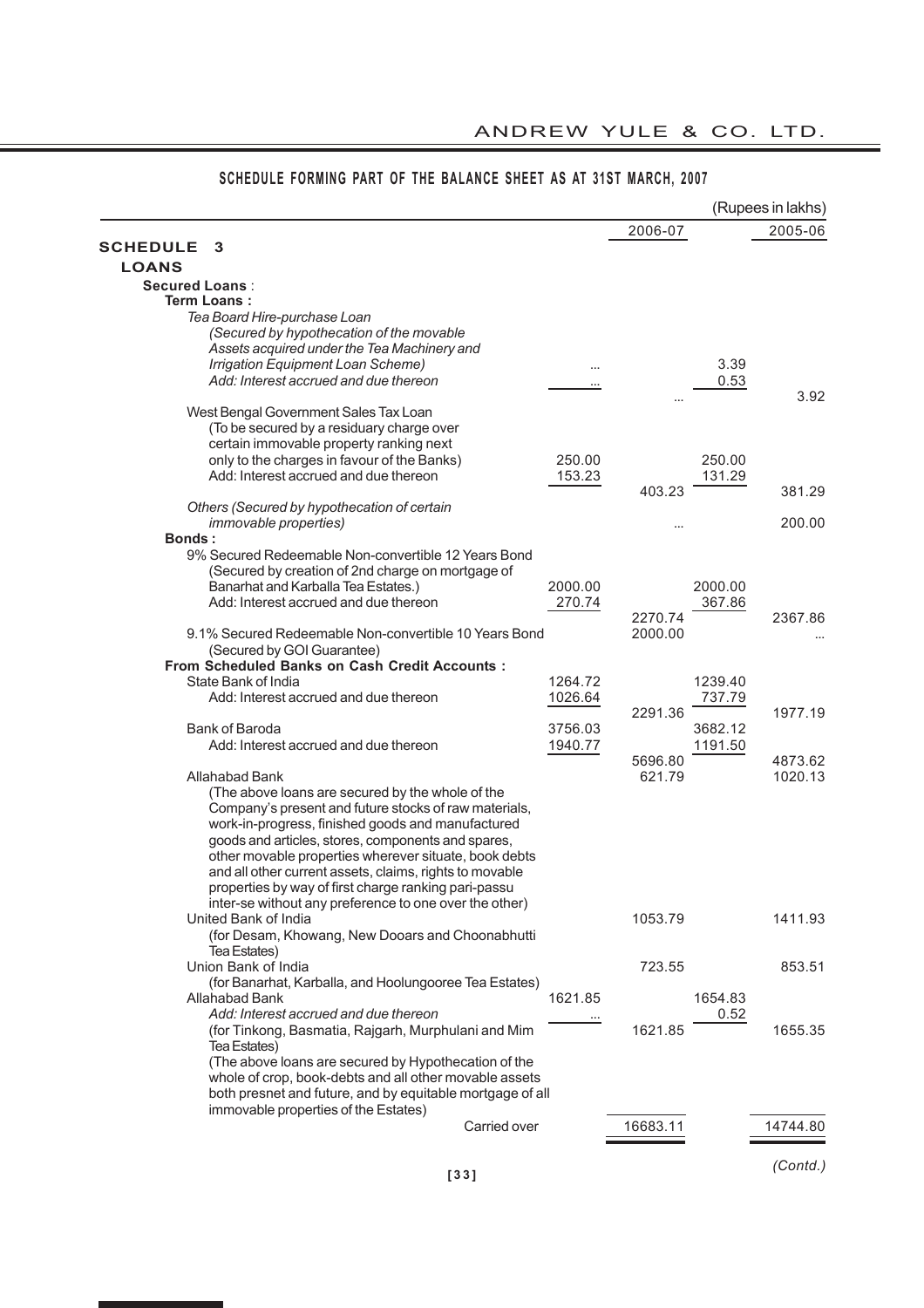## SCHEDULE FORMING PART OF THE BALANCE SHEET AS AT 31ST MARCH, 2007

(Rupees in lakhs)

| | | 2006-07 | | 2005-06 |
|---|---|---|---|---|
| **SCHEDULE 3** | | | | |
| **LOANS** | | | | |
| **Secured Loans** : | | | | |
| **Term Loans :** | | | | |
| *Tea Board Hire-purchase Loan* | | | | |
| *(Secured by hypothecation of the movable Assets acquired under the Tea Machinery and Irrigation Equipment Loan Scheme)* | ... | | 3.39 | |
| *Add: Interest accrued and due thereon* | ... | | 0.53 | |
| | | ... | | 3.92 |
| West Bengal Government Sales Tax Loan (To be secured by a residuary charge over certain immovable property ranking next only to the charges in favour of the Banks) | 250.00 | | 250.00 | |
| Add: Interest accrued and due thereon | 153.23 | | 131.29 | |
| | | 403.23 | | 381.29 |
| *Others (Secured by hypothecation of certain immovable properties)* | | ... | | 200.00 |
| **Bonds :** | | | | |
| 9% Secured Redeemable Non-convertible 12 Years Bond (Secured by creation of 2nd charge on mortgage of Banarhat and Karballa Tea Estates.) | 2000.00 | | 2000.00 | |
| Add: Interest accrued and due thereon | 270.74 | | 367.86 | |
| | | 2270.74 | | 2367.86 |
| 9.1% Secured Redeemable Non-convertible 10 Years Bond (Secured by GOI Guarantee) | | 2000.00 | | ... |
| **From Scheduled Banks on Cash Credit Accounts :** | | | | |
| State Bank of India | 1264.72 | | 1239.40 | |
| Add: Interest accrued and due thereon | 1026.64 | | 737.79 | |
| | | 2291.36 | | 1977.19 |
| Bank of Baroda | 3756.03 | | 3682.12 | |
| Add: Interest accrued and due thereon | 1940.77 | | 1191.50 | |
| | | 5696.80 | | 4873.62 |
| Allahabad Bank | | 621.79 | | 1020.13 |
| (The above loans are secured by the whole of the Company's present and future stocks of raw materials, work-in-progress, finished goods and manufactured goods and articles, stores, components and spares, other movable properties wherever situate, book debts and all other current assets, claims, rights to movable properties by way of first charge ranking pari-passu inter-se without any preference to one over the other) | | | | |
| United Bank of India (for Desam, Khowang, New Dooars and Choonabhutti Tea Estates) | | 1053.79 | | 1411.93 |
| Union Bank of India (for Banarhat, Karballa, and Hoolungooree Tea Estates) | | 723.55 | | 853.51 |
| Allahabad Bank | 1621.85 | | 1654.83 | |
| *Add: Interest accrued and due thereon* | ... | | 0.52 | |
| (for Tinkong, Basmatia, Rajgarh, Murphulani and Mim Tea Estates) | | 1621.85 | | 1655.35 |
| (The above loans are secured by Hypothecation of the whole of crop, book-debts and all other movable assets both presnet and future, and by equitable mortgage of all immovable properties of the Estates) | | | | |
| Carried over | | 16683.11 | | 14744.80 |

*(Contd.)*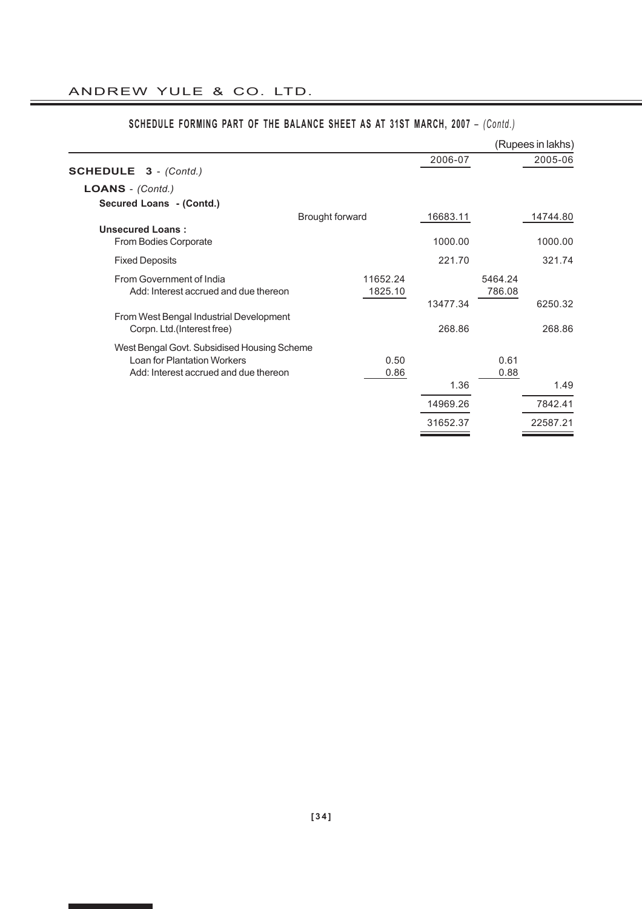## SCHEDULE FORMING PART OF THE BALANCE SHEET AS AT 31ST MARCH, 2007 – *(Contd.)*

(Rupees in lakhs)

| | | 2006-07 | | 2005-06 |
|---|---|---|---|---|
| **SCHEDULE 3** - *(Contd.)* | | | | |
| **LOANS** - *(Contd.)* | | | | |
| **Secured Loans - (Contd.)** | | | | |
| Brought forward | | 16683.11 | | 14744.80 |
| **Unsecured Loans :** | | | | |
| From Bodies Corporate | | 1000.00 | | 1000.00 |
| Fixed Deposits | | 221.70 | | 321.74 |
| From Government of India | 11652.24 | | 5464.24 | |
| Add: Interest accrued and due thereon | 1825.10 | | 786.08 | |
| | | 13477.34 | | 6250.32 |
| From West Bengal Industrial Development Corpn. Ltd.(Interest free) | | 268.86 | | 268.86 |
| West Bengal Govt. Subsidised Housing Scheme | | | | |
| Loan for Plantation Workers | 0.50 | | 0.61 | |
| Add: Interest accrued and due thereon | 0.86 | | 0.88 | |
| | | 1.36 | | 1.49 |
| | | 14969.26 | | 7842.41 |
| | | 31652.37 | | 22587.21 |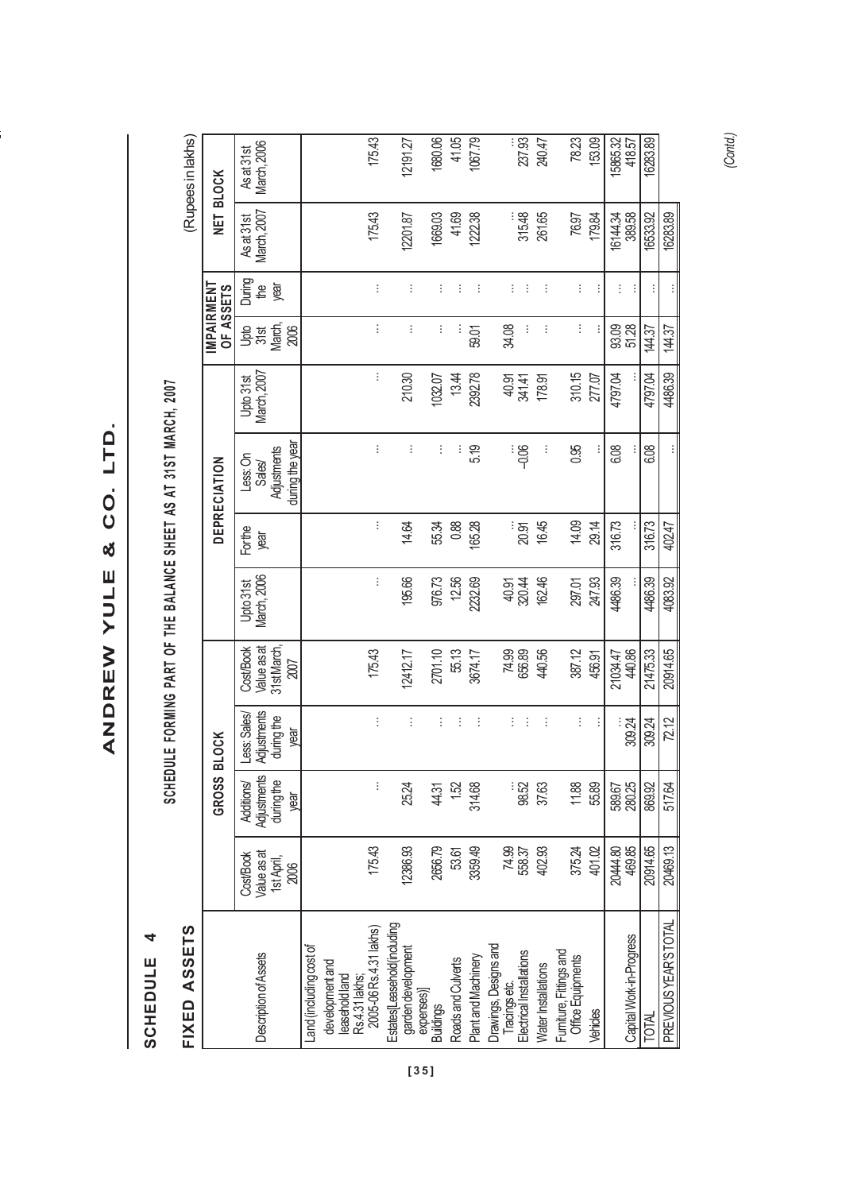# ANDREW YULE & CO. LTD.

## SCHEDULE 4

### SCHEDULE FORMING PART OF THE BALANCE SHEET AS AT 31ST MARCH, 2007

## FIXED ASSETS

(Rupees in lakhs)

| Description of Assets | GROSS BLOCK | | | | DEPRECIATION | | | | IMPAIRMENT OF ASSETS | | NET BLOCK | |
|---|---|---|---|---|---|---|---|---|---|---|---|---|
| | Cost/Book Value as at 1st April, 2006 | Additions/ Adjustments during the year | Less: Sales/ Adjustments during the year | Cost/Book Value as at 31st March, 2007 | Upto 31st March, 2006 | For the year | Less: On Sales/ Adjustments during the year | Upto 31st March, 2007 | Upto 31st March, 2006 | During the year | As at 31st March, 2007 | As at 31st March, 2006 |
| Land (including cost of development and leasehold land Rs.4.31 lakhs; 2005-06 Rs.4.31 lakhs) | 175.43 | ... | ... | 175.43 | ... | ... | ... | ... | ... | ... | 175.43 | 175.43 |
| Estates[Leasehold(including garden development expenses)] | 12386.93 | 25.24 | ... | 12412.17 | 195.66 | 14.64 | ... | 210.30 | ... | ... | 12201.87 | 12191.27 |
| Buildings | 2656.79 | 44.31 | ... | 2701.10 | 976.73 | 55.34 | ... | 1032.07 | ... | ... | 1669.03 | 1680.06 |
| Roads and Culverts | 53.61 | 1.52 | ... | 55.13 | 12.56 | 0.88 | ... | 13.44 | ... | ... | 41.69 | 41.05 |
| Plant and Machinery | 3359.49 | 314.68 | ... | 3674.17 | 2232.69 | 165.28 | 5.19 | 2392.78 | 59.01 | ... | 1222.38 | 1067.79 |
| Drawings, Designs and Tracings etc. | 74.99 | ... | ... | 74.99 | 40.91 | ... | ... | 40.91 | 34.08 | ... | ... | ... |
| Electrical Installations | 558.37 | 98.52 | ... | 656.89 | 320.44 | 20.91 | –0.06 | 341.41 | ... | ... | 315.48 | 237.93 |
| Water Installations | 402.93 | 37.63 | ... | 440.56 | 162.46 | 16.45 | ... | 178.91 | ... | ... | 261.65 | 240.47 |
| Furniture, Fittings and Office Equipments | 375.24 | 11.88 | ... | 387.12 | 297.01 | 14.09 | 0.95 | 310.15 | ... | ... | 76.97 | 78.23 |
| Vehicles | 401.02 | 55.89 | ... | 456.91 | 247.93 | 29.14 | ... | 277.07 | ... | ... | 179.84 | 153.09 |
| | 20444.80 | 589.67 | ... | 21034.47 | 4486.39 | 316.73 | 6.08 | 4797.04 | 93.09 | ... | 16144.34 | 15865.32 |
| Capital Work-in-Progress | 469.85 | 280.25 | 309.24 | 440.86 | ... | ... | ... | ... | 51.28 | ... | 389.58 | 418.57 |
| TOTAL | 20914.65 | 869.92 | 309.24 | 21475.33 | 4486.39 | 316.73 | 6.08 | 4797.04 | 144.37 | ... | 16533.92 | 16283.89 |
| PREVIOUS YEAR'S TOTAL | 20469.13 | 517.64 | 72.12 | 20914.65 | 4083.92 | 402.47 | ... | 4486.39 | 144.37 | ... | 16283.89 | |

*(Contd.)*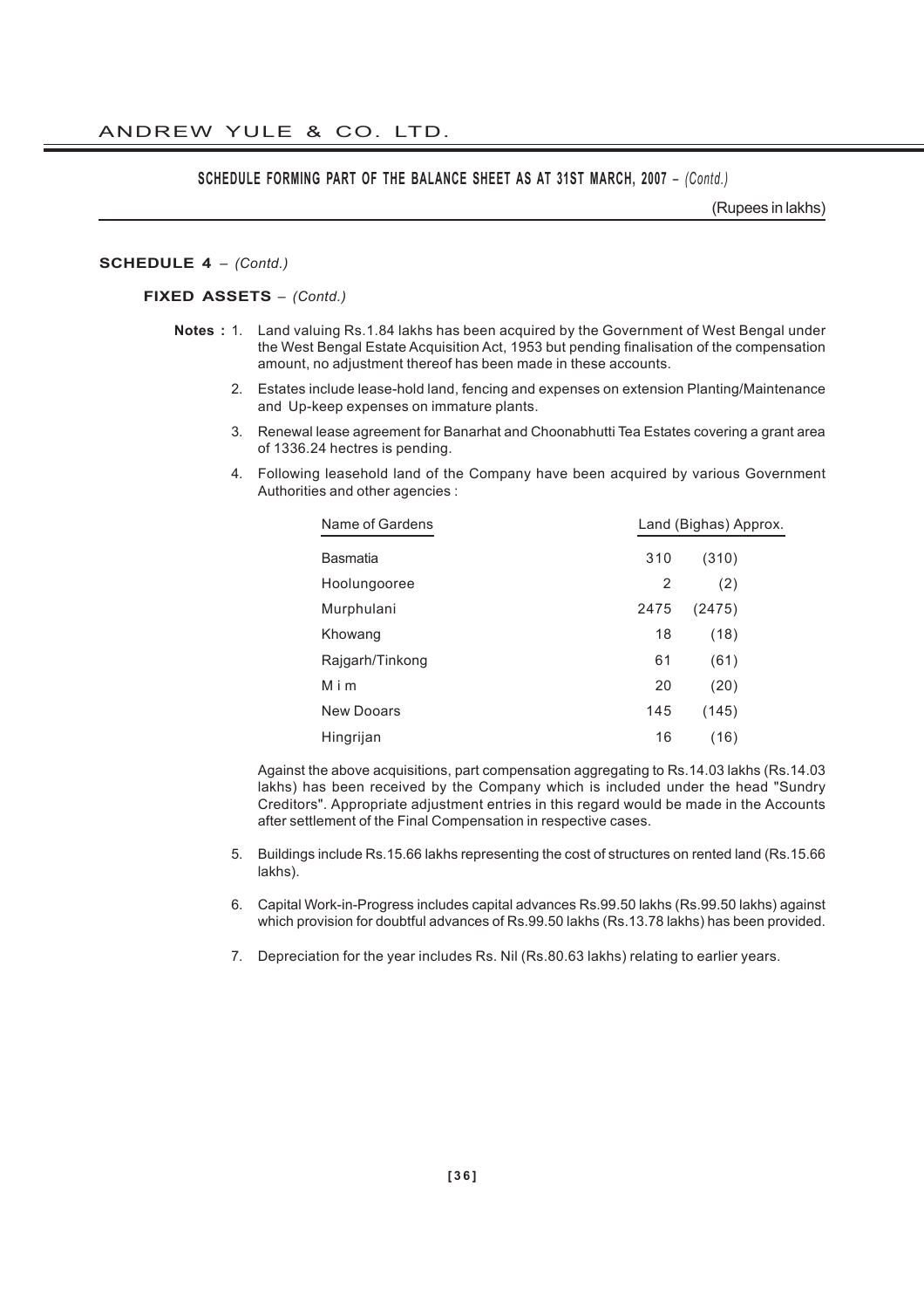## SCHEDULE FORMING PART OF THE BALANCE SHEET AS AT 31ST MARCH, 2007 – *(Contd.)*

(Rupees in lakhs)

### SCHEDULE 4 – *(Contd.)*

#### FIXED ASSETS – *(Contd.)*

**Notes :**

1. Land valuing Rs.1.84 lakhs has been acquired by the Government of West Bengal under the West Bengal Estate Acquisition Act, 1953 but pending finalisation of the compensation amount, no adjustment thereof has been made in these accounts.

2. Estates include lease-hold land, fencing and expenses on extension Planting/Maintenance and Up-keep expenses on immature plants.

3. Renewal lease agreement for Banarhat and Choonabhutti Tea Estates covering a grant area of 1336.24 hectres is pending.

4. Following leasehold land of the Company have been acquired by various Government Authorities and other agencies :

| Name of Gardens | Land (Bighas) Approx. | |
|---|---|---|
| Basmatia | 310 | (310) |
| Hoolungooree | 2 | (2) |
| Murphulani | 2475 | (2475) |
| Khowang | 18 | (18) |
| Rajgarh/Tinkong | 61 | (61) |
| M i m | 20 | (20) |
| New Dooars | 145 | (145) |
| Hingrijan | 16 | (16) |

   Against the above acquisitions, part compensation aggregating to Rs.14.03 lakhs (Rs.14.03 lakhs) has been received by the Company which is included under the head "Sundry Creditors". Appropriate adjustment entries in this regard would be made in the Accounts after settlement of the Final Compensation in respective cases.

5. Buildings include Rs.15.66 lakhs representing the cost of structures on rented land (Rs.15.66 lakhs).

6. Capital Work-in-Progress includes capital advances Rs.99.50 lakhs (Rs.99.50 lakhs) against which provision for doubtful advances of Rs.99.50 lakhs (Rs.13.78 lakhs) has been provided.

7. Depreciation for the year includes Rs. Nil (Rs.80.63 lakhs) relating to earlier years.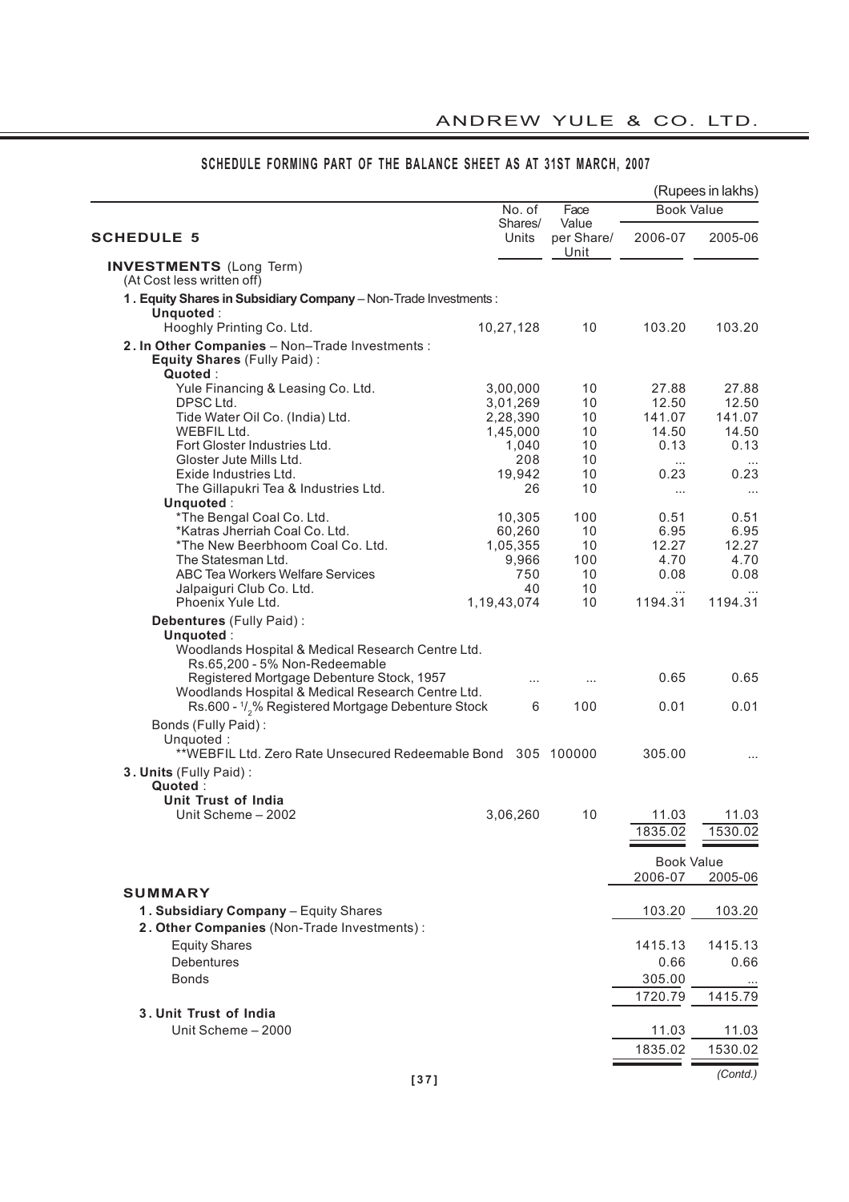## SCHEDULE FORMING PART OF THE BALANCE SHEET AS AT 31ST MARCH, 2007

(Rupees in lakhs)

| SCHEDULE 5 | No. of Shares/ Units | Face Value per Share/ Unit | Book Value 2006-07 | Book Value 2005-06 |
|---|---|---|---|---|
| **INVESTMENTS** (Long Term) (At Cost less written off) | | | | |
| **1. Equity Shares in Subsidiary Company** – Non-Trade Investments : | | | | |
| **Unquoted** : | | | | |
| Hooghly Printing Co. Ltd. | 10,27,128 | 10 | 103.20 | 103.20 |
| **2. In Other Companies** – Non–Trade Investments : | | | | |
| **Equity Shares** (Fully Paid) : | | | | |
| **Quoted** : | | | | |
| Yule Financing & Leasing Co. Ltd. | 3,00,000 | 10 | 27.88 | 27.88 |
| DPSC Ltd. | 3,01,269 | 10 | 12.50 | 12.50 |
| Tide Water Oil Co. (India) Ltd. | 2,28,390 | 10 | 141.07 | 141.07 |
| WEBFIL Ltd. | 1,45,000 | 10 | 14.50 | 14.50 |
| Fort Gloster Industries Ltd. | 1,040 | 10 | 0.13 | 0.13 |
| Gloster Jute Mills Ltd. | 208 | 10 | ... | ... |
| Exide Industries Ltd. | 19,942 | 10 | 0.23 | 0.23 |
| The Gillapukri Tea & Industries Ltd. | 26 | 10 | ... | ... |
| **Unquoted** : | | | | |
| *The Bengal Coal Co. Ltd. | 10,305 | 100 | 0.51 | 0.51 |
| *Katras Jherriah Coal Co. Ltd. | 60,260 | 10 | 6.95 | 6.95 |
| *The New Beerbhoom Coal Co. Ltd. | 1,05,355 | 10 | 12.27 | 12.27 |
| The Statesman Ltd. | 9,966 | 100 | 4.70 | 4.70 |
| ABC Tea Workers Welfare Services | 750 | 10 | 0.08 | 0.08 |
| Jalpaiguri Club Co. Ltd. | 40 | 10 | ... | ... |
| Phoenix Yule Ltd. | 1,19,43,074 | 10 | 1194.31 | 1194.31 |
| **Debentures** (Fully Paid) : | | | | |
| **Unquoted** : | | | | |
| Woodlands Hospital & Medical Research Centre Ltd. Rs.65,200 - 5% Non-Redeemable Registered Mortgage Debenture Stock, 1957 | ... | ... | 0.65 | 0.65 |
| Woodlands Hospital & Medical Research Centre Ltd. Rs.600 - $^1/_2$% Registered Mortgage Debenture Stock | 6 | 100 | 0.01 | 0.01 |
| Bonds (Fully Paid) : | | | | |
| Unquoted : | | | | |
| **WEBFIL Ltd. Zero Rate Unsecured Redeemable Bond | 305 | 100000 | 305.00 | ... |
| **3. Units** (Fully Paid) : | | | | |
| **Quoted** : | | | | |
| **Unit Trust of India** | | | | |
| Unit Scheme – 2002 | 3,06,260 | 10 | 11.03 | 11.03 |
| | | | 1835.02 | 1530.02 |

| SUMMARY | Book Value 2006-07 | Book Value 2005-06 |
|---|---|---|
| **1. Subsidiary Company** – Equity Shares | 103.20 | 103.20 |
| **2. Other Companies** (Non-Trade Investments) : | | |
| Equity Shares | 1415.13 | 1415.13 |
| Debentures | 0.66 | 0.66 |
| Bonds | 305.00 | ... |
| | 1720.79 | 1415.79 |
| **3. Unit Trust of India** | | |
| Unit Scheme – 2000 | 11.03 | 11.03 |
| | 1835.02 | 1530.02 |

*(Contd.)*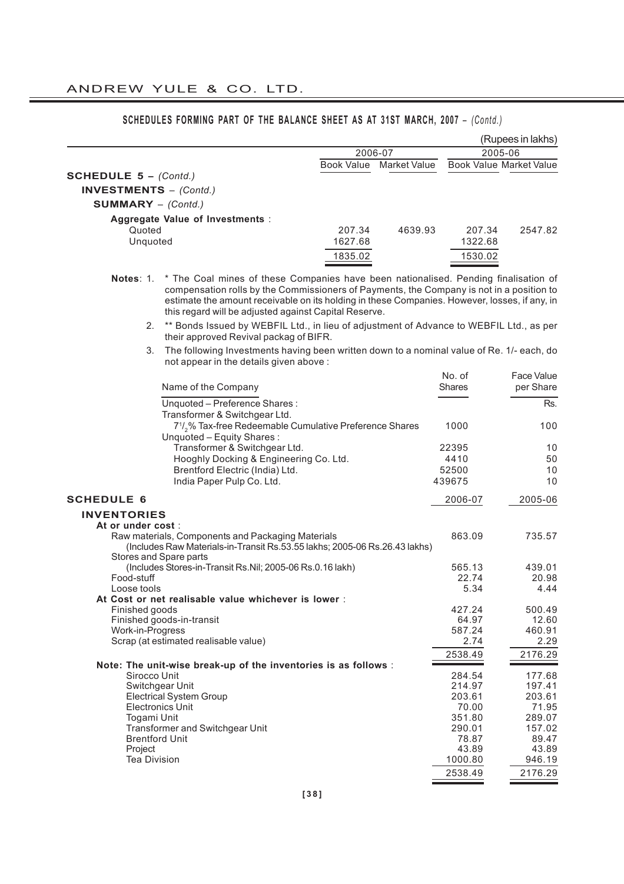## SCHEDULES FORMING PART OF THE BALANCE SHEET AS AT 31ST MARCH, 2007 – *(Contd.)*

(Rupees in lakhs)

| | 2006-07 | | 2005-06 | |
|---|---|---|---|---|
| | Book Value | Market Value | Book Value | Market Value |
| **SCHEDULE 5 –** *(Contd.)* | | | | |
| **INVESTMENTS** – *(Contd.)* | | | | |
| **SUMMARY** – *(Contd.)* | | | | |
| **Aggregate Value of Investments** : | | | | |
| Quoted | 207.34 | 4639.93 | 207.34 | 2547.82 |
| Unquoted | 1627.68 | | 1322.68 | |
| | 1835.02 | | 1530.02 | |

**Notes**:

1. * The Coal mines of these Companies have been nationalised. Pending finalisation of compensation rolls by the Commissioners of Payments, the Company is not in a position to estimate the amount receivable on its holding in these Companies. However, losses, if any, in this regard will be adjusted against Capital Reserve.
2. ** Bonds Issued by WEBFIL Ltd., in lieu of adjustment of Advance to WEBFIL Ltd., as per their approved Revival packag of BIFR.
3. The following Investments having been written down to a nominal value of Re. 1/- each, do not appear in the details given above :

| Name of the Company | No. of Shares | Face Value per Share |
|---|---|---|
| Unquoted – Preference Shares : | | Rs. |
| Transformer & Switchgear Ltd. | | |
| $7^1/_2$% Tax-free Redeemable Cumulative Preference Shares | 1000 | 100 |
| Unquoted – Equity Shares : | | |
| Transformer & Switchgear Ltd. | 22395 | 10 |
| Hooghly Docking & Engineering Co. Ltd. | 4410 | 50 |
| Brentford Electric (India) Ltd. | 52500 | 10 |
| India Paper Pulp Co. Ltd. | 439675 | 10 |

## SCHEDULE 6

| | 2006-07 | 2005-06 |
|---|---|---|
| **INVENTORIES** | | |
| **At or under cost** : | | |
| Raw materials, Components and Packaging Materials (Includes Raw Materials-in-Transit Rs.53.55 lakhs; 2005-06 Rs.26.43 lakhs) | 863.09 | 735.57 |
| Stores and Spare parts (Includes Stores-in-Transit Rs.Nil; 2005-06 Rs.0.16 lakh) | 565.13 | 439.01 |
| Food-stuff | 22.74 | 20.98 |
| Loose tools | 5.34 | 4.44 |
| **At Cost or net realisable value whichever is lower** : | | |
| Finished goods | 427.24 | 500.49 |
| Finished goods-in-transit | 64.97 | 12.60 |
| Work-in-Progress | 587.24 | 460.91 |
| Scrap (at estimated realisable value) | 2.74 | 2.29 |
| | 2538.49 | 2176.29 |
| **Note: The unit-wise break-up of the inventories is as follows** : | | |
| Sirocco Unit | 284.54 | 177.68 |
| Switchgear Unit | 214.97 | 197.41 |
| Electrical System Group | 203.61 | 203.61 |
| Electronics Unit | 70.00 | 71.95 |
| Togami Unit | 351.80 | 289.07 |
| Transformer and Switchgear Unit | 290.01 | 157.02 |
| Brentford Unit | 78.87 | 89.47 |
| Project | 43.89 | 43.89 |
| Tea Division | 1000.80 | 946.19 |
| | 2538.49 | 2176.29 |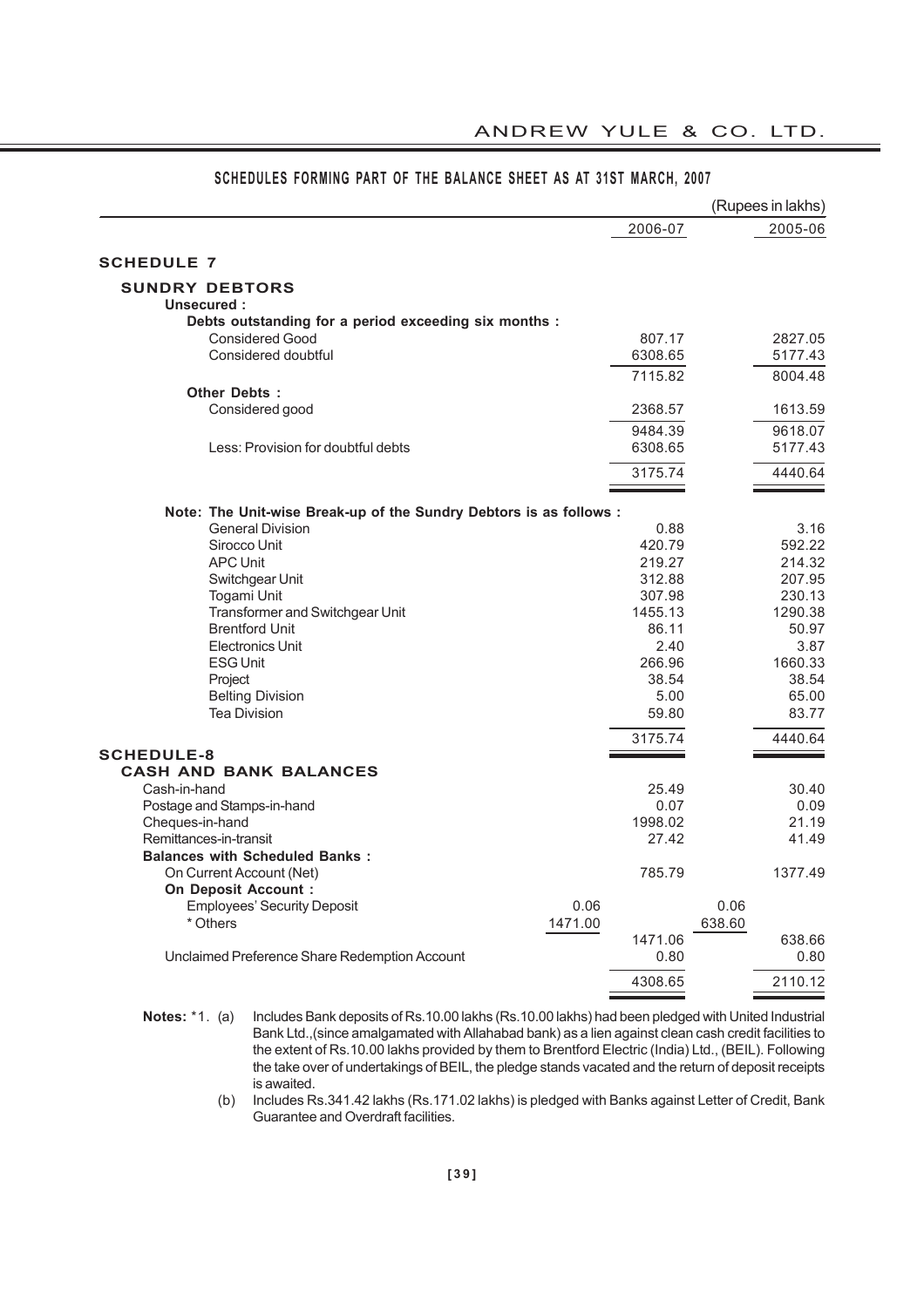## SCHEDULES FORMING PART OF THE BALANCE SHEET AS AT 31ST MARCH, 2007

(Rupees in lakhs)

| | | 2006-07 | | 2005-06 |
|---|---|---|---|---|
| **SCHEDULE 7** | | | | |
| **SUNDRY DEBTORS** | | | | |
| **Unsecured :** | | | | |
| **Debts outstanding for a period exceeding six months :** | | | | |
| Considered Good | | 807.17 | | 2827.05 |
| Considered doubtful | | 6308.65 | | 5177.43 |
| | | 7115.82 | | 8004.48 |
| **Other Debts :** | | | | |
| Considered good | | 2368.57 | | 1613.59 |
| | | 9484.39 | | 9618.07 |
| Less: Provision for doubtful debts | | 6308.65 | | 5177.43 |
| | | 3175.74 | | 4440.64 |
| **Note: The Unit-wise Break-up of the Sundry Debtors is as follows :** | | | | |
| General Division | | 0.88 | | 3.16 |
| Sirocco Unit | | 420.79 | | 592.22 |
| APC Unit | | 219.27 | | 214.32 |
| Switchgear Unit | | 312.88 | | 207.95 |
| Togami Unit | | 307.98 | | 230.13 |
| Transformer and Switchgear Unit | | 1455.13 | | 1290.38 |
| Brentford Unit | | 86.11 | | 50.97 |
| Electronics Unit | | 2.40 | | 3.87 |
| ESG Unit | | 266.96 | | 1660.33 |
| Project | | 38.54 | | 38.54 |
| Belting Division | | 5.00 | | 65.00 |
| Tea Division | | 59.80 | | 83.77 |
| | | 3175.74 | | 4440.64 |
| **SCHEDULE-8** | | | | |
| **CASH AND BANK BALANCES** | | | | |
| Cash-in-hand | | 25.49 | | 30.40 |
| Postage and Stamps-in-hand | | 0.07 | | 0.09 |
| Cheques-in-hand | | 1998.02 | | 21.19 |
| Remittances-in-transit | | 27.42 | | 41.49 |
| **Balances with Scheduled Banks :** | | | | |
| On Current Account (Net) | | 785.79 | | 1377.49 |
| **On Deposit Account :** | | | | |
| Employees' Security Deposit | 0.06 | | 0.06 | |
| * Others | 1471.00 | | 638.60 | |
| | | 1471.06 | | 638.66 |
| Unclaimed Preference Share Redemption Account | | 0.80 | | 0.80 |
| | | 4308.65 | | 2110.12 |

**Notes:** *1. (a) Includes Bank deposits of Rs.10.00 lakhs (Rs.10.00 lakhs) had been pledged with United Industrial Bank Ltd.,(since amalgamated with Allahabad bank) as a lien against clean cash credit facilities to the extent of Rs.10.00 lakhs provided by them to Brentford Electric (India) Ltd., (BEIL). Following the take over of undertakings of BEIL, the pledge stands vacated and the return of deposit receipts is awaited.

(b) Includes Rs.341.42 lakhs (Rs.171.02 lakhs) is pledged with Banks against Letter of Credit, Bank Guarantee and Overdraft facilities.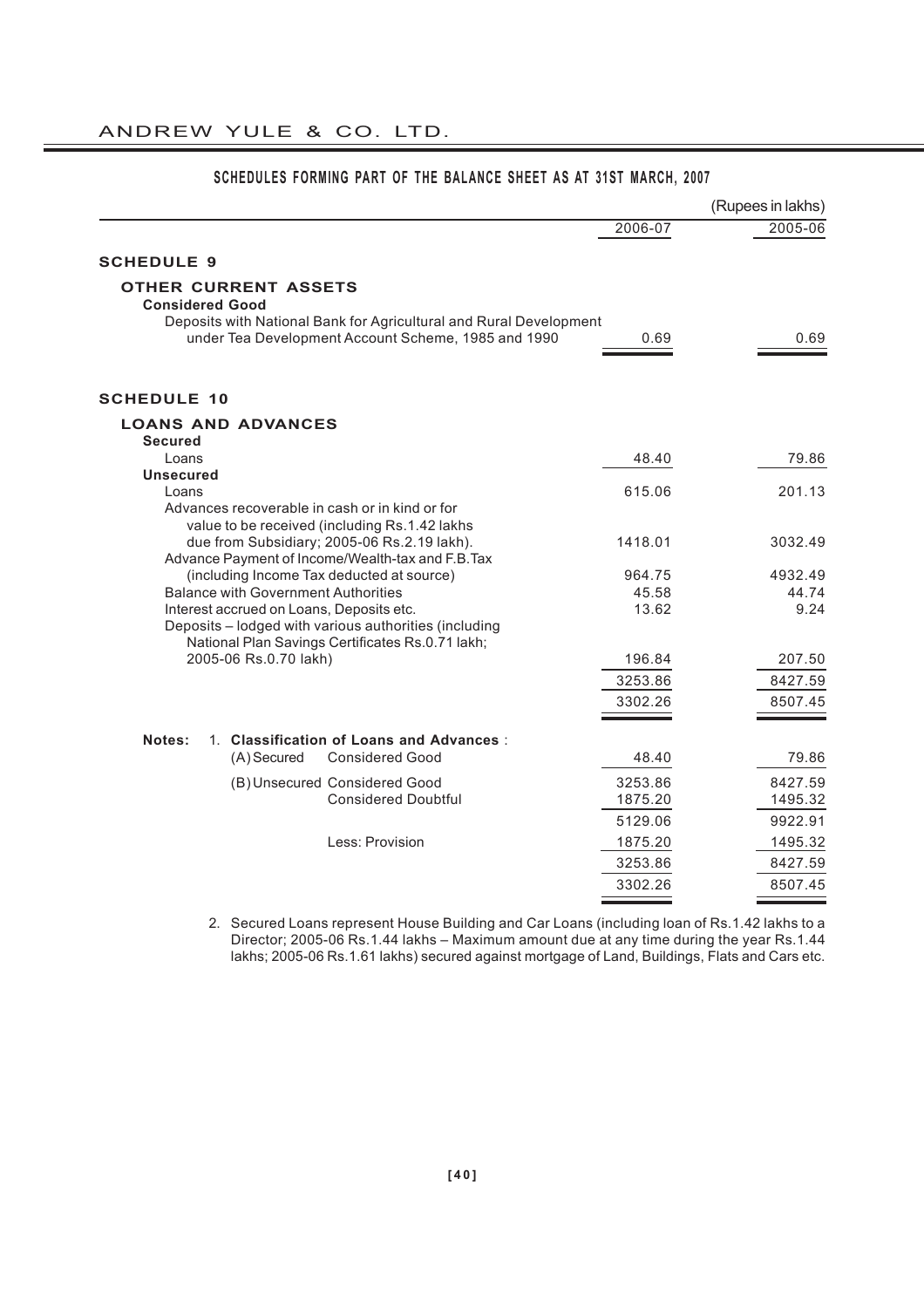## SCHEDULES FORMING PART OF THE BALANCE SHEET AS AT 31ST MARCH, 2007

(Rupees in lakhs)

| | 2006-07 | 2005-06 |
|---|---|---|
| **SCHEDULE 9** | | |
| **OTHER CURRENT ASSETS** | | |
| **Considered Good** | | |
| Deposits with National Bank for Agricultural and Rural Development under Tea Development Account Scheme, 1985 and 1990 | 0.69 | 0.69 |
| **SCHEDULE 10** | | |
| **LOANS AND ADVANCES** | | |
| **Secured** | | |
| Loans | 48.40 | 79.86 |
| **Unsecured** | | |
| Loans | 615.06 | 201.13 |
| Advances recoverable in cash or in kind or for value to be received (including Rs.1.42 lakhs due from Subsidiary; 2005-06 Rs.2.19 lakh). | 1418.01 | 3032.49 |
| Advance Payment of Income/Wealth-tax and F.B.Tax (including Income Tax deducted at source) | 964.75 | 4932.49 |
| Balance with Government Authorities | 45.58 | 44.74 |
| Interest accrued on Loans, Deposits etc. | 13.62 | 9.24 |
| Deposits – lodged with various authorities (including National Plan Savings Certificates Rs.0.71 lakh; 2005-06 Rs.0.70 lakh) | 196.84 | 207.50 |
| | 3253.86 | 8427.59 |
| | 3302.26 | 8507.45 |

**Notes:** 1. **Classification of Loans and Advances** :

| | | 2006-07 | 2005-06 |
|---|---|---|---|
| (A) Secured | Considered Good | 48.40 | 79.86 |
| (B) Unsecured | Considered Good | 3253.86 | 8427.59 |
| | Considered Doubtful | 1875.20 | 1495.32 |
| | | 5129.06 | 9922.91 |
| | Less: Provision | 1875.20 | 1495.32 |
| | | 3253.86 | 8427.59 |
| | | 3302.26 | 8507.45 |

2. Secured Loans represent House Building and Car Loans (including loan of Rs.1.42 lakhs to a Director; 2005-06 Rs.1.44 lakhs – Maximum amount due at any time during the year Rs.1.44 lakhs; 2005-06 Rs.1.61 lakhs) secured against mortgage of Land, Buildings, Flats and Cars etc.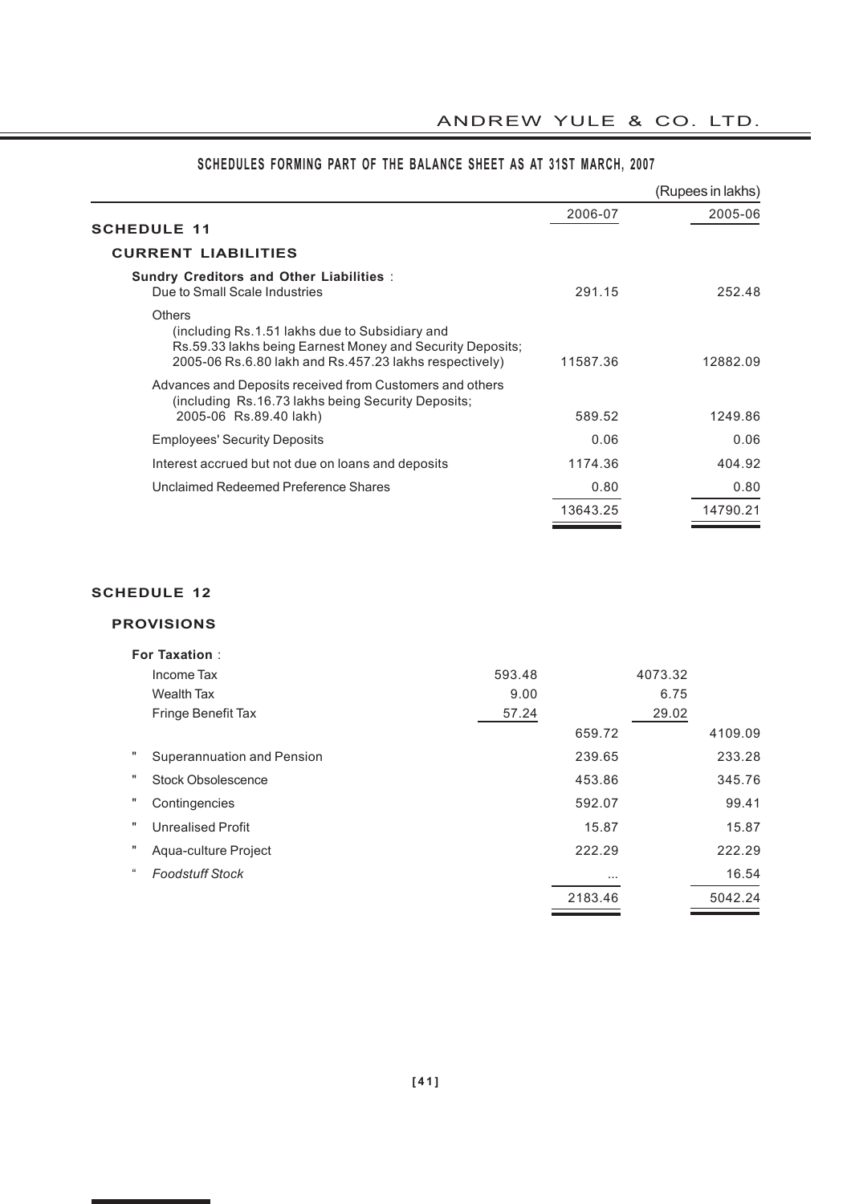## SCHEDULES FORMING PART OF THE BALANCE SHEET AS AT 31ST MARCH, 2007

(Rupees in lakhs)

### SCHEDULE 11

#### CURRENT LIABILITIES

| | 2006-07 | 2005-06 |
|---|---|---|
| **Sundry Creditors and Other Liabilities** : | | |
| Due to Small Scale Industries | 291.15 | 252.48 |
| Others (including Rs.1.51 lakhs due to Subsidiary and Rs.59.33 lakhs being Earnest Money and Security Deposits; 2005-06 Rs.6.80 lakh and Rs.457.23 lakhs respectively) | 11587.36 | 12882.09 |
| Advances and Deposits received from Customers and others (including Rs.16.73 lakhs being Security Deposits; 2005-06 Rs.89.40 lakh) | 589.52 | 1249.86 |
| Employees' Security Deposits | 0.06 | 0.06 |
| Interest accrued but not due on loans and deposits | 1174.36 | 404.92 |
| Unclaimed Redeemed Preference Shares | 0.80 | 0.80 |
| | 13643.25 | 14790.21 |

### SCHEDULE 12

#### PROVISIONS

| | | 2006-07 | | 2005-06 |
|---|---|---|---|---|
| **For Taxation** : | | | | |
| Income Tax | 593.48 | | 4073.32 | |
| Wealth Tax | 9.00 | | 6.75 | |
| Fringe Benefit Tax | 57.24 | | 29.02 | |
| | | 659.72 | | 4109.09 |
| " Superannuation and Pension | | 239.65 | | 233.28 |
| " Stock Obsolescence | | 453.86 | | 345.76 |
| " Contingencies | | 592.07 | | 99.41 |
| " Unrealised Profit | | 15.87 | | 15.87 |
| " Aqua-culture Project | | 222.29 | | 222.29 |
| " *Foodstuff Stock* | | ... | | 16.54 |
| | | 2183.46 | | 5042.24 |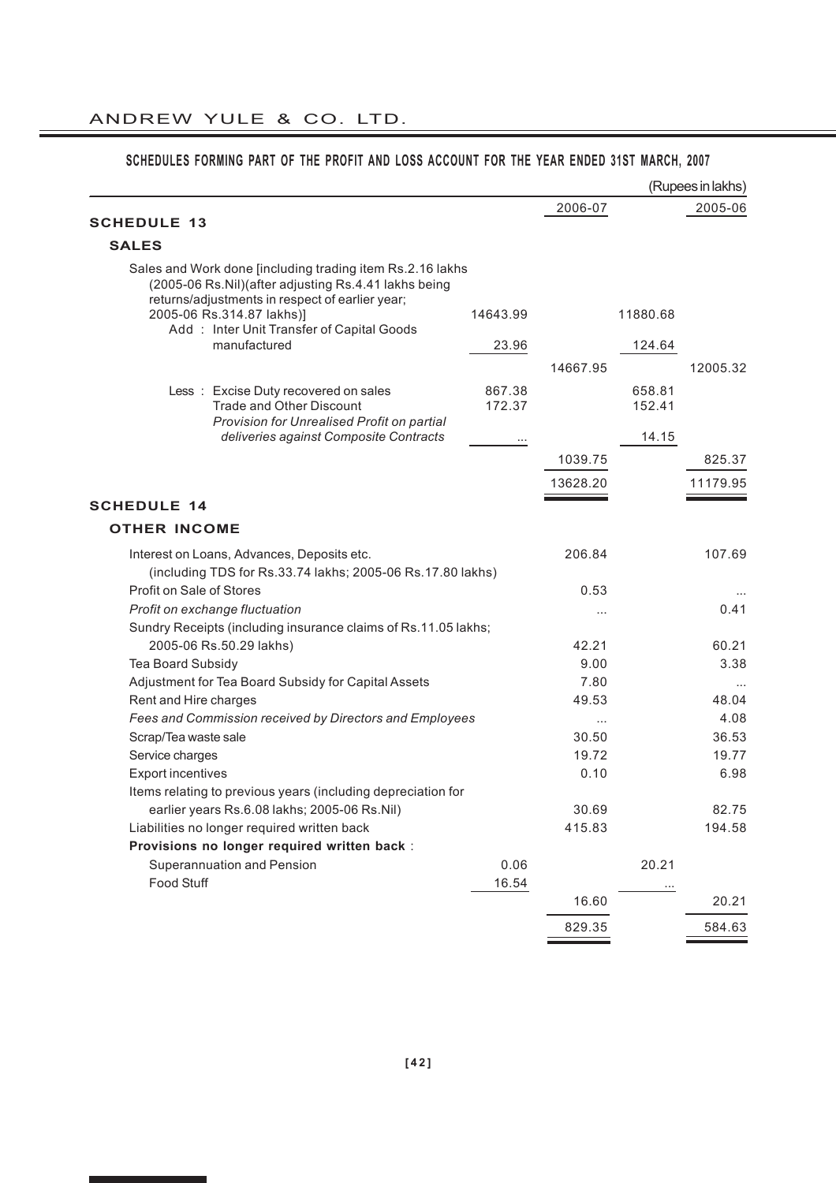## SCHEDULES FORMING PART OF THE PROFIT AND LOSS ACCOUNT FOR THE YEAR ENDED 31ST MARCH, 2007

(Rupees in lakhs)

| | | 2006-07 | | 2005-06 |
|---|---|---|---|---|
| **SCHEDULE 13** | | | | |
| **SALES** | | | | |
| Sales and Work done [including trading item Rs.2.16 lakhs (2005-06 Rs.Nil)(after adjusting Rs.4.41 lakhs being returns/adjustments in respect of earlier year; 2005-06 Rs.314.87 lakhs)] | 14643.99 | | 11880.68 | |
| Add : Inter Unit Transfer of Capital Goods manufactured | 23.96 | | 124.64 | |
| | | 14667.95 | | 12005.32 |
| Less : Excise Duty recovered on sales | 867.38 | | 658.81 | |
| Trade and Other Discount | 172.37 | | 152.41 | |
| *Provision for Unrealised Profit on partial deliveries against Composite Contracts* | ... | | 14.15 | |
| | | 1039.75 | | 825.37 |
| | | 13628.20 | | 11179.95 |
| **SCHEDULE 14** | | | | |
| **OTHER INCOME** | | | | |
| Interest on Loans, Advances, Deposits etc. (including TDS for Rs.33.74 lakhs; 2005-06 Rs.17.80 lakhs) | | 206.84 | | 107.69 |
| Profit on Sale of Stores | | 0.53 | | ... |
| *Profit on exchange fluctuation* | | ... | | 0.41 |
| Sundry Receipts (including insurance claims of Rs.11.05 lakhs; 2005-06 Rs.50.29 lakhs) | | 42.21 | | 60.21 |
| Tea Board Subsidy | | 9.00 | | 3.38 |
| Adjustment for Tea Board Subsidy for Capital Assets | | 7.80 | | ... |
| Rent and Hire charges | | 49.53 | | 48.04 |
| *Fees and Commission received by Directors and Employees* | | ... | | 4.08 |
| Scrap/Tea waste sale | | 30.50 | | 36.53 |
| Service charges | | 19.72 | | 19.77 |
| Export incentives | | 0.10 | | 6.98 |
| Items relating to previous years (including depreciation for earlier years Rs.6.08 lakhs; 2005-06 Rs.Nil) | | 30.69 | | 82.75 |
| Liabilities no longer required written back | | 415.83 | | 194.58 |
| **Provisions no longer required written back** : | | | | |
| Superannuation and Pension | 0.06 | | 20.21 | |
| Food Stuff | 16.54 | | ... | |
| | | 16.60 | | 20.21 |
| | | 829.35 | | 584.63 |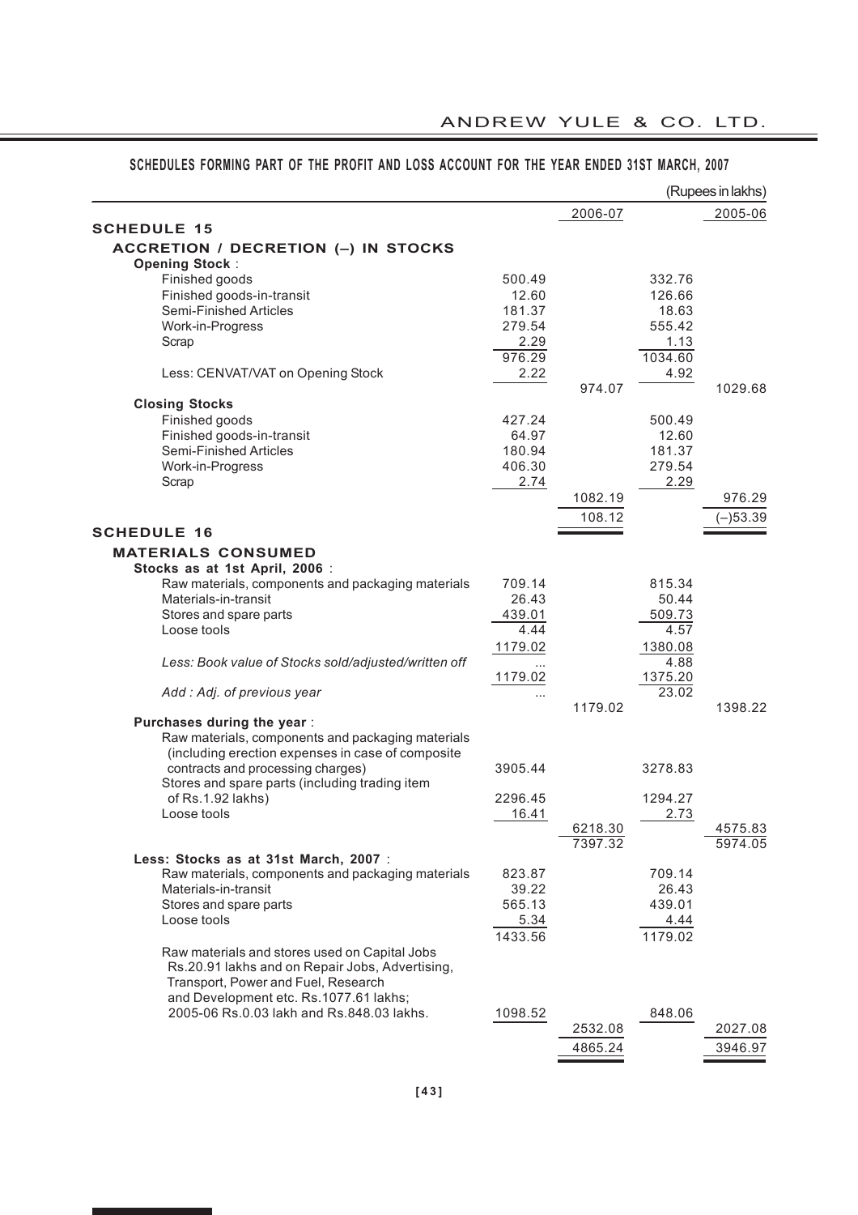## SCHEDULES FORMING PART OF THE PROFIT AND LOSS ACCOUNT FOR THE YEAR ENDED 31ST MARCH, 2007

(Rupees in lakhs)

| | | 2006-07 | | 2005-06 |
|---|---|---|---|---|
| **SCHEDULE 15** | | | | |
| **ACCRETION / DECRETION (–) IN STOCKS** | | | | |
| **Opening Stock** : | | | | |
| Finished goods | 500.49 | | 332.76 | |
| Finished goods-in-transit | 12.60 | | 126.66 | |
| Semi-Finished Articles | 181.37 | | 18.63 | |
| Work-in-Progress | 279.54 | | 555.42 | |
| Scrap | 2.29 | | 1.13 | |
| | 976.29 | | 1034.60 | |
| Less: CENVAT/VAT on Opening Stock | 2.22 | | 4.92 | |
| | | 974.07 | | 1029.68 |
| **Closing Stocks** | | | | |
| Finished goods | 427.24 | | 500.49 | |
| Finished goods-in-transit | 64.97 | | 12.60 | |
| Semi-Finished Articles | 180.94 | | 181.37 | |
| Work-in-Progress | 406.30 | | 279.54 | |
| Scrap | 2.74 | | 2.29 | |
| | | 1082.19 | | 976.29 |
| | | 108.12 | | (–)53.39 |
| **SCHEDULE 16** | | | | |
| **MATERIALS CONSUMED** | | | | |
| **Stocks as at 1st April, 2006** : | | | | |
| Raw materials, components and packaging materials | 709.14 | | 815.34 | |
| Materials-in-transit | 26.43 | | 50.44 | |
| Stores and spare parts | 439.01 | | 509.73 | |
| Loose tools | 4.44 | | 4.57 | |
| | 1179.02 | | 1380.08 | |
| *Less: Book value of Stocks sold/adjusted/written off* | ... | | 4.88 | |
| | 1179.02 | | 1375.20 | |
| *Add : Adj. of previous year* | ... | | 23.02 | |
| | | 1179.02 | | 1398.22 |
| **Purchases during the year** : | | | | |
| Raw materials, components and packaging materials (including erection expenses in case of composite contracts and processing charges) | 3905.44 | | 3278.83 | |
| Stores and spare parts (including trading item of Rs.1.92 lakhs) | 2296.45 | | 1294.27 | |
| Loose tools | 16.41 | | 2.73 | |
| | | 6218.30 | | 4575.83 |
| | | 7397.32 | | 5974.05 |
| **Less: Stocks as at 31st March, 2007** : | | | | |
| Raw materials, components and packaging materials | 823.87 | | 709.14 | |
| Materials-in-transit | 39.22 | | 26.43 | |
| Stores and spare parts | 565.13 | | 439.01 | |
| Loose tools | 5.34 | | 4.44 | |
| | 1433.56 | | 1179.02 | |
| Raw materials and stores used on Capital Jobs Rs.20.91 lakhs and on Repair Jobs, Advertising, Transport, Power and Fuel, Research and Development etc. Rs.1077.61 lakhs; 2005-06 Rs.0.03 lakh and Rs.848.03 lakhs. | 1098.52 | | 848.06 | |
| | | 2532.08 | | 2027.08 |
| | | 4865.24 | | 3946.97 |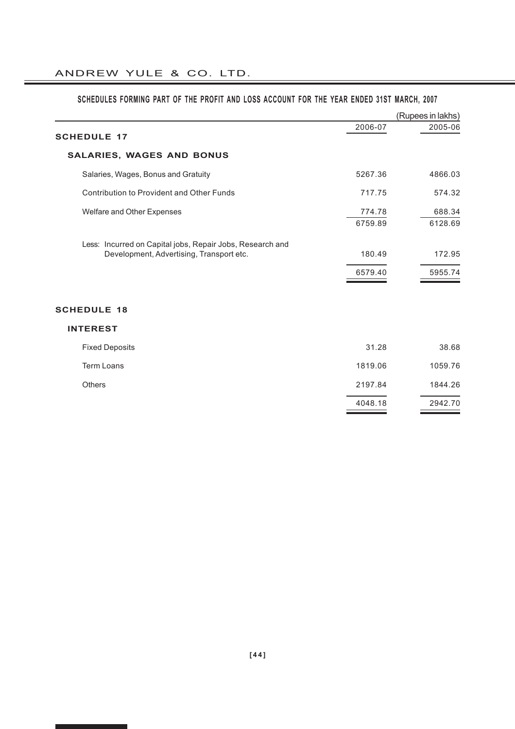## SCHEDULES FORMING PART OF THE PROFIT AND LOSS ACCOUNT FOR THE YEAR ENDED 31ST MARCH, 2007

(Rupees in lakhs)

| | 2006-07 | 2005-06 |
|---|---|---|
| **SCHEDULE 17** | | |
| **SALARIES, WAGES AND BONUS** | | |
| Salaries, Wages, Bonus and Gratuity | 5267.36 | 4866.03 |
| Contribution to Provident and Other Funds | 717.75 | 574.32 |
| Welfare and Other Expenses | 774.78 | 688.34 |
| | 6759.89 | 6128.69 |
| Less: Incurred on Capital jobs, Repair Jobs, Research and Development, Advertising, Transport etc. | 180.49 | 172.95 |
| | 6579.40 | 5955.74 |

| | 2006-07 | 2005-06 |
|---|---|---|
| **SCHEDULE 18** | | |
| **INTEREST** | | |
| Fixed Deposits | 31.28 | 38.68 |
| Term Loans | 1819.06 | 1059.76 |
| Others | 2197.84 | 1844.26 |
| | 4048.18 | 2942.70 |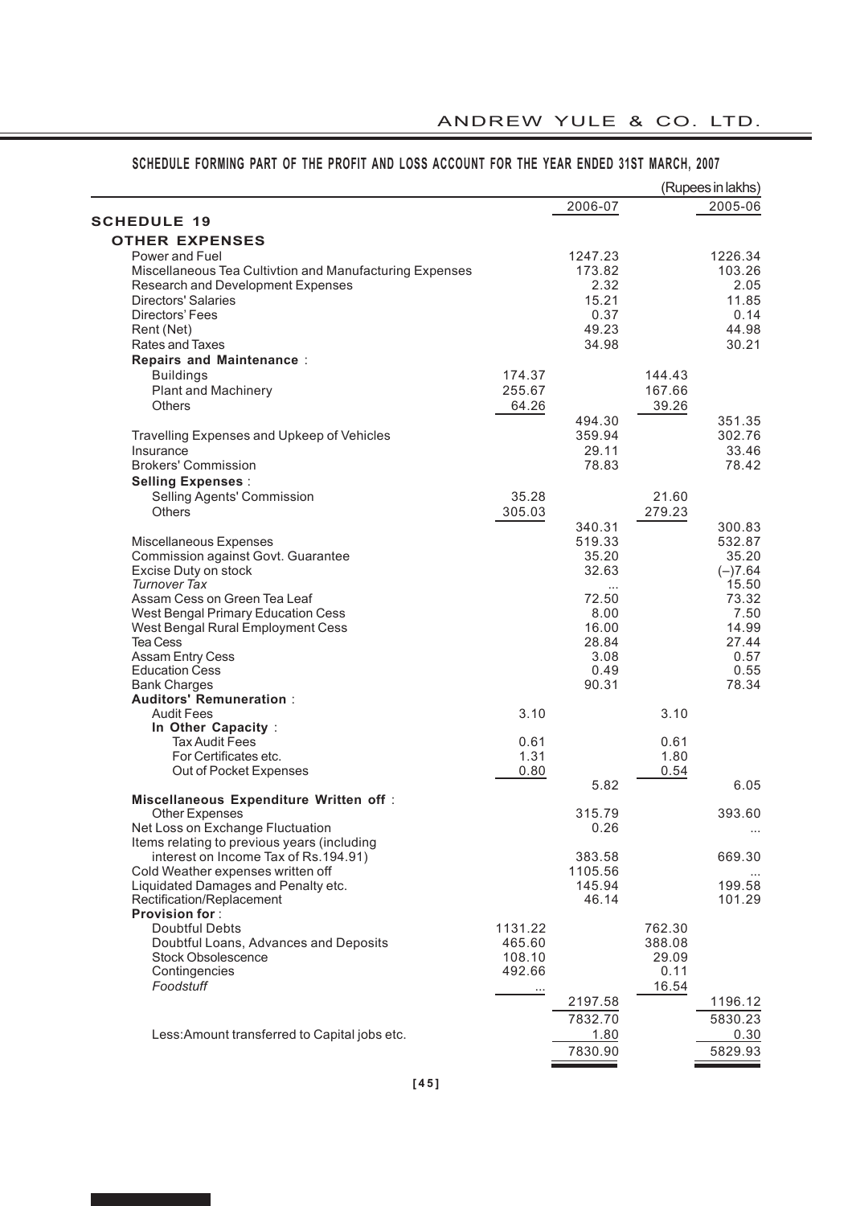## SCHEDULE FORMING PART OF THE PROFIT AND LOSS ACCOUNT FOR THE YEAR ENDED 31ST MARCH, 2007

(Rupees in lakhs)

| | | 2006-07 | | 2005-06 |
|---|---|---|---|---|
| **SCHEDULE 19** | | | | |
| **OTHER EXPENSES** | | | | |
| Power and Fuel | | 1247.23 | | 1226.34 |
| Miscellaneous Tea Cultivtion and Manufacturing Expenses | | 173.82 | | 103.26 |
| Research and Development Expenses | | 2.32 | | 2.05 |
| Directors' Salaries | | 15.21 | | 11.85 |
| Directors' Fees | | 0.37 | | 0.14 |
| Rent (Net) | | 49.23 | | 44.98 |
| Rates and Taxes | | 34.98 | | 30.21 |
| **Repairs and Maintenance** : | | | | |
| Buildings | 174.37 | | 144.43 | |
| Plant and Machinery | 255.67 | | 167.66 | |
| Others | 64.26 | | 39.26 | |
| | | 494.30 | | 351.35 |
| Travelling Expenses and Upkeep of Vehicles | | 359.94 | | 302.76 |
| Insurance | | 29.11 | | 33.46 |
| Brokers' Commission | | 78.83 | | 78.42 |
| **Selling Expenses** : | | | | |
| Selling Agents' Commission | 35.28 | | 21.60 | |
| Others | 305.03 | | 279.23 | |
| | | 340.31 | | 300.83 |
| Miscellaneous Expenses | | 519.33 | | 532.87 |
| Commission against Govt. Guarantee | | 35.20 | | 35.20 |
| Excise Duty on stock | | 32.63 | | (–)7.64 |
| *Turnover Tax* | | ... | | 15.50 |
| Assam Cess on Green Tea Leaf | | 72.50 | | 73.32 |
| West Bengal Primary Education Cess | | 8.00 | | 7.50 |
| West Bengal Rural Employment Cess | | 16.00 | | 14.99 |
| Tea Cess | | 28.84 | | 27.44 |
| Assam Entry Cess | | 3.08 | | 0.57 |
| Education Cess | | 0.49 | | 0.55 |
| Bank Charges | | 90.31 | | 78.34 |
| **Auditors' Remuneration** : | | | | |
| Audit Fees | 3.10 | | 3.10 | |
| **In Other Capacity** : | | | | |
| Tax Audit Fees | 0.61 | | 0.61 | |
| For Certificates etc. | 1.31 | | 1.80 | |
| Out of Pocket Expenses | 0.80 | | 0.54 | |
| | | 5.82 | | 6.05 |
| **Miscellaneous Expenditure Written off** : | | | | |
| Other Expenses | | 315.79 | | 393.60 |
| Net Loss on Exchange Fluctuation | | 0.26 | | ... |
| Items relating to previous years (including interest on Income Tax of Rs.194.91) | | 383.58 | | 669.30 |
| Cold Weather expenses written off | | 1105.56 | | ... |
| Liquidated Damages and Penalty etc. | | 145.94 | | 199.58 |
| Rectification/Replacement | | 46.14 | | 101.29 |
| **Provision for** : | | | | |
| Doubtful Debts | 1131.22 | | 762.30 | |
| Doubtful Loans, Advances and Deposits | 465.60 | | 388.08 | |
| Stock Obsolescence | 108.10 | | 29.09 | |
| Contingencies | 492.66 | | 0.11 | |
| *Foodstuff* | ... | | 16.54 | |
| | | 2197.58 | | 1196.12 |
| | | 7832.70 | | 5830.23 |
| Less:Amount transferred to Capital jobs etc. | | 1.80 | | 0.30 |
| | | 7830.90 | | 5829.93 |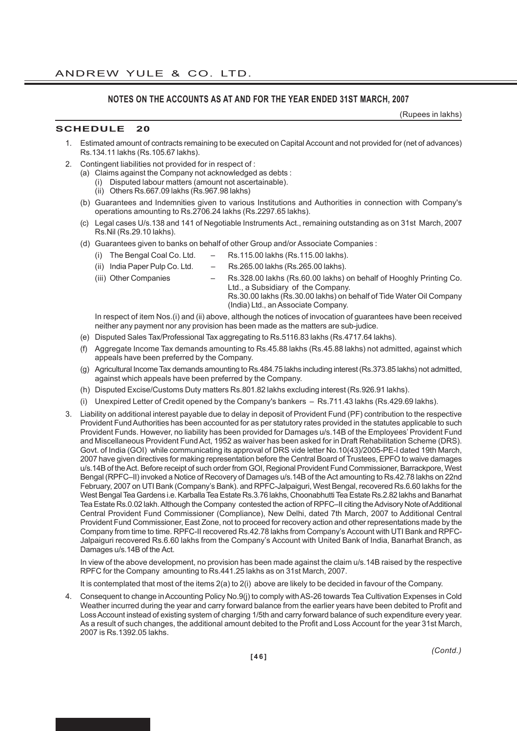## NOTES ON THE ACCOUNTS AS AT AND FOR THE YEAR ENDED 31ST MARCH, 2007

(Rupees in lakhs)

### SCHEDULE 20

1. Estimated amount of contracts remaining to be executed on Capital Account and not provided for (net of advances) Rs.134.11 lakhs (Rs.105.67 lakhs).

2. Contingent liabilities not provided for in respect of :
   - (a) Claims against the Company not acknowledged as debts :
     - (i) Disputed labour matters (amount not ascertainable).
     - (ii) Others Rs.667.09 lakhs (Rs.967.98 lakhs)
   - (b) Guarantees and Indemnities given to various Institutions and Authorities in connection with Company's operations amounting to Rs.2706.24 lakhs (Rs.2297.65 lakhs).
   - (c) Legal cases U/s.138 and 141 of Negotiable Instruments Act., remaining outstanding as on 31st March, 2007 Rs.Nil (Rs.29.10 lakhs).
   - (d) Guarantees given to banks on behalf of other Group and/or Associate Companies :
     - (i) The Bengal Coal Co. Ltd. – Rs.115.00 lakhs (Rs.115.00 lakhs).
     - (ii) India Paper Pulp Co. Ltd. – Rs.265.00 lakhs (Rs.265.00 lakhs).
     - (iii) Other Companies – Rs.328.00 lakhs (Rs.60.00 lakhs) on behalf of Hooghly Printing Co. Ltd., a Subsidiary of the Company. Rs.30.00 lakhs (Rs.30.00 lakhs) on behalf of Tide Water Oil Company (India) Ltd., an Associate Company.

     In respect of item Nos.(i) and (ii) above, although the notices of invocation of guarantees have been received neither any payment nor any provision has been made as the matters are sub-judice.
   - (e) Disputed Sales Tax/Professional Tax aggregating to Rs.5116.83 lakhs (Rs.4717.64 lakhs).
   - (f) Aggregate Income Tax demands amounting to Rs.45.88 lakhs (Rs.45.88 lakhs) not admitted, against which appeals have been preferred by the Company.
   - (g) Agricultural Income Tax demands amounting to Rs.484.75 lakhs including interest (Rs.373.85 lakhs) not admitted, against which appeals have been preferred by the Company.
   - (h) Disputed Excise/Customs Duty matters Rs.801.82 lakhs excluding interest (Rs.926.91 lakhs).
   - (i) Unexpired Letter of Credit opened by the Company's bankers – Rs.711.43 lakhs (Rs.429.69 lakhs).

3. Liability on additional interest payable due to delay in deposit of Provident Fund (PF) contribution to the respective Provident Fund Authorities has been accounted for as per statutory rates provided in the statutes applicable to such Provident Funds. However, no liability has been provided for Damages u/s.14B of the Employees' Provident Fund and Miscellaneous Provident Fund Act, 1952 as waiver has been asked for in Draft Rehabilitation Scheme (DRS). Govt. of India (GOI) while communicating its approval of DRS vide letter No.10(43)/2005-PE-I dated 19th March, 2007 have given directives for making representation before the Central Board of Trustees, EPFO to waive damages u/s.14B of the Act. Before receipt of such order from GOI, Regional Provident Fund Commissioner, Barrackpore, West Bengal (RPFC–II) invoked a Notice of Recovery of Damages u/s.14B of the Act amounting to Rs.42.78 lakhs on 22nd February, 2007 on UTI Bank (Company's Bank). and RPFC-Jalpaiguri, West Bengal, recovered Rs.6.60 lakhs for the West Bengal Tea Gardens i.e. Karballa Tea Estate Rs.3.76 lakhs, Choonabhutti Tea Estate Rs.2.82 lakhs and Banarhat Tea Estate Rs.0.02 lakh. Although the Company contested the action of RPFC–II citing the Advisory Note of Additional Central Provident Fund Commissioner (Compliance), New Delhi, dated 7th March, 2007 to Additional Central Provident Fund Commissioner, East Zone, not to proceed for recovery action and other representations made by the Company from time to time. RPFC-II recovered Rs.42.78 lakhs from Company's Account with UTI Bank and RPFC-Jalpaiguri recovered Rs.6.60 lakhs from the Company's Account with United Bank of India, Banarhat Branch, as Damages u/s.14B of the Act.

   In view of the above development, no provision has been made against the claim u/s.14B raised by the respective RPFC for the Company amounting to Rs.441.25 lakhs as on 31st March, 2007.

   It is contemplated that most of the items 2(a) to 2(i) above are likely to be decided in favour of the Company.

4. Consequent to change in Accounting Policy No.9(j) to comply with AS-26 towards Tea Cultivation Expenses in Cold Weather incurred during the year and carry forward balance from the earlier years have been debited to Profit and Loss Account instead of existing system of charging 1/5th and carry forward balance of such expenditure every year. As a result of such changes, the additional amount debited to the Profit and Loss Account for the year 31st March, 2007 is Rs.1392.05 lakhs.

*(Contd.)*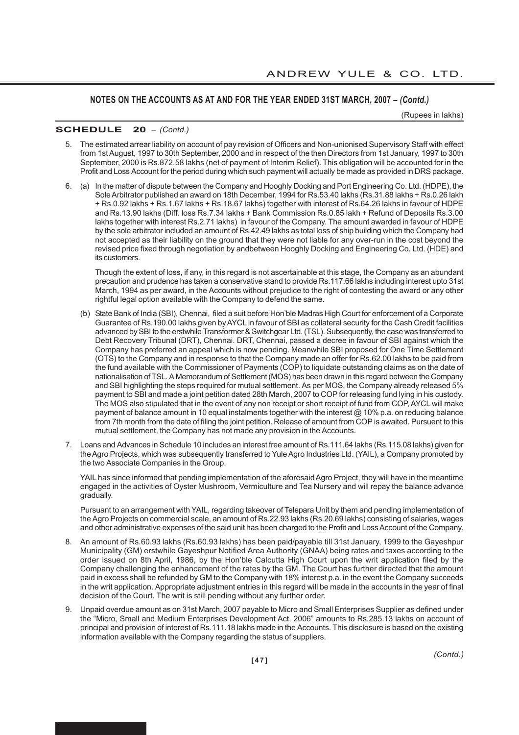**NOTES ON THE ACCOUNTS AS AT AND FOR THE YEAR ENDED 31ST MARCH, 2007 – *(Contd.)***

(Rupees in lakhs)

**SCHEDULE 20** – *(Contd.)*

5. The estimated arrear liability on account of pay revision of Officers and Non-unionised Supervisory Staff with effect from 1st August, 1997 to 30th September, 2000 and in respect of the then Directors from 1st January, 1997 to 30th September, 2000 is Rs.872.58 lakhs (net of payment of Interim Relief). This obligation will be accounted for in the Profit and Loss Account for the period during which such payment will actually be made as provided in DRS package.

6. (a) In the matter of dispute between the Company and Hooghly Docking and Port Engineering Co. Ltd. (HDPE), the Sole Arbitrator published an award on 18th December, 1994 for Rs.53.40 lakhs (Rs.31.88 lakhs + Rs.0.26 lakh + Rs.0.92 lakhs + Rs.1.67 lakhs + Rs.18.67 lakhs) together with interest of Rs.64.26 lakhs in favour of HDPE and Rs.13.90 lakhs (Diff. loss Rs.7.34 lakhs + Bank Commission Rs.0.85 lakh + Refund of Deposits Rs.3.00 lakhs together with interest Rs.2.71 lakhs) in favour of the Company. The amount awarded in favour of HDPE by the sole arbitrator included an amount of Rs.42.49 lakhs as total loss of ship building which the Company had not accepted as their liability on the ground that they were not liable for any over-run in the cost beyond the revised price fixed through negotiation by andbetween Hooghly Docking and Engineering Co. Ltd. (HDE) and its customers.

   Though the extent of loss, if any, in this regard is not ascertainable at this stage, the Company as an abundant precaution and prudence has taken a conservative stand to provide Rs.117.66 lakhs including interest upto 31st March, 1994 as per award, in the Accounts without prejudice to the right of contesting the award or any other rightful legal option available with the Company to defend the same.

   (b) State Bank of India (SBI), Chennai, filed a suit before Hon'ble Madras High Court for enforcement of a Corporate Guarantee of Rs.190.00 lakhs given by AYCL in favour of SBI as collateral security for the Cash Credit facilities advanced by SBI to the erstwhile Transformer & Switchgear Ltd. (TSL). Subsequently, the case was transferred to Debt Recovery Tribunal (DRT), Chennai. DRT, Chennai, passed a decree in favour of SBI against which the Company has preferred an appeal which is now pending. Meanwhile SBI proposed for One Time Settlement (OTS) to the Company and in response to that the Company made an offer for Rs.62.00 lakhs to be paid from the fund available with the Commissioner of Payments (COP) to liquidate outstanding claims as on the date of nationalisation of TSL. A Memorandum of Settlement (MOS) has been drawn in this regard between the Company and SBI highlighting the steps required for mutual settlement. As per MOS, the Company already released 5% payment to SBI and made a joint petition dated 28th March, 2007 to COP for releasing fund lying in his custody. The MOS also stipulated that in the event of any non receipt or short receipt of fund from COP, AYCL will make payment of balance amount in 10 equal instalments together with the interest @ 10% p.a. on reducing balance from 7th month from the date of filing the joint petition. Release of amount from COP is awaited. Pursuent to this mutual settlement, the Company has not made any provision in the Accounts.

7. Loans and Advances in Schedule 10 includes an interest free amount of Rs.111.64 lakhs (Rs.115.08 lakhs) given for the Agro Projects, which was subsequently transferred to Yule Agro Industries Ltd. (YAIL), a Company promoted by the two Associate Companies in the Group.

   YAIL has since informed that pending implementation of the aforesaid Agro Project, they will have in the meantime engaged in the activities of Oyster Mushroom, Vermiculture and Tea Nursery and will repay the balance advance gradually.

   Pursuant to an arrangement with YAIL, regarding takeover of Telepara Unit by them and pending implementation of the Agro Projects on commercial scale, an amount of Rs.22.93 lakhs (Rs.20.69 lakhs) consisting of salaries, wages and other administrative expenses of the said unit has been charged to the Profit and Loss Account of the Company.

8. An amount of Rs.60.93 lakhs (Rs.60.93 lakhs) has been paid/payable till 31st January, 1999 to the Gayeshpur Municipality (GM) erstwhile Gayeshpur Notified Area Authority (GNAA) being rates and taxes according to the order issued on 8th April, 1986, by the Hon'ble Calcutta High Court upon the writ application filed by the Company challenging the enhancement of the rates by the GM. The Court has further directed that the amount paid in excess shall be refunded by GM to the Company with 18% interest p.a. in the event the Company succeeds in the writ application. Appropriate adjustment entries in this regard will be made in the accounts in the year of final decision of the Court. The writ is still pending without any further order.

9. Unpaid overdue amount as on 31st March, 2007 payable to Micro and Small Enterprises Supplier as defined under the "Micro, Small and Medium Enterprises Development Act, 2006" amounts to Rs.285.13 lakhs on account of principal and provision of interest of Rs.111.18 lakhs made in the Accounts. This disclosure is based on the existing information available with the Company regarding the status of suppliers.

*(Contd.)*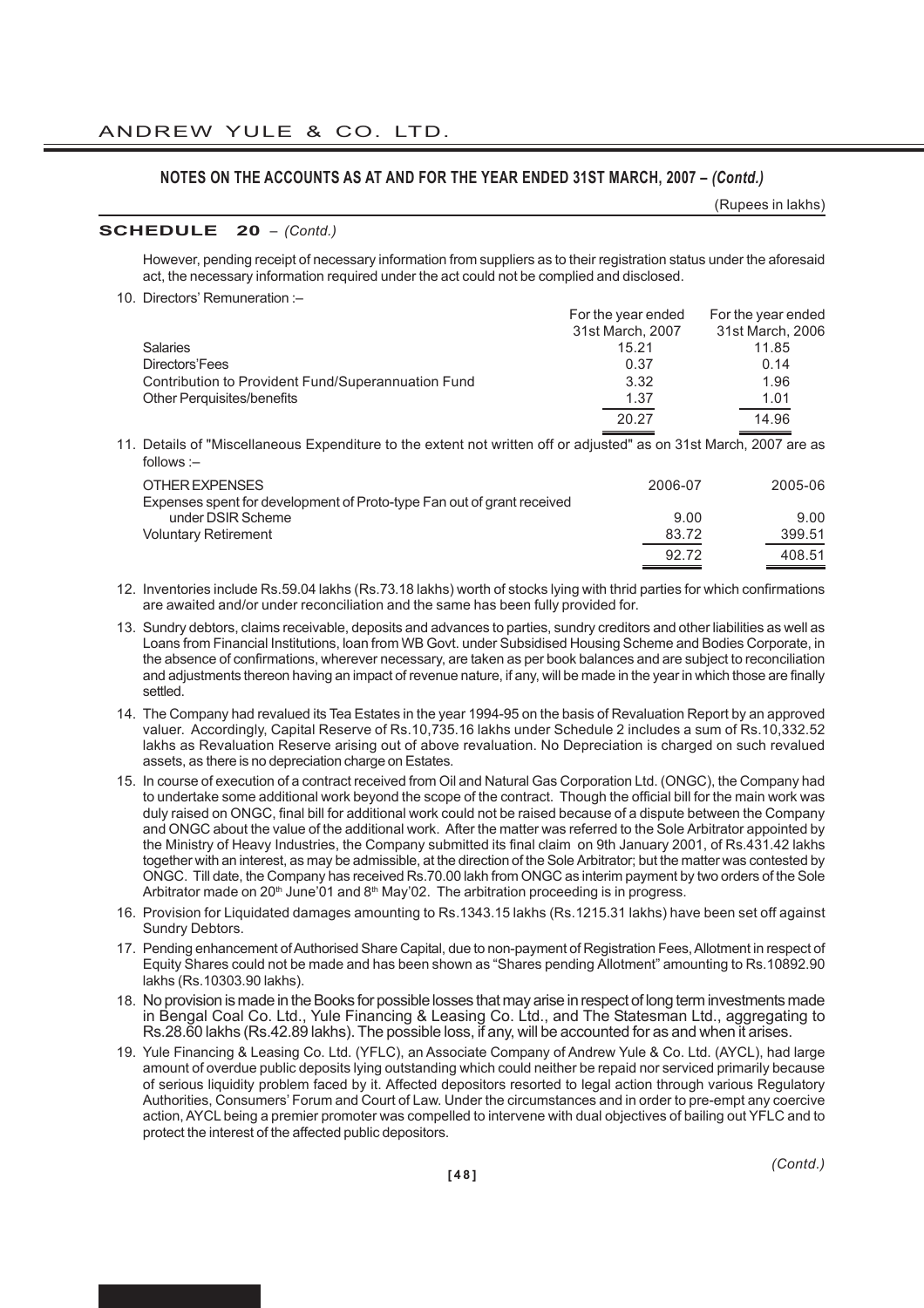## NOTES ON THE ACCOUNTS AS AT AND FOR THE YEAR ENDED 31ST MARCH, 2007 – *(Contd.)*

(Rupees in lakhs)

**SCHEDULE 20** – *(Contd.)*

However, pending receipt of necessary information from suppliers as to their registration status under the aforesaid act, the necessary information required under the act could not be complied and disclosed.

10. Directors' Remuneration :–

| | For the year ended 31st March, 2007 | For the year ended 31st March, 2006 |
|---|---|---|
| Salaries | 15.21 | 11.85 |
| Directors'Fees | 0.37 | 0.14 |
| Contribution to Provident Fund/Superannuation Fund | 3.32 | 1.96 |
| Other Perquisites/benefits | 1.37 | 1.01 |
| | 20.27 | 14.96 |

11. Details of "Miscellaneous Expenditure to the extent not written off or adjusted" as on 31st March, 2007 are as follows :–

| OTHER EXPENSES | 2006-07 | 2005-06 |
|---|---|---|
| Expenses spent for development of Proto-type Fan out of grant received under DSIR Scheme | 9.00 | 9.00 |
| Voluntary Retirement | 83.72 | 399.51 |
| | 92.72 | 408.51 |

12. Inventories include Rs.59.04 lakhs (Rs.73.18 lakhs) worth of stocks lying with thrid parties for which confirmations are awaited and/or under reconciliation and the same has been fully provided for.

13. Sundry debtors, claims receivable, deposits and advances to parties, sundry creditors and other liabilities as well as Loans from Financial Institutions, loan from WB Govt. under Subsidised Housing Scheme and Bodies Corporate, in the absence of confirmations, wherever necessary, are taken as per book balances and are subject to reconciliation and adjustments thereon having an impact of revenue nature, if any, will be made in the year in which those are finally settled.

14. The Company had revalued its Tea Estates in the year 1994-95 on the basis of Revaluation Report by an approved valuer. Accordingly, Capital Reserve of Rs.10,735.16 lakhs under Schedule 2 includes a sum of Rs.10,332.52 lakhs as Revaluation Reserve arising out of above revaluation. No Depreciation is charged on such revalued assets, as there is no depreciation charge on Estates.

15. In course of execution of a contract received from Oil and Natural Gas Corporation Ltd. (ONGC), the Company had to undertake some additional work beyond the scope of the contract. Though the official bill for the main work was duly raised on ONGC, final bill for additional work could not be raised because of a dispute between the Company and ONGC about the value of the additional work. After the matter was referred to the Sole Arbitrator appointed by the Ministry of Heavy Industries, the Company submitted its final claim on 9th January 2001, of Rs.431.42 lakhs together with an interest, as may be admissible, at the direction of the Sole Arbitrator; but the matter was contested by ONGC. Till date, the Company has received Rs.70.00 lakh from ONGC as interim payment by two orders of the Sole Arbitrator made on 20th June'01 and 8th May'02. The arbitration proceeding is in progress.

16. Provision for Liquidated damages amounting to Rs.1343.15 lakhs (Rs.1215.31 lakhs) have been set off against Sundry Debtors.

17. Pending enhancement of Authorised Share Capital, due to non-payment of Registration Fees, Allotment in respect of Equity Shares could not be made and has been shown as "Shares pending Allotment" amounting to Rs.10892.90 lakhs (Rs.10303.90 lakhs).

18. No provision is made in the Books for possible losses that may arise in respect of long term investments made in Bengal Coal Co. Ltd., Yule Financing & Leasing Co. Ltd., and The Statesman Ltd., aggregating to Rs.28.60 lakhs (Rs.42.89 lakhs). The possible loss, if any, will be accounted for as and when it arises.

19. Yule Financing & Leasing Co. Ltd. (YFLC), an Associate Company of Andrew Yule & Co. Ltd. (AYCL), had large amount of overdue public deposits lying outstanding which could neither be repaid nor serviced primarily because of serious liquidity problem faced by it. Affected depositors resorted to legal action through various Regulatory Authorities, Consumers' Forum and Court of Law. Under the circumstances and in order to pre-empt any coercive action, AYCL being a premier promoter was compelled to intervene with dual objectives of bailing out YFLC and to protect the interest of the affected public depositors.

*(Contd.)*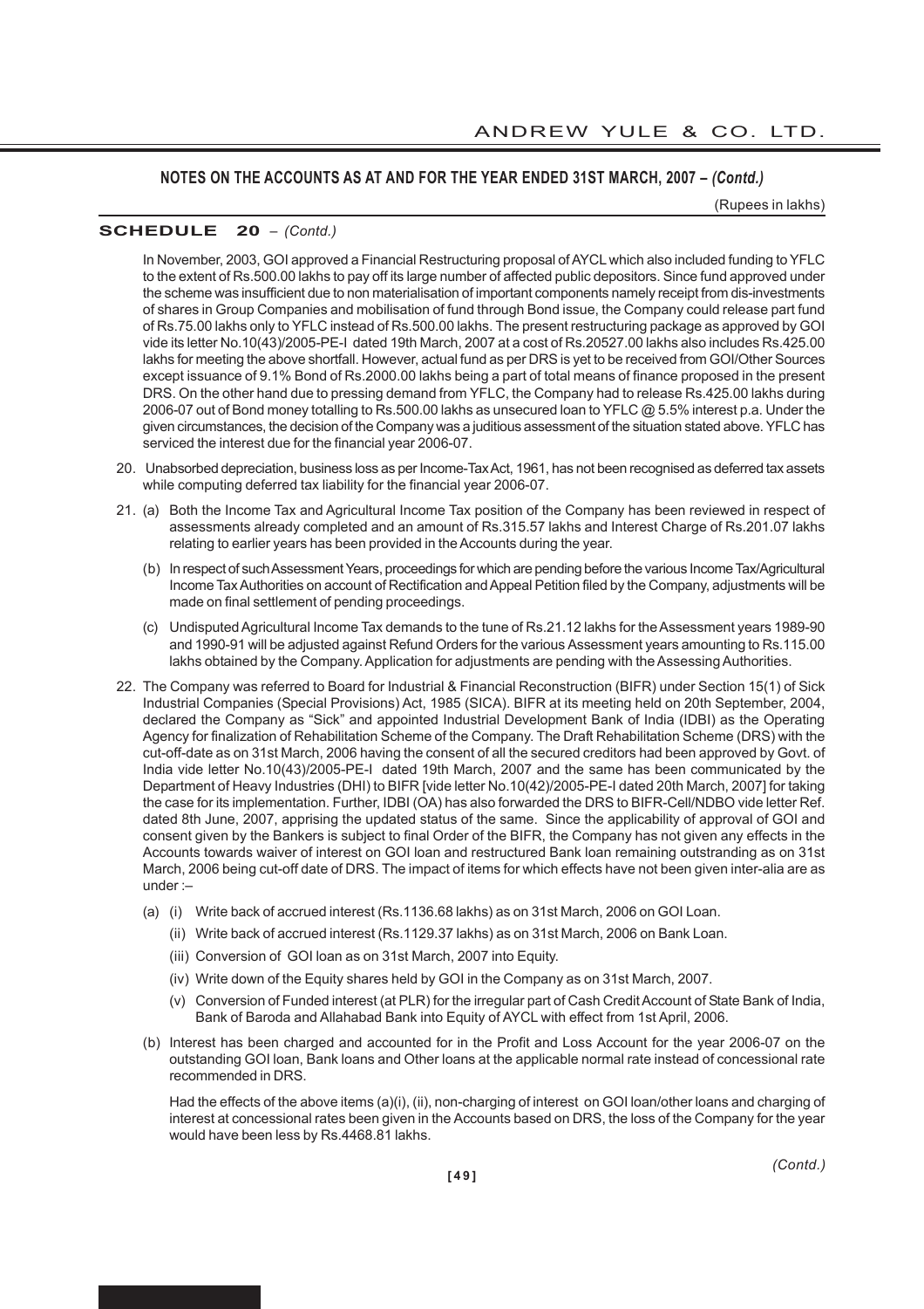## NOTES ON THE ACCOUNTS AS AT AND FOR THE YEAR ENDED 31ST MARCH, 2007 – *(Contd.)*

(Rupees in lakhs)

**SCHEDULE 20** – *(Contd.)*

In November, 2003, GOI approved a Financial Restructuring proposal of AYCL which also included funding to YFLC to the extent of Rs.500.00 lakhs to pay off its large number of affected public depositors. Since fund approved under the scheme was insufficient due to non materialisation of important components namely receipt from dis-investments of shares in Group Companies and mobilisation of fund through Bond issue, the Company could release part fund of Rs.75.00 lakhs only to YFLC instead of Rs.500.00 lakhs. The present restructuring package as approved by GOI vide its letter No.10(43)/2005-PE-I dated 19th March, 2007 at a cost of Rs.20527.00 lakhs also includes Rs.425.00 lakhs for meeting the above shortfall. However, actual fund as per DRS is yet to be received from GOI/Other Sources except issuance of 9.1% Bond of Rs.2000.00 lakhs being a part of total means of finance proposed in the present DRS. On the other hand due to pressing demand from YFLC, the Company had to release Rs.425.00 lakhs during 2006-07 out of Bond money totalling to Rs.500.00 lakhs as unsecured loan to YFLC @ 5.5% interest p.a. Under the given circumstances, the decision of the Company was a juditious assessment of the situation stated above. YFLC has serviced the interest due for the financial year 2006-07.

20. Unabsorbed depreciation, business loss as per Income-Tax Act, 1961, has not been recognised as deferred tax assets while computing deferred tax liability for the financial year 2006-07.

21. (a) Both the Income Tax and Agricultural Income Tax position of the Company has been reviewed in respect of assessments already completed and an amount of Rs.315.57 lakhs and Interest Charge of Rs.201.07 lakhs relating to earlier years has been provided in the Accounts during the year.

    (b) In respect of such Assessment Years, proceedings for which are pending before the various Income Tax/Agricultural Income Tax Authorities on account of Rectification and Appeal Petition filed by the Company, adjustments will be made on final settlement of pending proceedings.

    (c) Undisputed Agricultural Income Tax demands to the tune of Rs.21.12 lakhs for the Assessment years 1989-90 and 1990-91 will be adjusted against Refund Orders for the various Assessment years amounting to Rs.115.00 lakhs obtained by the Company. Application for adjustments are pending with the Assessing Authorities.

22. The Company was referred to Board for Industrial & Financial Reconstruction (BIFR) under Section 15(1) of Sick Industrial Companies (Special Provisions) Act, 1985 (SICA). BIFR at its meeting held on 20th September, 2004, declared the Company as "Sick" and appointed Industrial Development Bank of India (IDBI) as the Operating Agency for finalization of Rehabilitation Scheme of the Company. The Draft Rehabilitation Scheme (DRS) with the cut-off-date as on 31st March, 2006 having the consent of all the secured creditors had been approved by Govt. of India vide letter No.10(43)/2005-PE-I dated 19th March, 2007 and the same has been communicated by the Department of Heavy Industries (DHI) to BIFR [vide letter No.10(42)/2005-PE-I dated 20th March, 2007] for taking the case for its implementation. Further, IDBI (OA) has also forwarded the DRS to BIFR-Cell/NDBO vide letter Ref. dated 8th June, 2007, apprising the updated status of the same. Since the applicability of approval of GOI and consent given by the Bankers is subject to final Order of the BIFR, the Company has not given any effects in the Accounts towards waiver of interest on GOI loan and restructured Bank loan remaining outstranding as on 31st March, 2006 being cut-off date of DRS. The impact of items for which effects have not been given inter-alia are as under :–

    (a) (i) Write back of accrued interest (Rs.1136.68 lakhs) as on 31st March, 2006 on GOI Loan.

    (ii) Write back of accrued interest (Rs.1129.37 lakhs) as on 31st March, 2006 on Bank Loan.

    (iii) Conversion of GOI loan as on 31st March, 2007 into Equity.

    (iv) Write down of the Equity shares held by GOI in the Company as on 31st March, 2007.

    (v) Conversion of Funded interest (at PLR) for the irregular part of Cash Credit Account of State Bank of India, Bank of Baroda and Allahabad Bank into Equity of AYCL with effect from 1st April, 2006.

    (b) Interest has been charged and accounted for in the Profit and Loss Account for the year 2006-07 on the outstanding GOI loan, Bank loans and Other loans at the applicable normal rate instead of concessional rate recommended in DRS.

    Had the effects of the above items (a)(i), (ii), non-charging of interest on GOI loan/other loans and charging of interest at concessional rates been given in the Accounts based on DRS, the loss of the Company for the year would have been less by Rs.4468.81 lakhs.

*(Contd.)*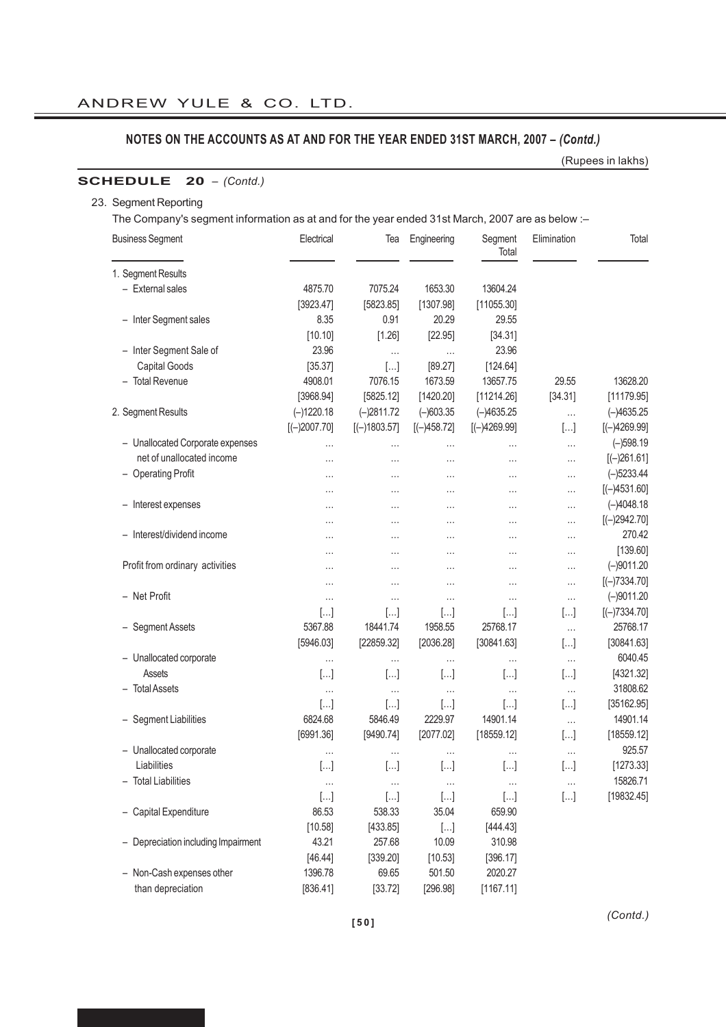## NOTES ON THE ACCOUNTS AS AT AND FOR THE YEAR ENDED 31ST MARCH, 2007 – *(Contd.)*

(Rupees in lakhs)

**SCHEDULE 20** – *(Contd.)*

23. Segment Reporting

The Company's segment information as at and for the year ended 31st March, 2007 are as below :–

| Business Segment | Electrical | Tea | Engineering | Segment Total | Elimination | Total |
|---|---|---|---|---|---|---|
| 1. Segment Results | | | | | | |
| – External sales | 4875.70 | 7075.24 | 1653.30 | 13604.24 | | |
| | [3923.47] | [5823.85] | [1307.98] | [11055.30] | | |
| – Inter Segment sales | 8.35 | 0.91 | 20.29 | 29.55 | | |
| | [10.10] | [1.26] | [22.95] | [34.31] | | |
| – Inter Segment Sale of Capital Goods | 23.96 | ... | ... | 23.96 | | |
| | [35.37] | [...] | [89.27] | [124.64] | | |
| – Total Revenue | 4908.01 | 7076.15 | 1673.59 | 13657.75 | 29.55 | 13628.20 |
| | [3968.94] | [5825.12] | [1420.20] | [11214.26] | [34.31] | [11179.95] |
| 2. Segment Results | (–)1220.18 | (–)2811.72 | (–)603.35 | (–)4635.25 | ... | (–)4635.25 |
| | [(–)2007.70] | [(–)1803.57] | [(–)458.72] | [(–)4269.99] | [...] | [(–)4269.99] |
| – Unallocated Corporate expenses net of unallocated income | ... | ... | ... | ... | ... | (–)598.19 |
| | ... | ... | ... | ... | ... | [(–)261.61] |
| – Operating Profit | ... | ... | ... | ... | ... | (–)5233.44 |
| | ... | ... | ... | ... | ... | [(–)4531.60] |
| – Interest expenses | ... | ... | ... | ... | ... | (–)4048.18 |
| | ... | ... | ... | ... | ... | [(–)2942.70] |
| – Interest/dividend income | ... | ... | ... | ... | ... | 270.42 |
| | ... | ... | ... | ... | ... | [139.60] |
| Profit from ordinary activities | ... | ... | ... | ... | ... | (–)9011.20 |
| | ... | ... | ... | ... | ... | [(–)7334.70] |
| – Net Profit | ... | ... | ... | ... | ... | (–)9011.20 |
| | [...] | [...] | [...] | [...] | [...] | [(–)7334.70] |
| – Segment Assets | 5367.88 | 18441.74 | 1958.55 | 25768.17 | ... | 25768.17 |
| | [5946.03] | [22859.32] | [2036.28] | [30841.63] | [...] | [30841.63] |
| – Unallocated corporate Assets | ... | ... | ... | ... | ... | 6040.45 |
| | [...] | [...] | [...] | [...] | [...] | [4321.32] |
| – Total Assets | ... | ... | ... | ... | ... | 31808.62 |
| | [...] | [...] | [...] | [...] | [...] | [35162.95] |
| – Segment Liabilities | 6824.68 | 5846.49 | 2229.97 | 14901.14 | ... | 14901.14 |
| | [6991.36] | [9490.74] | [2077.02] | [18559.12] | [...] | [18559.12] |
| – Unallocated corporate Liabilities | ... | ... | ... | ... | ... | 925.57 |
| | [...] | [...] | [...] | [...] | [...] | [1273.33] |
| – Total Liabilities | ... | ... | ... | ... | ... | 15826.71 |
| | [...] | [...] | [...] | [...] | [...] | [19832.45] |
| – Capital Expenditure | 86.53 | 538.33 | 35.04 | 659.90 | | |
| | [10.58] | [433.85] | [...] | [444.43] | | |
| – Depreciation including Impairment | 43.21 | 257.68 | 10.09 | 310.98 | | |
| | [46.44] | [339.20] | [10.53] | [396.17] | | |
| – Non-Cash expenses other than depreciation | 1396.78 | 69.65 | 501.50 | 2020.27 | | |
| | [836.41] | [33.72] | [296.98] | [1167.11] | | |

*(Contd.)*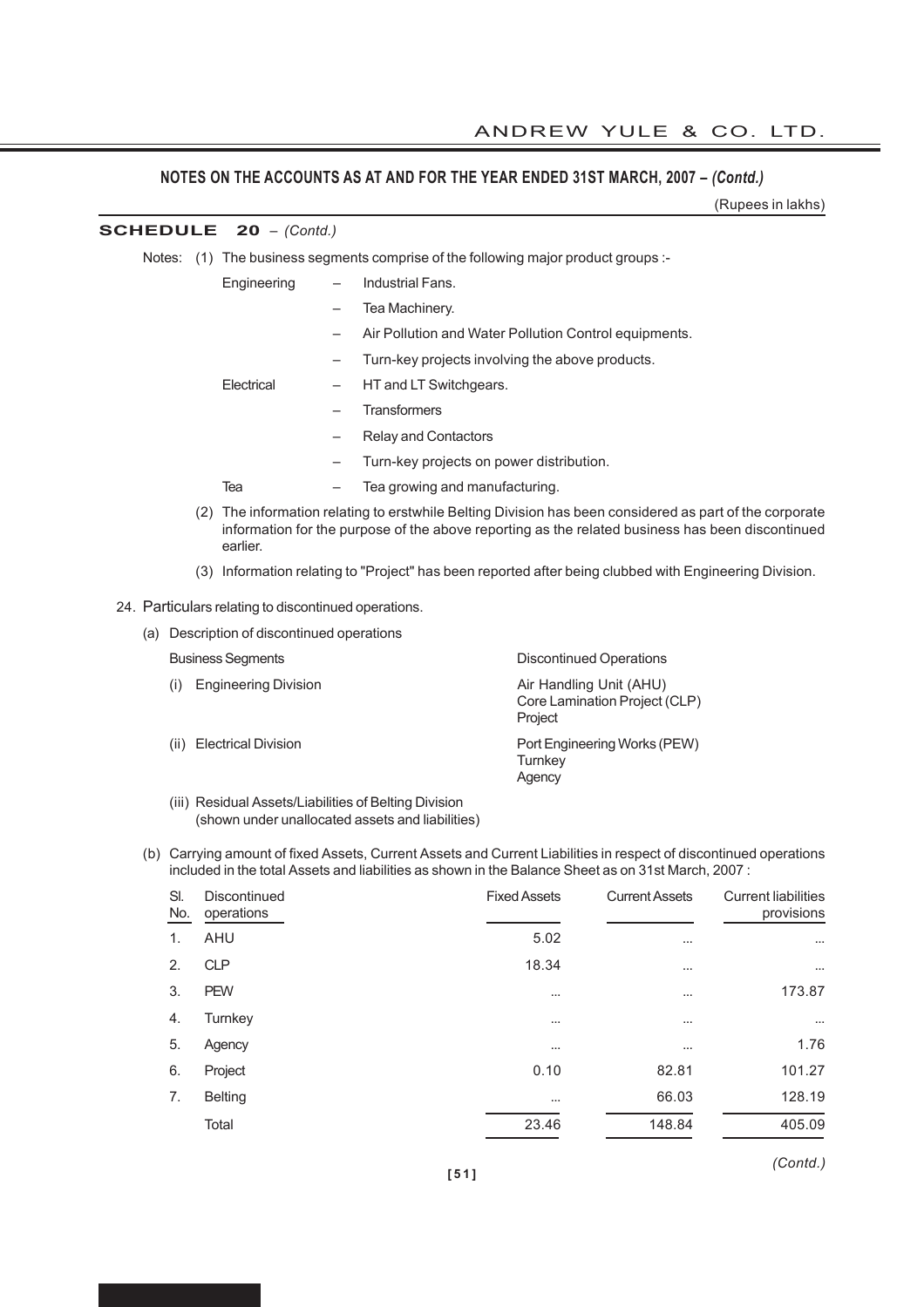## NOTES ON THE ACCOUNTS AS AT AND FOR THE YEAR ENDED 31ST MARCH, 2007 – *(Contd.)*

(Rupees in lakhs)

**SCHEDULE 20** – *(Contd.)*

Notes: (1) The business segments comprise of the following major product groups :-

| | | |
|---|---|---|
| Engineering | – | Industrial Fans. |
| | – | Tea Machinery. |
| | – | Air Pollution and Water Pollution Control equipments. |
| | – | Turn-key projects involving the above products. |
| Electrical | – | HT and LT Switchgears. |
| | – | Transformers |
| | – | Relay and Contactors |
| | – | Turn-key projects on power distribution. |
| Tea | – | Tea growing and manufacturing. |

(2) The information relating to erstwhile Belting Division has been considered as part of the corporate information for the purpose of the above reporting as the related business has been discontinued earlier.

(3) Information relating to "Project" has been reported after being clubbed with Engineering Division.

24. Particulars relating to discontinued operations.

(a) Description of discontinued operations

| Business Segments | Discontinued Operations |
|---|---|
| (i) Engineering Division | Air Handling Unit (AHU)<br>Core Lamination Project (CLP)<br>Project |
| (ii) Electrical Division | Port Engineering Works (PEW)<br>Turnkey<br>Agency |
| (iii) Residual Assets/Liabilities of Belting Division (shown under unallocated assets and liabilities) | |

(b) Carrying amount of fixed Assets, Current Assets and Current Liabilities in respect of discontinued operations included in the total Assets and liabilities as shown in the Balance Sheet as on 31st March, 2007 :

| Sl. No. | Discontinued operations | Fixed Assets | Current Assets | Current liabilities provisions |
|---|---|---|---|---|
| 1. | AHU | 5.02 | ... | ... |
| 2. | CLP | 18.34 | ... | ... |
| 3. | PEW | ... | ... | 173.87 |
| 4. | Turnkey | ... | ... | ... |
| 5. | Agency | ... | ... | 1.76 |
| 6. | Project | 0.10 | 82.81 | 101.27 |
| 7. | Belting | ... | 66.03 | 128.19 |
| | Total | 23.46 | 148.84 | 405.09 |

*(Contd.)*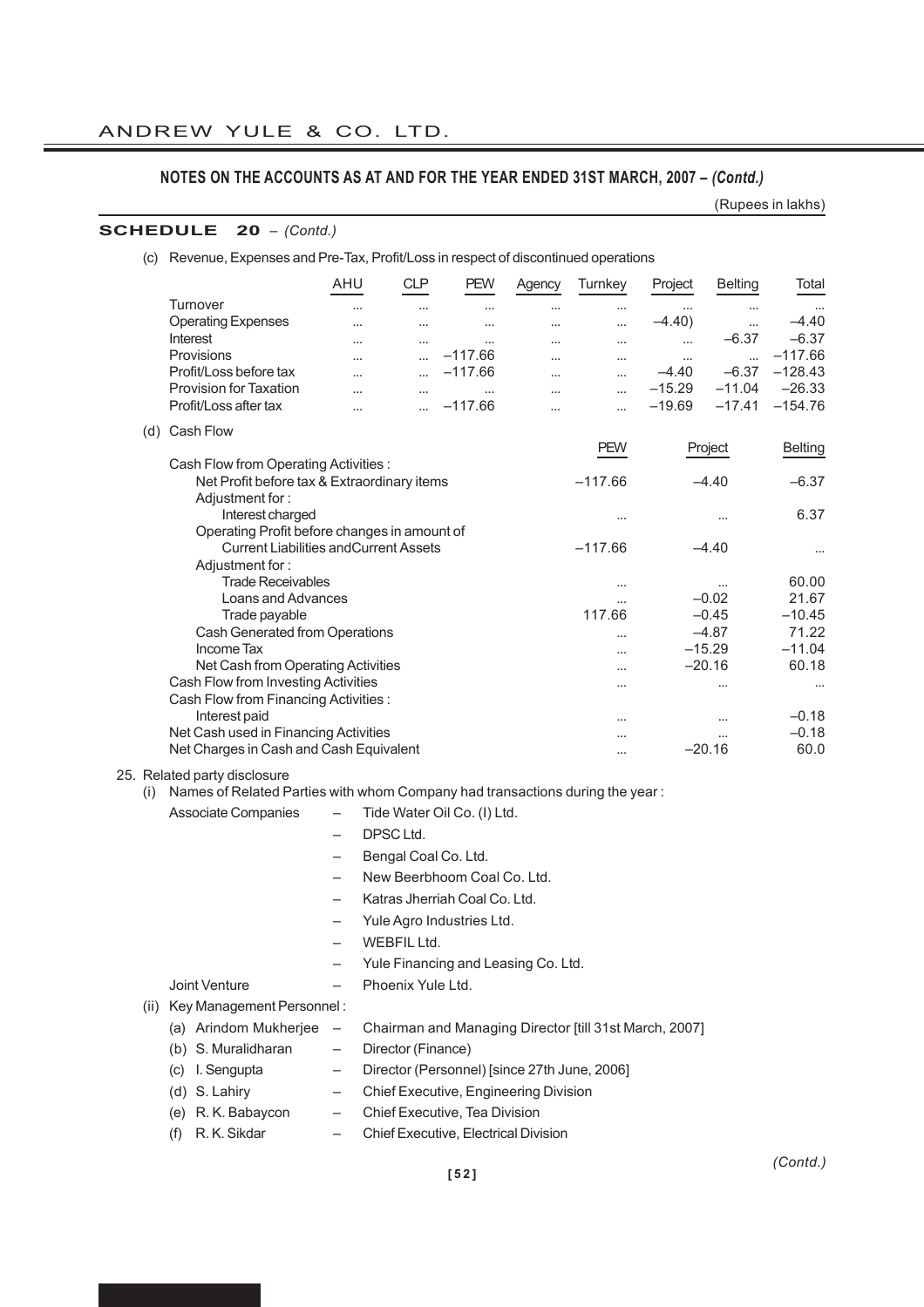## NOTES ON THE ACCOUNTS AS AT AND FOR THE YEAR ENDED 31ST MARCH, 2007 – *(Contd.)*

(Rupees in lakhs)

### SCHEDULE 20 – *(Contd.)*

(c) Revenue, Expenses and Pre-Tax, Profit/Loss in respect of discontinued operations

| | AHU | CLP | PEW | Agency | Turnkey | Project | Belting | Total |
|---|---|---|---|---|---|---|---|---|
| Turnover | ... | ... | ... | ... | ... | ... | ... | ... |
| Operating Expenses | ... | ... | ... | ... | ... | –4.40) | ... | –4.40 |
| Interest | ... | ... | ... | ... | ... | ... | –6.37 | –6.37 |
| Provisions | ... | ... | –117.66 | ... | ... | ... | ... | –117.66 |
| Profit/Loss before tax | ... | ... | –117.66 | ... | ... | –4.40 | –6.37 | –128.43 |
| Provision for Taxation | ... | ... | ... | ... | ... | –15.29 | –11.04 | –26.33 |
| Profit/Loss after tax | ... | ... | –117.66 | ... | ... | –19.69 | –17.41 | –154.76 |

(d) Cash Flow

| | PEW | Project | Belting |
|---|---|---|---|
| Cash Flow from Operating Activities : | | | |
| Net Profit before tax & Extraordinary items | –117.66 | –4.40 | –6.37 |
| Adjustment for : | | | |
| Interest charged | ... | ... | 6.37 |
| Operating Profit before changes in amount of Current Liabilities andCurrent Assets | –117.66 | –4.40 | ... |
| Adjustment for : | | | |
| Trade Receivables | ... | ... | 60.00 |
| Loans and Advances | ... | –0.02 | 21.67 |
| Trade payable | 117.66 | –0.45 | –10.45 |
| Cash Generated from Operations | ... | –4.87 | 71.22 |
| Income Tax | ... | –15.29 | –11.04 |
| Net Cash from Operating Activities | ... | –20.16 | 60.18 |
| Cash Flow from Investing Activities | ... | ... | ... |
| Cash Flow from Financing Activities : | | | |
| Interest paid | ... | ... | –0.18 |
| Net Cash used in Financing Activities | ... | ... | –0.18 |
| Net Charges in Cash and Cash Equivalent | ... | –20.16 | 60.0 |

25. Related party disclosure

(i) Names of Related Parties with whom Company had transactions during the year :

Associate Companies
- Tide Water Oil Co. (I) Ltd.
- DPSC Ltd.
- Bengal Coal Co. Ltd.
- New Beerbhoom Coal Co. Ltd.
- Katras Jherriah Coal Co. Ltd.
- Yule Agro Industries Ltd.
- WEBFIL Ltd.
- Yule Financing and Leasing Co. Ltd.

Joint Venture – Phoenix Yule Ltd.

(ii) Key Management Personnel :

(a) Arindom Mukherjee – Chairman and Managing Director [till 31st March, 2007]

(b) S. Muralidharan – Director (Finance)

(c) I. Sengupta – Director (Personnel) [since 27th June, 2006]

(d) S. Lahiry – Chief Executive, Engineering Division

(e) R. K. Babaycon – Chief Executive, Tea Division

(f) R. K. Sikdar – Chief Executive, Electrical Division

*(Contd.)*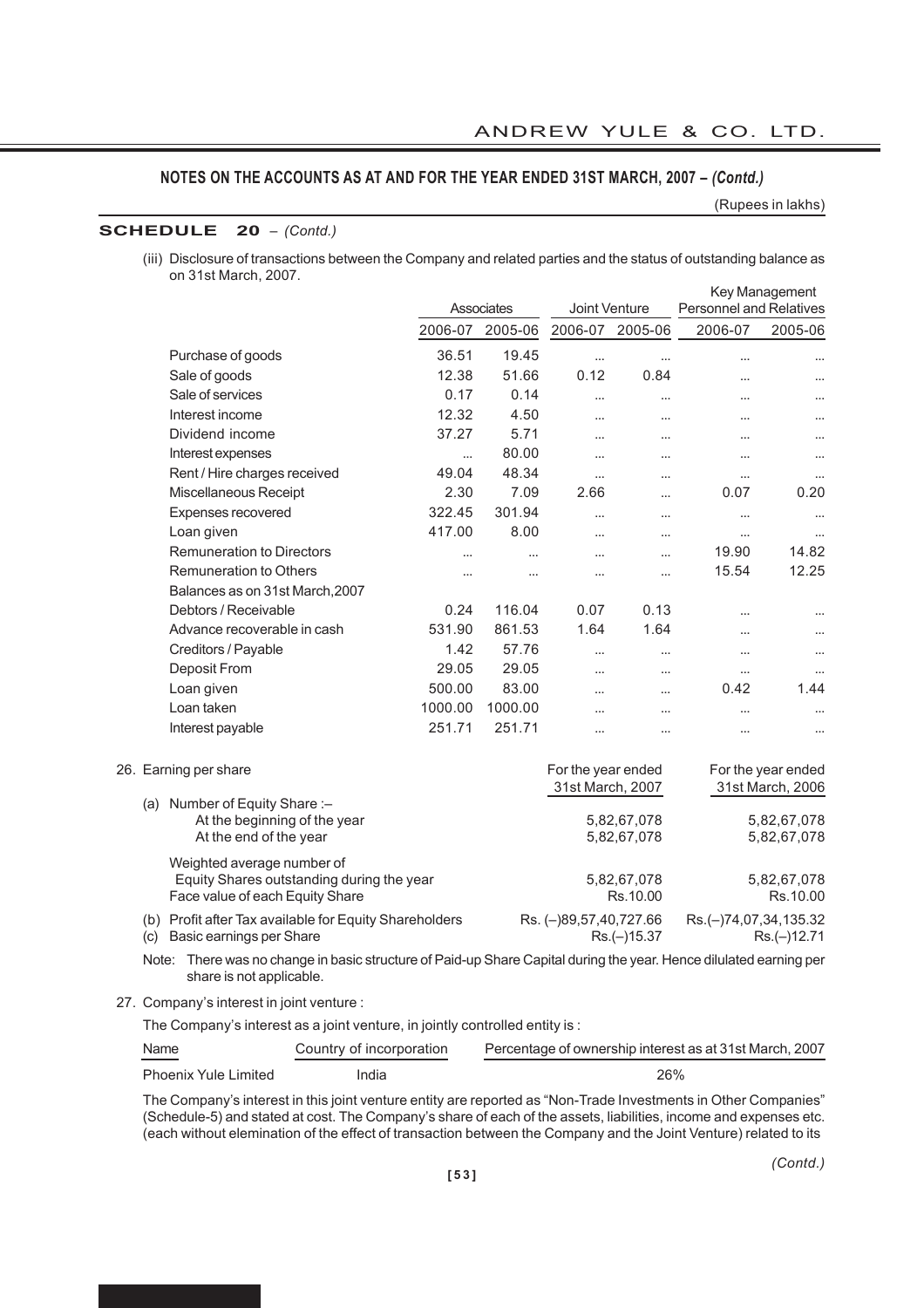## NOTES ON THE ACCOUNTS AS AT AND FOR THE YEAR ENDED 31ST MARCH, 2007 – *(Contd.)*

(Rupees in lakhs)

### SCHEDULE 20 – *(Contd.)*

(iii) Disclosure of transactions between the Company and related parties and the status of outstanding balance as on 31st March, 2007.

| | Associates | | Joint Venture | | Key Management Personnel and Relatives | |
|---|---|---|---|---|---|---|
| | 2006-07 | 2005-06 | 2006-07 | 2005-06 | 2006-07 | 2005-06 |
| Purchase of goods | 36.51 | 19.45 | ... | ... | ... | ... |
| Sale of goods | 12.38 | 51.66 | 0.12 | 0.84 | ... | ... |
| Sale of services | 0.17 | 0.14 | ... | ... | ... | ... |
| Interest income | 12.32 | 4.50 | ... | ... | ... | ... |
| Dividend income | 37.27 | 5.71 | ... | ... | ... | ... |
| Interest expenses | ... | 80.00 | ... | ... | ... | ... |
| Rent / Hire charges received | 49.04 | 48.34 | ... | ... | ... | ... |
| Miscellaneous Receipt | 2.30 | 7.09 | 2.66 | ... | 0.07 | 0.20 |
| Expenses recovered | 322.45 | 301.94 | ... | ... | ... | ... |
| Loan given | 417.00 | 8.00 | ... | ... | ... | ... |
| Remuneration to Directors | ... | ... | ... | ... | 19.90 | 14.82 |
| Remuneration to Others | ... | ... | ... | ... | 15.54 | 12.25 |
| Balances as on 31st March,2007 | | | | | | |
| Debtors / Receivable | 0.24 | 116.04 | 0.07 | 0.13 | ... | ... |
| Advance recoverable in cash | 531.90 | 861.53 | 1.64 | 1.64 | ... | ... |
| Creditors / Payable | 1.42 | 57.76 | ... | ... | ... | ... |
| Deposit From | 29.05 | 29.05 | ... | ... | ... | ... |
| Loan given | 500.00 | 83.00 | ... | ... | 0.42 | 1.44 |
| Loan taken | 1000.00 | 1000.00 | ... | ... | ... | ... |
| Interest payable | 251.71 | 251.71 | ... | ... | ... | ... |

26. Earning per share

| | For the year ended 31st March, 2007 | For the year ended 31st March, 2006 |
|---|---|---|
| (a) Number of Equity Share :– | | |
| At the beginning of the year | 5,82,67,078 | 5,82,67,078 |
| At the end of the year | 5,82,67,078 | 5,82,67,078 |
| Weighted average number of Equity Shares outstanding during the year | 5,82,67,078 | 5,82,67,078 |
| Face value of each Equity Share | Rs.10.00 | Rs.10.00 |
| (b) Profit after Tax available for Equity Shareholders | Rs. (–)89,57,40,727.66 | Rs.(–)74,07,34,135.32 |
| (c) Basic earnings per Share | Rs.(–)15.37 | Rs.(–)12.71 |

Note: There was no change in basic structure of Paid-up Share Capital during the year. Hence dilulated earning per share is not applicable.

27. Company's interest in joint venture :

The Company's interest as a joint venture, in jointly controlled entity is :

| Name | Country of incorporation | Percentage of ownership interest as at 31st March, 2007 |
|---|---|---|
| Phoenix Yule Limited | India | 26% |

The Company's interest in this joint venture entity are reported as "Non-Trade Investments in Other Companies" (Schedule-5) and stated at cost. The Company's share of each of the assets, liabilities, income and expenses etc. (each without elemination of the effect of transaction between the Company and the Joint Venture) related to its

*(Contd.)*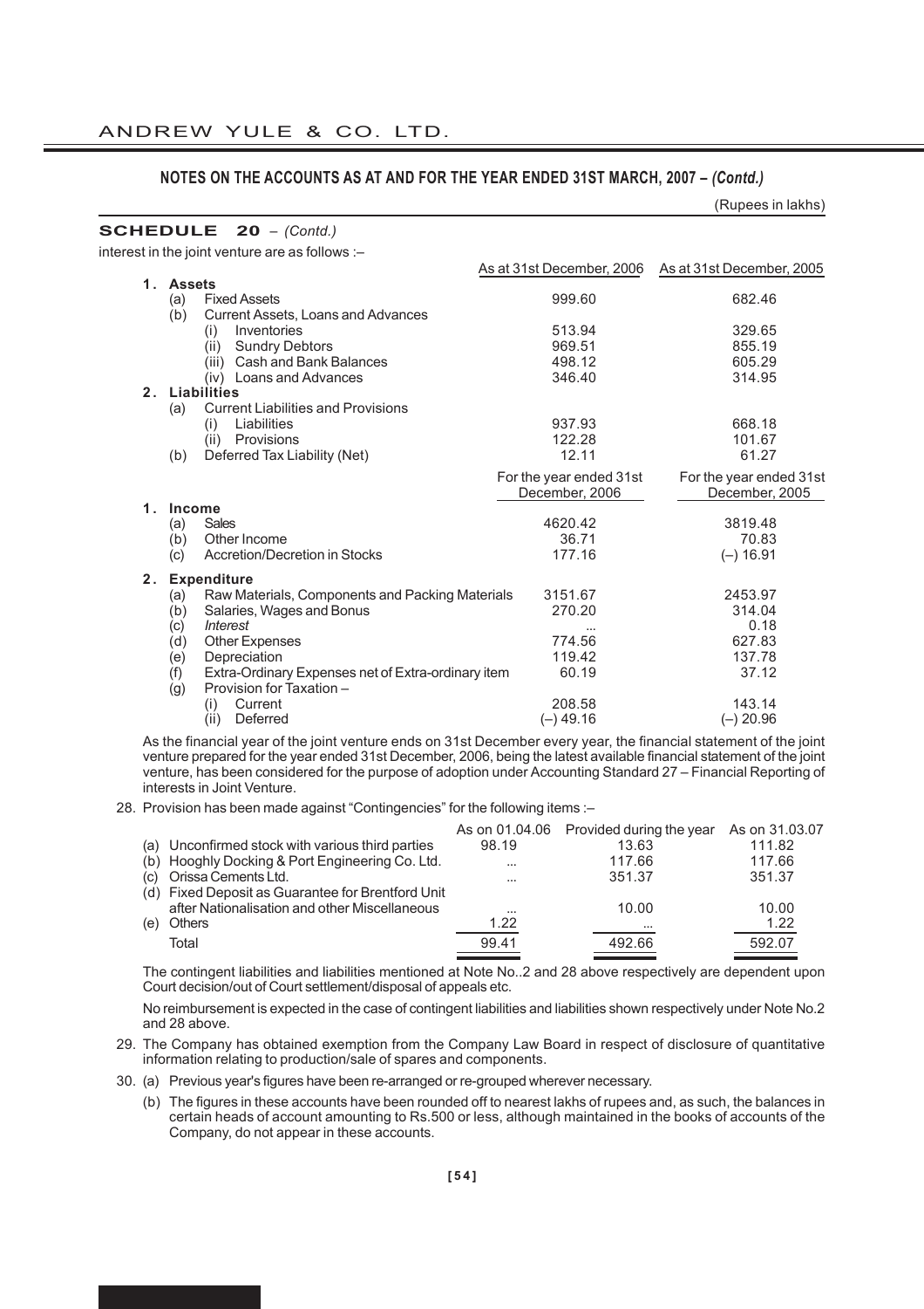## NOTES ON THE ACCOUNTS AS AT AND FOR THE YEAR ENDED 31ST MARCH, 2007 – *(Contd.)*

(Rupees in lakhs)

**SCHEDULE 20** – *(Contd.)*

interest in the joint venture are as follows :–

| | As at 31st December, 2006 | As at 31st December, 2005 |
|---|---|---|
| **1. Assets** | | |
| (a) Fixed Assets | 999.60 | 682.46 |
| (b) Current Assets, Loans and Advances | | |
| (i) Inventories | 513.94 | 329.65 |
| (ii) Sundry Debtors | 969.51 | 855.19 |
| (iii) Cash and Bank Balances | 498.12 | 605.29 |
| (iv) Loans and Advances | 346.40 | 314.95 |
| **2. Liabilities** | | |
| (a) Current Liabilities and Provisions | | |
| (i) Liabilities | 937.93 | 668.18 |
| (ii) Provisions | 122.28 | 101.67 |
| (b) Deferred Tax Liability (Net) | 12.11 | 61.27 |

| | For the year ended 31st December, 2006 | For the year ended 31st December, 2005 |
|---|---|---|
| **1. Income** | | |
| (a) Sales | 4620.42 | 3819.48 |
| (b) Other Income | 36.71 | 70.83 |
| (c) Accretion/Decretion in Stocks | 177.16 | (–) 16.91 |
| **2. Expenditure** | | |
| (a) Raw Materials, Components and Packing Materials | 3151.67 | 2453.97 |
| (b) Salaries, Wages and Bonus | 270.20 | 314.04 |
| (c) *Interest* | ... | 0.18 |
| (d) Other Expenses | 774.56 | 627.83 |
| (e) Depreciation | 119.42 | 137.78 |
| (f) Extra-Ordinary Expenses net of Extra-ordinary item | 60.19 | 37.12 |
| (g) Provision for Taxation – | | |
| (i) Current | 208.58 | 143.14 |
| (ii) Deferred | (–) 49.16 | (–) 20.96 |

As the financial year of the joint venture ends on 31st December every year, the financial statement of the joint venture prepared for the year ended 31st December, 2006, being the latest available financial statement of the joint venture, has been considered for the purpose of adoption under Accounting Standard 27 – Financial Reporting of interests in Joint Venture.

28. Provision has been made against "Contingencies" for the following items :–

| | As on 01.04.06 | Provided during the year | As on 31.03.07 |
|---|---|---|---|
| (a) Unconfirmed stock with various third parties | 98.19 | 13.63 | 111.82 |
| (b) Hooghly Docking & Port Engineering Co. Ltd. | ... | 117.66 | 117.66 |
| (c) Orissa Cements Ltd. | ... | 351.37 | 351.37 |
| (d) Fixed Deposit as Guarantee for Brentford Unit after Nationalisation and other Miscellaneous | ... | 10.00 | 10.00 |
| (e) Others | 1.22 | ... | 1.22 |
| Total | 99.41 | 492.66 | 592.07 |

The contingent liabilities and liabilities mentioned at Note No..2 and 28 above respectively are dependent upon Court decision/out of Court settlement/disposal of appeals etc.

No reimbursement is expected in the case of contingent liabilities and liabilities shown respectively under Note No.2 and 28 above.

29. The Company has obtained exemption from the Company Law Board in respect of disclosure of quantitative information relating to production/sale of spares and components.

30. (a) Previous year's figures have been re-arranged or re-grouped wherever necessary.

(b) The figures in these accounts have been rounded off to nearest lakhs of rupees and, as such, the balances in certain heads of account amounting to Rs.500 or less, although maintained in the books of accounts of the Company, do not appear in these accounts.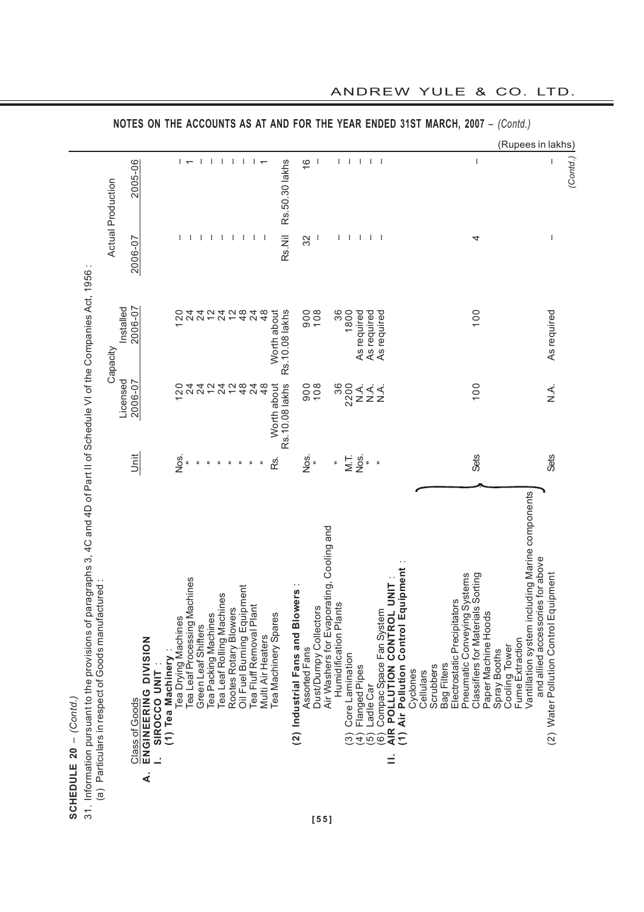## NOTES ON THE ACCOUNTS AS AT AND FOR THE YEAR ENDED 31ST MARCH, 2007 – *(Contd.)*

**SCHEDULE 20** – *(Contd.)*

31. Information pursuant to the provisions of paragraphs 3, 4C and 4D of Part II of Schedule VI of the Companies Act, 1956 :

(a) Particulars in respect of Goods manufactured :

(Rupees in lakhs)

| Class of Goods | Unit | Capacity Licensed 2006-07 | Capacity Installed 2006-07 | Actual Production 2006-07 | Actual Production 2005-06 |
|---|---|---|---|---|---|
| **A. ENGINEERING DIVISION** | | | | | |
| **I. SIROCCO UNIT :** | | | | | |
| **(1) Tea Machinery :** | | | | | |
| Tea Drying Machines | Nos. | 120 | 120 | – | – |
| Tea Leaf Processing Machines | " | 24 | 24 | – | 1 |
| Green Leaf Shifters | " | 24 | 24 | – | – |
| Tea Packing Machines | " | 12 | 12 | – | – |
| Tea Leaf Rolling Machines | " | 24 | 24 | – | – |
| Rootes Rotary Blowers | " | 12 | 12 | – | – |
| Oil Fuel Burning Equipment | " | 48 | 48 | – | – |
| Tea Fluff Removal Plant | " | 24 | 24 | – | – |
| Multi Air Heaters | " | 48 | 48 | – | 1 |
| Tea Machinery Spares | Rs. | Worth about Rs.10.08 lakhs | Worth about Rs.10.08 lakhs | Rs.Nil | Rs.50.30 lakhs |
| **(2) Industrial Fans and Blowers :** | | | | | |
| Assorted Fans | Nos. | 900 | 900 | 32 | 16 |
| Dust/Dumpy Collectors | " | 108 | 108 | – | – |
| Air Washers for Evaporating, Cooling and Humidification Plants | " | 36 | 36 | – | – |
| (3) Core Lamination | M.T. | 2200 | 1800 | – | – |
| (4) Flanged Pipes | Nos. | N.A. | As required | – | – |
| (5) Ladle Car | " | N.A. | As required | – | – |
| (6) Compac Space Fan System | " | N.A. | As required | – | – |
| **II. AIR POLLUTION CONTROL UNIT :** | | | | | |
| **(1) Air Pollution Control Equipment :** Cyclones, Cellulars, Scrubbers, Bag Filters, Electrostatic Precipitators, Pneumatic Conveying Systems, Classifiers for Materials Sorting, Paper Machine Hoods, Spray Booths, Cooling Tower, Fume Extraction, Vantillation system including Marine components and allied accessories for above | Sets | 100 | 100 | 4 | – |
| (2) Water Pollution Control Equipment | Sets | N.A. | As required | – | – |

*(Contd.)*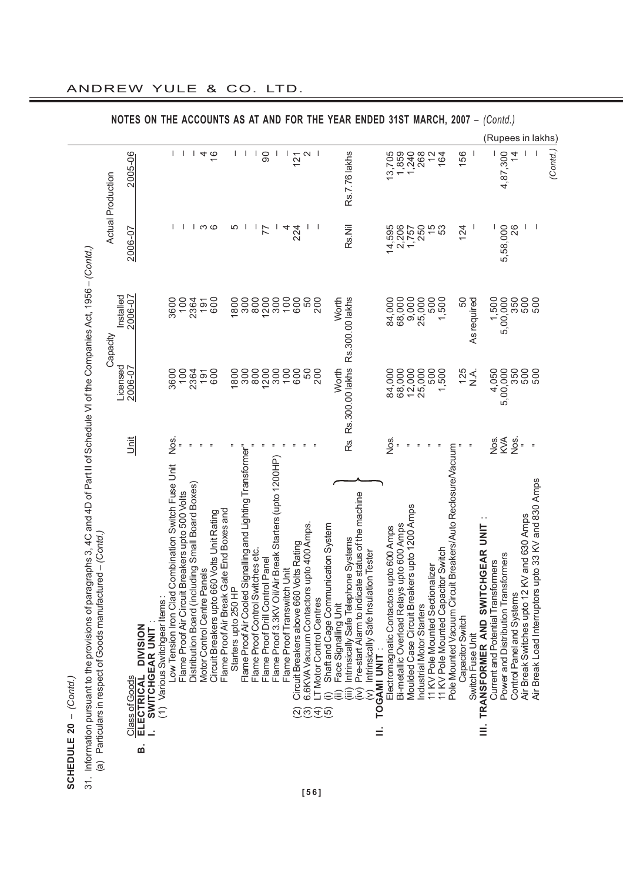## NOTES ON THE ACCOUNTS AS AT AND FOR THE YEAR ENDED 31ST MARCH, 2007 – *(Contd.)*

**SCHEDULE 20 –** *(Contd.)*

31. Information pursuant to the provisions of paragraphs 3, 4C and 4D of Part II of Schedule VI of the Companies Act, 1956 – *(Contd.)*

(a) Particulars in respect of Goods manufactured – *(Contd.)*

(Rupees in lakhs)

| Class of Goods | Unit | Capacity Licensed 2006-07 | Capacity Installed 2006-07 | Actual Production 2006-07 | Actual Production 2005-06 |
|---|---|---|---|---|---|
| **B. ELECTRICAL DIVISION** | | | | | |
| **I. SWITCHGEAR UNIT :** | | | | | |
| (1) Various Switchgear Items : | | | | | |
| Low Tension Iron Clad Combination Switch Fuse Unit | Nos. | 3600 | 3600 | – | – |
| Flame Proof Air Circuit Breakers upto 500 Volts | " | 100 | 100 | – | – |
| Distribution Board (including Small Board Boxes) | " | 2364 | 2364 | – | – |
| Motor Control Centre Panels | " | 191 | 191 | 3 | 4 |
| Circuit Breakers upto 660 Volts Unit Rating | " | 600 | 600 | 6 | 16 |
| Flame Proof Air Break Gate End Boxes and Starters upto 250 HP | " | 1800 | 1800 | 5 | – |
| Flame Proof Air Cooled Signalling and Lighting Transformer | " | 300 | 300 | – | – |
| Flame Proof Control Switches etc. | " | 800 | 800 | – | – |
| Flame Proof Drill Control Panel | " | 1200 | 1200 | 77 | 90 |
| Flame Proof 3.3KV Oil/Air Break Starters (upto 1200HP) | " | 300 | 300 | – | – |
| Flame Proof Transwitch Unit | " | 100 | 100 | 4 | – |
| (2) Circuit Breakers above 660 Volts Rating | " | 600 | 600 | 224 | 121 |
| (3) 6.6KVA Vacuum Contactors upto 400 Amps. | " | 50 | 50 | – | 2 |
| (4) LT Motor Control Centres | " | 200 | 200 | – | – |
| (5) (i) Shaft and Cage Communication System<br>(ii) Face Signalling Unit<br>(iii) Intrinsically Safe Telephone Systems<br>(iv) Pre-start Alarm to indicate status of the machine<br>(v) Intrinsically Safe Insulation Tester | Rs. | Worth Rs. 300.00 lakhs | Worth Rs.300.00 lakhs | Rs.Nil | Rs.7.76 lakhs |
| **II. TOGAMI UNIT :** | | | | | |
| Electromagnatic Contactors upto 600 Amps | Nos. | 84,000 | 84,000 | 14,595 | 13,705 |
| Bi-metallic Overload Relays upto 600 Amps | " | 68,000 | 68,000 | 2,206 | 1,859 |
| Moulded Case Circuit Breakers upto 1200 Amps | " | 12,000 | 9,000 | 1,757 | 1,240 |
| Industrial Motor Starters | " | 25,000 | 25,000 | 250 | 268 |
| 11 KV Pole Mounted Sectionalizer | " | 500 | 500 | 15 | 12 |
| 11 KV Pole Mounted Capacitor Switch | " | 1,500 | 1,500 | 53 | 164 |
| Pole Mounted Vacuum Circuit Breakers/Auto Reclosure/Vacuum Capacitor Switch | " | 125 | 50 | 124 | 156 |
| Switch Fuse Unit | " | N.A. | As required | – | – |
| **III. TRANSFORMER AND SWITCHGEAR UNIT :** | | | | | |
| Current and Potential Transformers | Nos. | 4,050 | 1,500 | – | – |
| Power and Distribution Transformers | KVA | 5,00,000 | 5,00,000 | 5,58,000 | 4,87,300 |
| Control Panel and Systems | Nos. | 350 | 350 | 26 | 14 |
| Air Break Switches upto 12 KV and 630 Amps | " | 500 | 500 | – | – |
| Air Break Load Interruptors upto 33 KV and 830 Amps | " | 500 | 500 | – | – |

*(Contd.)*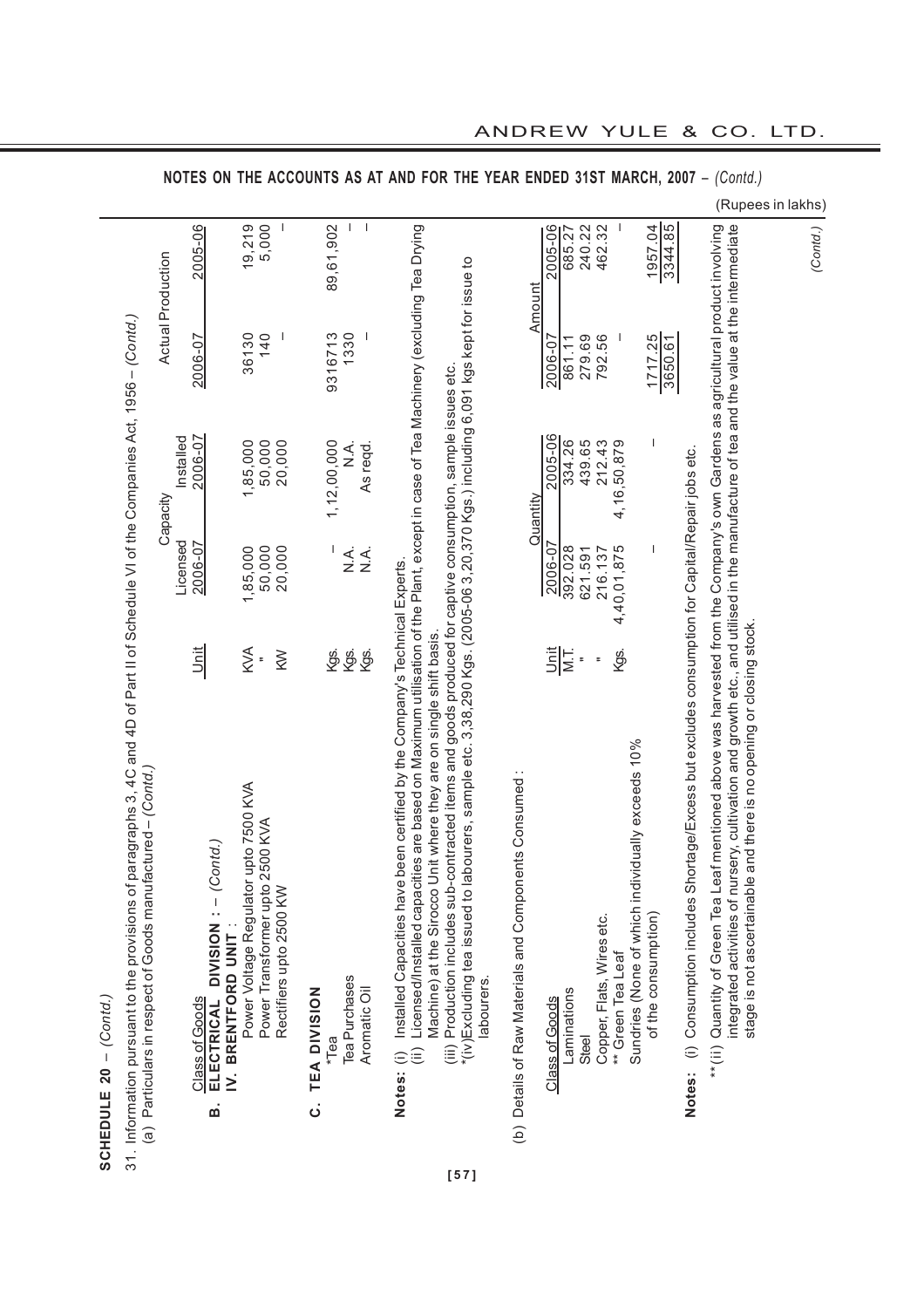## NOTES ON THE ACCOUNTS AS AT AND FOR THE YEAR ENDED 31ST MARCH, 2007 – *(Contd.)*

**SCHEDULE 20** – *(Contd.)*

(Rupees in lakhs)

31. Information pursuant to the provisions of paragraphs 3, 4C and 4D of Part II of Schedule VI of the Companies Act, 1956 – *(Contd.)*

(a) Particulars in respect of Goods manufactured – *(Contd.)*

| Class of Goods | Unit | Capacity Licensed 2006-07 | Capacity Installed 2006-07 | Actual Production 2006-07 | Actual Production 2005-06 |
|---|---|---|---|---|---|
| **B. ELECTRICAL DIVISION : – *(Contd.)*** | | | | | |
| **IV. BRENTFORD UNIT :** | | | | | |
| Power Voltage Regulator upto 7500 KVA | KVA | 1,85,000 | 1,85,000 | 36130 | 19,219 |
| Power Transformer upto 2500 KVA | " | 50,000 | 50,000 | 140 | 5,000 |
| Rectifiers upto 2500 KW | KW | 20,000 | 20,000 | – | – |
| **C. TEA DIVISION** | | | | | |
| *Tea | Kgs. | – | 1,12,00,000 | 9316713 | 89,61,902 |
| Tea Purchases | Kgs. | N.A. | N.A. | 1330 | – |
| Aromatic Oil | Kgs. | N.A. | As reqd. | – | – |

**Notes:** (i) Installed Capacities have been certified by the Company's Technical Experts.

(ii) Licensed/Installed capacities are based on Maximum utilisation of the Plant, except in case of Tea Machinery (excluding Tea Drying Machine) at the Sirocco Unit where they are on single shift basis.

(iii) Production includes sub-contracted items and goods produced for captive consumption, sample issues etc.

*(iv)Excluding tea issued to labourers, sample etc. 3,38,290 Kgs. (2005-06 3,20,370 Kgs.) including 6,091 kgs kept for issue to labourers.

(b) Details of Raw Materials and Components Consumed :

| Class of Goods | Unit | Quantity 2006-07 | Quantity 2005-06 | Amount 2006-07 | Amount 2005-06 |
|---|---|---|---|---|---|
| Laminations | M.T. | 392.028 | 334.26 | 861.11 | 685.27 |
| Steel | " | 621.591 | 439.65 | 279.69 | 240.22 |
| Copper, Flats, Wires etc. | " | 216.137 | 212.43 | 792.56 | 462.32 |
| ** Green Tea Leaf | Kgs. | 4,40,01,875 | 4,16,50,879 | – | – |
| Sundries (None of which individually exceeds 10% of the consumption) | | – | – | 1717.25 | 1957.04 |
| | | | | 3650.61 | 3344.85 |

**Notes:** (i) Consumption includes Shortage/Excess but excludes consumption for Capital/Repair jobs etc.

**(ii) Quantity of Green Tea Leaf mentioned above was harvested from the Company's own Gardens as agricultural product involving integrated activities of nursery, cultivation and growth etc., and utilised in the manufacture of tea and the value at the intermediate stage is not ascertainable and there is no opening or closing stock.

*(Contd.)*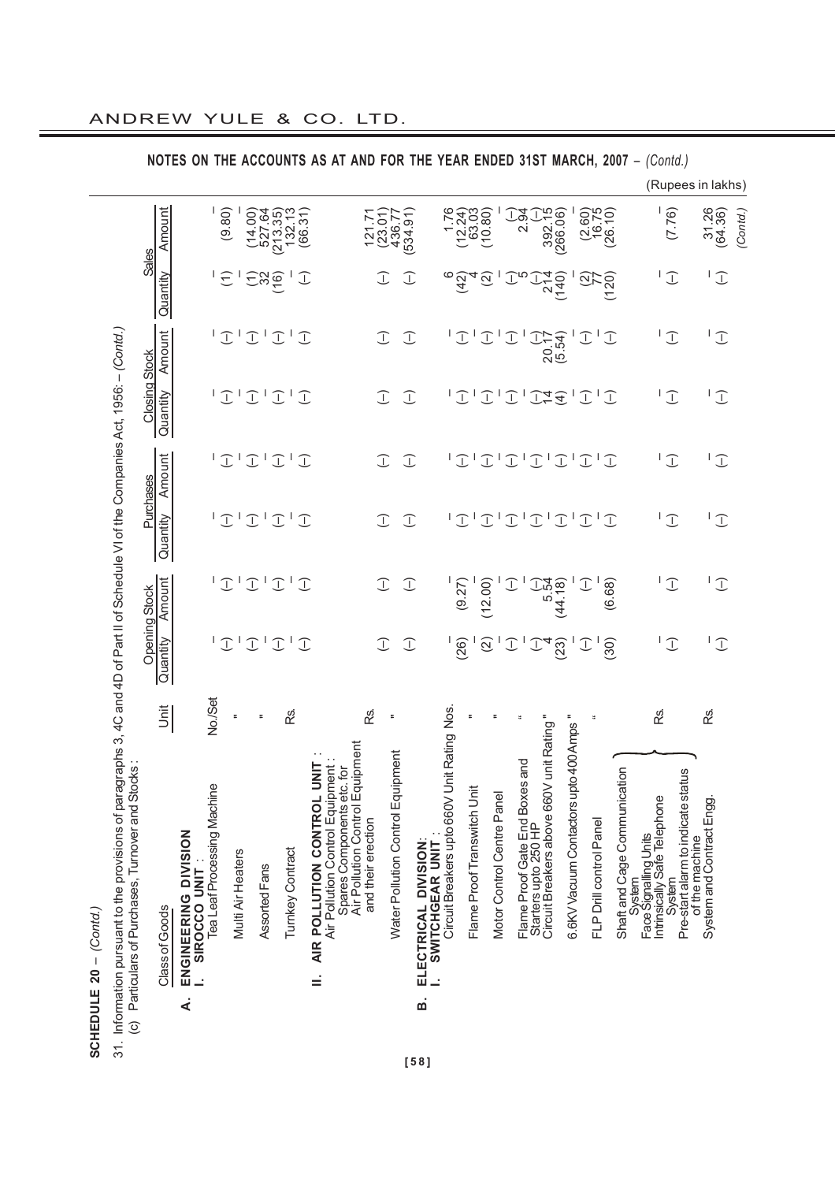## NOTES ON THE ACCOUNTS AS AT AND FOR THE YEAR ENDED 31ST MARCH, 2007 – *(Contd.)*

**SCHEDULE 20 – *(Contd.)***

31. Information pursuant to the provisions of paragraphs 3, 4C and 4D of Part II of Schedule VI of the Companies Act, 1956: – *(Contd.)*

(c) Particulars of Purchases, Turnover and Stocks :

(Rupees in lakhs)

| Class of Goods | Unit | Opening Stock | | Purchases | | Closing Stock | | Sales | |
|---|---|---|---|---|---|---|---|---|---|
| | | Quantity | Amount | Quantity | Amount | Quantity | Amount | Quantity | Amount |
| **A. ENGINEERING DIVISION** | | | | | | | | | |
| **I. SIROCCO UNIT :** | | | | | | | | | |
| Tea Leaf Processing Machine | No./Set | – (–) | – (–) | – (–) | – (–) | – (–) | – (–) | – (1) | – (9.80) |
| Multi Air Heaters | " | – (–) | – (–) | – (–) | – (–) | – (–) | – (–) | – (1) | – (14.00) |
| Assorted Fans | " | – (–) | – (–) | – (–) | – (–) | – (–) | – (–) | 32 (16) | 527.64 (213.35) |
| Turnkey Contract | Rs. | – (–) | – (–) | – (–) | – (–) | – (–) | – (–) | – (–) | 132.13 (66.31) |
| **II. AIR POLLUTION CONTROL UNIT :** | | | | | | | | | |
| Air Pollution Control Equipment : Spares Components etc. for Air Pollution Control Equipment and their erection | Rs. | (–) | (–) | (–) | (–) | (–) | (–) | (–) | 121.71 (23.01) |
| Water Pollution Control Equipment | " | (–) | (–) | (–) | (–) | (–) | (–) | (–) | 436.77 (534.91) |
| **B. ELECTRICAL DIVISION:** | | | | | | | | | |
| **I. SWITCHGEAR UNIT :** | | | | | | | | | |
| Circuit Breakers upto 660V Unit Rating | Nos. | – (26) | – (9.27) | – (–) | – (–) | – (–) | – (–) | 6 (42) | 1.76 (12.24) |
| Flame Proof Transwitch Unit | " | – (2) | – (12.00) | – (–) | – (–) | – (–) | – (–) | 4 (2) | 63.03 (10.80) |
| Motor Control Centre Panel | " | – (–) | – (–) | – (–) | – (–) | – (–) | – (–) | – (–) | – (–) |
| Flame Proof Gate End Boxes and Starters upto 250 HP | " | – (–) | – (–) | – (–) | – (–) | – (–) | – (–) | 5 (–) | 2.94 (–) |
| Circuit Breakers above 660V unit Rating | " | 4 (23) | 5.54 (44.18) | – (–) | – (–) | 14 (4) | 20.17 (5.54) | 214 (140) | 392.15 (266.06) |
| 6.6KV Vacuum Contactors upto 400 Amps | " | – (–) | – (–) | – (–) | – (–) | – (–) | – (–) | – (2) | – (2.60) |
| FLP Drill control Panel | " | – (30) | – (6.68) | – (–) | – (–) | – (–) | – (–) | 77 (120) | 16.75 (26.10) |
| Shaft and Cage Communication System, Face Signalling Units, Intrinsically Safe Telephone System | Rs. | – (–) | – (–) | – (–) | – (–) | – (–) | – (–) | – (–) | – (7.76) |
| Pre-start alarm to indicate status of the machine System and Contract Engg. | Rs. | – (–) | – (–) | – (–) | – (–) | – (–) | – (–) | – (–) | 31.26 (64.36) |

*(Contd.)*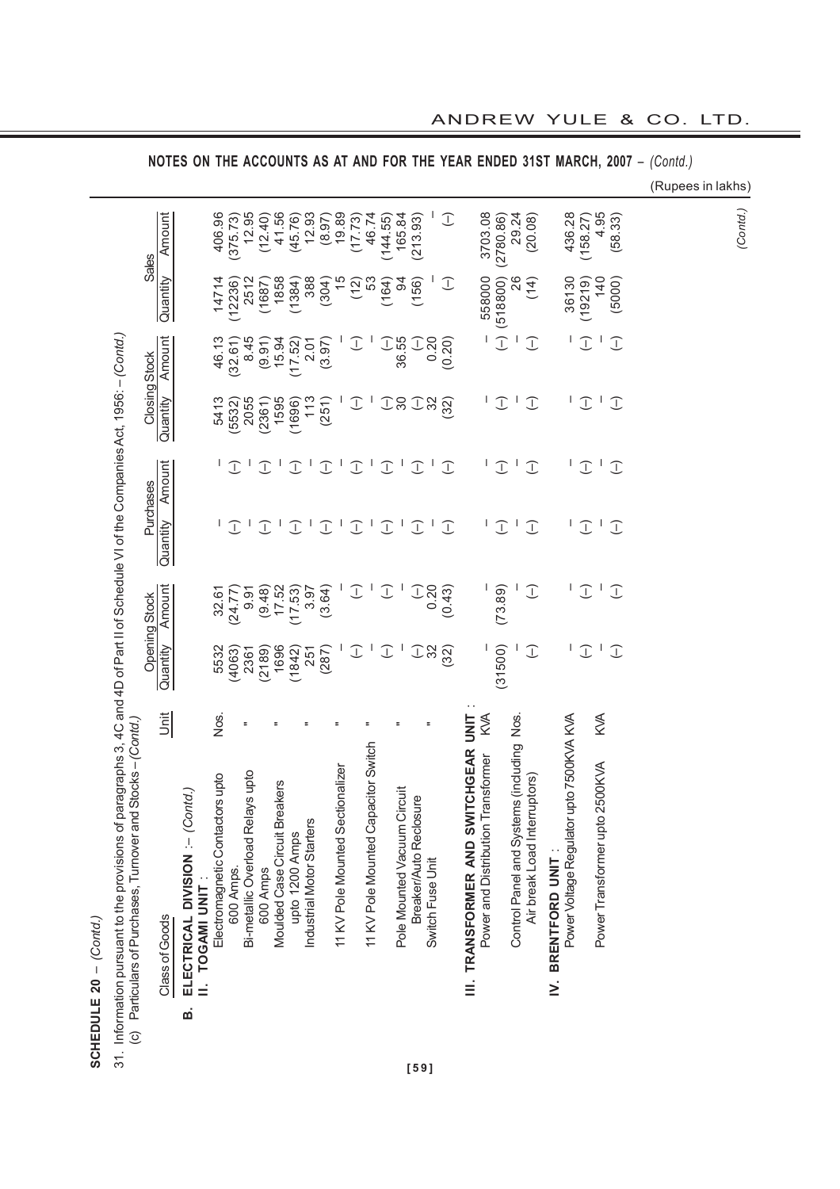## NOTES ON THE ACCOUNTS AS AT AND FOR THE YEAR ENDED 31ST MARCH, 2007 – *(Contd.)*

(Rupees in lakhs)

**SCHEDULE 20** – *(Contd.)*

31. Information pursuant to the provisions of paragraphs 3, 4C and 4D of Part II of Schedule VI of the Companies Act, 1956: – *(Contd.)*

(c) Particulars of Purchases, Turnover and Stocks – *(Contd.)*

| Class of Goods | Unit | Opening Stock Quantity | Opening Stock Amount | Purchases Quantity | Purchases Amount | Closing Stock Quantity | Closing Stock Amount | Sales Quantity | Sales Amount |
|---|---|---|---|---|---|---|---|---|---|
| **B. ELECTRICAL DIVISION :** – *(Contd.)* | | | | | | | | | |
| **II. TOGAMI UNIT :** | | | | | | | | | |
| Electromagnetic Contactors upto 600 Amps. | Nos. | 5532 | 32.61 | – | – | 5413 | 46.13 | 14714 | 406.96 |
| | | (4063) | (24.77) | (–) | (–) | (5532) | (32.61) | (12236) | (375.73) |
| Bi-metallic Overload Relays upto 600 Amps | " | 2361 | 9.91 | – | – | 2055 | 8.45 | 2512 | 12.95 |
| | | (2189) | (9.48) | (–) | (–) | (2361) | (9.91) | (1687) | (12.40) |
| Moulded Case Circuit Breakers upto 1200 Amps | " | 1696 | 17.52 | – | – | 1595 | 15.94 | 1858 | 41.56 |
| | | (1842) | (17.53) | (–) | (–) | (1696) | (17.52) | (1384) | (45.76) |
| Industrial Motor Starters | " | 251 | 3.97 | – | – | 113 | 2.01 | 388 | 12.93 |
| | | (287) | (3.64) | (–) | (–) | (251) | (3.97) | (304) | (8.97) |
| 11 KV Pole Mounted Sectionalizer | " | – | – | – | – | – | – | 15 | 19.89 |
| | | (–) | (–) | (–) | (–) | (–) | (–) | (12) | (17.73) |
| 11 KV Pole Mounted Capacitor Switch | " | – | – | – | – | – | – | 53 | 46.74 |
| | | (–) | (–) | (–) | (–) | (–) | (–) | (164) | (144.55) |
| Pole Mounted Vacuum Circuit Breaker/Auto Reclosure | " | – | – | – | – | 30 | 36.55 | 94 | 165.84 |
| | | (–) | (–) | (–) | (–) | (–) | (–) | (156) | (213.93) |
| Switch Fuse Unit | " | 32 | 0.20 | – | – | 32 | 0.20 | – | – |
| | | (32) | (0.43) | (–) | (–) | (32) | (0.20) | (–) | (–) |
| **III. TRANSFORMER AND SWITCHGEAR UNIT :** | | | | | | | | | |
| Power and Distribution Transformer | KVA | – | – | – | – | – | – | 558000 | 3703.08 |
| | | (31500) | (73.89) | (–) | (–) | (–) | (–) | (518800) | (2780.86) |
| Control Panel and Systems (including Air break Load Interruptors) | Nos. | – | – | – | – | – | – | 26 | 29.24 |
| | | (–) | (–) | (–) | (–) | (–) | (–) | (14) | (20.08) |
| **IV. BRENTFORD UNIT :** | | | | | | | | | |
| Power Voltage Regulator upto 7500KVA | KVA | – | – | – | – | – | – | 36130 | 436.28 |
| | | (–) | (–) | (–) | (–) | (–) | (–) | (19219) | (158.27) |
| Power Transformer upto 2500KVA | KVA | – | – | – | – | – | – | 140 | 4.95 |
| | | (–) | (–) | (–) | (–) | (–) | (–) | (5000) | (58.33) |

*(Contd.)*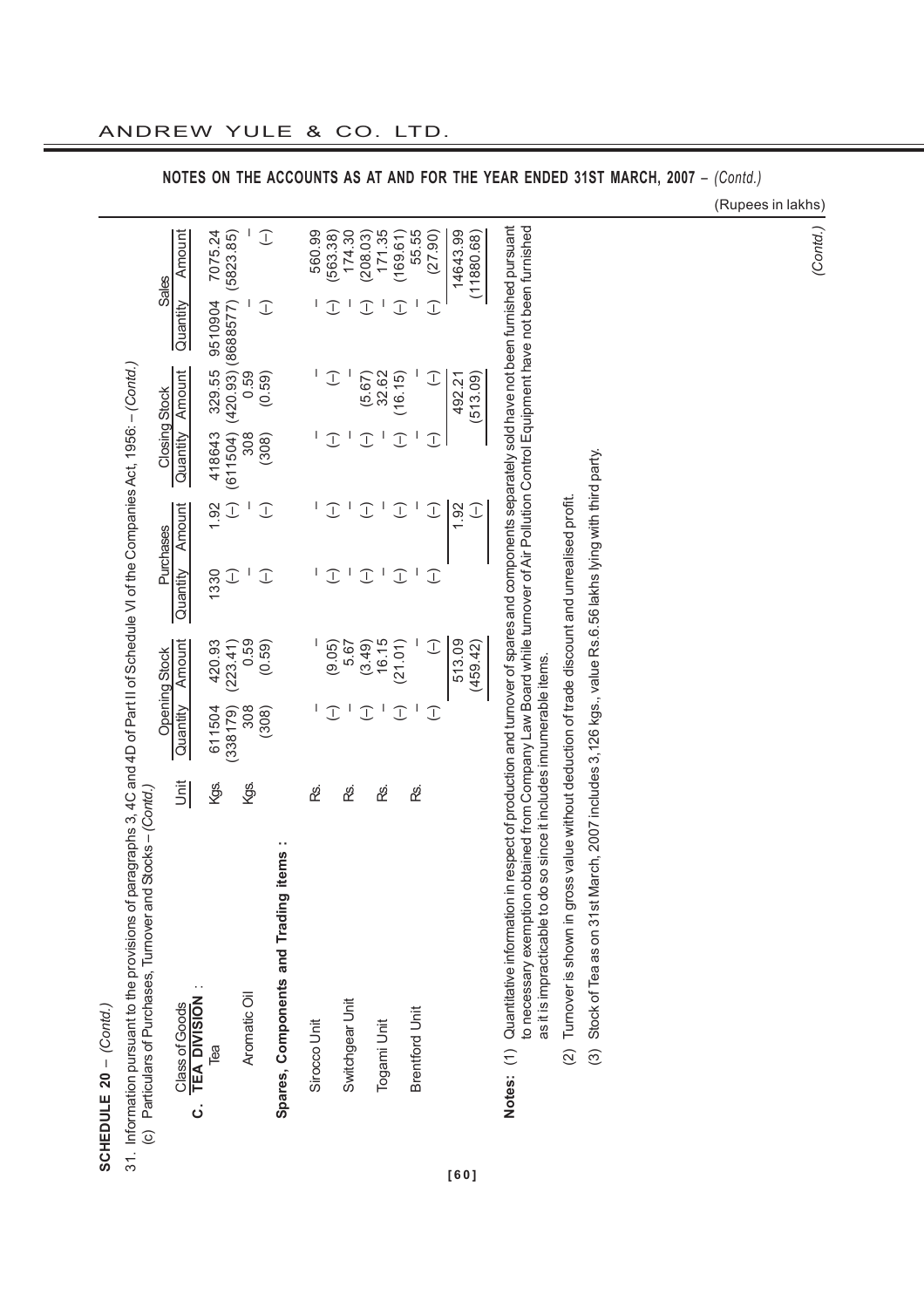## NOTES ON THE ACCOUNTS AS AT AND FOR THE YEAR ENDED 31ST MARCH, 2007 – *(Contd.)*

(Rupees in lakhs)

**SCHEDULE 20** – *(Contd.)*

31. Information pursuant to the provisions of paragraphs 3, 4C and 4D of Part II of Schedule VI of the Companies Act, 1956: – *(Contd.)*

(c) Particulars of Purchases, Turnover and Stocks – *(Contd.)*

| Class of Goods | Unit | Opening Stock | | Purchases | | Closing Stock | | Sales | |
|---|---|---|---|---|---|---|---|---|---|
| | | Quantity | Amount | Quantity | Amount | Quantity | Amount | Quantity | Amount |
| **C. TEA DIVISION** : | | | | | | | | | |
| Tea | Kgs. | 611504 | 420.93 | 1330 | 1.92 | 418643 | 329.55 | 9510904 | 7075.24 |
| | | (338179) | (223.41) | (–) | (–) | (611504) | (420.93) | (8688577) | (5823.85) |
| Aromatic Oil | Kgs. | 308 | 0.59 | – | – | 308 | 0.59 | – | – |
| | | (308) | (0.59) | (–) | (–) | (308) | (0.59) | (–) | (–) |
| **Spares, Components and Trading items** : | | | | | | | | | |
| Sirocco Unit | Rs. | – | – | – | – | – | – | – | 560.99 |
| | | (–) | (9.05) | (–) | (–) | (–) | (–) | (–) | (563.38) |
| Switchgear Unit | Rs. | – | 5.67 | – | – | – | – | – | 174.30 |
| | | (–) | (3.49) | (–) | (–) | (–) | (5.67) | (–) | (208.03) |
| Togami Unit | Rs. | – | 16.15 | – | – | – | 32.62 | – | 171.35 |
| | | (–) | (21.01) | (–) | (–) | (–) | (16.15) | (–) | (169.61) |
| Brentford Unit | Rs. | – | – | – | – | – | – | – | 55.55 |
| | | (–) | (–) | (–) | (–) | (–) | (–) | (–) | (27.90) |
| | | | 513.09 | | 1.92 | | 492.21 | | 14643.99 |
| | | | (459.42) | | (–) | | (513.09) | | (11880.68) |

**Notes:** (1) Quantitative information in respect of production and turnover of spares and components separately sold have not been furnished pursuant to necessary exemption obtained from Company Law Board while turnover of Air Pollution Control Equipment have not been furnished as it is impracticable to do so since it includes innumerable items.

(2) Turnover is shown in gross value without deduction of trade discount and unrealised profit.

(3) Stock of Tea as on 31st March, 2007 includes 3,126 kgs., value Rs.6.56 lakhs lying with third party.

*(Contd.)*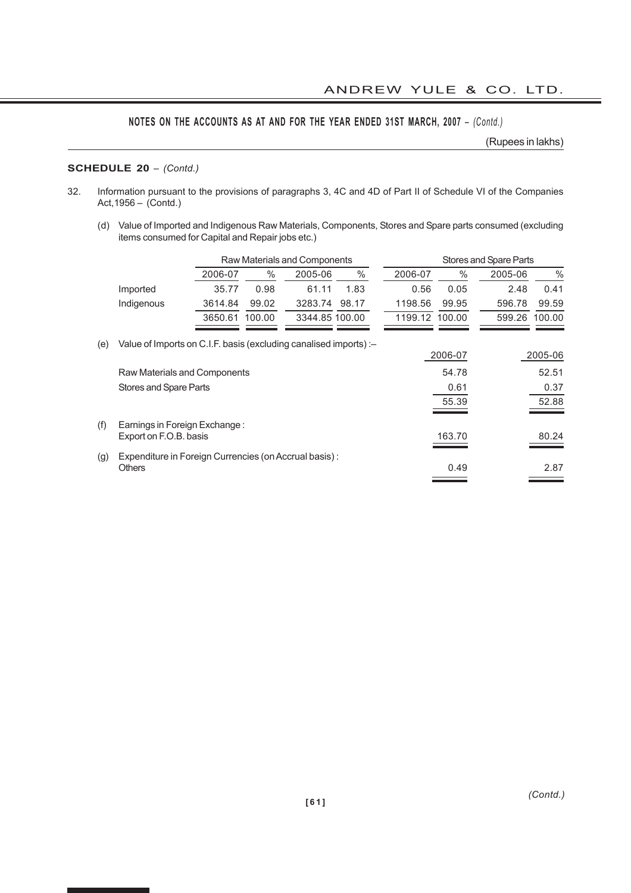## NOTES ON THE ACCOUNTS AS AT AND FOR THE YEAR ENDED 31ST MARCH, 2007 – *(Contd.)*

(Rupees in lakhs)

**SCHEDULE 20** – *(Contd.)*

32. Information pursuant to the provisions of paragraphs 3, 4C and 4D of Part II of Schedule VI of the Companies Act,1956 – (Contd.)

(d) Value of Imported and Indigenous Raw Materials, Components, Stores and Spare parts consumed (excluding items consumed for Capital and Repair jobs etc.)

| | Raw Materials and Components | | | | Stores and Spare Parts | | | |
|---|---|---|---|---|---|---|---|---|
| | 2006-07 | % | 2005-06 | % | 2006-07 | % | 2005-06 | % |
| Imported | 35.77 | 0.98 | 61.11 | 1.83 | 0.56 | 0.05 | 2.48 | 0.41 |
| Indigenous | 3614.84 | 99.02 | 3283.74 | 98.17 | 1198.56 | 99.95 | 596.78 | 99.59 |
| | 3650.61 | 100.00 | 3344.85 | 100.00 | 1199.12 | 100.00 | 599.26 | 100.00 |

(e) Value of Imports on C.I.F. basis (excluding canalised imports) :–

| | 2006-07 | 2005-06 |
|---|---|---|
| Raw Materials and Components | 54.78 | 52.51 |
| Stores and Spare Parts | 0.61 | 0.37 |
| | 55.39 | 52.88 |

(f) Earnings in Foreign Exchange :

| | 2006-07 | 2005-06 |
|---|---|---|
| Export on F.O.B. basis | 163.70 | 80.24 |

(g) Expenditure in Foreign Currencies (on Accrual basis) :

| | 2006-07 | 2005-06 |
|---|---|---|
| Others | 0.49 | 2.87 |

*(Contd.)*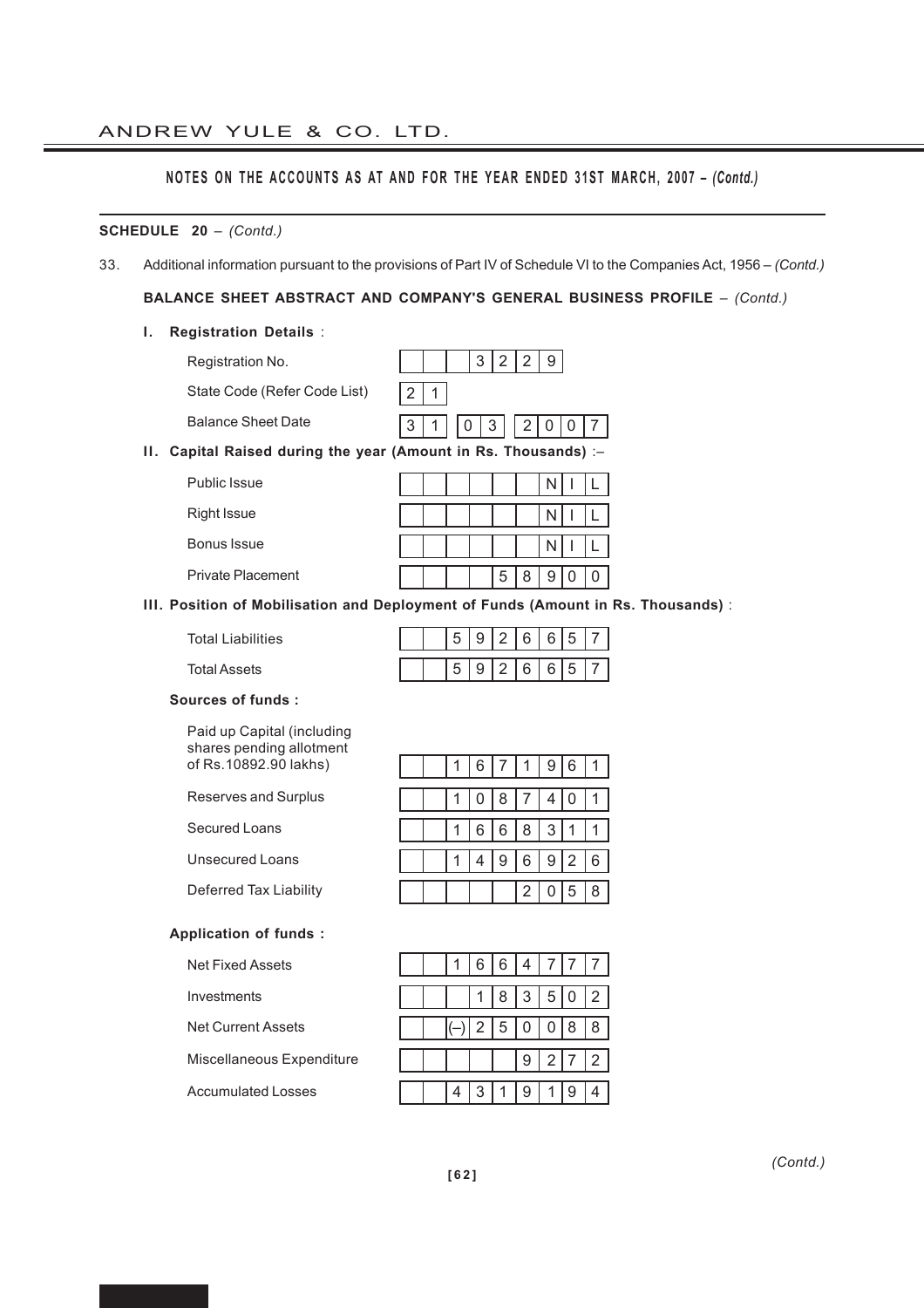## NOTES ON THE ACCOUNTS AS AT AND FOR THE YEAR ENDED 31ST MARCH, 2007 – *(Contd.)*

**SCHEDULE 20** – *(Contd.)*

33. Additional information pursuant to the provisions of Part IV of Schedule VI to the Companies Act, 1956 – *(Contd.)*

**BALANCE SHEET ABSTRACT AND COMPANY'S GENERAL BUSINESS PROFILE** – *(Contd.)*

**I. Registration Details** :

| | |
|---|---|
| Registration No. | 3229 |
| State Code (Refer Code List) | 21 |
| Balance Sheet Date | 31 03 2007 |

**II. Capital Raised during the year (Amount in Rs. Thousands)** :–

| | |
|---|---|
| Public Issue | NIL |
| Right Issue | NIL |
| Bonus Issue | NIL |
| Private Placement | 58900 |

**III. Position of Mobilisation and Deployment of Funds (Amount in Rs. Thousands)** :

| | |
|---|---|
| Total Liabilities | 5926657 |
| Total Assets | 5926657 |

**Sources of funds :**

| | |
|---|---|
| Paid up Capital (including shares pending allotment of Rs.10892.90 lakhs) | 1671961 |
| Reserves and Surplus | 1087401 |
| Secured Loans | 1668311 |
| Unsecured Loans | 1496926 |
| Deferred Tax Liability | 2058 |

**Application of funds :**

| | |
|---|---|
| Net Fixed Assets | 1664777 |
| Investments | 183502 |
| Net Current Assets | (–) 250088 |
| Miscellaneous Expenditure | 9272 |
| Accumulated Losses | 4319194 |

*(Contd.)*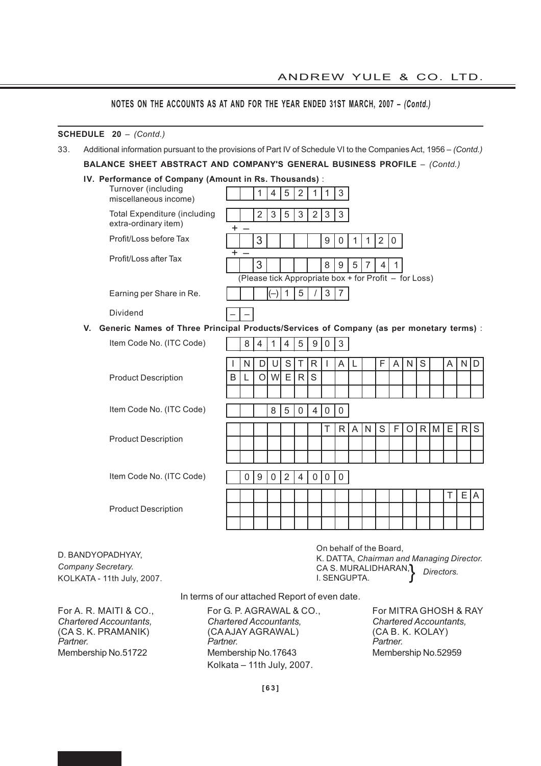## NOTES ON THE ACCOUNTS AS AT AND FOR THE YEAR ENDED 31ST MARCH, 2007 – *(Contd.)*

**SCHEDULE 20** – *(Contd.)*

33. Additional information pursuant to the provisions of Part IV of Schedule VI to the Companies Act, 1956 – *(Contd.)*

**BALANCE SHEET ABSTRACT AND COMPANY'S GENERAL BUSINESS PROFILE** – *(Contd.)*

**IV. Performance of Company (Amount in Rs. Thousands)** :

| | |
|---|---|
| Turnover (including miscellaneous income) | 1452113 |
| Total Expenditure (including extra-ordinary item) | 2353233 |
| Profit/Loss before Tax (+ –) | ✓ – 901120 |
| Profit/Loss after Tax (+ –) | ✓ – 895741 |
| | (Please tick Appropriate box + for Profit – for Loss) |
| Earning per Share in Re. | (–) 15/37 |
| Dividend | – – |

**V. Generic Names of Three Principal Products/Services of Company (as per monetary terms)** :

| | |
|---|---|
| Item Code No. (ITC Code) | 84145903 |
| Product Description | INDUSTRIAL FANS AND BLOWERS |
| Item Code No. (ITC Code) | 850400 |
| Product Description | TRANSFORMERS |
| Item Code No. (ITC Code) | 09024000 |
| Product Description | TEA |

D. BANDYOPADHYAY,
*Company Secretary.*
KOLKATA - 11th July, 2007.

On behalf of the Board,
K. DATTA, *Chairman and Managing Director.*
CA S. MURALIDHARAN, I. SENGUPTA. } *Directors.*

In terms of our attached Report of even date.

For A. R. MAITI & CO.,
*Chartered Accountants,*
(CA S. K. PRAMANIK)
*Partner.*
Membership No.51722

For G. P. AGRAWAL & CO.,
*Chartered Accountants,*
(CA AJAY AGRAWAL)
*Partner.*
Membership No.17643
Kolkata – 11th July, 2007.

For MITRA GHOSH & RAY
*Chartered Accountants,*
(CA B. K. KOLAY)
*Partner.*
Membership No.52959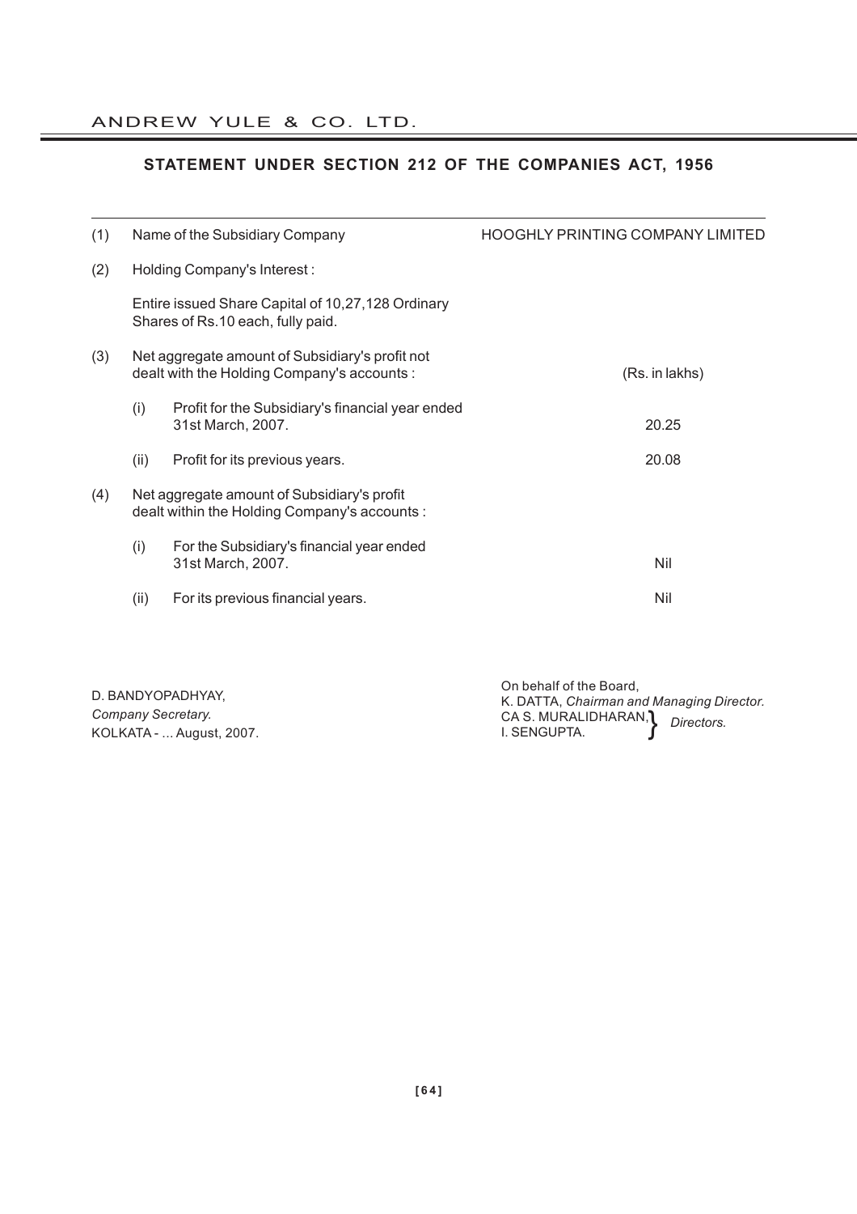## STATEMENT UNDER SECTION 212 OF THE COMPANIES ACT, 1956

| | | | |
|---|---|---|---|
| (1) | Name of the Subsidiary Company | | HOOGHLY PRINTING COMPANY LIMITED |
| (2) | Holding Company's Interest : | | |
| | Entire issued Share Capital of 10,27,128 Ordinary Shares of Rs.10 each, fully paid. | | |
| (3) | Net aggregate amount of Subsidiary's profit not dealt with the Holding Company's accounts : | | (Rs. in lakhs) |
| | (i) | Profit for the Subsidiary's financial year ended 31st March, 2007. | 20.25 |
| | (ii) | Profit for its previous years. | 20.08 |
| (4) | Net aggregate amount of Subsidiary's profit dealt within the Holding Company's accounts : | | |
| | (i) | For the Subsidiary's financial year ended 31st March, 2007. | Nil |
| | (ii) | For its previous financial years. | Nil |

D. BANDYOPADHYAY,
*Company Secretary.*
KOLKATA - ... August, 2007.

On behalf of the Board,
K. DATTA, *Chairman and Managing Director.*
CA S. MURALIDHARAN, } *Directors.*
I. SENGUPTA.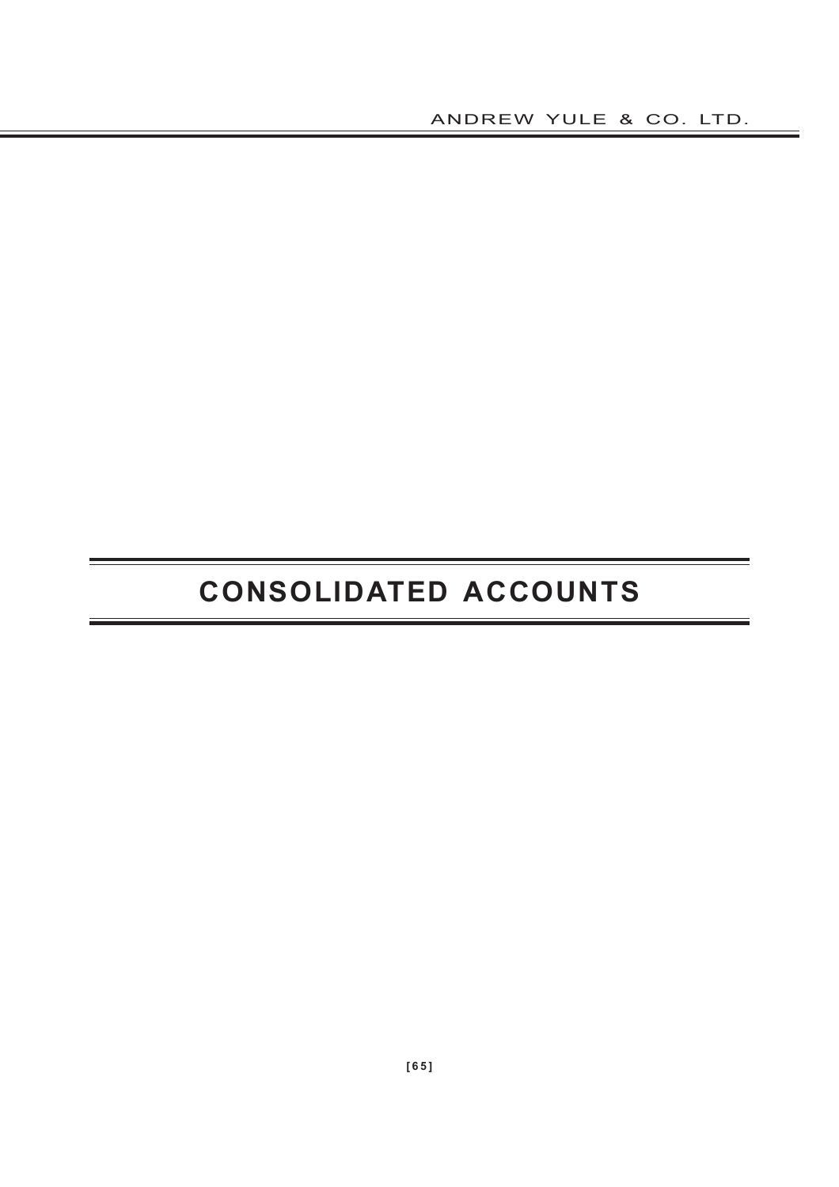# CONSOLIDATED ACCOUNTS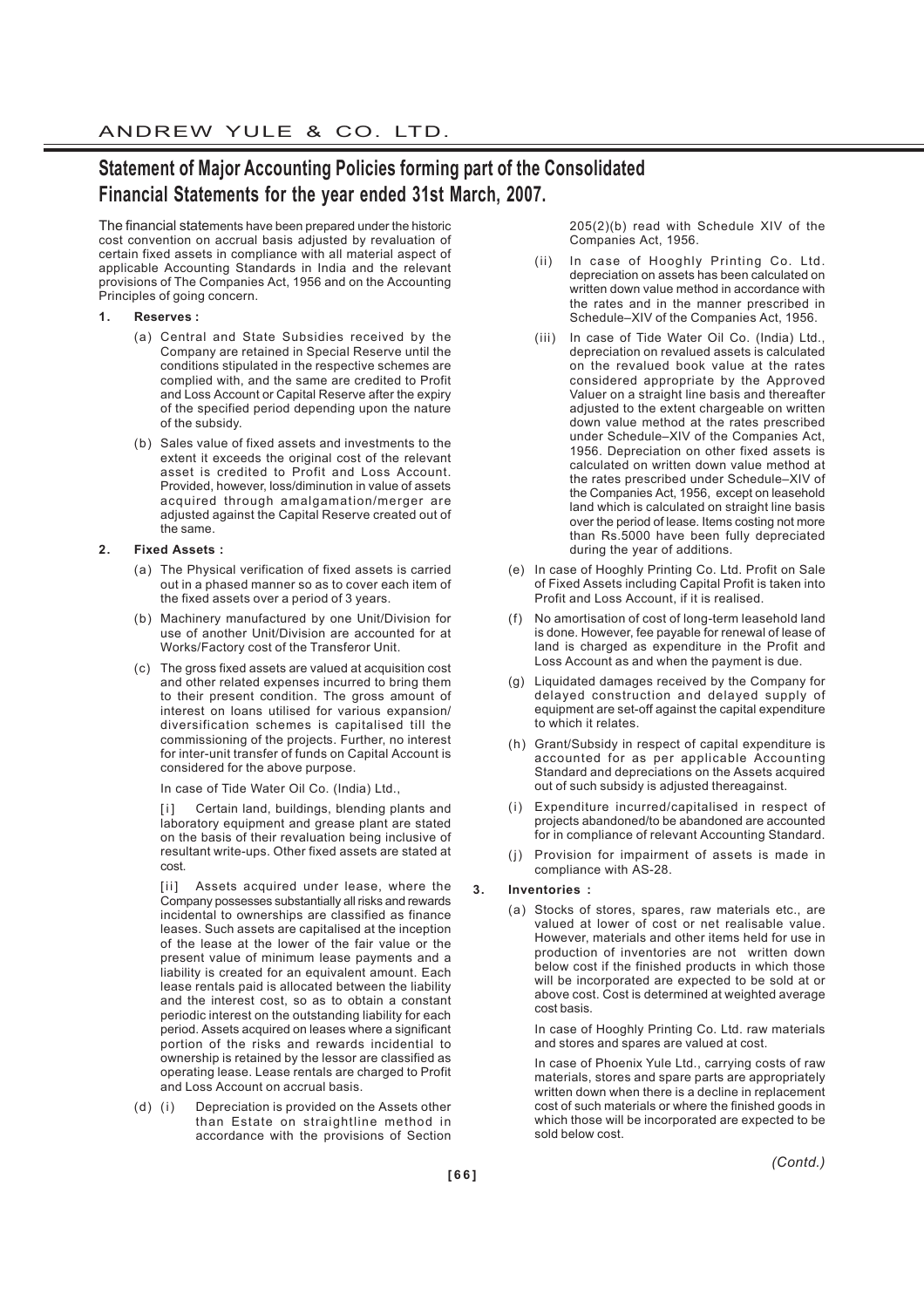# Statement of Major Accounting Policies forming part of the Consolidated Financial Statements for the year ended 31st March, 2007.

The financial statements have been prepared under the historic cost convention on accrual basis adjusted by revaluation of certain fixed assets in compliance with all material aspect of applicable Accounting Standards in India and the relevant provisions of The Companies Act, 1956 and on the Accounting Principles of going concern.

**1. Reserves :**

(a) Central and State Subsidies received by the Company are retained in Special Reserve until the conditions stipulated in the respective schemes are complied with, and the same are credited to Profit and Loss Account or Capital Reserve after the expiry of the specified period depending upon the nature of the subsidy.

(b) Sales value of fixed assets and investments to the extent it exceeds the original cost of the relevant asset is credited to Profit and Loss Account. Provided, however, loss/diminution in value of assets acquired through amalgamation/merger are adjusted against the Capital Reserve created out of the same.

**2. Fixed Assets :**

(a) The Physical verification of fixed assets is carried out in a phased manner so as to cover each item of the fixed assets over a period of 3 years.

(b) Machinery manufactured by one Unit/Division for use of another Unit/Division are accounted for at Works/Factory cost of the Transferor Unit.

(c) The gross fixed assets are valued at acquisition cost and other related expenses incurred to bring them to their present condition. The gross amount of interest on loans utilised for various expansion/ diversification schemes is capitalised till the commissioning of the projects. Further, no interest for inter-unit transfer of funds on Capital Account is considered for the above purpose.

In case of Tide Water Oil Co. (India) Ltd.,

[i] Certain land, buildings, blending plants and laboratory equipment and grease plant are stated on the basis of their revaluation being inclusive of resultant write-ups. Other fixed assets are stated at cost.

[ii] Assets acquired under lease, where the Company possesses substantially all risks and rewards incidental to ownerships are classified as finance leases. Such assets are capitalised at the inception of the lease at the lower of the fair value or the present value of minimum lease payments and a liability is created for an equivalent amount. Each lease rentals paid is allocated between the liability and the interest cost, so as to obtain a constant periodic interest on the outstanding liability for each period. Assets acquired on leases where a significant portion of the risks and rewards incidential to ownership is retained by the lessor are classified as operating lease. Lease rentals are charged to Profit and Loss Account on accrual basis.

(d) (i) Depreciation is provided on the Assets other than Estate on straightline method in accordance with the provisions of Section 205(2)(b) read with Schedule XIV of the Companies Act, 1956.

(ii) In case of Hooghly Printing Co. Ltd. depreciation on assets has been calculated on written down value method in accordance with the rates and in the manner prescribed in Schedule–XIV of the Companies Act, 1956.

(iii) In case of Tide Water Oil Co. (India) Ltd., depreciation on revalued assets is calculated on the revalued book value at the rates considered appropriate by the Approved Valuer on a straight line basis and thereafter adjusted to the extent chargeable on written down value method at the rates prescribed under Schedule–XIV of the Companies Act, 1956. Depreciation on other fixed assets is calculated on written down value method at the rates prescribed under Schedule–XIV of the Companies Act, 1956, except on leasehold land which is calculated on straight line basis over the period of lease. Items costing not more than Rs.5000 have been fully depreciated during the year of additions.

(e) In case of Hooghly Printing Co. Ltd. Profit on Sale of Fixed Assets including Capital Profit is taken into Profit and Loss Account, if it is realised.

(f) No amortisation of cost of long-term leasehold land is done. However, fee payable for renewal of lease of land is charged as expenditure in the Profit and Loss Account as and when the payment is due.

(g) Liquidated damages received by the Company for delayed construction and delayed supply of equipment are set-off against the capital expenditure to which it relates.

(h) Grant/Subsidy in respect of capital expenditure is accounted for as per applicable Accounting Standard and depreciations on the Assets acquired out of such subsidy is adjusted thereagainst.

(i) Expenditure incurred/capitalised in respect of projects abandoned/to be abandoned are accounted for in compliance of relevant Accounting Standard.

(j) Provision for impairment of assets is made in compliance with AS-28.

**3. Inventories :**

(a) Stocks of stores, spares, raw materials etc., are valued at lower of cost or net realisable value. However, materials and other items held for use in production of inventories are not written down below cost if the finished products in which those will be incorporated are expected to be sold at or above cost. Cost is determined at weighted average cost basis.

In case of Hooghly Printing Co. Ltd. raw materials and stores and spares are valued at cost.

In case of Phoenix Yule Ltd., carrying costs of raw materials, stores and spare parts are appropriately written down when there is a decline in replacement cost of such materials or where the finished goods in which those will be incorporated are expected to be sold below cost.

*(Contd.)*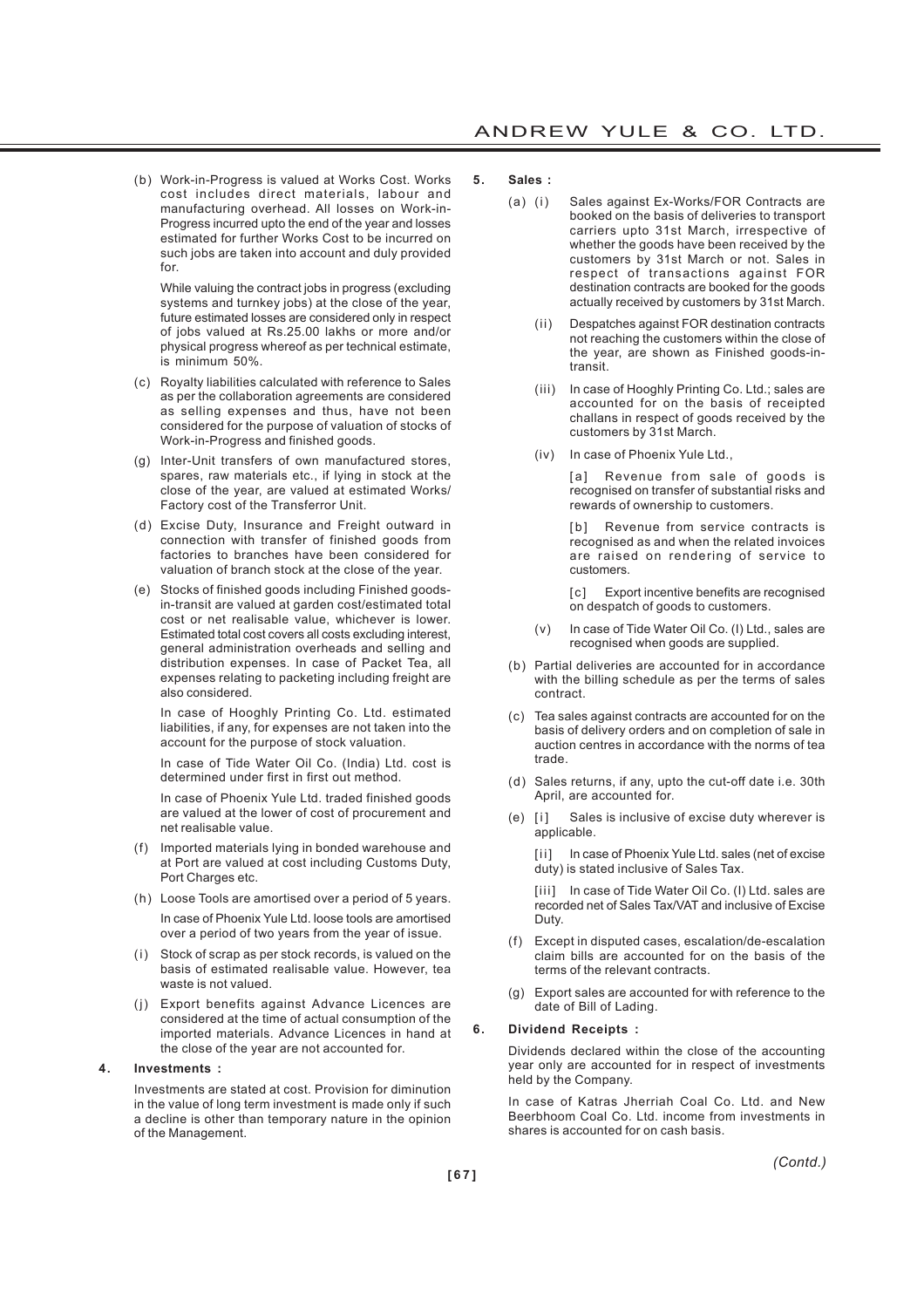(b) Work-in-Progress is valued at Works Cost. Works cost includes direct materials, labour and manufacturing overhead. All losses on Work-in-Progress incurred upto the end of the year and losses estimated for further Works Cost to be incurred on such jobs are taken into account and duly provided for.

While valuing the contract jobs in progress (excluding systems and turnkey jobs) at the close of the year, future estimated losses are considered only in respect of jobs valued at Rs.25.00 lakhs or more and/or physical progress whereof as per technical estimate, is minimum 50%.

(c) Royalty liabilities calculated with reference to Sales as per the collaboration agreements are considered as selling expenses and thus, have not been considered for the purpose of valuation of stocks of Work-in-Progress and finished goods.

(g) Inter-Unit transfers of own manufactured stores, spares, raw materials etc., if lying in stock at the close of the year, are valued at estimated Works/ Factory cost of the Transferror Unit.

(d) Excise Duty, Insurance and Freight outward in connection with transfer of finished goods from factories to branches have been considered for valuation of branch stock at the close of the year.

(e) Stocks of finished goods including Finished goods-in-transit are valued at garden cost/estimated total cost or net realisable value, whichever is lower. Estimated total cost covers all costs excluding interest, general administration overheads and selling and distribution expenses. In case of Packet Tea, all expenses relating to packeting including freight are also considered.

In case of Hooghly Printing Co. Ltd. estimated liabilities, if any, for expenses are not taken into the account for the purpose of stock valuation.

In case of Tide Water Oil Co. (India) Ltd. cost is determined under first in first out method.

In case of Phoenix Yule Ltd. traded finished goods are valued at the lower of cost of procurement and net realisable value.

(f) Imported materials lying in bonded warehouse and at Port are valued at cost including Customs Duty, Port Charges etc.

(h) Loose Tools are amortised over a period of 5 years.

In case of Phoenix Yule Ltd. loose tools are amortised over a period of two years from the year of issue.

(i) Stock of scrap as per stock records, is valued on the basis of estimated realisable value. However, tea waste is not valued.

(j) Export benefits against Advance Licences are considered at the time of actual consumption of the imported materials. Advance Licences in hand at the close of the year are not accounted for.

**4. Investments :**

Investments are stated at cost. Provision for diminution in the value of long term investment is made only if such a decline is other than temporary nature in the opinion of the Management.

**5. Sales :**

(a) (i) Sales against Ex-Works/FOR Contracts are booked on the basis of deliveries to transport carriers upto 31st March, irrespective of whether the goods have been received by the customers by 31st March or not. Sales in respect of transactions against FOR destination contracts are booked for the goods actually received by customers by 31st March.

(ii) Despatches against FOR destination contracts not reaching the customers within the close of the year, are shown as Finished goods-in-transit.

(iii) In case of Hooghly Printing Co. Ltd.; sales are accounted for on the basis of receipted challans in respect of goods received by the customers by 31st March.

(iv) In case of Phoenix Yule Ltd.,

[a] Revenue from sale of goods is recognised on transfer of substantial risks and rewards of ownership to customers.

[b] Revenue from service contracts is recognised as and when the related invoices are raised on rendering of service to customers.

[c] Export incentive benefits are recognised on despatch of goods to customers.

(v) In case of Tide Water Oil Co. (I) Ltd., sales are recognised when goods are supplied.

(b) Partial deliveries are accounted for in accordance with the billing schedule as per the terms of sales contract.

(c) Tea sales against contracts are accounted for on the basis of delivery orders and on completion of sale in auction centres in accordance with the norms of tea trade.

(d) Sales returns, if any, upto the cut-off date i.e. 30th April, are accounted for.

(e) [i] Sales is inclusive of excise duty wherever is applicable.

[ii] In case of Phoenix Yule Ltd. sales (net of excise duty) is stated inclusive of Sales Tax.

[iii] In case of Tide Water Oil Co. (I) Ltd. sales are recorded net of Sales Tax/VAT and inclusive of Excise Duty.

(f) Except in disputed cases, escalation/de-escalation claim bills are accounted for on the basis of the terms of the relevant contracts.

(g) Export sales are accounted for with reference to the date of Bill of Lading.

**6. Dividend Receipts :**

Dividends declared within the close of the accounting year only are accounted for in respect of investments held by the Company.

In case of Katras Jherriah Coal Co. Ltd. and New Beerbhoom Coal Co. Ltd. income from investments in shares is accounted for on cash basis.

*(Contd.)*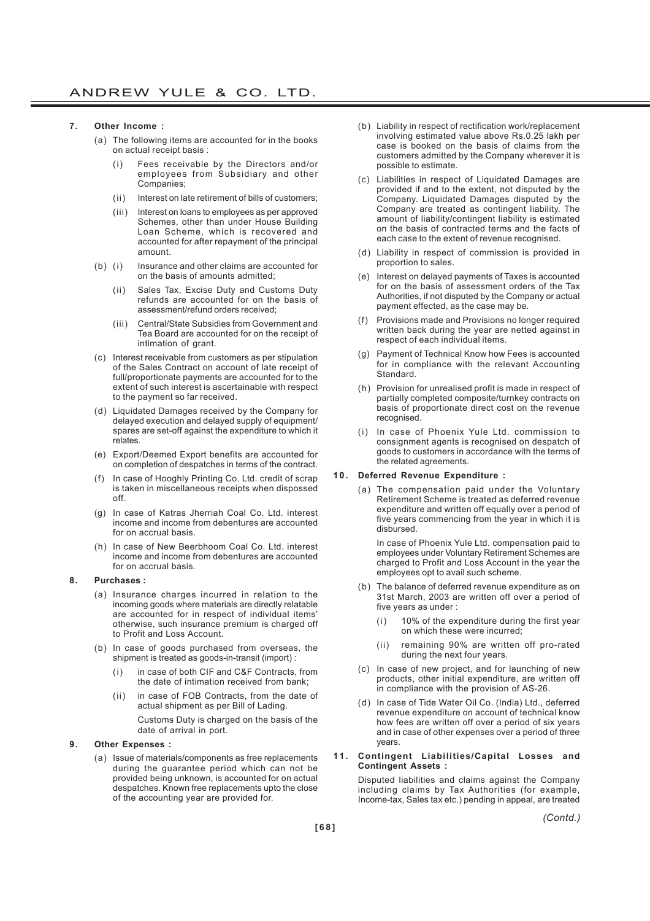**7. Other Income :**

(a) The following items are accounted for in the books on actual receipt basis :

(i) Fees receivable by the Directors and/or employees from Subsidiary and other Companies;

(ii) Interest on late retirement of bills of customers;

(iii) Interest on loans to employees as per approved Schemes, other than under House Building Loan Scheme, which is recovered and accounted for after repayment of the principal amount.

(b) (i) Insurance and other claims are accounted for on the basis of amounts admitted;

(ii) Sales Tax, Excise Duty and Customs Duty refunds are accounted for on the basis of assessment/refund orders received;

(iii) Central/State Subsidies from Government and Tea Board are accounted for on the receipt of intimation of grant.

(c) Interest receivable from customers as per stipulation of the Sales Contract on account of late receipt of full/proportionate payments are accounted for to the extent of such interest is ascertainable with respect to the payment so far received.

(d) Liquidated Damages received by the Company for delayed execution and delayed supply of equipment/ spares are set-off against the expenditure to which it relates.

(e) Export/Deemed Export benefits are accounted for on completion of despatches in terms of the contract.

(f) In case of Hooghly Printing Co. Ltd. credit of scrap is taken in miscellaneous receipts when dispossed off.

(g) In case of Katras Jherriah Coal Co. Ltd. interest income and income from debentures are accounted for on accrual basis.

(h) In case of New Beerbhoom Coal Co. Ltd. interest income and income from debentures are accounted for on accrual basis.

**8. Purchases :**

(a) Insurance charges incurred in relation to the incoming goods where materials are directly relatable are accounted for in respect of individual items' otherwise, such insurance premium is charged off to Profit and Loss Account.

(b) In case of goods purchased from overseas, the shipment is treated as goods-in-transit (import) :

(i) in case of both CIF and C&F Contracts, from the date of intimation received from bank;

(ii) in case of FOB Contracts, from the date of actual shipment as per Bill of Lading.

Customs Duty is charged on the basis of the date of arrival in port.

**9. Other Expenses :**

(a) Issue of materials/components as free replacements during the guarantee period which can not be provided being unknown, is accounted for on actual despatches. Known free replacements upto the close of the accounting year are provided for.

(b) Liability in respect of rectification work/replacement involving estimated value above Rs.0.25 lakh per case is booked on the basis of claims from the customers admitted by the Company wherever it is possible to estimate.

(c) Liabilities in respect of Liquidated Damages are provided if and to the extent, not disputed by the Company. Liquidated Damages disputed by the Company are treated as contingent liability. The amount of liability/contingent liability is estimated on the basis of contracted terms and the facts of each case to the extent of revenue recognised.

(d) Liability in respect of commission is provided in proportion to sales.

(e) Interest on delayed payments of Taxes is accounted for on the basis of assessment orders of the Tax Authorities, if not disputed by the Company or actual payment effected, as the case may be.

(f) Provisions made and Provisions no longer required written back during the year are netted against in respect of each individual items.

(g) Payment of Technical Know how Fees is accounted for in compliance with the relevant Accounting Standard.

(h) Provision for unrealised profit is made in respect of partially completed composite/turnkey contracts on basis of proportionate direct cost on the revenue recognised.

(i) In case of Phoenix Yule Ltd. commission to consignment agents is recognised on despatch of goods to customers in accordance with the terms of the related agreements.

**10. Deferred Revenue Expenditure :**

(a) The compensation paid under the Voluntary Retirement Scheme is treated as deferred revenue expenditure and written off equally over a period of five years commencing from the year in which it is disbursed.

In case of Phoenix Yule Ltd. compensation paid to employees under Voluntary Retirement Schemes are charged to Profit and Loss Account in the year the employees opt to avail such scheme.

(b) The balance of deferred revenue expenditure as on 31st March, 2003 are written off over a period of five years as under :

(i) 10% of the expenditure during the first year on which these were incurred;

(ii) remaining 90% are written off pro-rated during the next four years.

(c) In case of new project, and for launching of new products, other initial expenditure, are written off in compliance with the provision of AS-26.

(d) In case of Tide Water Oil Co. (India) Ltd., deferred revenue expenditure on account of technical know how fees are written off over a period of six years and in case of other expenses over a period of three years.

**11. Contingent Liabilities/Capital Losses and Contingent Assets :**

Disputed liabilities and claims against the Company including claims by Tax Authorities (for example, Income-tax, Sales tax etc.) pending in appeal, are treated

*(Contd.)*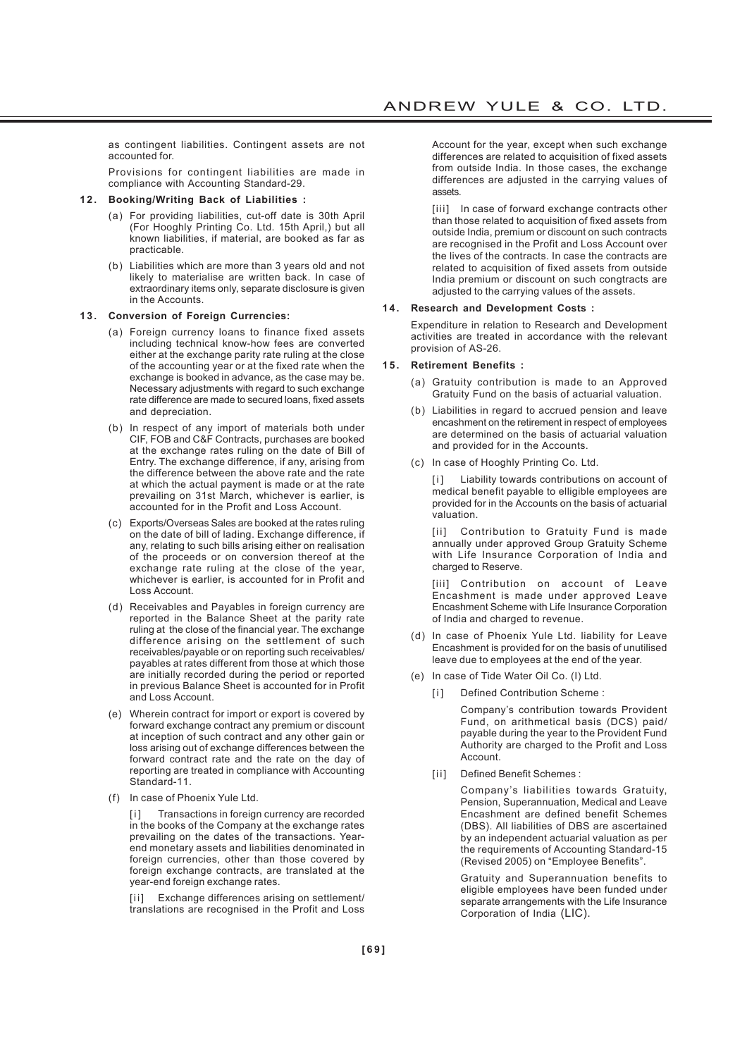as contingent liabilities. Contingent assets are not accounted for.

Provisions for contingent liabilities are made in compliance with Accounting Standard-29.

**12. Booking/Writing Back of Liabilities :**

(a) For providing liabilities, cut-off date is 30th April (For Hooghly Printing Co. Ltd. 15th April,) but all known liabilities, if material, are booked as far as practicable.

(b) Liabilities which are more than 3 years old and not likely to materialise are written back. In case of extraordinary items only, separate disclosure is given in the Accounts.

**13. Conversion of Foreign Currencies:**

(a) Foreign currency loans to finance fixed assets including technical know-how fees are converted either at the exchange parity rate ruling at the close of the accounting year or at the fixed rate when the exchange is booked in advance, as the case may be. Necessary adjustments with regard to such exchange rate difference are made to secured loans, fixed assets and depreciation.

(b) In respect of any import of materials both under CIF, FOB and C&F Contracts, purchases are booked at the exchange rates ruling on the date of Bill of Entry. The exchange difference, if any, arising from the difference between the above rate and the rate at which the actual payment is made or at the rate prevailing on 31st March, whichever is earlier, is accounted for in the Profit and Loss Account.

(c) Exports/Overseas Sales are booked at the rates ruling on the date of bill of lading. Exchange difference, if any, relating to such bills arising either on realisation of the proceeds or on conversion thereof at the exchange rate ruling at the close of the year, whichever is earlier, is accounted for in Profit and Loss Account.

(d) Receivables and Payables in foreign currency are reported in the Balance Sheet at the parity rate ruling at the close of the financial year. The exchange difference arising on the settlement of such receivables/payable or on reporting such receivables/ payables at rates different from those at which those are initially recorded during the period or reported in previous Balance Sheet is accounted for in Profit and Loss Account.

(e) Wherein contract for import or export is covered by forward exchange contract any premium or discount at inception of such contract and any other gain or loss arising out of exchange differences between the forward contract rate and the rate on the day of reporting are treated in compliance with Accounting Standard-11.

(f) In case of Phoenix Yule Ltd.

[i] Transactions in foreign currency are recorded in the books of the Company at the exchange rates prevailing on the dates of the transactions. Year-end monetary assets and liabilities denominated in foreign currencies, other than those covered by foreign exchange contracts, are translated at the year-end foreign exchange rates.

[ii] Exchange differences arising on settlement/ translations are recognised in the Profit and Loss Account for the year, except when such exchange differences are related to acquisition of fixed assets from outside India. In those cases, the exchange differences are adjusted in the carrying values of assets.

[iii] In case of forward exchange contracts other than those related to acquisition of fixed assets from outside India, premium or discount on such contracts are recognised in the Profit and Loss Account over the lives of the contracts. In case the contracts are related to acquisition of fixed assets from outside India premium or discount on such congtracts are adjusted to the carrying values of the assets.

**14. Research and Development Costs :**

Expenditure in relation to Research and Development activities are treated in accordance with the relevant provision of AS-26.

**15. Retirement Benefits :**

(a) Gratuity contribution is made to an Approved Gratuity Fund on the basis of actuarial valuation.

(b) Liabilities in regard to accrued pension and leave encashment on the retirement in respect of employees are determined on the basis of actuarial valuation and provided for in the Accounts.

(c) In case of Hooghly Printing Co. Ltd.

[i] Liability towards contributions on account of medical benefit payable to elligible employees are provided for in the Accounts on the basis of actuarial valuation.

[ii] Contribution to Gratuity Fund is made annually under approved Group Gratuity Scheme with Life Insurance Corporation of India and charged to Reserve.

[iii] Contribution on account of Leave Encashment is made under approved Leave Encashment Scheme with Life Insurance Corporation of India and charged to revenue.

(d) In case of Phoenix Yule Ltd. liability for Leave Encashment is provided for on the basis of unutilised leave due to employees at the end of the year.

(e) In case of Tide Water Oil Co. (I) Ltd.

[i] Defined Contribution Scheme :

Company's contribution towards Provident Fund, on arithmetical basis (DCS) paid/ payable during the year to the Provident Fund Authority are charged to the Profit and Loss Account.

[ii] Defined Benefit Schemes :

Company's liabilities towards Gratuity, Pension, Superannuation, Medical and Leave Encashment are defined benefit Schemes (DBS). All liabilities of DBS are ascertained by an independent actuarial valuation as per the requirements of Accounting Standard-15 (Revised 2005) on "Employee Benefits".

Gratuity and Superannuation benefits to eligible employees have been funded under separate arrangements with the Life Insurance Corporation of India (LIC).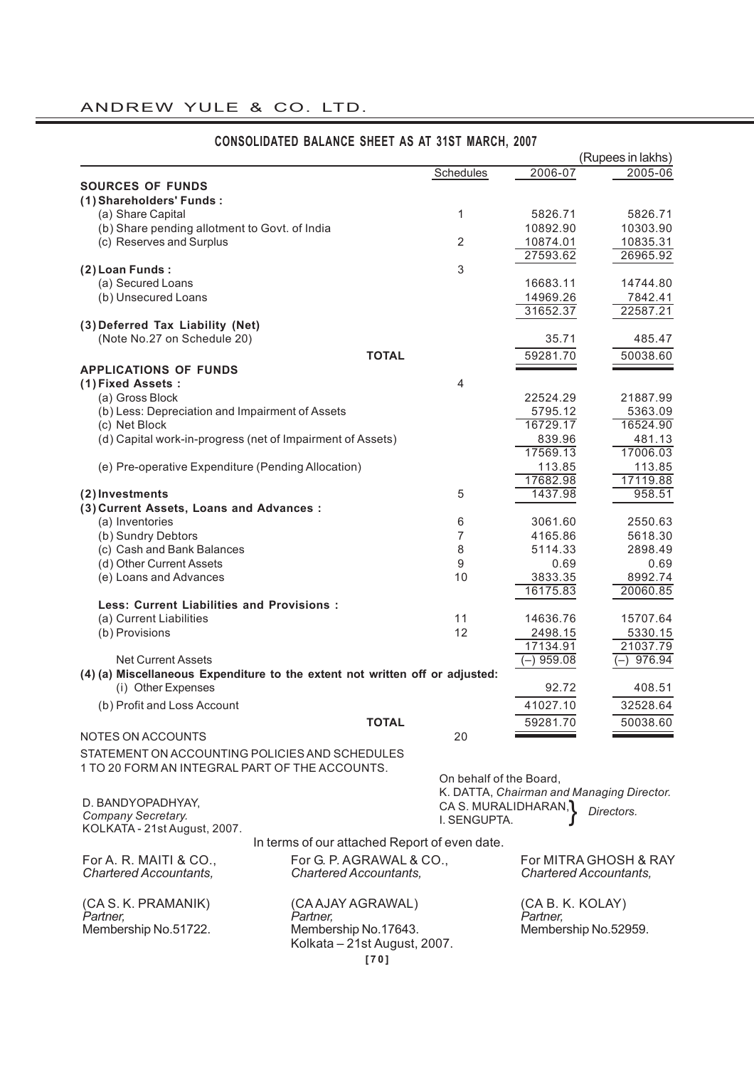# ANDREW YULE & CO. LTD.

## CONSOLIDATED BALANCE SHEET AS AT 31ST MARCH, 2007

(Rupees in lakhs)

| | Schedules | 2006-07 | 2005-06 |
|---|---|---|---|
| **SOURCES OF FUNDS** | | | |
| **(1) Shareholders' Funds :** | | | |
| (a) Share Capital | 1 | 5826.71 | 5826.71 |
| (b) Share pending allotment to Govt. of India | | 10892.90 | 10303.90 |
| (c) Reserves and Surplus | 2 | 10874.01 | 10835.31 |
| | | 27593.62 | 26965.92 |
| **(2) Loan Funds :** | 3 | | |
| (a) Secured Loans | | 16683.11 | 14744.80 |
| (b) Unsecured Loans | | 14969.26 | 7842.41 |
| | | 31652.37 | 22587.21 |
| **(3) Deferred Tax Liability (Net)** | | | |
| (Note No.27 on Schedule 20) | | 35.71 | 485.47 |
| **TOTAL** | | 59281.70 | 50038.60 |
| **APPLICATIONS OF FUNDS** | | | |
| **(1) Fixed Assets :** | 4 | | |
| (a) Gross Block | | 22524.29 | 21887.99 |
| (b) Less: Depreciation and Impairment of Assets | | 5795.12 | 5363.09 |
| (c) Net Block | | 16729.17 | 16524.90 |
| (d) Capital work-in-progress (net of Impairment of Assets) | | 839.96 | 481.13 |
| | | 17569.13 | 17006.03 |
| (e) Pre-operative Expenditure (Pending Allocation) | | 113.85 | 113.85 |
| | | 17682.98 | 17119.88 |
| **(2) Investments** | 5 | 1437.98 | 958.51 |
| **(3) Current Assets, Loans and Advances :** | | | |
| (a) Inventories | 6 | 3061.60 | 2550.63 |
| (b) Sundry Debtors | 7 | 4165.86 | 5618.30 |
| (c) Cash and Bank Balances | 8 | 5114.33 | 2898.49 |
| (d) Other Current Assets | 9 | 0.69 | 0.69 |
| (e) Loans and Advances | 10 | 3833.35 | 8992.74 |
| | | 16175.83 | 20060.85 |
| **Less: Current Liabilities and Provisions :** | | | |
| (a) Current Liabilities | 11 | 14636.76 | 15707.64 |
| (b) Provisions | 12 | 2498.15 | 5330.15 |
| | | 17134.91 | 21037.79 |
| Net Current Assets | | (–) 959.08 | (–) 976.94 |
| **(4) (a) Miscellaneous Expenditure to the extent not written off or adjusted:** | | | |
| (i) Other Expenses | | 92.72 | 408.51 |
| (b) Profit and Loss Account | | 41027.10 | 32528.64 |
| **TOTAL** | | 59281.70 | 50038.60 |
| NOTES ON ACCOUNTS | 20 | | |

STATEMENT ON ACCOUNTING POLICIES AND SCHEDULES 1 TO 20 FORM AN INTEGRAL PART OF THE ACCOUNTS.

On behalf of the Board,
K. DATTA, *Chairman and Managing Director.*
CA S. MURALIDHARAN, I. SENGUPTA. } *Directors.*

D. BANDYOPADHYAY,
*Company Secretary.*
KOLKATA - 21st August, 2007.

In terms of our attached Report of even date.

For A. R. MAITI & CO.,
*Chartered Accountants,*
(CA S. K. PRAMANIK)
*Partner,*
Membership No.51722.

For G. P. AGRAWAL & CO.,
*Chartered Accountants,*
(CA AJAY AGRAWAL)
*Partner,*
Membership No.17643.
Kolkata – 21st August, 2007.

For MITRA GHOSH & RAY
*Chartered Accountants,*
(CA B. K. KOLAY)
*Partner,*
Membership No.52959.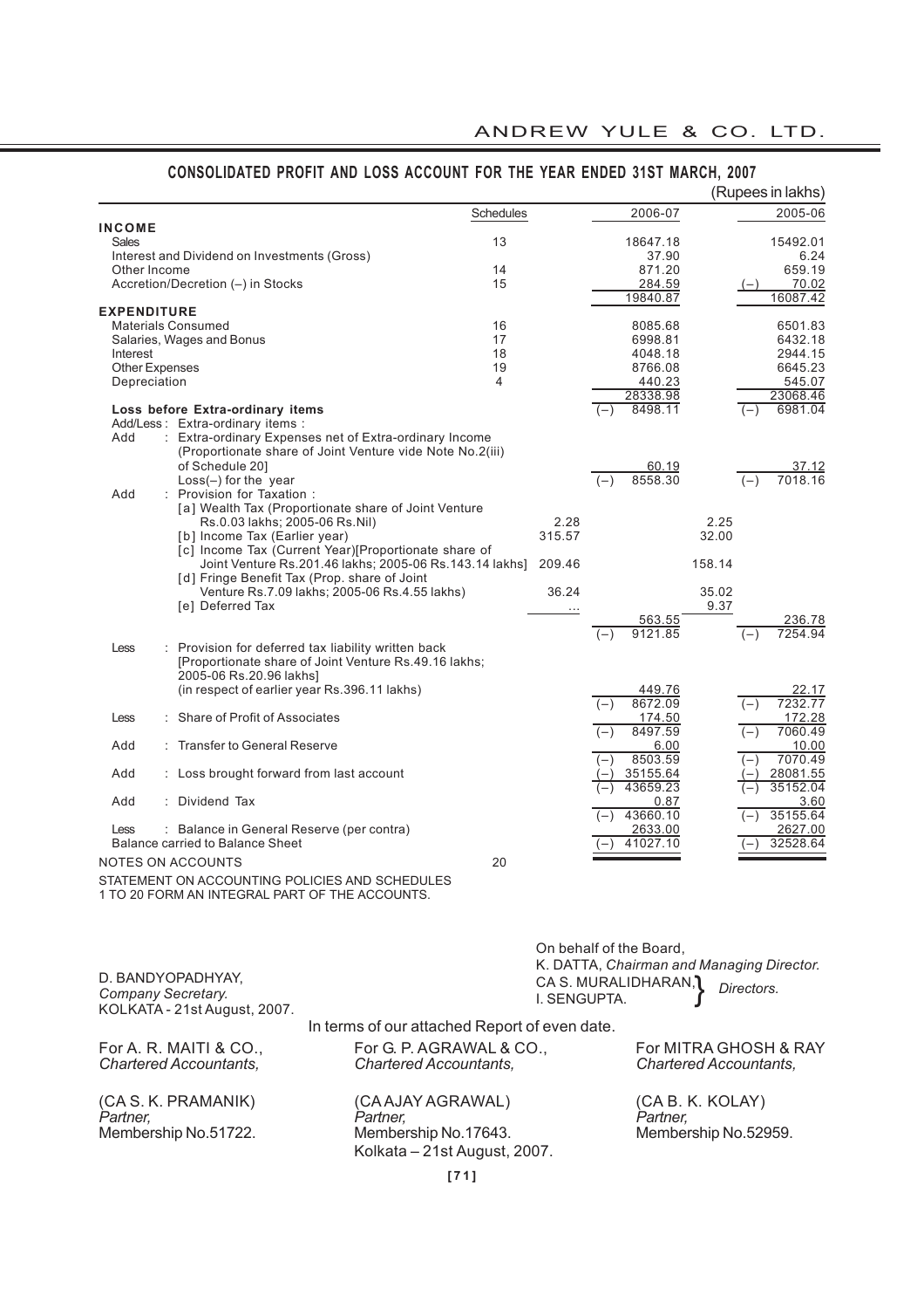# CONSOLIDATED PROFIT AND LOSS ACCOUNT FOR THE YEAR ENDED 31ST MARCH, 2007

(Rupees in lakhs)

| | Schedules | | 2006-07 | | 2005-06 |
|---|---|---|---|---|---|
| **INCOME** | | | | | |
| Sales | 13 | | 18647.18 | | 15492.01 |
| Interest and Dividend on Investments (Gross) | | | 37.90 | | 6.24 |
| Other Income | 14 | | 871.20 | | 659.19 |
| Accretion/Decretion (–) in Stocks | 15 | | 284.59 | | (–) 70.02 |
| | | | 19840.87 | | 16087.42 |
| **EXPENDITURE** | | | | | |
| Materials Consumed | 16 | | 8085.68 | | 6501.83 |
| Salaries, Wages and Bonus | 17 | | 6998.81 | | 6432.18 |
| Interest | 18 | | 4048.18 | | 2944.15 |
| Other Expenses | 19 | | 8766.08 | | 6645.23 |
| Depreciation | 4 | | 440.23 | | 545.07 |
| | | | 28338.98 | | 23068.46 |
| **Loss before Extra-ordinary items** | | | (–) 8498.11 | | (–) 6981.04 |
| Add/Less : Extra-ordinary items : | | | | | |
| Add : Extra-ordinary Expenses net of Extra-ordinary Income (Proportionate share of Joint Venture vide Note No.2(iii) of Schedule 20] | | | 60.19 | | 37.12 |
| Loss(–) for the year | | | (–) 8558.30 | | (–) 7018.16 |
| Add : Provision for Taxation : | | | | | |
| [a] Wealth Tax (Proportionate share of Joint Venture Rs.0.03 lakhs; 2005-06 Rs.Nil) | | 2.28 | | 2.25 | |
| [b] Income Tax (Earlier year) | | 315.57 | | 32.00 | |
| [c] Income Tax (Current Year)[Proportionate share of Joint Venture Rs.201.46 lakhs; 2005-06 Rs.143.14 lakhs] | | 209.46 | | 158.14 | |
| [d] Fringe Benefit Tax (Prop. share of Joint Venture Rs.7.09 lakhs; 2005-06 Rs.4.55 lakhs) | | 36.24 | | 35.02 | |
| [e] Deferred Tax | | ... | | 9.37 | |
| | | | 563.55 | | 236.78 |
| | | | (–) 9121.85 | | (–) 7254.94 |
| Less : Provision for deferred tax liability written back [Proportionate share of Joint Venture Rs.49.16 lakhs; 2005-06 Rs.20.96 lakhs] (in respect of earlier year Rs.396.11 lakhs) | | | 449.76 | | 22.17 |
| | | | (–) 8672.09 | | (–) 7232.77 |
| Less : Share of Profit of Associates | | | 174.50 | | 172.28 |
| | | | (–) 8497.59 | | (–) 7060.49 |
| Add : Transfer to General Reserve | | | 6.00 | | 10.00 |
| | | | (–) 8503.59 | | (–) 7070.49 |
| Add : Loss brought forward from last account | | | (–) 35155.64 | | (–) 28081.55 |
| | | | (–) 43659.23 | | (–) 35152.04 |
| Add : Dividend Tax | | | 0.87 | | 3.60 |
| | | | (–) 43660.10 | | (–) 35155.64 |
| Less : Balance in General Reserve (per contra) | | | 2633.00 | | 2627.00 |
| Balance carried to Balance Sheet | | | (–) 41027.10 | | (–) 32528.64 |
| NOTES ON ACCOUNTS | 20 | | | | |

STATEMENT ON ACCOUNTING POLICIES AND SCHEDULES 1 TO 20 FORM AN INTEGRAL PART OF THE ACCOUNTS.

On behalf of the Board,
K. DATTA, *Chairman and Managing Director.*
CA S. MURALIDHARAN, I. SENGUPTA. } *Directors.*

D. BANDYOPADHYAY,
*Company Secretary.*
KOLKATA - 21st August, 2007.

In terms of our attached Report of even date.

For A. R. MAITI & CO., *Chartered Accountants,*
(CA S. K. PRAMANIK)
*Partner,*
Membership No.51722.

For G. P. AGRAWAL & CO., *Chartered Accountants,*
(CA AJAY AGRAWAL)
*Partner,*
Membership No.17643.
Kolkata – 21st August, 2007.

For MITRA GHOSH & RAY *Chartered Accountants,*
(CA B. K. KOLAY)
*Partner,*
Membership No.52959.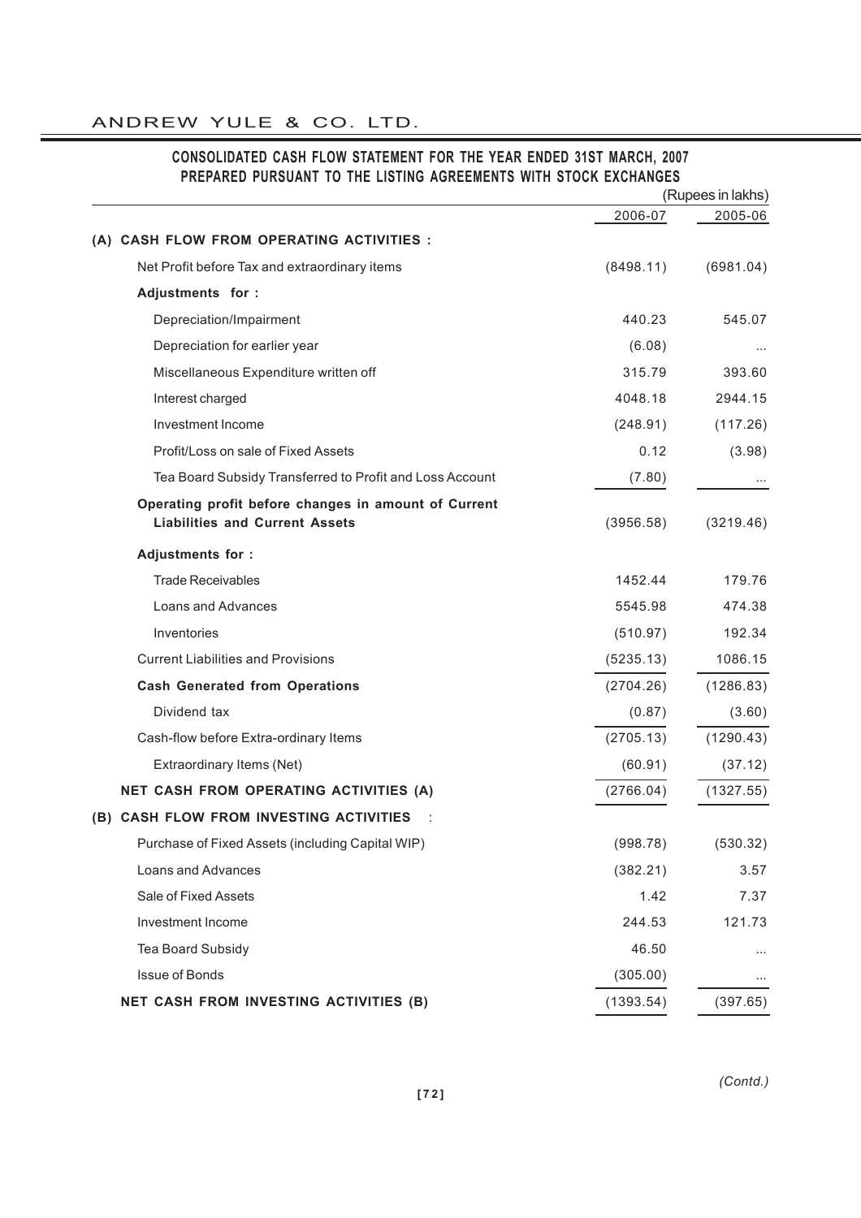## CONSOLIDATED CASH FLOW STATEMENT FOR THE YEAR ENDED 31ST MARCH, 2007
## PREPARED PURSUANT TO THE LISTING AGREEMENTS WITH STOCK EXCHANGES

(Rupees in lakhs)

| | 2006-07 | 2005-06 |
|---|---|---|
| **(A) CASH FLOW FROM OPERATING ACTIVITIES :** | | |
| Net Profit before Tax and extraordinary items | (8498.11) | (6981.04) |
| **Adjustments for :** | | |
| Depreciation/Impairment | 440.23 | 545.07 |
| Depreciation for earlier year | (6.08) | ... |
| Miscellaneous Expenditure written off | 315.79 | 393.60 |
| Interest charged | 4048.18 | 2944.15 |
| Investment Income | (248.91) | (117.26) |
| Profit/Loss on sale of Fixed Assets | 0.12 | (3.98) |
| Tea Board Subsidy Transferred to Profit and Loss Account | (7.80) | ... |
| **Operating profit before changes in amount of Current Liabilities and Current Assets** | (3956.58) | (3219.46) |
| **Adjustments for :** | | |
| Trade Receivables | 1452.44 | 179.76 |
| Loans and Advances | 5545.98 | 474.38 |
| Inventories | (510.97) | 192.34 |
| Current Liabilities and Provisions | (5235.13) | 1086.15 |
| **Cash Generated from Operations** | (2704.26) | (1286.83) |
| Dividend tax | (0.87) | (3.60) |
| Cash-flow before Extra-ordinary Items | (2705.13) | (1290.43) |
| Extraordinary Items (Net) | (60.91) | (37.12) |
| **NET CASH FROM OPERATING ACTIVITIES (A)** | (2766.04) | (1327.55) |
| **(B) CASH FLOW FROM INVESTING ACTIVITIES :** | | |
| Purchase of Fixed Assets (including Capital WIP) | (998.78) | (530.32) |
| Loans and Advances | (382.21) | 3.57 |
| Sale of Fixed Assets | 1.42 | 7.37 |
| Investment Income | 244.53 | 121.73 |
| Tea Board Subsidy | 46.50 | ... |
| Issue of Bonds | (305.00) | ... |
| **NET CASH FROM INVESTING ACTIVITIES (B)** | (1393.54) | (397.65) |

*(Contd.)*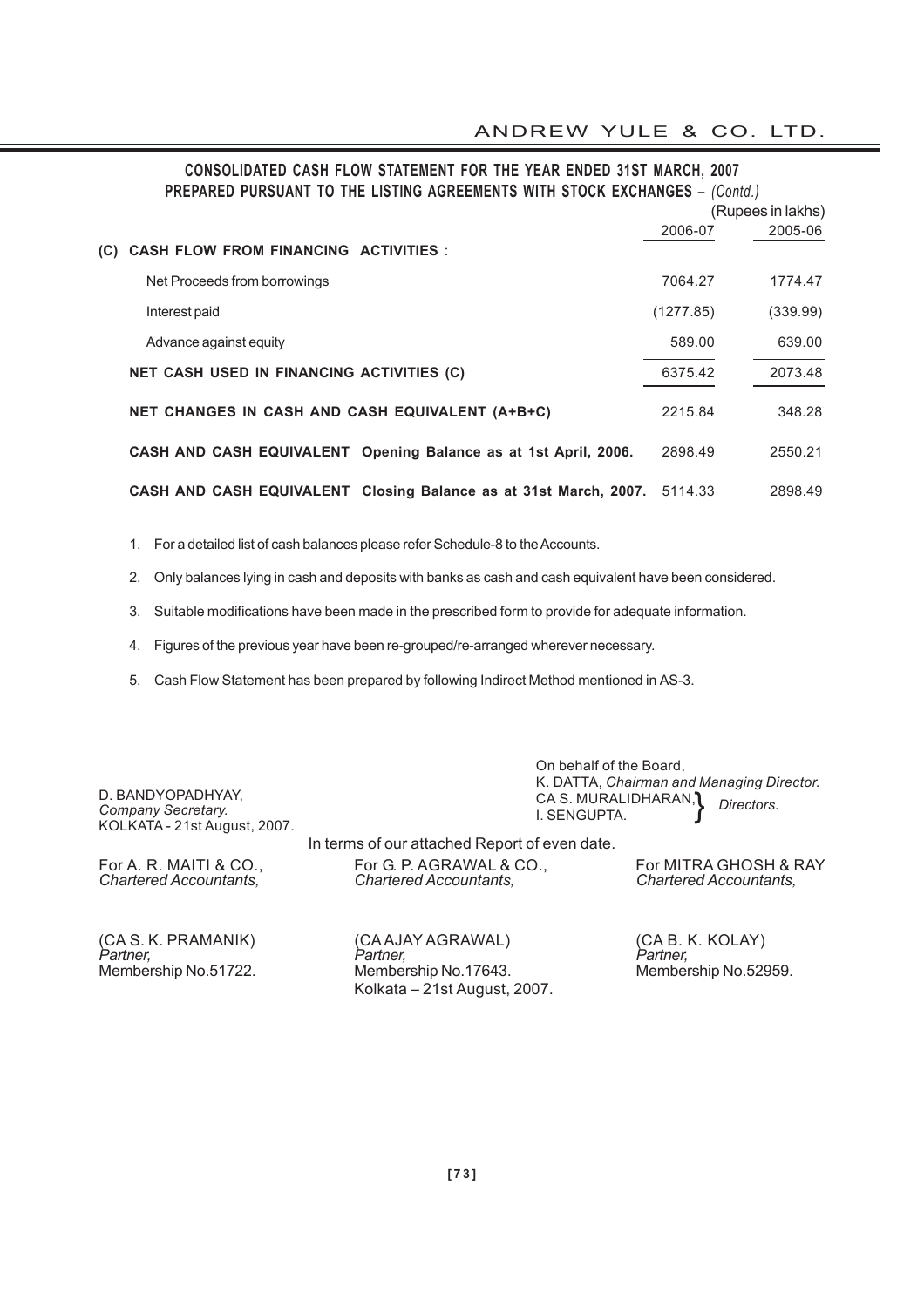## CONSOLIDATED CASH FLOW STATEMENT FOR THE YEAR ENDED 31ST MARCH, 2007 PREPARED PURSUANT TO THE LISTING AGREEMENTS WITH STOCK EXCHANGES – *(Contd.)*

(Rupees in lakhs)

| | 2006-07 | 2005-06 |
|---|---|---|
| **(C) CASH FLOW FROM FINANCING ACTIVITIES** : | | |
| Net Proceeds from borrowings | 7064.27 | 1774.47 |
| Interest paid | (1277.85) | (339.99) |
| Advance against equity | 589.00 | 639.00 |
| **NET CASH USED IN FINANCING ACTIVITIES (C)** | 6375.42 | 2073.48 |
| **NET CHANGES IN CASH AND CASH EQUIVALENT (A+B+C)** | 2215.84 | 348.28 |
| **CASH AND CASH EQUIVALENT Opening Balance as at 1st April, 2006.** | 2898.49 | 2550.21 |
| **CASH AND CASH EQUIVALENT Closing Balance as at 31st March, 2007.** | 5114.33 | 2898.49 |

1. For a detailed list of cash balances please refer Schedule-8 to the Accounts.
2. Only balances lying in cash and deposits with banks as cash and cash equivalent have been considered.
3. Suitable modifications have been made in the prescribed form to provide for adequate information.
4. Figures of the previous year have been re-grouped/re-arranged wherever necessary.
5. Cash Flow Statement has been prepared by following Indirect Method mentioned in AS-3.

D. BANDYOPADHYAY,
*Company Secretary.*
KOLKATA - 21st August, 2007.

On behalf of the Board,
K. DATTA, *Chairman and Managing Director.*
CA S. MURALIDHARAN, I. SENGUPTA. } *Directors.*

In terms of our attached Report of even date.

For A. R. MAITI & CO.,
*Chartered Accountants,*

(CA S. K. PRAMANIK)
*Partner,*
Membership No.51722.

For G. P. AGRAWAL & CO.,
*Chartered Accountants,*

(CA AJAY AGRAWAL)
*Partner,*
Membership No.17643.
Kolkata – 21st August, 2007.

For MITRA GHOSH & RAY
*Chartered Accountants,*

(CA B. K. KOLAY)
*Partner,*
Membership No.52959.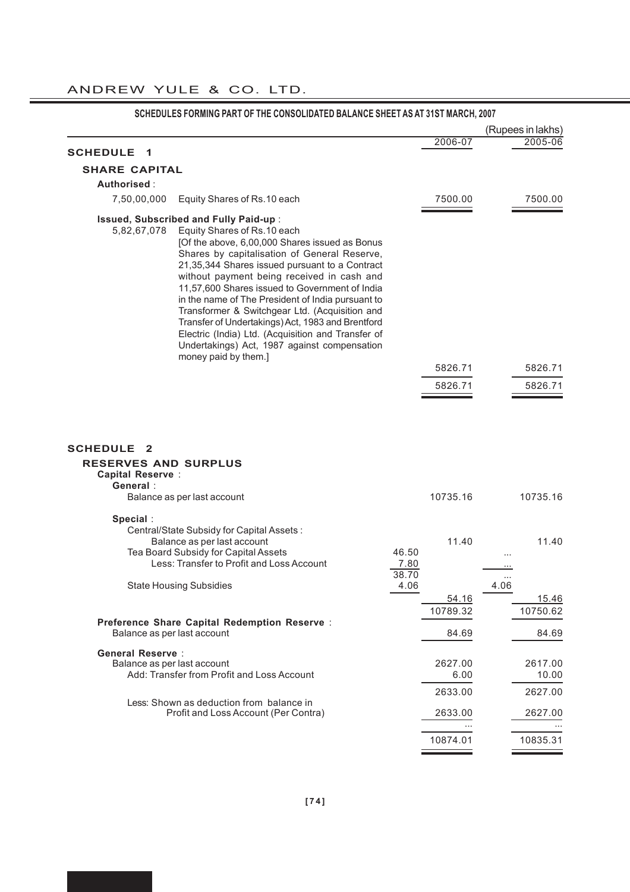## SCHEDULES FORMING PART OF THE CONSOLIDATED BALANCE SHEET AS AT 31ST MARCH, 2007

(Rupees in lakhs)

### SCHEDULE 1

#### SHARE CAPITAL

| | | | 2006-07 | | 2005-06 |
|---|---|---|---|---|---|
| **Authorised** : | | | | | |
| 7,50,00,000 | Equity Shares of Rs.10 each | | 7500.00 | | 7500.00 |
| **Issued, Subscribed and Fully Paid-up** : | | | | | |
| 5,82,67,078 | Equity Shares of Rs.10 each [Of the above, 6,00,000 Shares issued as Bonus Shares by capitalisation of General Reserve, 21,35,344 Shares issued pursuant to a Contract without payment being received in cash and 11,57,600 Shares issued to Government of India in the name of The President of India pursuant to Transformer & Switchgear Ltd. (Acquisition and Transfer of Undertakings) Act, 1983 and Brentford Electric (India) Ltd. (Acquisition and Transfer of Undertakings) Act, 1987 against compensation money paid by them.] | | 5826.71 | | 5826.71 |
| | | | 5826.71 | | 5826.71 |

### SCHEDULE 2

#### RESERVES AND SURPLUS

| | | 2006-07 | | 2005-06 |
|---|---|---|---|---|
| **Capital Reserve** : | | | | |
| **General** : | | | | |
| Balance as per last account | | 10735.16 | | 10735.16 |
| **Special** : | | | | |
| Central/State Subsidy for Capital Assets : | | | | |
| Balance as per last account | | 11.40 | | 11.40 |
| Tea Board Subsidy for Capital Assets | 46.50 | | ... | |
| Less: Transfer to Profit and Loss Account | 7.80 | | ... | |
| | 38.70 | | ... | |
| State Housing Subsidies | 4.06 | | 4.06 | |
| | | 54.16 | | 15.46 |
| | | 10789.32 | | 10750.62 |
| **Preference Share Capital Redemption Reserve** : | | | | |
| Balance as per last account | | 84.69 | | 84.69 |
| **General Reserve** : | | | | |
| Balance as per last account | | 2627.00 | | 2617.00 |
| Add: Transfer from Profit and Loss Account | | 6.00 | | 10.00 |
| | | 2633.00 | | 2627.00 |
| Less: Shown as deduction from balance in Profit and Loss Account (Per Contra) | | 2633.00 | | 2627.00 |
| | | ... | | ... |
| | | 10874.01 | | 10835.31 |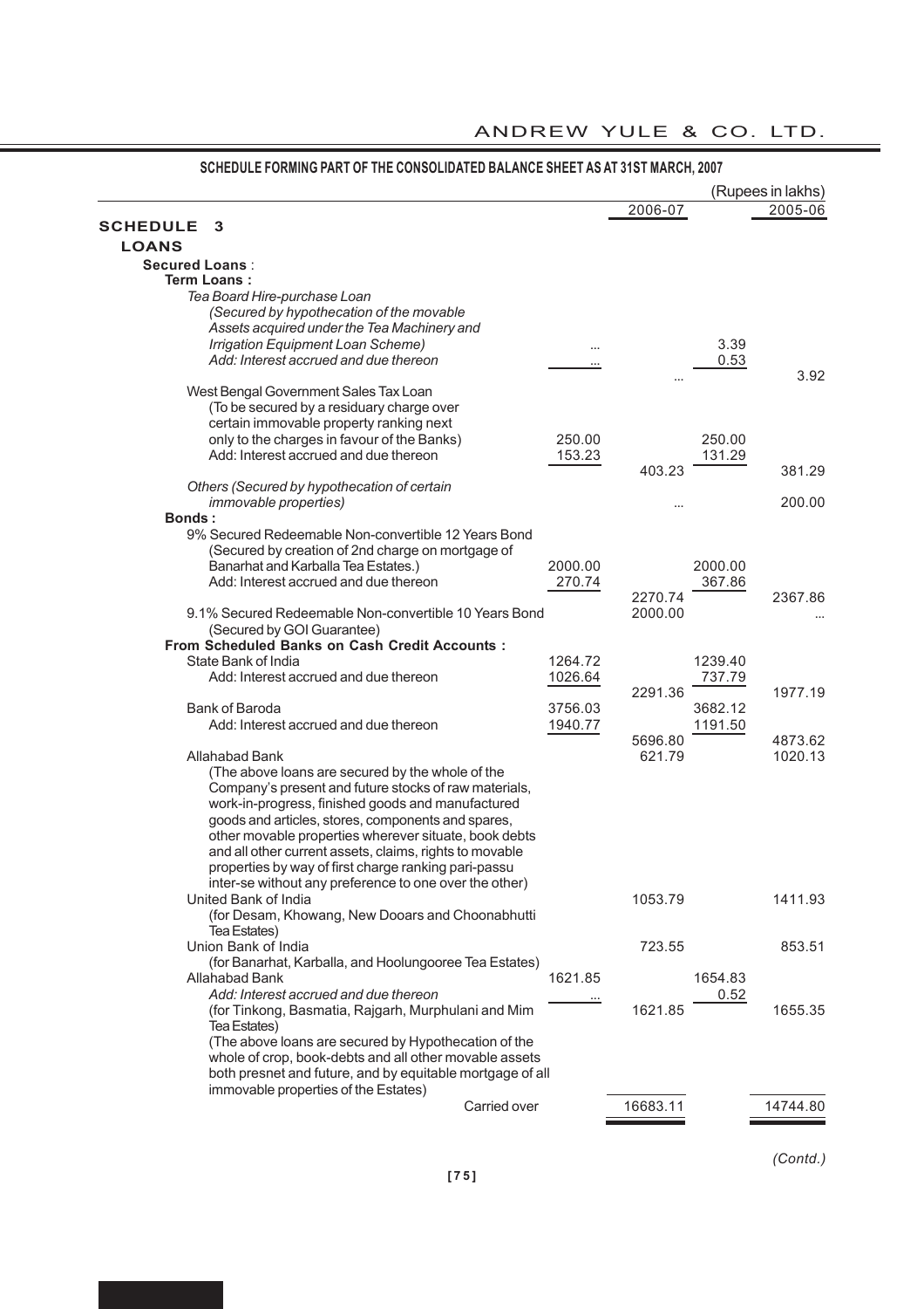## SCHEDULE FORMING PART OF THE CONSOLIDATED BALANCE SHEET AS AT 31ST MARCH, 2007

(Rupees in lakhs)

| | | 2006-07 | | 2005-06 |
|---|---|---|---|---|
| **SCHEDULE 3** | | | | |
| **LOANS** | | | | |
| **Secured Loans** : | | | | |
| **Term Loans :** | | | | |
| *Tea Board Hire-purchase Loan (Secured by hypothecation of the movable Assets acquired under the Tea Machinery and Irrigation Equipment Loan Scheme)* | ... | | 3.39 | |
| *Add: Interest accrued and due thereon* | ... | ... | 0.53 | 3.92 |
| West Bengal Government Sales Tax Loan (To be secured by a residuary charge over certain immovable property ranking next only to the charges in favour of the Banks) | 250.00 | | 250.00 | |
| Add: Interest accrued and due thereon | 153.23 | 403.23 | 131.29 | 381.29 |
| *Others (Secured by hypothecation of certain immovable properties)* | | ... | | 200.00 |
| **Bonds :** | | | | |
| 9% Secured Redeemable Non-convertible 12 Years Bond (Secured by creation of 2nd charge on mortgage of Banarhat and Karballa Tea Estates.) | 2000.00 | | 2000.00 | |
| Add: Interest accrued and due thereon | 270.74 | 2270.74 | 367.86 | 2367.86 |
| 9.1% Secured Redeemable Non-convertible 10 Years Bond (Secured by GOI Guarantee) | | 2000.00 | | ... |
| **From Scheduled Banks on Cash Credit Accounts :** | | | | |
| State Bank of India | 1264.72 | | 1239.40 | |
| Add: Interest accrued and due thereon | 1026.64 | 2291.36 | 737.79 | 1977.19 |
| Bank of Baroda | 3756.03 | | 3682.12 | |
| Add: Interest accrued and due thereon | 1940.77 | 5696.80 | 1191.50 | 4873.62 |
| Allahabad Bank | | 621.79 | | 1020.13 |
| (The above loans are secured by the whole of the Company's present and future stocks of raw materials, work-in-progress, finished goods and manufactured goods and articles, stores, components and spares, other movable properties wherever situate, book debts and all other current assets, claims, rights to movable properties by way of first charge ranking pari-passu inter-se without any preference to one over the other) | | | | |
| United Bank of India (for Desam, Khowang, New Dooars and Choonabhutti Tea Estates) | | 1053.79 | | 1411.93 |
| Union Bank of India (for Banarhat, Karballa, and Hoolungooree Tea Estates) | | 723.55 | | 853.51 |
| Allahabad Bank | 1621.85 | | 1654.83 | |
| *Add: Interest accrued and due thereon* | ... | | 0.52 | |
| (for Tinkong, Basmatia, Rajgarh, Murphulani and Mim Tea Estates) | | 1621.85 | | 1655.35 |
| (The above loans are secured by Hypothecation of the whole of crop, book-debts and all other movable assets both presnet and future, and by equitable mortgage of all immovable properties of the Estates) | | | | |
| Carried over | | 16683.11 | | 14744.80 |

*(Contd.)*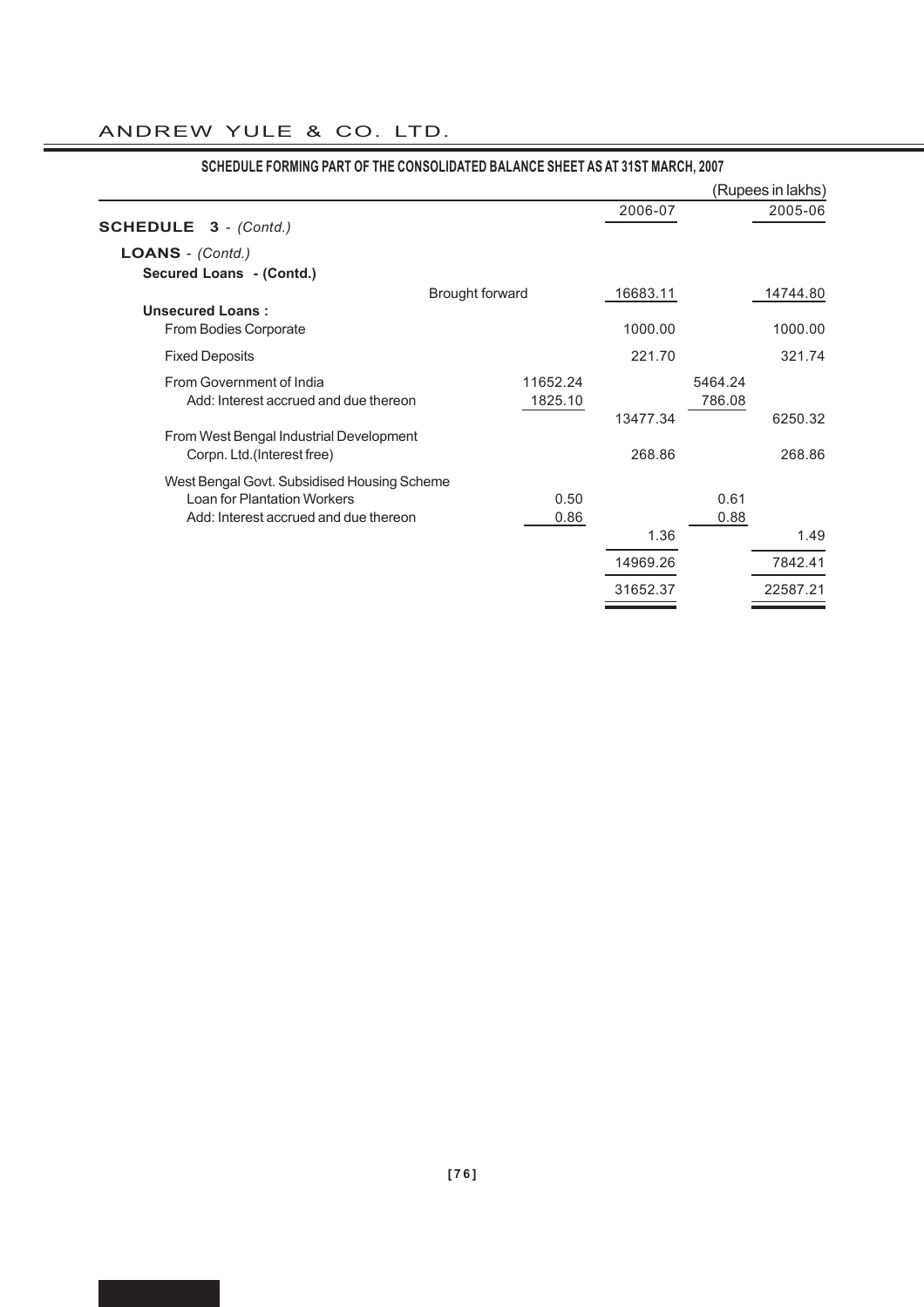## SCHEDULE FORMING PART OF THE CONSOLIDATED BALANCE SHEET AS AT 31ST MARCH, 2007

(Rupees in lakhs)

| | | 2006-07 | | 2005-06 |
|---|---|---|---|---|
| **SCHEDULE 3** - *(Contd.)* | | | | |
| **LOANS** - *(Contd.)* | | | | |
| **Secured Loans - (Contd.)** | | | | |
| Brought forward | | 16683.11 | | 14744.80 |
| **Unsecured Loans :** | | | | |
| From Bodies Corporate | | 1000.00 | | 1000.00 |
| Fixed Deposits | | 221.70 | | 321.74 |
| From Government of India | 11652.24 | | 5464.24 | |
| Add: Interest accrued and due thereon | 1825.10 | | 786.08 | |
| | | 13477.34 | | 6250.32 |
| From West Bengal Industrial Development Corpn. Ltd.(Interest free) | | 268.86 | | 268.86 |
| West Bengal Govt. Subsidised Housing Scheme Loan for Plantation Workers | 0.50 | | 0.61 | |
| Add: Interest accrued and due thereon | 0.86 | | 0.88 | |
| | | 1.36 | | 1.49 |
| | | 14969.26 | | 7842.41 |
| | | 31652.37 | | 22587.21 |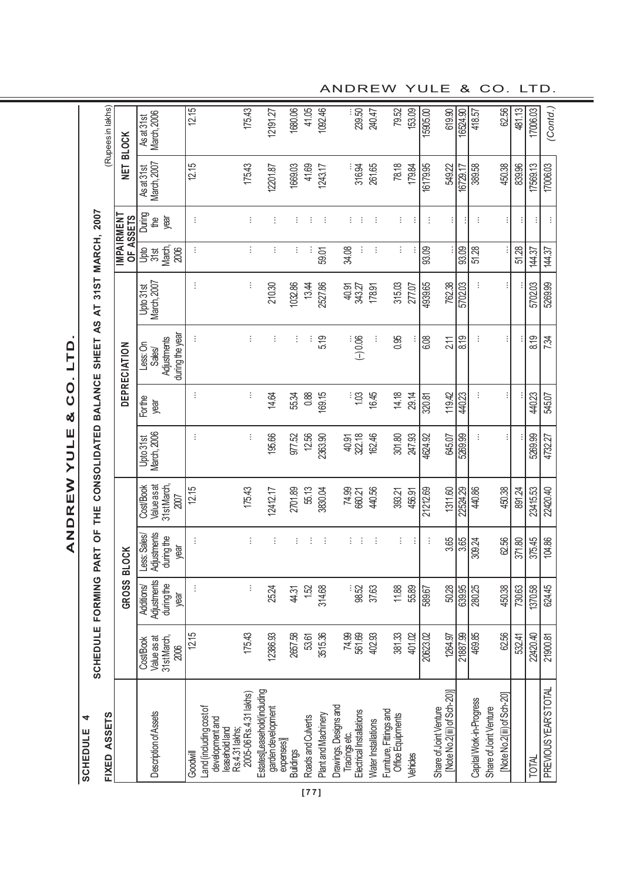# ANDREW YULE & CO. LTD.

## SCHEDULE 4

### SCHEDULE FORMING PART OF THE CONSOLIDATED BALANCE SHEET AS AT 31ST MARCH, 2007

**FIXED ASSETS**

(Rupees in lakhs)

| Description of Assets | GROSS BLOCK | | | | DEPRECIATION | | | | IMPAIRMENT OF ASSETS | | NET BLOCK | |
|---|---|---|---|---|---|---|---|---|---|---|---|---|
| | Cost/Book Value as at 31st March, 2006 | Additions/ Adjustments during the year | Less: Sales/ Adjustments during the year | Cost/Book Value as at 31st March, 2007 | Upto 31st March, 2006 | For the year | Less: On Sales/ Adjustments during the year | Upto 31st March, 2007 | Upto 31st March, 2006 | During the year | As at 31st March, 2007 | As at 31st March, 2006 |
| Goodwill | 12.15 | ... | ... | 12.15 | ... | ... | ... | ... | ... | ... | 12.15 | 12.15 |
| Land (including cost of development and leasehold land Rs.4.31 lakhs; 2005-06 Rs.4.31 lakhs) | 175.43 | ... | ... | 175.43 | ... | ... | ... | ... | ... | ... | 175.43 | 175.43 |
| Estates[Leasehold(including garden development expenses)] | 12386.93 | 25.24 | ... | 12412.17 | 195.66 | 14.64 | ... | 210.30 | ... | ... | 12201.87 | 12191.27 |
| Buildings | 2657.58 | 44.31 | ... | 2701.89 | 977.52 | 55.34 | ... | 1032.86 | ... | ... | 1669.03 | 1680.06 |
| Roads and Culverts | 53.61 | 1.52 | ... | 55.13 | 12.56 | 0.88 | ... | 13.44 | ... | ... | 41.69 | 41.05 |
| Plant and Machinery | 3515.36 | 314.68 | ... | 3830.04 | 2363.90 | 169.15 | 5.19 | 2527.86 | 59.01 | ... | 1243.17 | 1092.46 |
| Drawings, Designs and Tracings etc. | 74.99 | ... | ... | 74.99 | 40.91 | ... | ... | 40.91 | 34.08 | ... | ... | ... |
| Electrical Installations | 561.69 | 98.52 | ... | 660.21 | 322.18 | 1.03 | (–) 0.06 | 343.27 | ... | ... | 316.94 | 239.50 |
| Water Installations | 402.93 | 37.63 | ... | 440.56 | 162.46 | 16.45 | ... | 178.91 | ... | ... | 261.65 | 240.47 |
| Furniture, Fittings and Office Equipments | 381.33 | 11.88 | ... | 393.21 | 301.80 | 14.18 | 0.95 | 315.03 | ... | ... | 78.18 | 79.52 |
| Vehicles | 401.02 | 55.89 | ... | 456.91 | 247.93 | 29.14 | ... | 277.07 | ... | ... | 179.84 | 153.09 |
| | 20623.02 | 589.67 | ... | 21212.69 | 4624.92 | 320.81 | 6.08 | 4939.65 | 93.09 | ... | 16179.95 | 15905.00 |
| Share of Joint Venture [Note No.2(iii) of Sch-20)] | 1264.97 | 50.28 | 3.65 | 1311.60 | 645.07 | 119.42 | 2.11 | 762.38 | ... | ... | 549.22 | 619.90 |
| | 21887.99 | 639.95 | 3.65 | 22524.29 | 5269.99 | 440.23 | 8.19 | 5702.03 | 93.09 | ... | 16729.17 | 16524.90 |
| Capital Work-in-Progress | 469.85 | 280.25 | 309.24 | 440.86 | ... | ... | ... | ... | 51.28 | ... | 389.58 | 418.57 |
| Share of Joint Venture [Note No.2(iii) of Sch-20] | 62.56 | 450.38 | 62.56 | 450.38 | ... | ... | ... | ... | ... | ... | 450.38 | 62.56 |
| | 532.41 | 730.63 | 371.80 | 891.24 | ... | ... | ... | ... | 51.28 | ... | 839.96 | 481.13 |
| TOTAL | 22420.40 | 1370.58 | 375.45 | 23415.53 | 5269.99 | 440.23 | 8.19 | 5702.03 | 144.37 | ... | 17569.13 | 17006.03 |
| PREVIOUS YEAR'S TOTAL | 21900.81 | 624.45 | 104.86 | 22420.40 | 4732.27 | 545.07 | 7.34 | 5269.99 | 144.37 | ... | 17006.03 | |

*(Contd.)*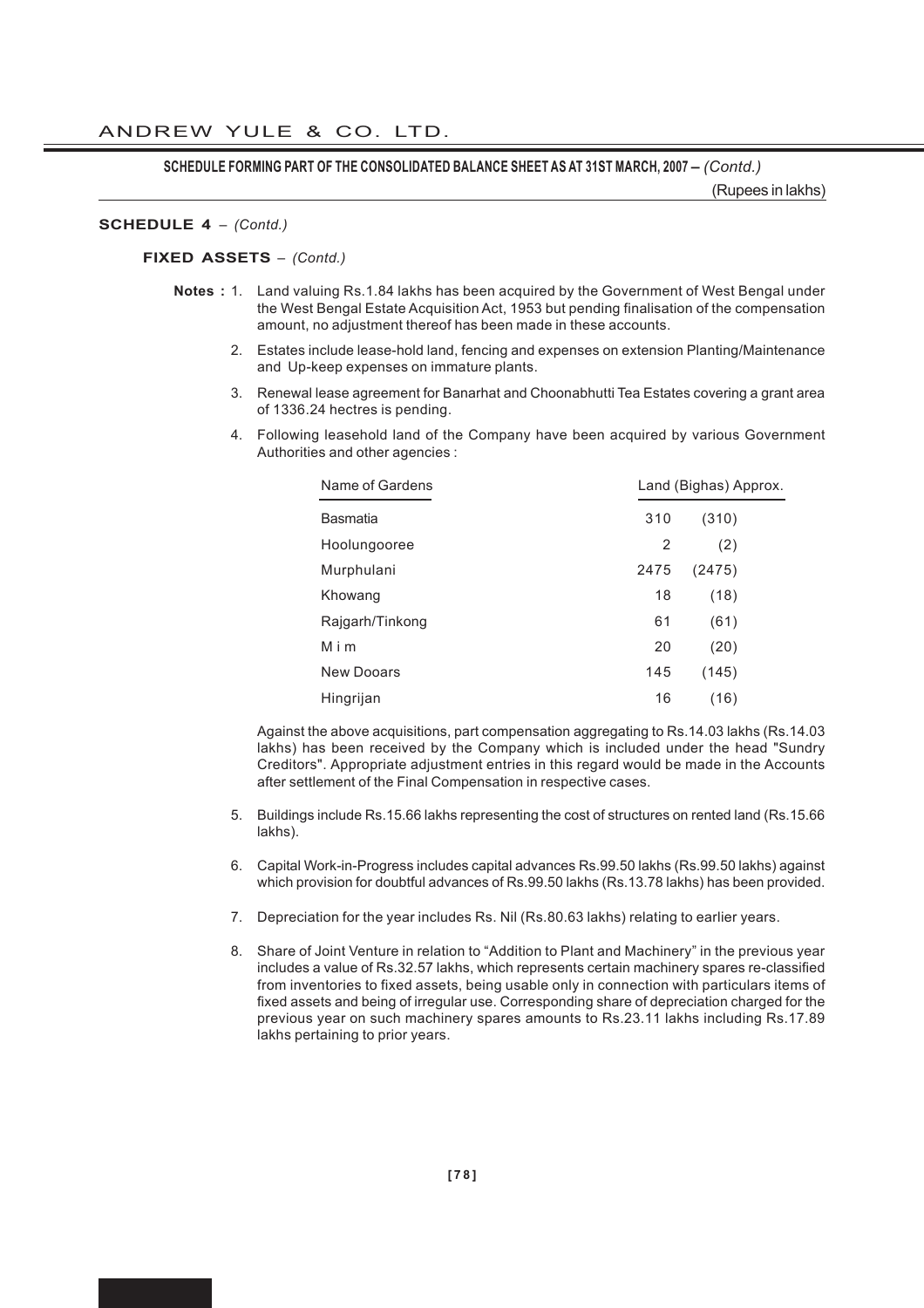**SCHEDULE FORMING PART OF THE CONSOLIDATED BALANCE SHEET AS AT 31ST MARCH, 2007 –** *(Contd.)*

(Rupees in lakhs)

**SCHEDULE 4** – *(Contd.)*

**FIXED ASSETS** – *(Contd.)*

**Notes :**

1. Land valuing Rs.1.84 lakhs has been acquired by the Government of West Bengal under the West Bengal Estate Acquisition Act, 1953 but pending finalisation of the compensation amount, no adjustment thereof has been made in these accounts.

2. Estates include lease-hold land, fencing and expenses on extension Planting/Maintenance and Up-keep expenses on immature plants.

3. Renewal lease agreement for Banarhat and Choonabhutti Tea Estates covering a grant area of 1336.24 hectres is pending.

4. Following leasehold land of the Company have been acquired by various Government Authorities and other agencies :

| Name of Gardens | Land (Bighas) Approx. | |
|---|---|---|
| Basmatia | 310 | (310) |
| Hoolungooree | 2 | (2) |
| Murphulani | 2475 | (2475) |
| Khowang | 18 | (18) |
| Rajgarh/Tinkong | 61 | (61) |
| M i m | 20 | (20) |
| New Dooars | 145 | (145) |
| Hingrijan | 16 | (16) |

Against the above acquisitions, part compensation aggregating to Rs.14.03 lakhs (Rs.14.03 lakhs) has been received by the Company which is included under the head "Sundry Creditors". Appropriate adjustment entries in this regard would be made in the Accounts after settlement of the Final Compensation in respective cases.

5. Buildings include Rs.15.66 lakhs representing the cost of structures on rented land (Rs.15.66 lakhs).

6. Capital Work-in-Progress includes capital advances Rs.99.50 lakhs (Rs.99.50 lakhs) against which provision for doubtful advances of Rs.99.50 lakhs (Rs.13.78 lakhs) has been provided.

7. Depreciation for the year includes Rs. Nil (Rs.80.63 lakhs) relating to earlier years.

8. Share of Joint Venture in relation to "Addition to Plant and Machinery" in the previous year includes a value of Rs.32.57 lakhs, which represents certain machinery spares re-classified from inventories to fixed assets, being usable only in connection with particulars items of fixed assets and being of irregular use. Corresponding share of depreciation charged for the previous year on such machinery spares amounts to Rs.23.11 lakhs including Rs.17.89 lakhs pertaining to prior years.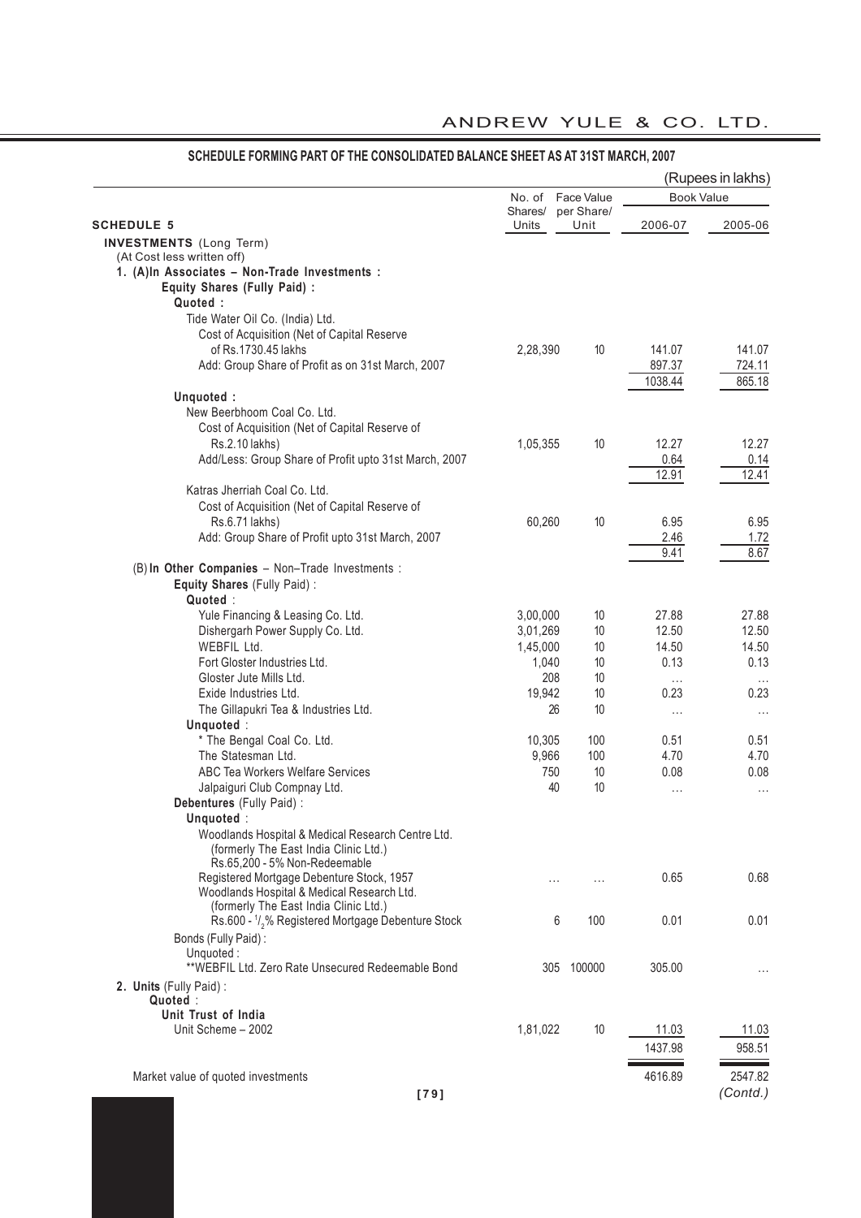## SCHEDULE FORMING PART OF THE CONSOLIDATED BALANCE SHEET AS AT 31ST MARCH, 2007

(Rupees in lakhs)

| SCHEDULE 5 | No. of Shares/ Units | Face Value per Share/ Unit | Book Value 2006-07 | Book Value 2005-06 |
|---|---|---|---|---|
| **INVESTMENTS** (Long Term) | | | | |
| (At Cost less written off) | | | | |
| **1. (A)In Associates – Non-Trade Investments :** | | | | |
| **Equity Shares (Fully Paid) :** | | | | |
| **Quoted :** | | | | |
| Tide Water Oil Co. (India) Ltd. | | | | |
| Cost of Acquisition (Net of Capital Reserve of Rs.1730.45 lakhs | 2,28,390 | 10 | 141.07 | 141.07 |
| Add: Group Share of Profit as on 31st March, 2007 | | | 897.37 | 724.11 |
| | | | 1038.44 | 865.18 |
| **Unquoted :** | | | | |
| New Beerbhoom Coal Co. Ltd. | | | | |
| Cost of Acquisition (Net of Capital Reserve of Rs.2.10 lakhs) | 1,05,355 | 10 | 12.27 | 12.27 |
| Add/Less: Group Share of Profit upto 31st March, 2007 | | | 0.64 | 0.14 |
| | | | 12.91 | 12.41 |
| Katras Jherriah Coal Co. Ltd. | | | | |
| Cost of Acquisition (Net of Capital Reserve of Rs.6.71 lakhs) | 60,260 | 10 | 6.95 | 6.95 |
| Add: Group Share of Profit upto 31st March, 2007 | | | 2.46 | 1.72 |
| | | | 9.41 | 8.67 |
| (B) **In Other Companies** – Non–Trade Investments : | | | | |
| **Equity Shares** (Fully Paid) : | | | | |
| **Quoted** : | | | | |
| Yule Financing & Leasing Co. Ltd. | 3,00,000 | 10 | 27.88 | 27.88 |
| Dishergarh Power Supply Co. Ltd. | 3,01,269 | 10 | 12.50 | 12.50 |
| WEBFIL Ltd. | 1,45,000 | 10 | 14.50 | 14.50 |
| Fort Gloster Industries Ltd. | 1,040 | 10 | 0.13 | 0.13 |
| Gloster Jute Mills Ltd. | 208 | 10 | ... | ... |
| Exide Industries Ltd. | 19,942 | 10 | 0.23 | 0.23 |
| The Gillapukri Tea & Industries Ltd. | 26 | 10 | ... | ... |
| **Unquoted** : | | | | |
| * The Bengal Coal Co. Ltd. | 10,305 | 100 | 0.51 | 0.51 |
| The Statesman Ltd. | 9,966 | 100 | 4.70 | 4.70 |
| ABC Tea Workers Welfare Services | 750 | 10 | 0.08 | 0.08 |
| Jalpaiguri Club Compnay Ltd. | 40 | 10 | ... | ... |
| **Debentures** (Fully Paid) : | | | | |
| **Unquoted** : | | | | |
| Woodlands Hospital & Medical Research Centre Ltd. (formerly The East India Clinic Ltd.) Rs.65,200 - 5% Non-Redeemable Registered Mortgage Debenture Stock, 1957 | ... | ... | 0.65 | 0.68 |
| Woodlands Hospital & Medical Research Ltd. (formerly The East India Clinic Ltd.) Rs.600 - $^1/_2$% Registered Mortgage Debenture Stock | 6 | 100 | 0.01 | 0.01 |
| Bonds (Fully Paid) : | | | | |
| Unquoted : | | | | |
| **WEBFIL Ltd. Zero Rate Unsecured Redeemable Bond | 305 | 100000 | 305.00 | ... |
| **2. Units** (Fully Paid) : | | | | |
| **Quoted** : | | | | |
| **Unit Trust of India** | | | | |
| Unit Scheme – 2002 | 1,81,022 | 10 | 11.03 | 11.03 |
| | | | 1437.98 | 958.51 |
| Market value of quoted investments | | | 4616.89 | 2547.82 |

*(Contd.)*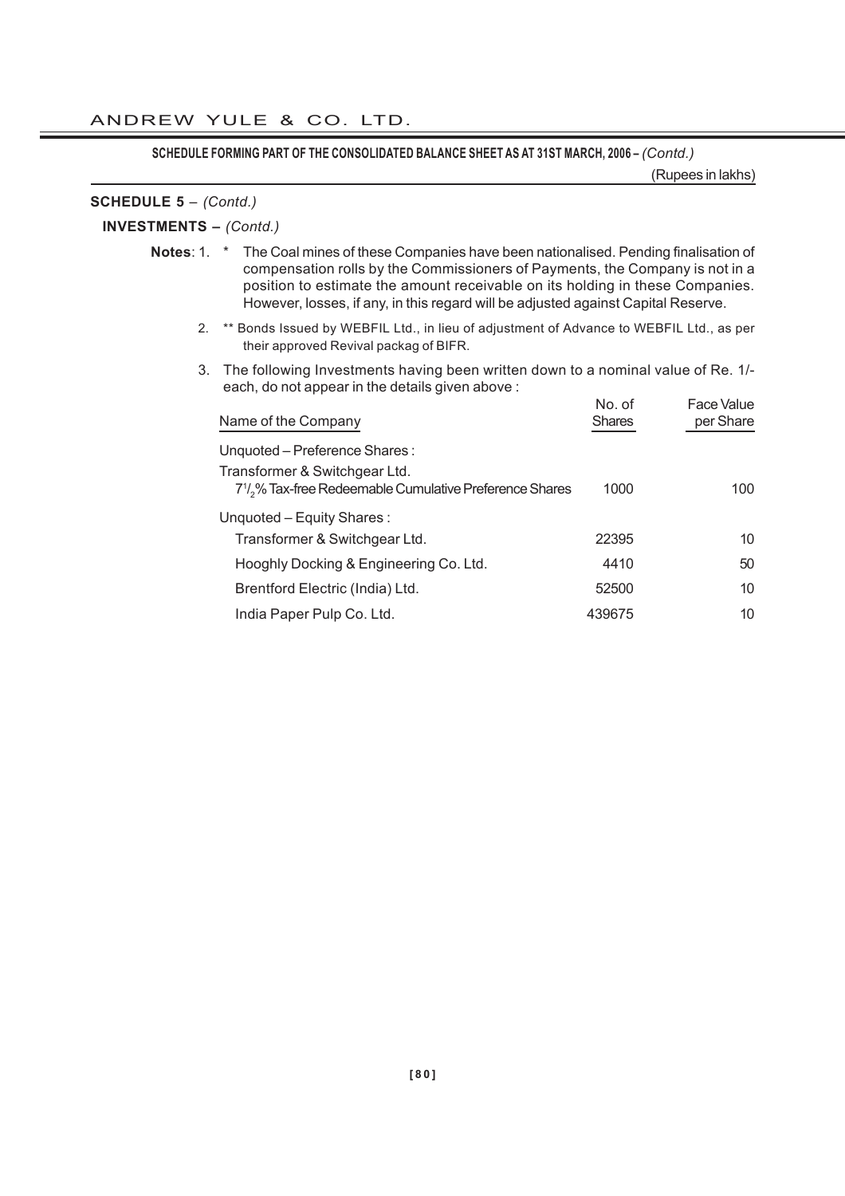**SCHEDULE FORMING PART OF THE CONSOLIDATED BALANCE SHEET AS AT 31ST MARCH, 2006 –** *(Contd.)*

(Rupees in lakhs)

**SCHEDULE 5** – *(Contd.)*

**INVESTMENTS –** *(Contd.)*

**Notes**: 1. * The Coal mines of these Companies have been nationalised. Pending finalisation of compensation rolls by the Commissioners of Payments, the Company is not in a position to estimate the amount receivable on its holding in these Companies. However, losses, if any, in this regard will be adjusted against Capital Reserve.

2. ** Bonds Issued by WEBFIL Ltd., in lieu of adjustment of Advance to WEBFIL Ltd., as per their approved Revival packag of BIFR.

3. The following Investments having been written down to a nominal value of Re. 1/- each, do not appear in the details given above :

| Name of the Company | No. of Shares | Face Value per Share |
|---|---|---|
| Unquoted – Preference Shares : | | |
| Transformer & Switchgear Ltd. $7\frac{1}{2}$% Tax-free Redeemable Cumulative Preference Shares | 1000 | 100 |
| Unquoted – Equity Shares : | | |
| Transformer & Switchgear Ltd. | 22395 | 10 |
| Hooghly Docking & Engineering Co. Ltd. | 4410 | 50 |
| Brentford Electric (India) Ltd. | 52500 | 10 |
| India Paper Pulp Co. Ltd. | 439675 | 10 |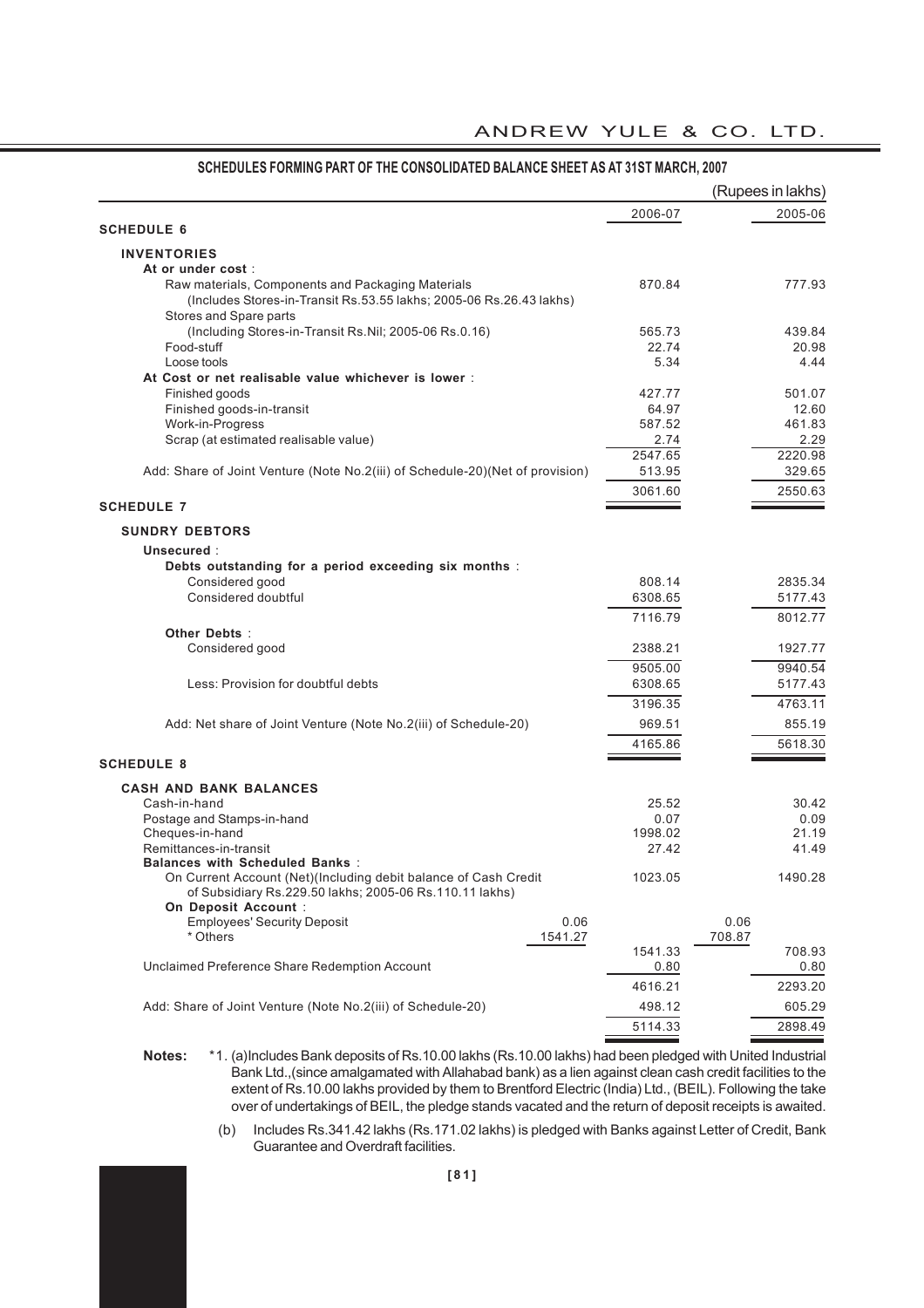## SCHEDULES FORMING PART OF THE CONSOLIDATED BALANCE SHEET AS AT 31ST MARCH, 2007

(Rupees in lakhs)

| | | 2006-07 | | 2005-06 |
|---|---|---|---|---|
| **SCHEDULE 6** | | | | |
| **INVENTORIES** | | | | |
| **At or under cost** : | | | | |
| Raw materials, Components and Packaging Materials (Includes Stores-in-Transit Rs.53.55 lakhs; 2005-06 Rs.26.43 lakhs) | | 870.84 | | 777.93 |
| Stores and Spare parts (Including Stores-in-Transit Rs.Nil; 2005-06 Rs.0.16) | | 565.73 | | 439.84 |
| Food-stuff | | 22.74 | | 20.98 |
| Loose tools | | 5.34 | | 4.44 |
| **At Cost or net realisable value whichever is lower** : | | | | |
| Finished goods | | 427.77 | | 501.07 |
| Finished goods-in-transit | | 64.97 | | 12.60 |
| Work-in-Progress | | 587.52 | | 461.83 |
| Scrap (at estimated realisable value) | | 2.74 | | 2.29 |
| | | 2547.65 | | 2220.98 |
| Add: Share of Joint Venture (Note No.2(iii) of Schedule-20)(Net of provision) | | 513.95 | | 329.65 |
| | | 3061.60 | | 2550.63 |
| **SCHEDULE 7** | | | | |
| **SUNDRY DEBTORS** | | | | |
| **Unsecured** : | | | | |
| **Debts outstanding for a period exceeding six months** : | | | | |
| Considered good | | 808.14 | | 2835.34 |
| Considered doubtful | | 6308.65 | | 5177.43 |
| | | 7116.79 | | 8012.77 |
| **Other Debts** : | | | | |
| Considered good | | 2388.21 | | 1927.77 |
| | | 9505.00 | | 9940.54 |
| Less: Provision for doubtful debts | | 6308.65 | | 5177.43 |
| | | 3196.35 | | 4763.11 |
| Add: Net share of Joint Venture (Note No.2(iii) of Schedule-20) | | 969.51 | | 855.19 |
| | | 4165.86 | | 5618.30 |
| **SCHEDULE 8** | | | | |
| **CASH AND BANK BALANCES** | | | | |
| Cash-in-hand | | 25.52 | | 30.42 |
| Postage and Stamps-in-hand | | 0.07 | | 0.09 |
| Cheques-in-hand | | 1998.02 | | 21.19 |
| Remittances-in-transit | | 27.42 | | 41.49 |
| **Balances with Scheduled Banks** : | | | | |
| On Current Account (Net)(Including debit balance of Cash Credit of Subsidiary Rs.229.50 lakhs; 2005-06 Rs.110.11 lakhs) | | 1023.05 | | 1490.28 |
| **On Deposit Account** : | | | | |
| Employees' Security Deposit | 0.06 | | 0.06 | |
| * Others | 1541.27 | | 708.87 | |
| | | 1541.33 | | 708.93 |
| Unclaimed Preference Share Redemption Account | | 0.80 | | 0.80 |
| | | 4616.21 | | 2293.20 |
| Add: Share of Joint Venture (Note No.2(iii) of Schedule-20) | | 498.12 | | 605.29 |
| | | 5114.33 | | 2898.49 |

**Notes:** *1. (a) Includes Bank deposits of Rs.10.00 lakhs (Rs.10.00 lakhs) had been pledged with United Industrial Bank Ltd.,(since amalgamated with Allahabad bank) as a lien against clean cash credit facilities to the extent of Rs.10.00 lakhs provided by them to Brentford Electric (India) Ltd., (BEIL). Following the take over of undertakings of BEIL, the pledge stands vacated and the return of deposit receipts is awaited.

(b) Includes Rs.341.42 lakhs (Rs.171.02 lakhs) is pledged with Banks against Letter of Credit, Bank Guarantee and Overdraft facilities.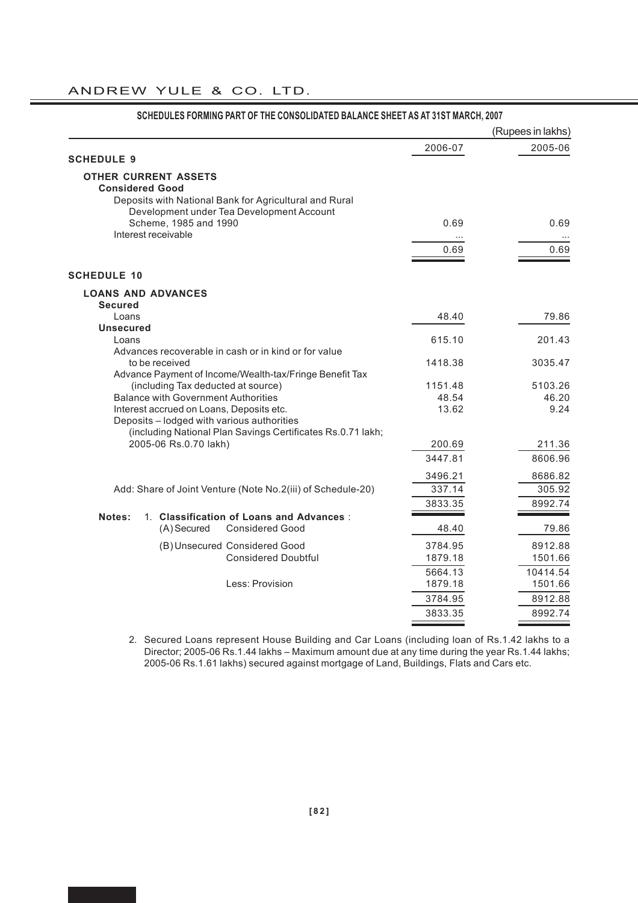## SCHEDULES FORMING PART OF THE CONSOLIDATED BALANCE SHEET AS AT 31ST MARCH, 2007

(Rupees in lakhs)

| | 2006-07 | 2005-06 |
|---|---|---|
| **SCHEDULE 9** | | |
| **OTHER CURRENT ASSETS** | | |
| **Considered Good** | | |
| Deposits with National Bank for Agricultural and Rural Development under Tea Development Account Scheme, 1985 and 1990 | 0.69 | 0.69 |
| Interest receivable | ... | ... |
| | 0.69 | 0.69 |
| **SCHEDULE 10** | | |
| **LOANS AND ADVANCES** | | |
| **Secured** | | |
| Loans | 48.40 | 79.86 |
| **Unsecured** | | |
| Loans | 615.10 | 201.43 |
| Advances recoverable in cash or in kind or for value to be received | 1418.38 | 3035.47 |
| Advance Payment of Income/Wealth-tax/Fringe Benefit Tax (including Tax deducted at source) | 1151.48 | 5103.26 |
| Balance with Government Authorities | 48.54 | 46.20 |
| Interest accrued on Loans, Deposits etc. | 13.62 | 9.24 |
| Deposits – lodged with various authorities (including National Plan Savings Certificates Rs.0.71 lakh; 2005-06 Rs.0.70 lakh) | 200.69 | 211.36 |
| | 3447.81 | 8606.96 |
| | 3496.21 | 8686.82 |
| Add: Share of Joint Venture (Note No.2(iii) of Schedule-20) | 337.14 | 305.92 |
| | 3833.35 | 8992.74 |
| **Notes:** 1. **Classification of Loans and Advances** : | | |
| (A) Secured Considered Good | 48.40 | 79.86 |
| (B) Unsecured Considered Good | 3784.95 | 8912.88 |
| Considered Doubtful | 1879.18 | 1501.66 |
| | 5664.13 | 10414.54 |
| Less: Provision | 1879.18 | 1501.66 |
| | 3784.95 | 8912.88 |
| | 3833.35 | 8992.74 |

2. Secured Loans represent House Building and Car Loans (including loan of Rs.1.42 lakhs to a Director; 2005-06 Rs.1.44 lakhs – Maximum amount due at any time during the year Rs.1.44 lakhs; 2005-06 Rs.1.61 lakhs) secured against mortgage of Land, Buildings, Flats and Cars etc.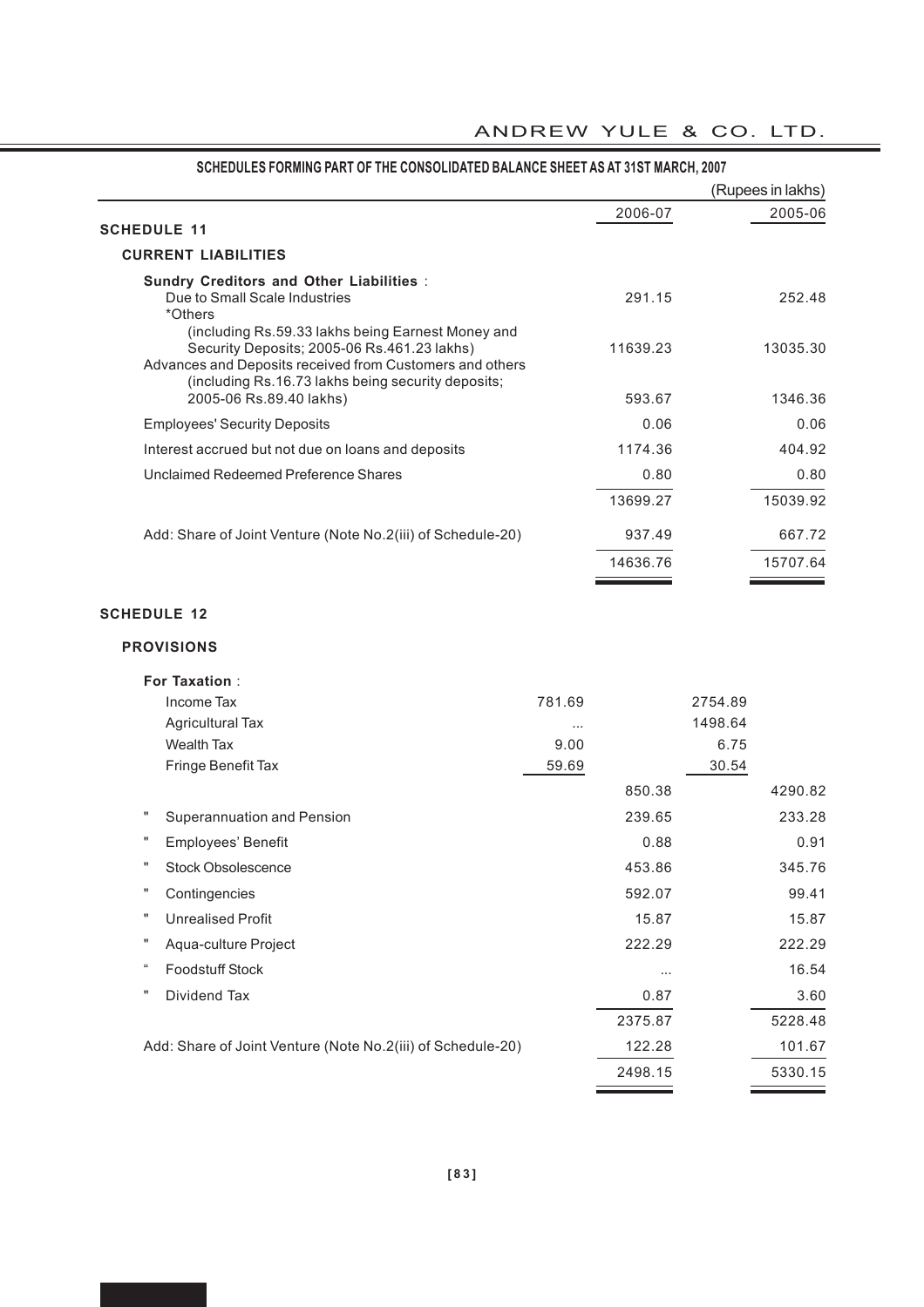## SCHEDULES FORMING PART OF THE CONSOLIDATED BALANCE SHEET AS AT 31ST MARCH, 2007

(Rupees in lakhs)

| | | 2006-07 | | 2005-06 |
|---|---|---|---|---|
| **SCHEDULE 11** | | | | |
| **CURRENT LIABILITIES** | | | | |
| **Sundry Creditors and Other Liabilities** : | | | | |
| Due to Small Scale Industries | | 291.15 | | 252.48 |
| *Others (including Rs.59.33 lakhs being Earnest Money and Security Deposits; 2005-06 Rs.461.23 lakhs) | | 11639.23 | | 13035.30 |
| Advances and Deposits received from Customers and others (including Rs.16.73 lakhs being security deposits; 2005-06 Rs.89.40 lakhs) | | 593.67 | | 1346.36 |
| Employees' Security Deposits | | 0.06 | | 0.06 |
| Interest accrued but not due on loans and deposits | | 1174.36 | | 404.92 |
| Unclaimed Redeemed Preference Shares | | 0.80 | | 0.80 |
| | | 13699.27 | | 15039.92 |
| Add: Share of Joint Venture (Note No.2(iii) of Schedule-20) | | 937.49 | | 667.72 |
| | | 14636.76 | | 15707.64 |
| **SCHEDULE 12** | | | | |
| **PROVISIONS** | | | | |
| **For Taxation** : | | | | |
| Income Tax | 781.69 | | 2754.89 | |
| Agricultural Tax | ... | | 1498.64 | |
| Wealth Tax | 9.00 | | 6.75 | |
| Fringe Benefit Tax | 59.69 | | 30.54 | |
| | | 850.38 | | 4290.82 |
| " Superannuation and Pension | | 239.65 | | 233.28 |
| " Employees' Benefit | | 0.88 | | 0.91 |
| " Stock Obsolescence | | 453.86 | | 345.76 |
| " Contingencies | | 592.07 | | 99.41 |
| " Unrealised Profit | | 15.87 | | 15.87 |
| " Aqua-culture Project | | 222.29 | | 222.29 |
| " Foodstuff Stock | | ... | | 16.54 |
| " Dividend Tax | | 0.87 | | 3.60 |
| | | 2375.87 | | 5228.48 |
| Add: Share of Joint Venture (Note No.2(iii) of Schedule-20) | | 122.28 | | 101.67 |
| | | 2498.15 | | 5330.15 |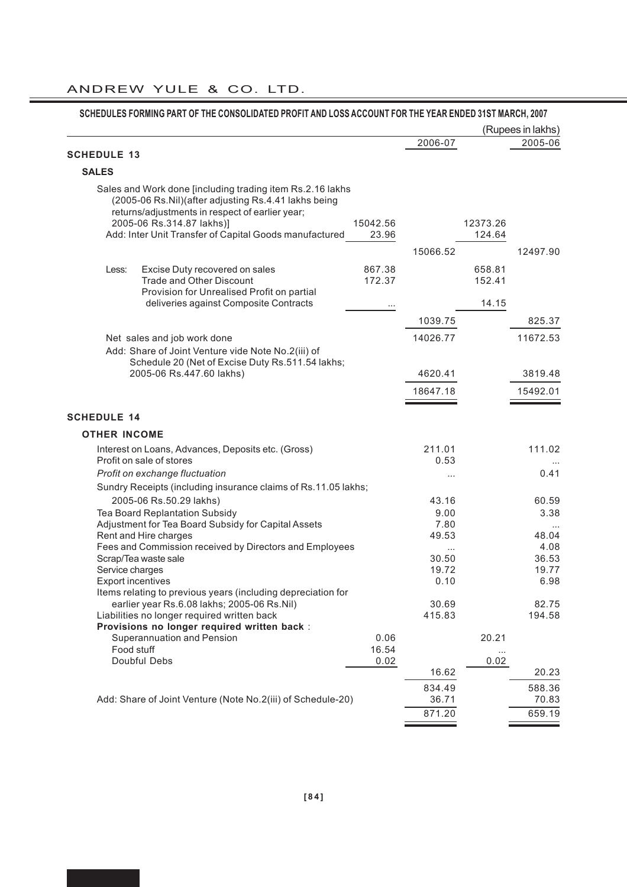## SCHEDULES FORMING PART OF THE CONSOLIDATED PROFIT AND LOSS ACCOUNT FOR THE YEAR ENDED 31ST MARCH, 2007

(Rupees in lakhs)

| | | 2006-07 | | 2005-06 |
|---|---|---|---|---|
| **SCHEDULE 13** | | | | |
| **SALES** | | | | |
| Sales and Work done [including trading item Rs.2.16 lakhs (2005-06 Rs.Nil)(after adjusting Rs.4.41 lakhs being returns/adjustments in respect of earlier year; 2005-06 Rs.314.87 lakhs)] | 15042.56 | | 12373.26 | |
| Add: Inter Unit Transfer of Capital Goods manufactured | 23.96 | | 124.64 | |
| | | 15066.52 | | 12497.90 |
| Less: Excise Duty recovered on sales | 867.38 | | 658.81 | |
| Trade and Other Discount | 172.37 | | 152.41 | |
| Provision for Unrealised Profit on partial deliveries against Composite Contracts | ... | | 14.15 | |
| | | 1039.75 | | 825.37 |
| Net sales and job work done | | 14026.77 | | 11672.53 |
| Add: Share of Joint Venture vide Note No.2(iii) of Schedule 20 (Net of Excise Duty Rs.511.54 lakhs; 2005-06 Rs.447.60 lakhs) | | 4620.41 | | 3819.48 |
| | | 18647.18 | | 15492.01 |
| **SCHEDULE 14** | | | | |
| **OTHER INCOME** | | | | |
| Interest on Loans, Advances, Deposits etc. (Gross) | | 211.01 | | 111.02 |
| Profit on sale of stores | | 0.53 | | ... |
| *Profit on exchange fluctuation* | | ... | | 0.41 |
| Sundry Receipts (including insurance claims of Rs.11.05 lakhs; 2005-06 Rs.50.29 lakhs) | | 43.16 | | 60.59 |
| Tea Board Replantation Subsidy | | 9.00 | | 3.38 |
| Adjustment for Tea Board Subsidy for Capital Assets | | 7.80 | | ... |
| Rent and Hire charges | | 49.53 | | 48.04 |
| Fees and Commission received by Directors and Employees | | ... | | 4.08 |
| Scrap/Tea waste sale | | 30.50 | | 36.53 |
| Service charges | | 19.72 | | 19.77 |
| Export incentives | | 0.10 | | 6.98 |
| Items relating to previous years (including depreciation for earlier year Rs.6.08 lakhs; 2005-06 Rs.Nil) | | 30.69 | | 82.75 |
| Liabilities no longer required written back | | 415.83 | | 194.58 |
| **Provisions no longer required written back** : | | | | |
| Superannuation and Pension | 0.06 | | 20.21 | |
| Food stuff | 16.54 | | ... | |
| Doubful Debs | 0.02 | | 0.02 | |
| | | 16.62 | | 20.23 |
| | | 834.49 | | 588.36 |
| Add: Share of Joint Venture (Note No.2(iii) of Schedule-20) | | 36.71 | | 70.83 |
| | | 871.20 | | 659.19 |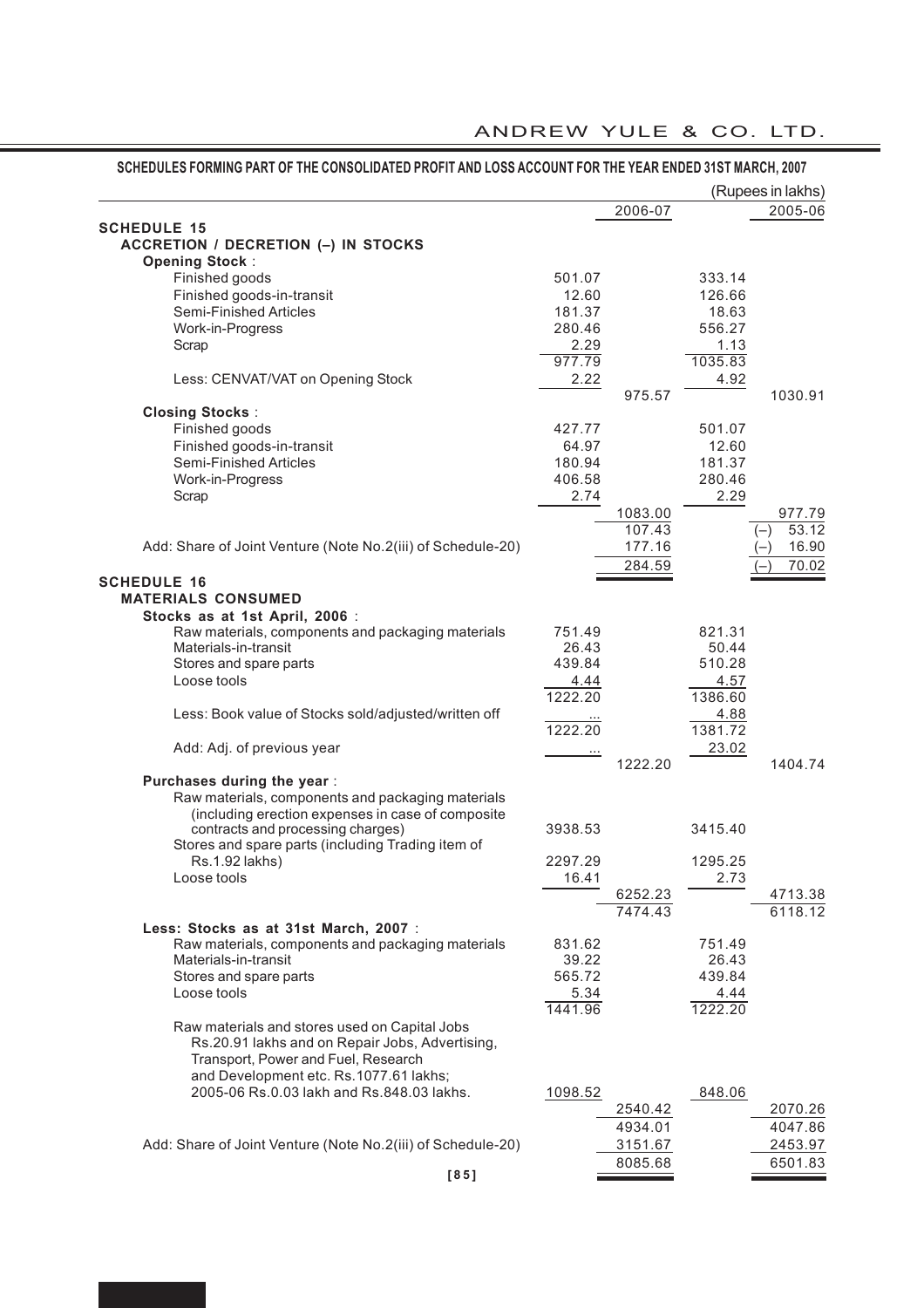**SCHEDULES FORMING PART OF THE CONSOLIDATED PROFIT AND LOSS ACCOUNT FOR THE YEAR ENDED 31ST MARCH, 2007**

(Rupees in lakhs)

| | | 2006-07 | | 2005-06 |
|---|---|---|---|---|
| **SCHEDULE 15** | | | | |
| **ACCRETION / DECRETION (–) IN STOCKS** | | | | |
| **Opening Stock** : | | | | |
| Finished goods | 501.07 | | 333.14 | |
| Finished goods-in-transit | 12.60 | | 126.66 | |
| Semi-Finished Articles | 181.37 | | 18.63 | |
| Work-in-Progress | 280.46 | | 556.27 | |
| Scrap | 2.29 | | 1.13 | |
| | 977.79 | | 1035.83 | |
| Less: CENVAT/VAT on Opening Stock | 2.22 | | 4.92 | |
| | | 975.57 | | 1030.91 |
| **Closing Stocks** : | | | | |
| Finished goods | 427.77 | | 501.07 | |
| Finished goods-in-transit | 64.97 | | 12.60 | |
| Semi-Finished Articles | 180.94 | | 181.37 | |
| Work-in-Progress | 406.58 | | 280.46 | |
| Scrap | 2.74 | | 2.29 | |
| | | 1083.00 | | 977.79 |
| | | 107.43 | | (–) 53.12 |
| Add: Share of Joint Venture (Note No.2(iii) of Schedule-20) | | 177.16 | | (–) 16.90 |
| | | 284.59 | | (–) 70.02 |
| **SCHEDULE 16** | | | | |
| **MATERIALS CONSUMED** | | | | |
| **Stocks as at 1st April, 2006** : | | | | |
| Raw materials, components and packaging materials | 751.49 | | 821.31 | |
| Materials-in-transit | 26.43 | | 50.44 | |
| Stores and spare parts | 439.84 | | 510.28 | |
| Loose tools | 4.44 | | 4.57 | |
| | 1222.20 | | 1386.60 | |
| Less: Book value of Stocks sold/adjusted/written off | ... | | 4.88 | |
| | 1222.20 | | 1381.72 | |
| Add: Adj. of previous year | ... | | 23.02 | |
| | | 1222.20 | | 1404.74 |
| **Purchases during the year** : | | | | |
| Raw materials, components and packaging materials (including erection expenses in case of composite contracts and processing charges) | 3938.53 | | 3415.40 | |
| Stores and spare parts (including Trading item of Rs.1.92 lakhs) | 2297.29 | | 1295.25 | |
| Loose tools | 16.41 | | 2.73 | |
| | | 6252.23 | | 4713.38 |
| | | 7474.43 | | 6118.12 |
| **Less: Stocks as at 31st March, 2007** : | | | | |
| Raw materials, components and packaging materials | 831.62 | | 751.49 | |
| Materials-in-transit | 39.22 | | 26.43 | |
| Stores and spare parts | 565.72 | | 439.84 | |
| Loose tools | 5.34 | | 4.44 | |
| | 1441.96 | | 1222.20 | |
| Raw materials and stores used on Capital Jobs Rs.20.91 lakhs and on Repair Jobs, Advertising, Transport, Power and Fuel, Research and Development etc. Rs.1077.61 lakhs; 2005-06 Rs.0.03 lakh and Rs.848.03 lakhs. | 1098.52 | | 848.06 | |
| | | 2540.42 | | 2070.26 |
| | | 4934.01 | | 4047.86 |
| Add: Share of Joint Venture (Note No.2(iii) of Schedule-20) | | 3151.67 | | 2453.97 |
| | | 8085.68 | | 6501.83 |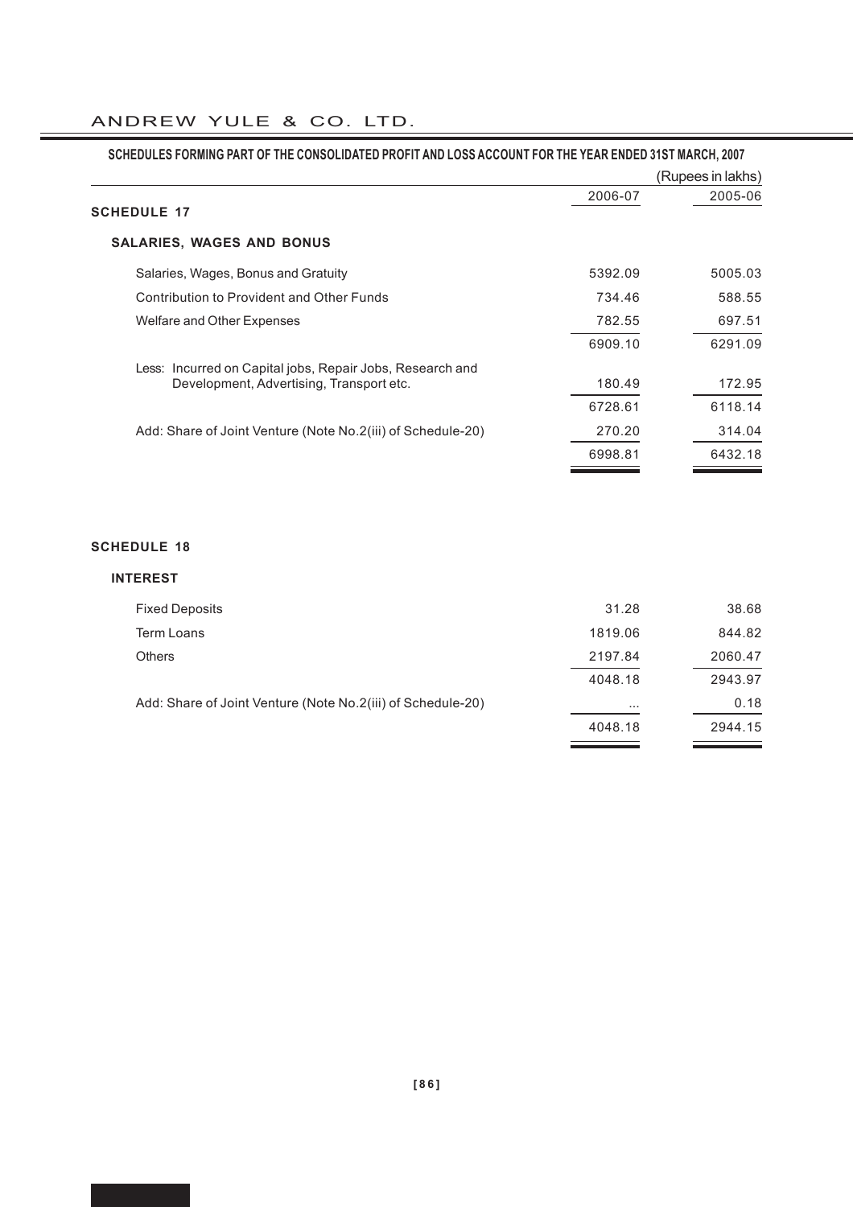## SCHEDULES FORMING PART OF THE CONSOLIDATED PROFIT AND LOSS ACCOUNT FOR THE YEAR ENDED 31ST MARCH, 2007

(Rupees in lakhs)

| | 2006-07 | 2005-06 |
|---|---|---|
| **SCHEDULE 17** | | |
| **SALARIES, WAGES AND BONUS** | | |
| Salaries, Wages, Bonus and Gratuity | 5392.09 | 5005.03 |
| Contribution to Provident and Other Funds | 734.46 | 588.55 |
| Welfare and Other Expenses | 782.55 | 697.51 |
| | 6909.10 | 6291.09 |
| Less: Incurred on Capital jobs, Repair Jobs, Research and Development, Advertising, Transport etc. | 180.49 | 172.95 |
| | 6728.61 | 6118.14 |
| Add: Share of Joint Venture (Note No.2(iii) of Schedule-20) | 270.20 | 314.04 |
| | 6998.81 | 6432.18 |

| | 2006-07 | 2005-06 |
|---|---|---|
| **SCHEDULE 18** | | |
| **INTEREST** | | |
| Fixed Deposits | 31.28 | 38.68 |
| Term Loans | 1819.06 | 844.82 |
| Others | 2197.84 | 2060.47 |
| | 4048.18 | 2943.97 |
| Add: Share of Joint Venture (Note No.2(iii) of Schedule-20) | ... | 0.18 |
| | 4048.18 | 2944.15 |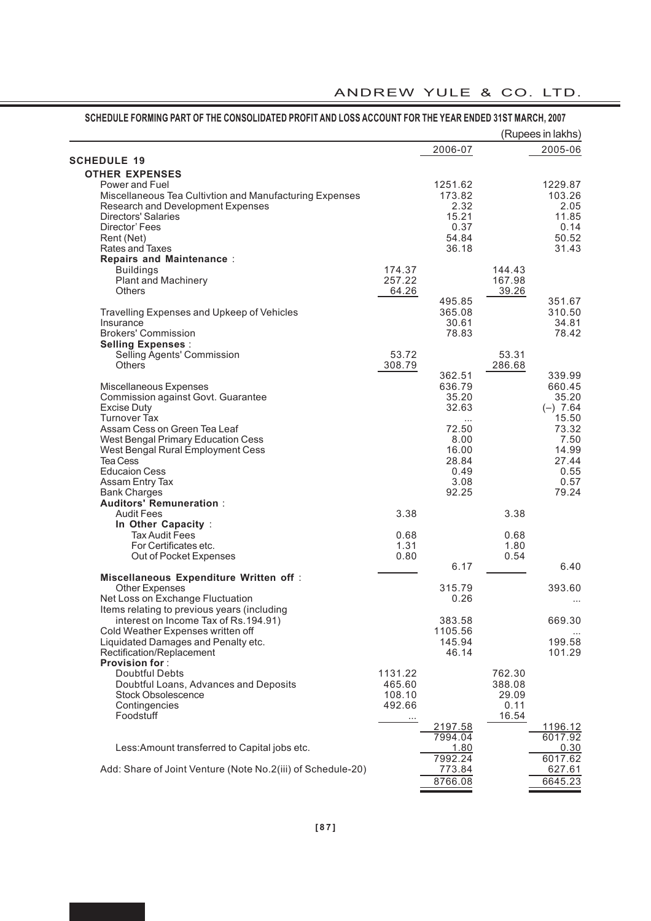**SCHEDULE FORMING PART OF THE CONSOLIDATED PROFIT AND LOSS ACCOUNT FOR THE YEAR ENDED 31ST MARCH, 2007**

(Rupees in lakhs)

| | | 2006-07 | | 2005-06 |
|---|---|---|---|---|
| **SCHEDULE 19** | | | | |
| **OTHER EXPENSES** | | | | |
| Power and Fuel | | 1251.62 | | 1229.87 |
| Miscellaneous Tea Cultivtion and Manufacturing Expenses | | 173.82 | | 103.26 |
| Research and Development Expenses | | 2.32 | | 2.05 |
| Directors' Salaries | | 15.21 | | 11.85 |
| Director' Fees | | 0.37 | | 0.14 |
| Rent (Net) | | 54.84 | | 50.52 |
| Rates and Taxes | | 36.18 | | 31.43 |
| **Repairs and Maintenance** : | | | | |
| Buildings | 174.37 | | 144.43 | |
| Plant and Machinery | 257.22 | | 167.98 | |
| Others | 64.26 | | 39.26 | |
| | | 495.85 | | 351.67 |
| Travelling Expenses and Upkeep of Vehicles | | 365.08 | | 310.50 |
| Insurance | | 30.61 | | 34.81 |
| Brokers' Commission | | 78.83 | | 78.42 |
| **Selling Expenses** : | | | | |
| Selling Agents' Commission | 53.72 | | 53.31 | |
| Others | 308.79 | | 286.68 | |
| | | 362.51 | | 339.99 |
| Miscellaneous Expenses | | 636.79 | | 660.45 |
| Commission against Govt. Guarantee | | 35.20 | | 35.20 |
| Excise Duty | | 32.63 | | (–) 7.64 |
| Turnover Tax | | ... | | 15.50 |
| Assam Cess on Green Tea Leaf | | 72.50 | | 73.32 |
| West Bengal Primary Education Cess | | 8.00 | | 7.50 |
| West Bengal Rural Employment Cess | | 16.00 | | 14.99 |
| Tea Cess | | 28.84 | | 27.44 |
| Educaion Cess | | 0.49 | | 0.55 |
| Assam Entry Tax | | 3.08 | | 0.57 |
| Bank Charges | | 92.25 | | 79.24 |
| **Auditors' Remuneration** : | | | | |
| Audit Fees | 3.38 | | 3.38 | |
| **In Other Capacity** : | | | | |
| Tax Audit Fees | 0.68 | | 0.68 | |
| For Certificates etc. | 1.31 | | 1.80 | |
| Out of Pocket Expenses | 0.80 | | 0.54 | |
| | | 6.17 | | 6.40 |
| **Miscellaneous Expenditure Written off** : | | | | |
| Other Expenses | | 315.79 | | 393.60 |
| Net Loss on Exchange Fluctuation | | 0.26 | | ... |
| Items relating to previous years (including interest on Income Tax of Rs.194.91) | | 383.58 | | 669.30 |
| Cold Weather Expenses written off | | 1105.56 | | ... |
| Liquidated Damages and Penalty etc. | | 145.94 | | 199.58 |
| Rectification/Replacement | | 46.14 | | 101.29 |
| **Provision for** : | | | | |
| Doubtful Debts | 1131.22 | | 762.30 | |
| Doubtful Loans, Advances and Deposits | 465.60 | | 388.08 | |
| Stock Obsolescence | 108.10 | | 29.09 | |
| Contingencies | 492.66 | | 0.11 | |
| Foodstuff | ... | | 16.54 | |
| | | 2197.58 | | 1196.12 |
| | | 7994.04 | | 6017.92 |
| Less:Amount transferred to Capital jobs etc. | | 1.80 | | 0.30 |
| | | 7992.24 | | 6017.62 |
| Add: Share of Joint Venture (Note No.2(iii) of Schedule-20) | | 773.84 | | 627.61 |
| | | 8766.08 | | 6645.23 |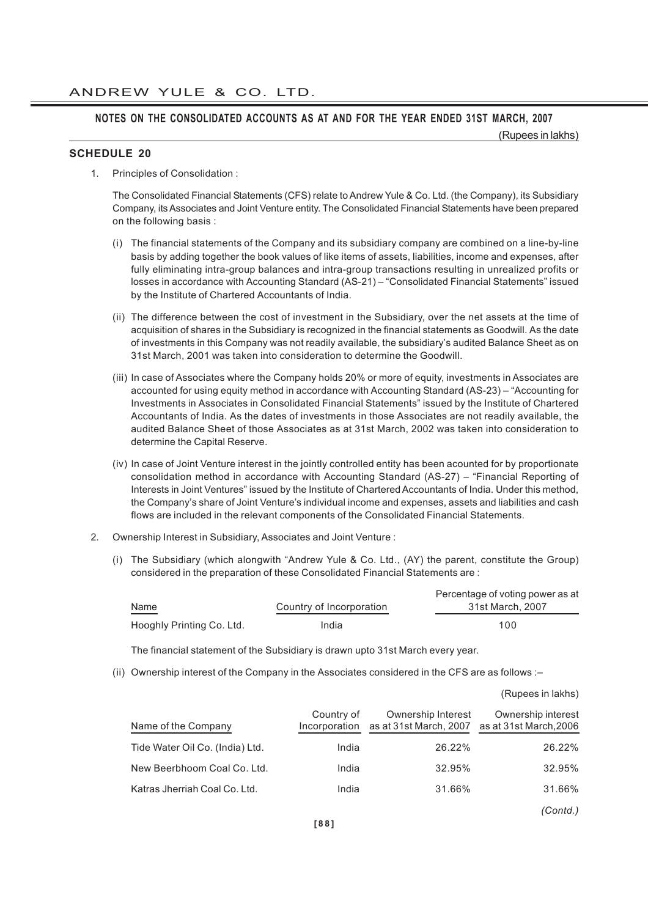## NOTES ON THE CONSOLIDATED ACCOUNTS AS AT AND FOR THE YEAR ENDED 31ST MARCH, 2007

(Rupees in lakhs)

### SCHEDULE 20

1. Principles of Consolidation :

   The Consolidated Financial Statements (CFS) relate to Andrew Yule & Co. Ltd. (the Company), its Subsidiary Company, its Associates and Joint Venture entity. The Consolidated Financial Statements have been prepared on the following basis :

   (i) The financial statements of the Company and its subsidiary company are combined on a line-by-line basis by adding together the book values of like items of assets, liabilities, income and expenses, after fully eliminating intra-group balances and intra-group transactions resulting in unrealized profits or losses in accordance with Accounting Standard (AS-21) – "Consolidated Financial Statements" issued by the Institute of Chartered Accountants of India.

   (ii) The difference between the cost of investment in the Subsidiary, over the net assets at the time of acquisition of shares in the Subsidiary is recognized in the financial statements as Goodwill. As the date of investments in this Company was not readily available, the subsidiary's audited Balance Sheet as on 31st March, 2001 was taken into consideration to determine the Goodwill.

   (iii) In case of Associates where the Company holds 20% or more of equity, investments in Associates are accounted for using equity method in accordance with Accounting Standard (AS-23) – "Accounting for Investments in Associates in Consolidated Financial Statements" issued by the Institute of Chartered Accountants of India. As the dates of investments in those Associates are not readily available, the audited Balance Sheet of those Associates as at 31st March, 2002 was taken into consideration to determine the Capital Reserve.

   (iv) In case of Joint Venture interest in the jointly controlled entity has been acounted for by proportionate consolidation method in accordance with Accounting Standard (AS-27) – "Financial Reporting of Interests in Joint Ventures" issued by the Institute of Chartered Accountants of India. Under this method, the Company's share of Joint Venture's individual income and expenses, assets and liabilities and cash flows are included in the relevant components of the Consolidated Financial Statements.

2. Ownership Interest in Subsidiary, Associates and Joint Venture :

   (i) The Subsidiary (which alongwith "Andrew Yule & Co. Ltd., (AY) the parent, constitute the Group) considered in the preparation of these Consolidated Financial Statements are :

| Name | Country of Incorporation | Percentage of voting power as at 31st March, 2007 |
|---|---|---|
| Hooghly Printing Co. Ltd. | India | 100 |

   The financial statement of the Subsidiary is drawn upto 31st March every year.

   (ii) Ownership interest of the Company in the Associates considered in the CFS are as follows :–

(Rupees in lakhs)

| Name of the Company | Country of Incorporation | Ownership Interest as at 31st March, 2007 | Ownership interest as at 31st March,2006 |
|---|---|---|---|
| Tide Water Oil Co. (India) Ltd. | India | 26.22% | 26.22% |
| New Beerbhoom Coal Co. Ltd. | India | 32.95% | 32.95% |
| Katras Jherriah Coal Co. Ltd. | India | 31.66% | 31.66% |

*(Contd.)*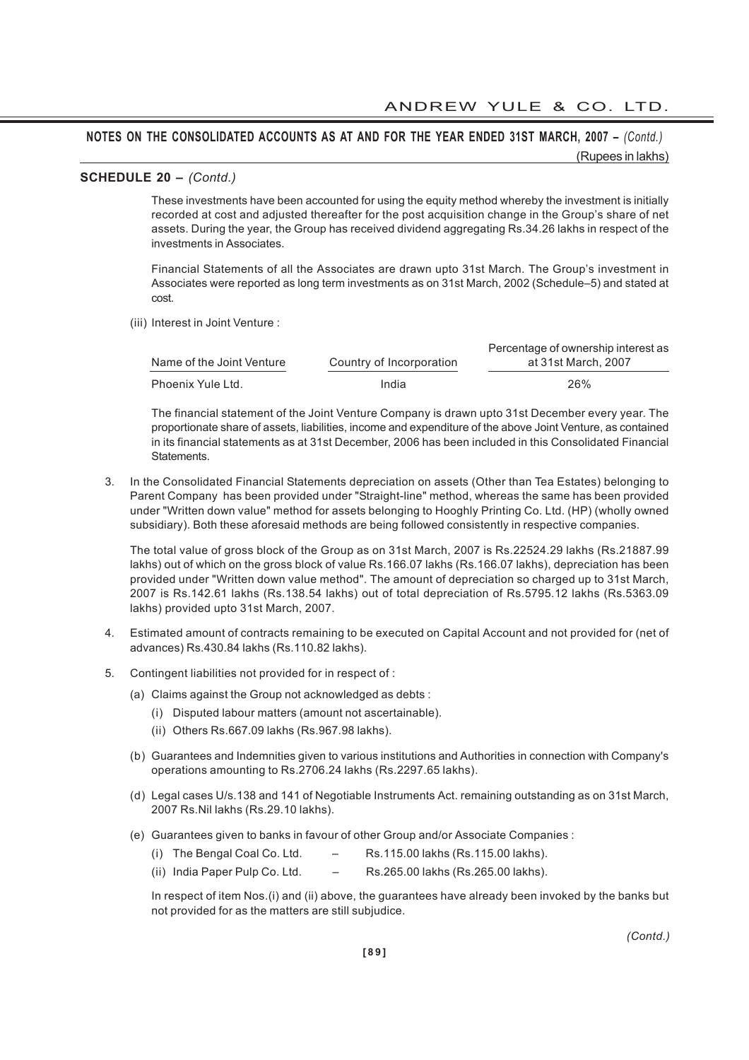## NOTES ON THE CONSOLIDATED ACCOUNTS AS AT AND FOR THE YEAR ENDED 31ST MARCH, 2007 – *(Contd.)*

(Rupees in lakhs)

### SCHEDULE 20 – *(Contd.)*

These investments have been accounted for using the equity method whereby the investment is initially recorded at cost and adjusted thereafter for the post acquisition change in the Group's share of net assets. During the year, the Group has received dividend aggregating Rs.34.26 lakhs in respect of the investments in Associates.

Financial Statements of all the Associates are drawn upto 31st March. The Group's investment in Associates were reported as long term investments as on 31st March, 2002 (Schedule–5) and stated at cost.

(iii) Interest in Joint Venture :

| Name of the Joint Venture | Country of Incorporation | Percentage of ownership interest as at 31st March, 2007 |
|---|---|---|
| Phoenix Yule Ltd. | India | 26% |

The financial statement of the Joint Venture Company is drawn upto 31st December every year. The proportionate share of assets, liabilities, income and expenditure of the above Joint Venture, as contained in its financial statements as at 31st December, 2006 has been included in this Consolidated Financial Statements.

3. In the Consolidated Financial Statements depreciation on assets (Other than Tea Estates) belonging to Parent Company has been provided under "Straight-line" method, whereas the same has been provided under "Written down value" method for assets belonging to Hooghly Printing Co. Ltd. (HP) (wholly owned subsidiary). Both these aforesaid methods are being followed consistently in respective companies.

   The total value of gross block of the Group as on 31st March, 2007 is Rs.22524.29 lakhs (Rs.21887.99 lakhs) out of which on the gross block of value Rs.166.07 lakhs (Rs.166.07 lakhs), depreciation has been provided under "Written down value method". The amount of depreciation so charged up to 31st March, 2007 is Rs.142.61 lakhs (Rs.138.54 lakhs) out of total depreciation of Rs.5795.12 lakhs (Rs.5363.09 lakhs) provided upto 31st March, 2007.

4. Estimated amount of contracts remaining to be executed on Capital Account and not provided for (net of advances) Rs.430.84 lakhs (Rs.110.82 lakhs).

5. Contingent liabilities not provided for in respect of :

   (a) Claims against the Group not acknowledged as debts :

   (i) Disputed labour matters (amount not ascertainable).

   (ii) Others Rs.667.09 lakhs (Rs.967.98 lakhs).

   (b) Guarantees and Indemnities given to various institutions and Authorities in connection with Company's operations amounting to Rs.2706.24 lakhs (Rs.2297.65 lakhs).

   (d) Legal cases U/s.138 and 141 of Negotiable Instruments Act. remaining outstanding as on 31st March, 2007 Rs.Nil lakhs (Rs.29.10 lakhs).

   (e) Guarantees given to banks in favour of other Group and/or Associate Companies :

   (i) The Bengal Coal Co. Ltd. – Rs.115.00 lakhs (Rs.115.00 lakhs).

   (ii) India Paper Pulp Co. Ltd. – Rs.265.00 lakhs (Rs.265.00 lakhs).

   In respect of item Nos.(i) and (ii) above, the guarantees have already been invoked by the banks but not provided for as the matters are still subjudice.

*(Contd.)*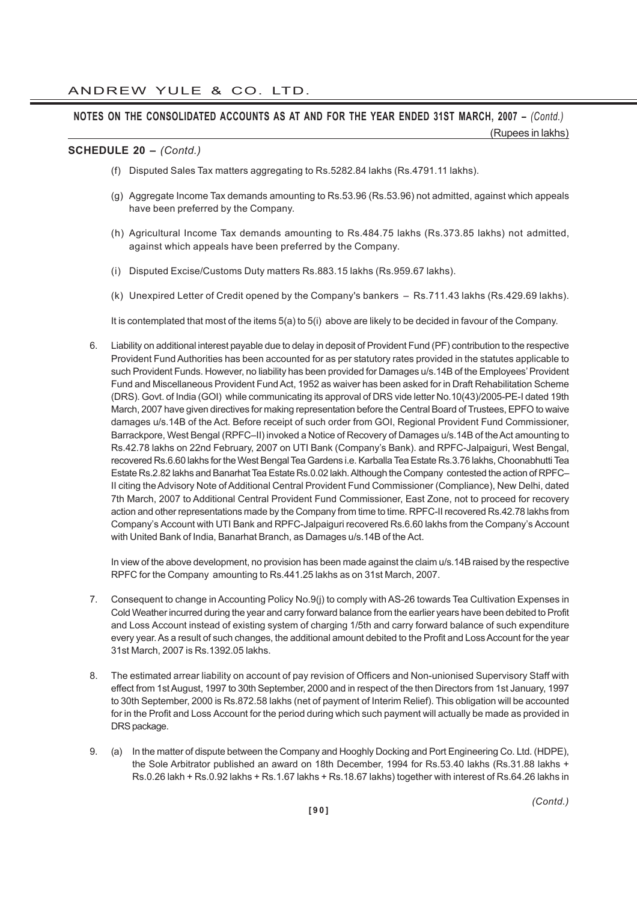**NOTES ON THE CONSOLIDATED ACCOUNTS AS AT AND FOR THE YEAR ENDED 31ST MARCH, 2007 –** *(Contd.)*

(Rupees in lakhs)

**SCHEDULE 20 –** *(Contd.)*

(f) Disputed Sales Tax matters aggregating to Rs.5282.84 lakhs (Rs.4791.11 lakhs).

(g) Aggregate Income Tax demands amounting to Rs.53.96 (Rs.53.96) not admitted, against which appeals have been preferred by the Company.

(h) Agricultural Income Tax demands amounting to Rs.484.75 lakhs (Rs.373.85 lakhs) not admitted, against which appeals have been preferred by the Company.

(i) Disputed Excise/Customs Duty matters Rs.883.15 lakhs (Rs.959.67 lakhs).

(k) Unexpired Letter of Credit opened by the Company's bankers – Rs.711.43 lakhs (Rs.429.69 lakhs).

It is contemplated that most of the items 5(a) to 5(i) above are likely to be decided in favour of the Company.

6. Liability on additional interest payable due to delay in deposit of Provident Fund (PF) contribution to the respective Provident Fund Authorities has been accounted for as per statutory rates provided in the statutes applicable to such Provident Funds. However, no liability has been provided for Damages u/s.14B of the Employees' Provident Fund and Miscellaneous Provident Fund Act, 1952 as waiver has been asked for in Draft Rehabilitation Scheme (DRS). Govt. of India (GOI) while communicating its approval of DRS vide letter No.10(43)/2005-PE-I dated 19th March, 2007 have given directives for making representation before the Central Board of Trustees, EPFO to waive damages u/s.14B of the Act. Before receipt of such order from GOI, Regional Provident Fund Commissioner, Barrackpore, West Bengal (RPFC–II) invoked a Notice of Recovery of Damages u/s.14B of the Act amounting to Rs.42.78 lakhs on 22nd February, 2007 on UTI Bank (Company's Bank). and RPFC-Jalpaiguri, West Bengal, recovered Rs.6.60 lakhs for the West Bengal Tea Gardens i.e. Karballa Tea Estate Rs.3.76 lakhs, Choonabhutti Tea Estate Rs.2.82 lakhs and Banarhat Tea Estate Rs.0.02 lakh. Although the Company contested the action of RPFC–II citing the Advisory Note of Additional Central Provident Fund Commissioner (Compliance), New Delhi, dated 7th March, 2007 to Additional Central Provident Fund Commissioner, East Zone, not to proceed for recovery action and other representations made by the Company from time to time. RPFC-II recovered Rs.42.78 lakhs from Company's Account with UTI Bank and RPFC-Jalpaiguri recovered Rs.6.60 lakhs from the Company's Account with United Bank of India, Banarhat Branch, as Damages u/s.14B of the Act.

   In view of the above development, no provision has been made against the claim u/s.14B raised by the respective RPFC for the Company amounting to Rs.441.25 lakhs as on 31st March, 2007.

7. Consequent to change in Accounting Policy No.9(j) to comply with AS-26 towards Tea Cultivation Expenses in Cold Weather incurred during the year and carry forward balance from the earlier years have been debited to Profit and Loss Account instead of existing system of charging 1/5th and carry forward balance of such expenditure every year. As a result of such changes, the additional amount debited to the Profit and Loss Account for the year 31st March, 2007 is Rs.1392.05 lakhs.

8. The estimated arrear liability on account of pay revision of Officers and Non-unionised Supervisory Staff with effect from 1st August, 1997 to 30th September, 2000 and in respect of the then Directors from 1st January, 1997 to 30th September, 2000 is Rs.872.58 lakhs (net of payment of Interim Relief). This obligation will be accounted for in the Profit and Loss Account for the period during which such payment will actually be made as provided in DRS package.

9. (a) In the matter of dispute between the Company and Hooghly Docking and Port Engineering Co. Ltd. (HDPE), the Sole Arbitrator published an award on 18th December, 1994 for Rs.53.40 lakhs (Rs.31.88 lakhs + Rs.0.26 lakh + Rs.0.92 lakhs + Rs.1.67 lakhs + Rs.18.67 lakhs) together with interest of Rs.64.26 lakhs in

*(Contd.)*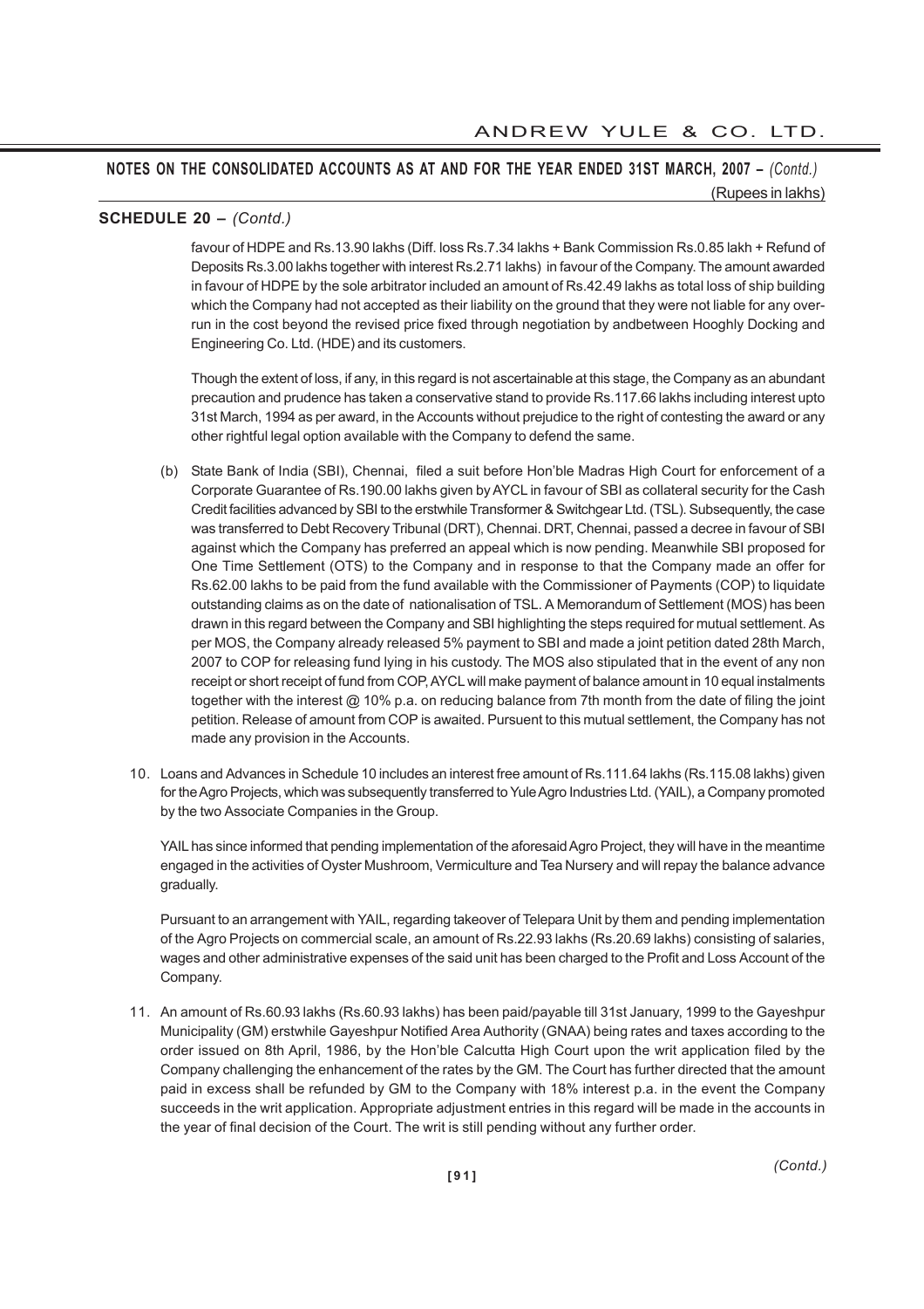**NOTES ON THE CONSOLIDATED ACCOUNTS AS AT AND FOR THE YEAR ENDED 31ST MARCH, 2007 –** *(Contd.)*

(Rupees in lakhs)

**SCHEDULE 20 –** *(Contd.)*

favour of HDPE and Rs.13.90 lakhs (Diff. loss Rs.7.34 lakhs + Bank Commission Rs.0.85 lakh + Refund of Deposits Rs.3.00 lakhs together with interest Rs.2.71 lakhs) in favour of the Company. The amount awarded in favour of HDPE by the sole arbitrator included an amount of Rs.42.49 lakhs as total loss of ship building which the Company had not accepted as their liability on the ground that they were not liable for any over-run in the cost beyond the revised price fixed through negotiation by andbetween Hooghly Docking and Engineering Co. Ltd. (HDE) and its customers.

Though the extent of loss, if any, in this regard is not ascertainable at this stage, the Company as an abundant precaution and prudence has taken a conservative stand to provide Rs.117.66 lakhs including interest upto 31st March, 1994 as per award, in the Accounts without prejudice to the right of contesting the award or any other rightful legal option available with the Company to defend the same.

(b) State Bank of India (SBI), Chennai, filed a suit before Hon'ble Madras High Court for enforcement of a Corporate Guarantee of Rs.190.00 lakhs given by AYCL in favour of SBI as collateral security for the Cash Credit facilities advanced by SBI to the erstwhile Transformer & Switchgear Ltd. (TSL). Subsequently, the case was transferred to Debt Recovery Tribunal (DRT), Chennai. DRT, Chennai, passed a decree in favour of SBI against which the Company has preferred an appeal which is now pending. Meanwhile SBI proposed for One Time Settlement (OTS) to the Company and in response to that the Company made an offer for Rs.62.00 lakhs to be paid from the fund available with the Commissioner of Payments (COP) to liquidate outstanding claims as on the date of nationalisation of TSL. A Memorandum of Settlement (MOS) has been drawn in this regard between the Company and SBI highlighting the steps required for mutual settlement. As per MOS, the Company already released 5% payment to SBI and made a joint petition dated 28th March, 2007 to COP for releasing fund lying in his custody. The MOS also stipulated that in the event of any non receipt or short receipt of fund from COP, AYCL will make payment of balance amount in 10 equal instalments together with the interest @ 10% p.a. on reducing balance from 7th month from the date of filing the joint petition. Release of amount from COP is awaited. Pursuent to this mutual settlement, the Company has not made any provision in the Accounts.

10. Loans and Advances in Schedule 10 includes an interest free amount of Rs.111.64 lakhs (Rs.115.08 lakhs) given for the Agro Projects, which was subsequently transferred to Yule Agro Industries Ltd. (YAIL), a Company promoted by the two Associate Companies in the Group.

    YAIL has since informed that pending implementation of the aforesaid Agro Project, they will have in the meantime engaged in the activities of Oyster Mushroom, Vermiculture and Tea Nursery and will repay the balance advance gradually.

    Pursuant to an arrangement with YAIL, regarding takeover of Telepara Unit by them and pending implementation of the Agro Projects on commercial scale, an amount of Rs.22.93 lakhs (Rs.20.69 lakhs) consisting of salaries, wages and other administrative expenses of the said unit has been charged to the Profit and Loss Account of the Company.

11. An amount of Rs.60.93 lakhs (Rs.60.93 lakhs) has been paid/payable till 31st January, 1999 to the Gayeshpur Municipality (GM) erstwhile Gayeshpur Notified Area Authority (GNAA) being rates and taxes according to the order issued on 8th April, 1986, by the Hon'ble Calcutta High Court upon the writ application filed by the Company challenging the enhancement of the rates by the GM. The Court has further directed that the amount paid in excess shall be refunded by GM to the Company with 18% interest p.a. in the event the Company succeeds in the writ application. Appropriate adjustment entries in this regard will be made in the accounts in the year of final decision of the Court. The writ is still pending without any further order.

*(Contd.)*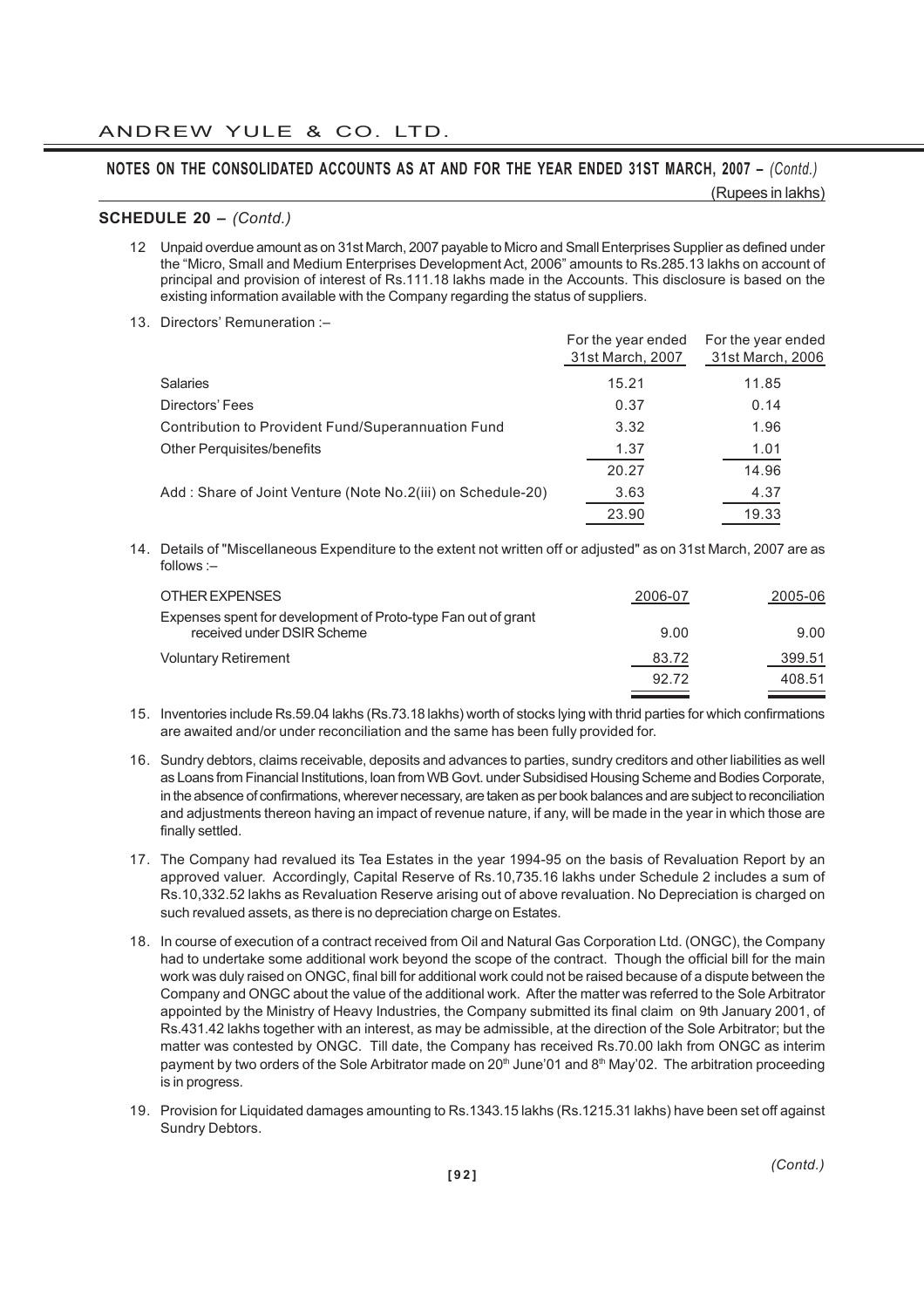## NOTES ON THE CONSOLIDATED ACCOUNTS AS AT AND FOR THE YEAR ENDED 31ST MARCH, 2007 – *(Contd.)*

(Rupees in lakhs)

### SCHEDULE 20 – *(Contd.)*

12 Unpaid overdue amount as on 31st March, 2007 payable to Micro and Small Enterprises Supplier as defined under the "Micro, Small and Medium Enterprises Development Act, 2006" amounts to Rs.285.13 lakhs on account of principal and provision of interest of Rs.111.18 lakhs made in the Accounts. This disclosure is based on the existing information available with the Company regarding the status of suppliers.

13. Directors' Remuneration :–

| | For the year ended 31st March, 2007 | For the year ended 31st March, 2006 |
|---|---|---|
| Salaries | 15.21 | 11.85 |
| Directors' Fees | 0.37 | 0.14 |
| Contribution to Provident Fund/Superannuation Fund | 3.32 | 1.96 |
| Other Perquisites/benefits | 1.37 | 1.01 |
| | 20.27 | 14.96 |
| Add : Share of Joint Venture (Note No.2(iii) on Schedule-20) | 3.63 | 4.37 |
| | 23.90 | 19.33 |

14. Details of "Miscellaneous Expenditure to the extent not written off or adjusted" as on 31st March, 2007 are as follows :–

| OTHER EXPENSES | 2006-07 | 2005-06 |
|---|---|---|
| Expenses spent for development of Proto-type Fan out of grant received under DSIR Scheme | 9.00 | 9.00 |
| Voluntary Retirement | 83.72 | 399.51 |
| | 92.72 | 408.51 |

15. Inventories include Rs.59.04 lakhs (Rs.73.18 lakhs) worth of stocks lying with thrid parties for which confirmations are awaited and/or under reconciliation and the same has been fully provided for.

16. Sundry debtors, claims receivable, deposits and advances to parties, sundry creditors and other liabilities as well as Loans from Financial Institutions, loan from WB Govt. under Subsidised Housing Scheme and Bodies Corporate, in the absence of confirmations, wherever necessary, are taken as per book balances and are subject to reconciliation and adjustments thereon having an impact of revenue nature, if any, will be made in the year in which those are finally settled.

17. The Company had revalued its Tea Estates in the year 1994-95 on the basis of Revaluation Report by an approved valuer. Accordingly, Capital Reserve of Rs.10,735.16 lakhs under Schedule 2 includes a sum of Rs.10,332.52 lakhs as Revaluation Reserve arising out of above revaluation. No Depreciation is charged on such revalued assets, as there is no depreciation charge on Estates.

18. In course of execution of a contract received from Oil and Natural Gas Corporation Ltd. (ONGC), the Company had to undertake some additional work beyond the scope of the contract. Though the official bill for the main work was duly raised on ONGC, final bill for additional work could not be raised because of a dispute between the Company and ONGC about the value of the additional work. After the matter was referred to the Sole Arbitrator appointed by the Ministry of Heavy Industries, the Company submitted its final claim on 9th January 2001, of Rs.431.42 lakhs together with an interest, as may be admissible, at the direction of the Sole Arbitrator; but the matter was contested by ONGC. Till date, the Company has received Rs.70.00 lakh from ONGC as interim payment by two orders of the Sole Arbitrator made on 20th June'01 and 8th May'02. The arbitration proceeding is in progress.

19. Provision for Liquidated damages amounting to Rs.1343.15 lakhs (Rs.1215.31 lakhs) have been set off against Sundry Debtors.

*(Contd.)*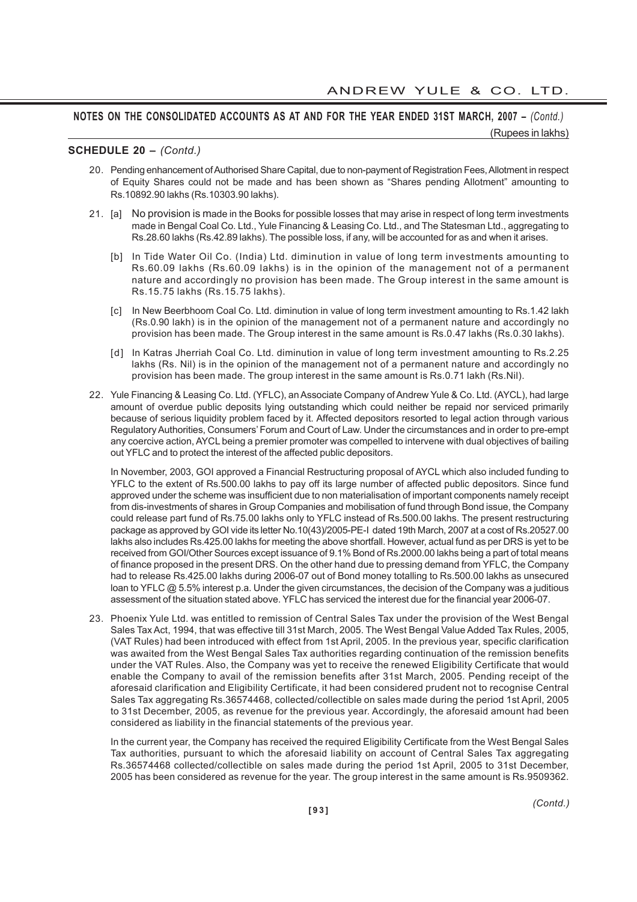**NOTES ON THE CONSOLIDATED ACCOUNTS AS AT AND FOR THE YEAR ENDED 31ST MARCH, 2007 –** *(Contd.)*

(Rupees in lakhs)

**SCHEDULE 20 –** *(Contd.)*

20. Pending enhancement of Authorised Share Capital, due to non-payment of Registration Fees, Allotment in respect of Equity Shares could not be made and has been shown as "Shares pending Allotment" amounting to Rs.10892.90 lakhs (Rs.10303.90 lakhs).

21. [a] No provision is made in the Books for possible losses that may arise in respect of long term investments made in Bengal Coal Co. Ltd., Yule Financing & Leasing Co. Ltd., and The Statesman Ltd., aggregating to Rs.28.60 lakhs (Rs.42.89 lakhs). The possible loss, if any, will be accounted for as and when it arises.

    [b] In Tide Water Oil Co. (India) Ltd. diminution in value of long term investments amounting to Rs.60.09 lakhs (Rs.60.09 lakhs) is in the opinion of the management not of a permanent nature and accordingly no provision has been made. The Group interest in the same amount is Rs.15.75 lakhs (Rs.15.75 lakhs).

    [c] In New Beerbhoom Coal Co. Ltd. diminution in value of long term investment amounting to Rs.1.42 lakh (Rs.0.90 lakh) is in the opinion of the management not of a permanent nature and accordingly no provision has been made. The Group interest in the same amount is Rs.0.47 lakhs (Rs.0.30 lakhs).

    [d] In Katras Jherriah Coal Co. Ltd. diminution in value of long term investment amounting to Rs.2.25 lakhs (Rs. Nil) is in the opinion of the management not of a permanent nature and accordingly no provision has been made. The group interest in the same amount is Rs.0.71 lakh (Rs.Nil).

22. Yule Financing & Leasing Co. Ltd. (YFLC), an Associate Company of Andrew Yule & Co. Ltd. (AYCL), had large amount of overdue public deposits lying outstanding which could neither be repaid nor serviced primarily because of serious liquidity problem faced by it. Affected depositors resorted to legal action through various Regulatory Authorities, Consumers' Forum and Court of Law. Under the circumstances and in order to pre-empt any coercive action, AYCL being a premier promoter was compelled to intervene with dual objectives of bailing out YFLC and to protect the interest of the affected public depositors.

    In November, 2003, GOI approved a Financial Restructuring proposal of AYCL which also included funding to YFLC to the extent of Rs.500.00 lakhs to pay off its large number of affected public depositors. Since fund approved under the scheme was insufficient due to non materialisation of important components namely receipt from dis-investments of shares in Group Companies and mobilisation of fund through Bond issue, the Company could release part fund of Rs.75.00 lakhs only to YFLC instead of Rs.500.00 lakhs. The present restructuring package as approved by GOI vide its letter No.10(43)/2005-PE-I dated 19th March, 2007 at a cost of Rs.20527.00 lakhs also includes Rs.425.00 lakhs for meeting the above shortfall. However, actual fund as per DRS is yet to be received from GOI/Other Sources except issuance of 9.1% Bond of Rs.2000.00 lakhs being a part of total means of finance proposed in the present DRS. On the other hand due to pressing demand from YFLC, the Company had to release Rs.425.00 lakhs during 2006-07 out of Bond money totalling to Rs.500.00 lakhs as unsecured loan to YFLC @ 5.5% interest p.a. Under the given circumstances, the decision of the Company was a juditious assessment of the situation stated above. YFLC has serviced the interest due for the financial year 2006-07.

23. Phoenix Yule Ltd. was entitled to remission of Central Sales Tax under the provision of the West Bengal Sales Tax Act, 1994, that was effective till 31st March, 2005. The West Bengal Value Added Tax Rules, 2005, (VAT Rules) had been introduced with effect from 1st April, 2005. In the previous year, specific clarification was awaited from the West Bengal Sales Tax authorities regarding continuation of the remission benefits under the VAT Rules. Also, the Company was yet to receive the renewed Eligibility Certificate that would enable the Company to avail of the remission benefits after 31st March, 2005. Pending receipt of the aforesaid clarification and Eligibility Certificate, it had been considered prudent not to recognise Central Sales Tax aggregating Rs.36574468, collected/collectible on sales made during the period 1st April, 2005 to 31st December, 2005, as revenue for the previous year. Accordingly, the aforesaid amount had been considered as liability in the financial statements of the previous year.

    In the current year, the Company has received the required Eligibility Certificate from the West Bengal Sales Tax authorities, pursuant to which the aforesaid liability on account of Central Sales Tax aggregating Rs.36574468 collected/collectible on sales made during the period 1st April, 2005 to 31st December, 2005 has been considered as revenue for the year. The group interest in the same amount is Rs.9509362.

*(Contd.)*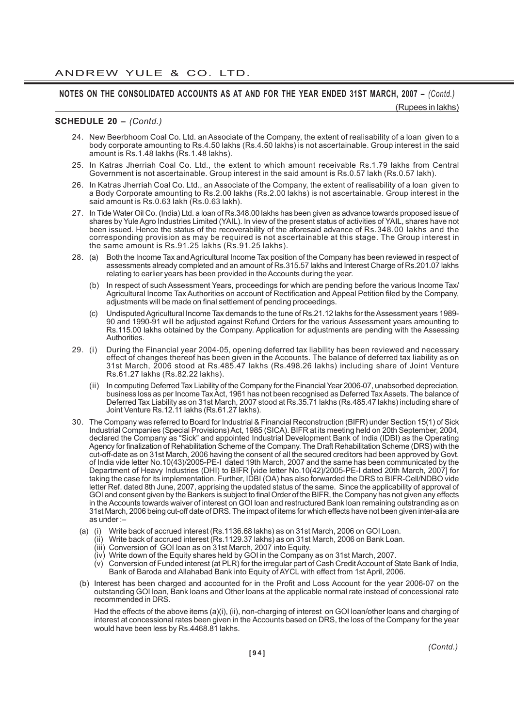**NOTES ON THE CONSOLIDATED ACCOUNTS AS AT AND FOR THE YEAR ENDED 31ST MARCH, 2007 –** *(Contd.)*

(Rupees in lakhs)

**SCHEDULE 20 –** *(Contd.)*

24. New Beerbhoom Coal Co. Ltd. an Associate of the Company, the extent of realisability of a loan given to a body corporate amounting to Rs.4.50 lakhs (Rs.4.50 lakhs) is not ascertainable. Group interest in the said amount is Rs.1.48 lakhs (Rs.1.48 lakhs).

25. In Katras Jherriah Coal Co. Ltd., the extent to which amount receivable Rs.1.79 lakhs from Central Government is not ascertainable. Group interest in the said amount is Rs.0.57 lakh (Rs.0.57 lakh).

26. In Katras Jherriah Coal Co. Ltd., an Associate of the Company, the extent of realisability of a loan given to a Body Corporate amounting to Rs.2.00 lakhs (Rs.2.00 lakhs) is not ascertainable. Group interest in the said amount is Rs.0.63 lakh (Rs.0.63 lakh).

27. In Tide Water Oil Co. (India) Ltd. a loan of Rs.348.00 lakhs has been given as advance towards proposed issue of shares by Yule Agro Industries Limited (YAIL). In view of the present status of activities of YAIL, shares have not been issued. Hence the status of the recoverability of the aforesaid advance of Rs.348.00 lakhs and the corresponding provision as may be required is not ascertainable at this stage. The Group interest in the same amount is Rs.91.25 lakhs (Rs.91.25 lakhs).

28. (a) Both the Income Tax and Agricultural Income Tax position of the Company has been reviewed in respect of assessments already completed and an amount of Rs.315.57 lakhs and Interest Charge of Rs.201.07 lakhs relating to earlier years has been provided in the Accounts during the year.

    (b) In respect of such Assessment Years, proceedings for which are pending before the various Income Tax/ Agricultural Income Tax Authorities on account of Rectification and Appeal Petition filed by the Company, adjustments will be made on final settlement of pending proceedings.

    (c) Undisputed Agricultural Income Tax demands to the tune of Rs.21.12 lakhs for the Assessment years 1989-90 and 1990-91 will be adjusted against Refund Orders for the various Assessment years amounting to Rs.115.00 lakhs obtained by the Company. Application for adjustments are pending with the Assessing Authorities.

29. (i) During the Financial year 2004-05, opening deferred tax liability has been reviewed and necessary effect of changes thereof has been given in the Accounts. The balance of deferred tax liability as on 31st March, 2006 stood at Rs.485.47 lakhs (Rs.498.26 lakhs) including share of Joint Venture Rs.61.27 lakhs (Rs.82.22 lakhs).

    (ii) In computing Deferred Tax Liability of the Company for the Financial Year 2006-07, unabsorbed depreciation, business loss as per Income Tax Act, 1961 has not been recognised as Deferred Tax Assets. The balance of Deferred Tax Liability as on 31st March, 2007 stood at Rs.35.71 lakhs (Rs.485.47 lakhs) including share of Joint Venture Rs.12.11 lakhs (Rs.61.27 lakhs).

30. The Company was referred to Board for Industrial & Financial Reconstruction (BIFR) under Section 15(1) of Sick Industrial Companies (Special Provisions) Act, 1985 (SICA). BIFR at its meeting held on 20th September, 2004, declared the Company as "Sick" and appointed Industrial Development Bank of India (IDBI) as the Operating Agency for finalization of Rehabilitation Scheme of the Company. The Draft Rehabilitation Scheme (DRS) with the cut-off-date as on 31st March, 2006 having the consent of all the secured creditors had been approved by Govt. of India vide letter No.10(43)/2005-PE-I dated 19th March, 2007 and the same has been communicated by the Department of Heavy Industries (DHI) to BIFR [vide letter No.10(42)/2005-PE-I dated 20th March, 2007] for taking the case for its implementation. Further, IDBI (OA) has also forwarded the DRS to BIFR-Cell/NDBO vide letter Ref. dated 8th June, 2007, apprising the updated status of the same. Since the applicability of approval of GOI and consent given by the Bankers is subject to final Order of the BIFR, the Company has not given any effects in the Accounts towards waiver of interest on GOI loan and restructured Bank loan remaining outstanding as on 31st March, 2006 being cut-off date of DRS. The impact of items for which effects have not been given inter-alia are as under :–

    (a) (i) Write back of accrued interest (Rs.1136.68 lakhs) as on 31st March, 2006 on GOI Loan.
        (ii) Write back of accrued interest (Rs.1129.37 lakhs) as on 31st March, 2006 on Bank Loan.
        (iii) Conversion of GOI loan as on 31st March, 2007 into Equity.
        (iv) Write down of the Equity shares held by GOI in the Company as on 31st March, 2007.
        (v) Conversion of Funded interest (at PLR) for the irregular part of Cash Credit Account of State Bank of India, Bank of Baroda and Allahabad Bank into Equity of AYCL with effect from 1st April, 2006.

    (b) Interest has been charged and accounted for in the Profit and Loss Account for the year 2006-07 on the outstanding GOI loan, Bank loans and Other loans at the applicable normal rate instead of concessional rate recommended in DRS.

    Had the effects of the above items (a)(i), (ii), non-charging of interest on GOI loan/other loans and charging of interest at concessional rates been given in the Accounts based on DRS, the loss of the Company for the year would have been less by Rs.4468.81 lakhs.

*(Contd.)*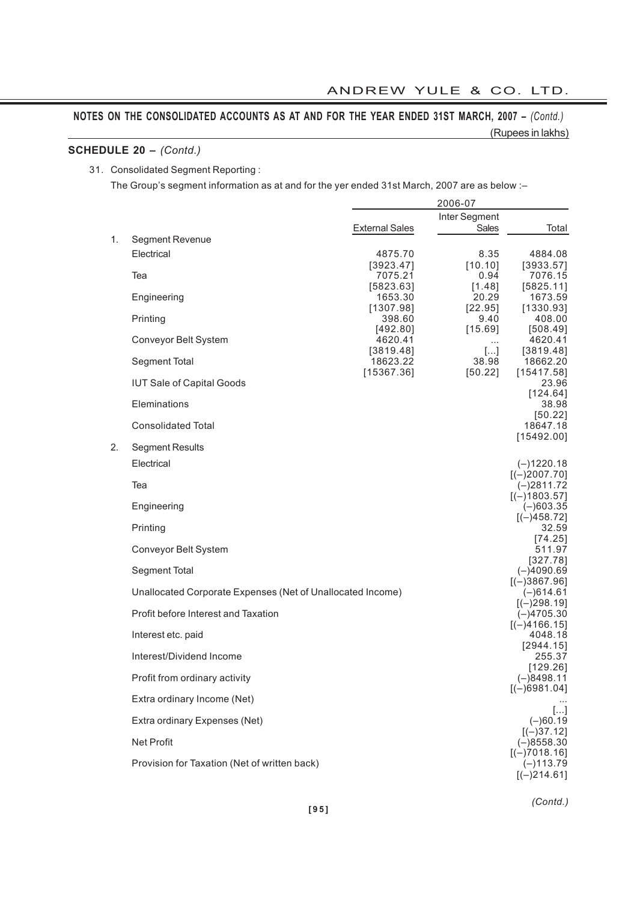**NOTES ON THE CONSOLIDATED ACCOUNTS AS AT AND FOR THE YEAR ENDED 31ST MARCH, 2007 –** *(Contd.)*

(Rupees in lakhs)

**SCHEDULE 20 –** *(Contd.)*

31. Consolidated Segment Reporting :

The Group's segment information as at and for the yer ended 31st March, 2007 are as below :–

| | | 2006-07 | | |
|---|---|---|---|---|
| | | External Sales | Inter Segment Sales | Total |
| 1. | Segment Revenue | | | |
| | Electrical | 4875.70 | 8.35 | 4884.08 |
| | | [3923.47] | [10.10] | [3933.57] |
| | Tea | 7075.21 | 0.94 | 7076.15 |
| | | [5823.63] | [1.48] | [5825.11] |
| | Engineering | 1653.30 | 20.29 | 1673.59 |
| | | [1307.98] | [22.95] | [1330.93] |
| | Printing | 398.60 | 9.40 | 408.00 |
| | | [492.80] | [15.69] | [508.49] |
| | Conveyor Belt System | 4620.41 | ... | 4620.41 |
| | | [3819.48] | [...] | [3819.48] |
| | Segment Total | 18623.22 | 38.98 | 18662.20 |
| | | [15367.36] | [50.22] | [15417.58] |
| | IUT Sale of Capital Goods | | | 23.96 |
| | | | | [124.64] |
| | Eleminations | | | 38.98 |
| | | | | [50.22] |
| | Consolidated Total | | | 18647.18 |
| | | | | [15492.00] |
| 2. | Segment Results | | | |
| | Electrical | | | (–)1220.18 |
| | | | | [(–)2007.70] |
| | Tea | | | (–)2811.72 |
| | | | | [(–)1803.57] |
| | Engineering | | | (–)603.35 |
| | | | | [(–)458.72] |
| | Printing | | | 32.59 |
| | | | | [74.25] |
| | Conveyor Belt System | | | 511.97 |
| | | | | [327.78] |
| | Segment Total | | | (–)4090.69 |
| | | | | [(–)3867.96] |
| | Unallocated Corporate Expenses (Net of Unallocated Income) | | | (–)614.61 |
| | | | | [(–)298.19] |
| | Profit before Interest and Taxation | | | (–)4705.30 |
| | | | | [(–)4166.15] |
| | Interest etc. paid | | | 4048.18 |
| | | | | [2944.15] |
| | Interest/Dividend Income | | | 255.37 |
| | | | | [129.26] |
| | Profit from ordinary activity | | | (–)8498.11 |
| | | | | [(–)6981.04] |
| | Extra ordinary Income (Net) | | | ... |
| | | | | [...] |
| | Extra ordinary Expenses (Net) | | | (–)60.19 |
| | | | | [(–)37.12] |
| | Net Profit | | | (–)8558.30 |
| | | | | [(–)7018.16] |
| | Provision for Taxation (Net of written back) | | | (–)113.79 |
| | | | | [(–)214.61] |

*(Contd.)*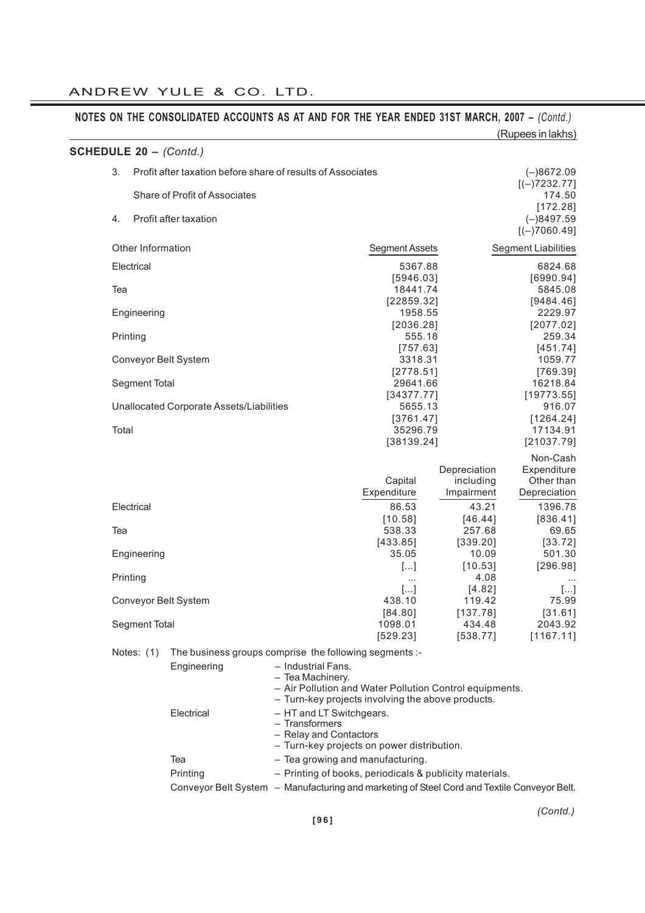## NOTES ON THE CONSOLIDATED ACCOUNTS AS AT AND FOR THE YEAR ENDED 31ST MARCH, 2007 – *(Contd.)*

(Rupees in lakhs)

### SCHEDULE 20 – *(Contd.)*

| | | |
|---|---|---|
| 3. | Profit after taxation before share of results of Associates | (–)8672.09 [(–)7232.77] |
| | Share of Profit of Associates | 174.50 [172.28] |
| 4. | Profit after taxation | (–)8497.59 [(–)7060.49] |

| Other Information | Segment Assets | Segment Liabilities |
|---|---|---|
| Electrical | 5367.88 [5946.03] | 6824.68 [6990.94] |
| Tea | 18441.74 [22859.32] | 5845.08 [9484.46] |
| Engineering | 1958.55 [2036.28] | 2229.97 [2077.02] |
| Printing | 555.18 [757.63] | 259.34 [451.74] |
| Conveyor Belt System | 3318.31 [2778.51] | 1059.77 [769.39] |
| Segment Total | 29641.66 [34377.77] | 16218.84 [19773.55] |
| Unallocated Corporate Assets/Liabilities | 5655.13 [3761.47] | 916.07 [1264.24] |
| Total | 35296.79 [38139.24] | 17134.91 [21037.79] |

| | Capital Expenditure | Depreciation including Impairment | Non-Cash Expenditure Other than Depreciation |
|---|---|---|---|
| Electrical | 86.53 [10.58] | 43.21 [46.44] | 1396.78 [836.41] |
| Tea | 538.33 [433.85] | 257.68 [339.20] | 69.65 [33.72] |
| Engineering | 35.05 [...] | 10.09 [10.53] | 501.30 [296.98] |
| Printing | ... [...] | 4.08 [4.82] | ... [...] |
| Conveyor Belt System | 438.10 [84.80] | 119.42 [137.78] | 75.99 [31.61] |
| Segment Total | 1098.01 [529.23] | 434.48 [538.77] | 2043.92 [1167.11] |

Notes: (1) The business groups comprise the following segments :-

| | |
|---|---|
| Engineering | – Industrial Fans.<br>– Tea Machinery.<br>– Air Pollution and Water Pollution Control equipments.<br>– Turn-key projects involving the above products. |
| Electrical | – HT and LT Switchgears.<br>– Transformers<br>– Relay and Contactors<br>– Turn-key projects on power distribution. |
| Tea | – Tea growing and manufacturing. |
| Printing | – Printing of books, periodicals & publicity materials. |
| Conveyor Belt System | – Manufacturing and marketing of Steel Cord and Textile Conveyor Belt. |

*(Contd.)*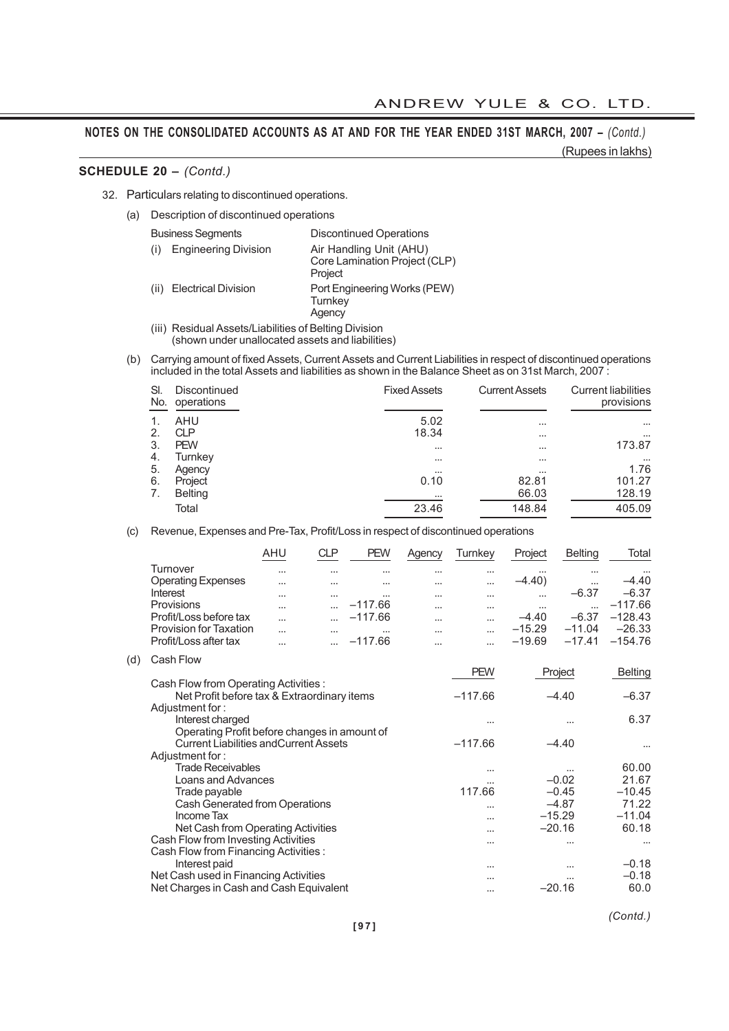**NOTES ON THE CONSOLIDATED ACCOUNTS AS AT AND FOR THE YEAR ENDED 31ST MARCH, 2007 –** *(Contd.)*

(Rupees in lakhs)

**SCHEDULE 20 –** *(Contd.)*

32. Particulars relating to discontinued operations.

(a) Description of discontinued operations

| Business Segments | Discontinued Operations |
|---|---|
| (i) Engineering Division | Air Handling Unit (AHU)<br>Core Lamination Project (CLP)<br>Project |
| (ii) Electrical Division | Port Engineering Works (PEW)<br>Turnkey<br>Agency |

(iii) Residual Assets/Liabilities of Belting Division (shown under unallocated assets and liabilities)

(b) Carrying amount of fixed Assets, Current Assets and Current Liabilities in respect of discontinued operations included in the total Assets and liabilities as shown in the Balance Sheet as on 31st March, 2007 :

| Sl. No. | Discontinued operations | Fixed Assets | Current Assets | Current liabilities provisions |
|---|---|---|---|---|
| 1. | AHU | 5.02 | ... | ... |
| 2. | CLP | 18.34 | ... | ... |
| 3. | PEW | ... | ... | 173.87 |
| 4. | Turnkey | ... | ... | ... |
| 5. | Agency | ... | ... | 1.76 |
| 6. | Project | 0.10 | 82.81 | 101.27 |
| 7. | Belting | ... | 66.03 | 128.19 |
| | Total | 23.46 | 148.84 | 405.09 |

(c) Revenue, Expenses and Pre-Tax, Profit/Loss in respect of discontinued operations

| | AHU | CLP | PEW | Agency | Turnkey | Project | Belting | Total |
|---|---|---|---|---|---|---|---|---|
| Turnover | ... | ... | ... | ... | ... | ... | ... | ... |
| Operating Expenses | ... | ... | ... | ... | ... | –4.40) | ... | –4.40 |
| Interest | ... | ... | ... | ... | ... | ... | –6.37 | –6.37 |
| Provisions | ... | ... | –117.66 | ... | ... | ... | ... | –117.66 |
| Profit/Loss before tax | ... | ... | –117.66 | ... | ... | –4.40 | –6.37 | –128.43 |
| Provision for Taxation | ... | ... | ... | ... | ... | –15.29 | –11.04 | –26.33 |
| Profit/Loss after tax | ... | ... | –117.66 | ... | ... | –19.69 | –17.41 | –154.76 |

(d) Cash Flow

| | PEW | Project | Belting |
|---|---|---|---|
| Cash Flow from Operating Activities : | | | |
| Net Profit before tax & Extraordinary items | –117.66 | –4.40 | –6.37 |
| Adjustment for : | | | |
| Interest charged | ... | ... | 6.37 |
| Operating Profit before changes in amount of Current Liabilities andCurrent Assets | –117.66 | –4.40 | ... |
| Adjustment for : | | | |
| Trade Receivables | ... | ... | 60.00 |
| Loans and Advances | ... | –0.02 | 21.67 |
| Trade payable | 117.66 | –0.45 | –10.45 |
| Cash Generated from Operations | ... | –4.87 | 71.22 |
| Income Tax | ... | –15.29 | –11.04 |
| Net Cash from Operating Activities | ... | –20.16 | 60.18 |
| Cash Flow from Investing Activities | ... | ... | ... |
| Cash Flow from Financing Activities : | | | |
| Interest paid | ... | ... | –0.18 |
| Net Cash used in Financing Activities | ... | ... | –0.18 |
| Net Charges in Cash and Cash Equivalent | ... | –20.16 | 60.0 |

*(Contd.)*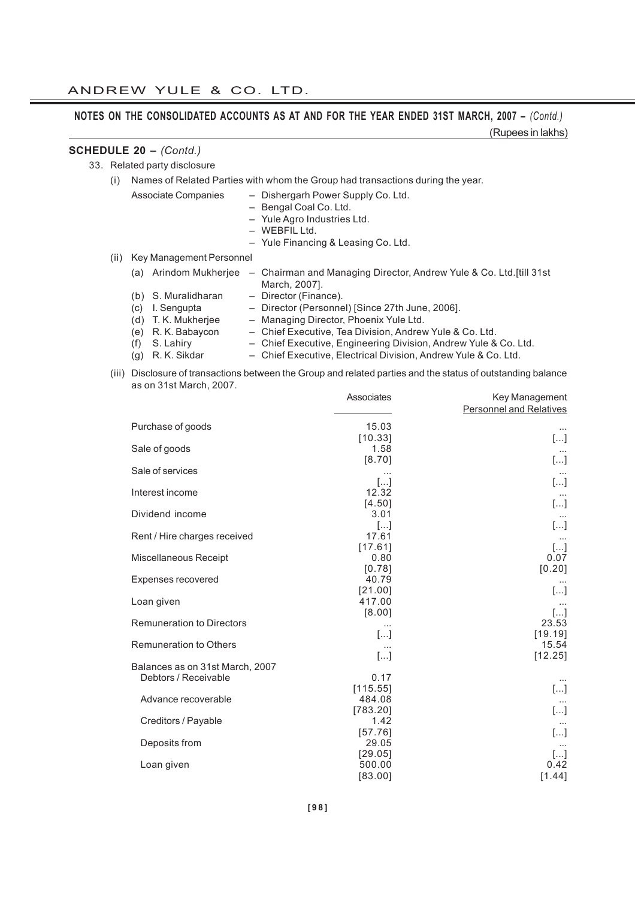**NOTES ON THE CONSOLIDATED ACCOUNTS AS AT AND FOR THE YEAR ENDED 31ST MARCH, 2007 –** *(Contd.)*

(Rupees in lakhs)

**SCHEDULE 20 –** *(Contd.)*

33. Related party disclosure

(i) Names of Related Parties with whom the Group had transactions during the year.

Associate Companies
- Dishergarh Power Supply Co. Ltd.
- Bengal Coal Co. Ltd.
- Yule Agro Industries Ltd.
- WEBFIL Ltd.
- Yule Financing & Leasing Co. Ltd.

(ii) Key Management Personnel

(a) Arindom Mukherjee – Chairman and Managing Director, Andrew Yule & Co. Ltd.[till 31st March, 2007].
(b) S. Muralidharan – Director (Finance).
(c) I. Sengupta – Director (Personnel) [Since 27th June, 2006].
(d) T. K. Mukherjee – Managing Director, Phoenix Yule Ltd.
(e) R. K. Babaycon – Chief Executive, Tea Division, Andrew Yule & Co. Ltd.
(f) S. Lahiry – Chief Executive, Engineering Division, Andrew Yule & Co. Ltd.
(g) R. K. Sikdar – Chief Executive, Electrical Division, Andrew Yule & Co. Ltd.

(iii) Disclosure of transactions between the Group and related parties and the status of outstanding balance as on 31st March, 2007.

| | Associates | Key Management Personnel and Relatives |
|---|---|---|
| Purchase of goods | 15.03 | ... |
| | [10.33] | [...] |
| Sale of goods | 1.58 | ... |
| | [8.70] | [...] |
| Sale of services | ... | ... |
| | [...] | [...] |
| Interest income | 12.32 | ... |
| | [4.50] | [...] |
| Dividend income | 3.01 | ... |
| | [...] | [...] |
| Rent / Hire charges received | 17.61 | ... |
| | [17.61] | [...] |
| Miscellaneous Receipt | 0.80 | 0.07 |
| | [0.78] | [0.20] |
| Expenses recovered | 40.79 | ... |
| | [21.00] | [...] |
| Loan given | 417.00 | ... |
| | [8.00] | [...] |
| Remuneration to Directors | ... | 23.53 |
| | [...] | [19.19] |
| Remuneration to Others | ... | 15.54 |
| | [...] | [12.25] |
| Balances as on 31st March, 2007 | | |
| Debtors / Receivable | 0.17 | ... |
| | [115.55] | [...] |
| Advance recoverable | 484.08 | ... |
| | [783.20] | [...] |
| Creditors / Payable | 1.42 | ... |
| | [57.76] | [...] |
| Deposits from | 29.05 | ... |
| | [29.05] | [...] |
| Loan given | 500.00 | 0.42 |
| | [83.00] | [1.44] |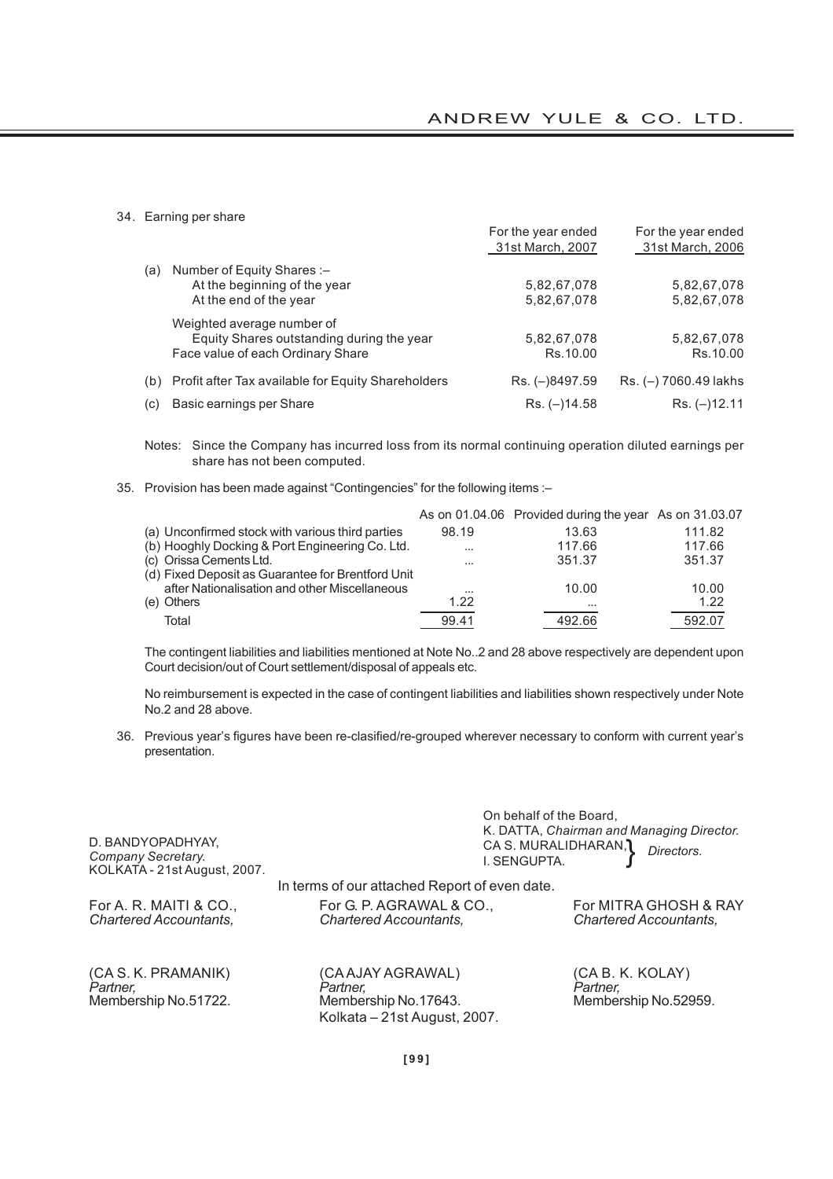34. Earning per share

| | | For the year ended 31st March, 2007 | For the year ended 31st March, 2006 |
|---|---|---|---|
| (a) | Number of Equity Shares :– | | |
| | At the beginning of the year | 5,82,67,078 | 5,82,67,078 |
| | At the end of the year | 5,82,67,078 | 5,82,67,078 |
| | Weighted average number of Equity Shares outstanding during the year | 5,82,67,078 | 5,82,67,078 |
| | Face value of each Ordinary Share | Rs.10.00 | Rs.10.00 |
| (b) | Profit after Tax available for Equity Shareholders | Rs. (–)8497.59 | Rs. (–) 7060.49 lakhs |
| (c) | Basic earnings per Share | Rs. (–)14.58 | Rs. (–)12.11 |

Notes: Since the Company has incurred loss from its normal continuing operation diluted earnings per share has not been computed.

35. Provision has been made against "Contingencies" for the following items :–

| | As on 01.04.06 | Provided during the year | As on 31.03.07 |
|---|---|---|---|
| (a) Unconfirmed stock with various third parties | 98.19 | 13.63 | 111.82 |
| (b) Hooghly Docking & Port Engineering Co. Ltd. | ... | 117.66 | 117.66 |
| (c) Orissa Cements Ltd. | ... | 351.37 | 351.37 |
| (d) Fixed Deposit as Guarantee for Brentford Unit after Nationalisation and other Miscellaneous | ... | 10.00 | 10.00 |
| (e) Others | 1.22 | ... | 1.22 |
| Total | 99.41 | 492.66 | 592.07 |

The contingent liabilities and liabilities mentioned at Note No..2 and 28 above respectively are dependent upon Court decision/out of Court settlement/disposal of appeals etc.

No reimbursement is expected in the case of contingent liabilities and liabilities shown respectively under Note No.2 and 28 above.

36. Previous year's figures have been re-clasified/re-grouped wherever necessary to conform with current year's presentation.

On behalf of the Board,
K. DATTA, *Chairman and Managing Director.*
CA S. MURALIDHARAN, I. SENGUPTA. } *Directors.*

D. BANDYOPADHYAY,
*Company Secretary.*
KOLKATA - 21st August, 2007.

In terms of our attached Report of even date.

For A. R. MAITI & CO.,
*Chartered Accountants,*

(CA S. K. PRAMANIK)
*Partner,*
Membership No.51722.

For G. P. AGRAWAL & CO.,
*Chartered Accountants,*

(CA AJAY AGRAWAL)
*Partner,*
Membership No.17643.
Kolkata – 21st August, 2007.

For MITRA GHOSH & RAY
*Chartered Accountants,*

(CA B. K. KOLAY)
*Partner,*
Membership No.52959.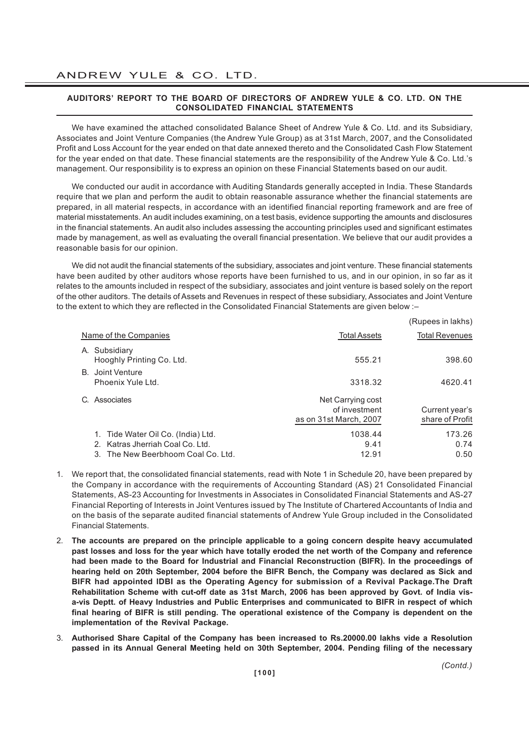**AUDITORS' REPORT TO THE BOARD OF DIRECTORS OF ANDREW YULE & CO. LTD. ON THE CONSOLIDATED FINANCIAL STATEMENTS**

We have examined the attached consolidated Balance Sheet of Andrew Yule & Co. Ltd. and its Subsidiary, Associates and Joint Venture Companies (the Andrew Yule Group) as at 31st March, 2007, and the Consolidated Profit and Loss Account for the year ended on that date annexed thereto and the Consolidated Cash Flow Statement for the year ended on that date. These financial statements are the responsibility of the Andrew Yule & Co. Ltd.'s management. Our responsibility is to express an opinion on these Financial Statements based on our audit.

We conducted our audit in accordance with Auditing Standards generally accepted in India. These Standards require that we plan and perform the audit to obtain reasonable assurance whether the financial statements are prepared, in all material respects, in accordance with an identified financial reporting framework and are free of material misstatements. An audit includes examining, on a test basis, evidence supporting the amounts and disclosures in the financial statements. An audit also includes assessing the accounting principles used and significant estimates made by management, as well as evaluating the overall financial presentation. We believe that our audit provides a reasonable basis for our opinion.

We did not audit the financial statements of the subsidiary, associates and joint venture. These financial statements have been audited by other auditors whose reports have been furnished to us, and in our opinion, in so far as it relates to the amounts included in respect of the subsidiary, associates and joint venture is based solely on the report of the other auditors. The details of Assets and Revenues in respect of these subsidiary, Associates and Joint Venture to the extent to which they are reflected in the Consolidated Financial Statements are given below :–

(Rupees in lakhs)

| Name of the Companies | Total Assets | Total Revenues |
|---|---|---|
| A. Subsidiary<br>Hooghly Printing Co. Ltd. | 555.21 | 398.60 |
| B. Joint Venture<br>Phoenix Yule Ltd. | 3318.32 | 4620.41 |
| C. Associates | Net Carrying cost of investment as on 31st March, 2007 | Current year's share of Profit |
| 1. Tide Water Oil Co. (India) Ltd. | 1038.44 | 173.26 |
| 2. Katras Jherriah Coal Co. Ltd. | 9.41 | 0.74 |
| 3. The New Beerbhoom Coal Co. Ltd. | 12.91 | 0.50 |

1. We report that, the consolidated financial statements, read with Note 1 in Schedule 20, have been prepared by the Company in accordance with the requirements of Accounting Standard (AS) 21 Consolidated Financial Statements, AS-23 Accounting for Investments in Associates in Consolidated Financial Statements and AS-27 Financial Reporting of Interests in Joint Ventures issued by The Institute of Chartered Accountants of India and on the basis of the separate audited financial statements of Andrew Yule Group included in the Consolidated Financial Statements.

2. **The accounts are prepared on the principle applicable to a going concern despite heavy accumulated past losses and loss for the year which have totally eroded the net worth of the Company and reference had been made to the Board for Industrial and Financial Reconstruction (BIFR). In the proceedings of hearing held on 20th September, 2004 before the BIFR Bench, the Company was declared as Sick and BIFR had appointed IDBI as the Operating Agency for submission of a Revival Package.The Draft Rehabilitation Scheme with cut-off date as 31st March, 2006 has been approved by Govt. of India vis-a-vis Deptt. of Heavy Industries and Public Enterprises and communicated to BIFR in respect of which final hearing of BIFR is still pending. The operational existence of the Company is dependent on the implementation of the Revival Package.**

3. **Authorised Share Capital of the Company has been increased to Rs.20000.00 lakhs vide a Resolution passed in its Annual General Meeting held on 30th September, 2004. Pending filing of the necessary**

*(Contd.)*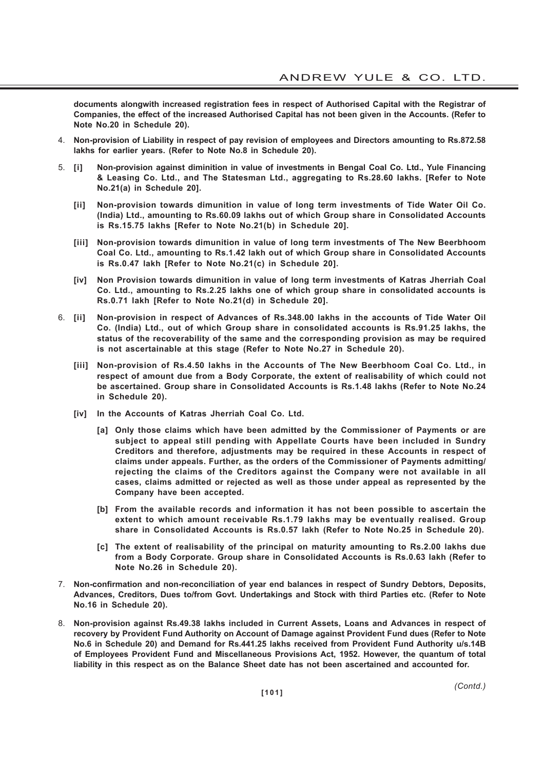**documents alongwith increased registration fees in respect of Authorised Capital with the Registrar of Companies, the effect of the increased Authorised Capital has not been given in the Accounts. (Refer to Note No.20 in Schedule 20).**

4. **Non-provision of Liability in respect of pay revision of employees and Directors amounting to Rs.872.58 lakhs for earlier years. (Refer to Note No.8 in Schedule 20).**

5. **[i] Non-provision against diminition in value of investments in Bengal Coal Co. Ltd., Yule Financing & Leasing Co. Ltd., and The Statesman Ltd., aggregating to Rs.28.60 lakhs. [Refer to Note No.21(a) in Schedule 20].**

   **[ii] Non-provision towards dimunition in value of long term investments of Tide Water Oil Co. (India) Ltd., amounting to Rs.60.09 lakhs out of which Group share in Consolidated Accounts is Rs.15.75 lakhs [Refer to Note No.21(b) in Schedule 20].**

   **[iii] Non-provision towards dimunition in value of long term investments of The New Beerbhoom Coal Co. Ltd., amounting to Rs.1.42 lakh out of which Group share in Consolidated Accounts is Rs.0.47 lakh [Refer to Note No.21(c) in Schedule 20].**

   **[iv] Non Provision towards dimunition in value of long term investments of Katras Jherriah Coal Co. Ltd., amounting to Rs.2.25 lakhs one of which group share in consolidated accounts is Rs.0.71 lakh [Refer to Note No.21(d) in Schedule 20].**

6. **[ii] Non-provision in respect of Advances of Rs.348.00 lakhs in the accounts of Tide Water Oil Co. (India) Ltd., out of which Group share in consolidated accounts is Rs.91.25 lakhs, the status of the recoverability of the same and the corresponding provision as may be required is not ascertainable at this stage (Refer to Note No.27 in Schedule 20).**

   **[iii] Non-provision of Rs.4.50 lakhs in the Accounts of The New Beerbhoom Coal Co. Ltd., in respect of amount due from a Body Corporate, the extent of realisability of which could not be ascertained. Group share in Consolidated Accounts is Rs.1.48 lakhs (Refer to Note No.24 in Schedule 20).**

   **[iv] In the Accounts of Katras Jherriah Coal Co. Ltd.**

   **[a] Only those claims which have been admitted by the Commissioner of Payments or are subject to appeal still pending with Appellate Courts have been included in Sundry Creditors and therefore, adjustments may be required in these Accounts in respect of claims under appeals. Further, as the orders of the Commissioner of Payments admitting/ rejecting the claims of the Creditors against the Company were not available in all cases, claims admitted or rejected as well as those under appeal as represented by the Company have been accepted.**

   **[b] From the available records and information it has not been possible to ascertain the extent to which amount receivable Rs.1.79 lakhs may be eventually realised. Group share in Consolidated Accounts is Rs.0.57 lakh (Refer to Note No.25 in Schedule 20).**

   **[c] The extent of realisability of the principal on maturity amounting to Rs.2.00 lakhs due from a Body Corporate. Group share in Consolidated Accounts is Rs.0.63 lakh (Refer to Note No.26 in Schedule 20).**

7. **Non-confirmation and non-reconciliation of year end balances in respect of Sundry Debtors, Deposits, Advances, Creditors, Dues to/from Govt. Undertakings and Stock with third Parties etc. (Refer to Note No.16 in Schedule 20).**

8. **Non-provision against Rs.49.38 lakhs included in Current Assets, Loans and Advances in respect of recovery by Provident Fund Authority on Account of Damage against Provident Fund dues (Refer to Note No.6 in Schedule 20) and Demand for Rs.441.25 lakhs received from Provident Fund Authority u/s.14B of Employees Provident Fund and Miscellaneous Provisions Act, 1952. However, the quantum of total liability in this respect as on the Balance Sheet date has not been ascertained and accounted for.**

*(Contd.)*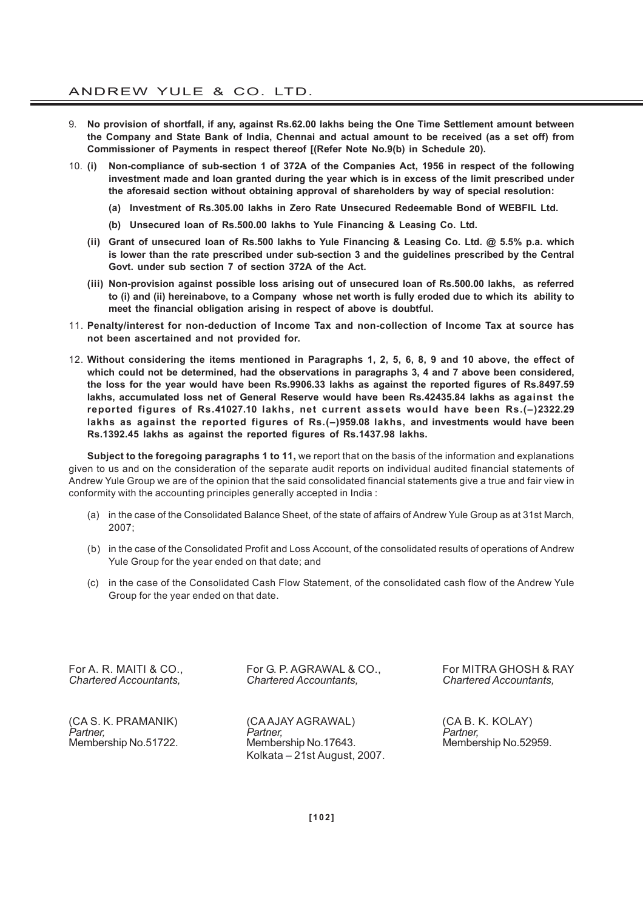9. **No provision of shortfall, if any, against Rs.62.00 lakhs being the One Time Settlement amount between the Company and State Bank of India, Chennai and actual amount to be received (as a set off) from Commissioner of Payments in respect thereof [(Refer Note No.9(b) in Schedule 20).**

10. **(i) Non-compliance of sub-section 1 of 372A of the Companies Act, 1956 in respect of the following investment made and loan granted during the year which is in excess of the limit prescribed under the aforesaid section without obtaining approval of shareholders by way of special resolution:**

    **(a) Investment of Rs.305.00 lakhs in Zero Rate Unsecured Redeemable Bond of WEBFIL Ltd.**

    **(b) Unsecured loan of Rs.500.00 lakhs to Yule Financing & Leasing Co. Ltd.**

    **(ii) Grant of unsecured loan of Rs.500 lakhs to Yule Financing & Leasing Co. Ltd. @ 5.5% p.a. which is lower than the rate prescribed under sub-section 3 and the guidelines prescribed by the Central Govt. under sub section 7 of section 372A of the Act.**

    **(iii) Non-provision against possible loss arising out of unsecured loan of Rs.500.00 lakhs, as referred to (i) and (ii) hereinabove, to a Company whose net worth is fully eroded due to which its ability to meet the financial obligation arising in respect of above is doubtful.**

11. **Penalty/interest for non-deduction of Income Tax and non-collection of Income Tax at source has not been ascertained and not provided for.**

12. **Without considering the items mentioned in Paragraphs 1, 2, 5, 6, 8, 9 and 10 above, the effect of which could not be determined, had the observations in paragraphs 3, 4 and 7 above been considered, the loss for the year would have been Rs.9906.33 lakhs as against the reported figures of Rs.8497.59 lakhs, accumulated loss net of General Reserve would have been Rs.42435.84 lakhs as against the reported figures of Rs.41027.10 lakhs, net current assets would have been Rs.(–)2322.29 lakhs as against the reported figures of Rs.(–)959.08 lakhs, and investments would have been Rs.1392.45 lakhs as against the reported figures of Rs.1437.98 lakhs.**

**Subject to the foregoing paragraphs 1 to 11,** we report that on the basis of the information and explanations given to us and on the consideration of the separate audit reports on individual audited financial statements of Andrew Yule Group we are of the opinion that the said consolidated financial statements give a true and fair view in conformity with the accounting principles generally accepted in India :

(a) in the case of the Consolidated Balance Sheet, of the state of affairs of Andrew Yule Group as at 31st March, 2007;

(b) in the case of the Consolidated Profit and Loss Account, of the consolidated results of operations of Andrew Yule Group for the year ended on that date; and

(c) in the case of the Consolidated Cash Flow Statement, of the consolidated cash flow of the Andrew Yule Group for the year ended on that date.

For A. R. MAITI & CO.,
*Chartered Accountants,*

(CA S. K. PRAMANIK)
*Partner,*
Membership No.51722.

For G. P. AGRAWAL & CO.,
*Chartered Accountants,*

(CA AJAY AGRAWAL)
*Partner,*
Membership No.17643.
Kolkata – 21st August, 2007.

For MITRA GHOSH & RAY
*Chartered Accountants,*

(CA B. K. KOLAY)
*Partner,*
Membership No.52959.